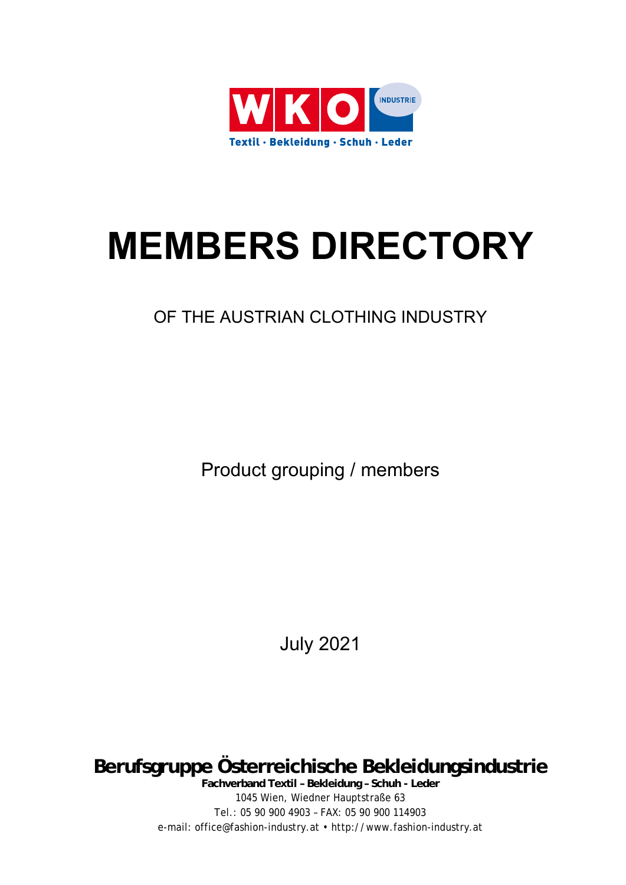WKO INDUSTRIE

Textil · Bekleidung · Schuh · Leder

# MEMBERS DIRECTORY

## OF THE AUSTRIAN CLOTHING INDUSTRY

Product grouping / members

July 2021

**Berufsgruppe Österreichische Bekleidungsindustrie**

**Fachverband Textil – Bekleidung – Schuh - Leder**

1045 Wien, Wiedner Hauptstraße 63

Tel.: 05 90 900 4903 – FAX: 05 90 900 114903

e-mail: office@fashion-industry.at • http://www.fashion-industry.at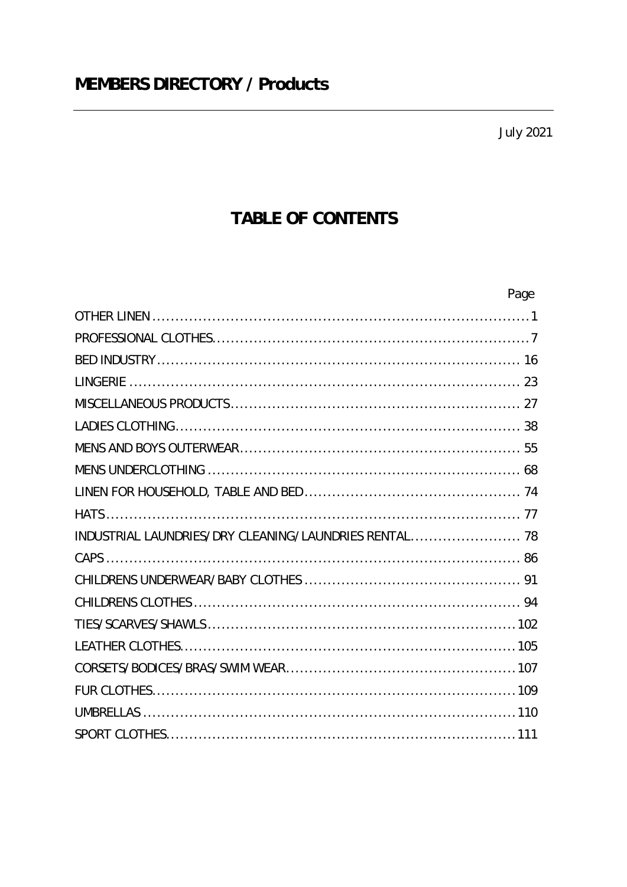# MEMBERS DIRECTORY / Products

July 2021

## TABLE OF CONTENTS

| | Page |
|---|---|
| OTHER LINEN | 1 |
| PROFESSIONAL CLOTHES | 7 |
| BED INDUSTRY | 16 |
| LINGERIE | 23 |
| MISCELLANEOUS PRODUCTS | 27 |
| LADIES CLOTHING | 38 |
| MENS AND BOYS OUTERWEAR | 55 |
| MENS UNDERCLOTHING | 68 |
| LINEN FOR HOUSEHOLD, TABLE AND BED | 74 |
| HATS | 77 |
| INDUSTRIAL LAUNDRIES/DRY CLEANING/LAUNDRIES RENTAL | 78 |
| CAPS | 86 |
| CHILDRENS UNDERWEAR/BABY CLOTHES | 91 |
| CHILDRENS CLOTHES | 94 |
| TIES/SCARVES/SHAWLS | 102 |
| LEATHER CLOTHES | 105 |
| CORSETS/BODICES/BRAS/SWIM WEAR | 107 |
| FUR CLOTHES | 109 |
| UMBRELLAS | 110 |
| SPORT CLOTHES | 111 |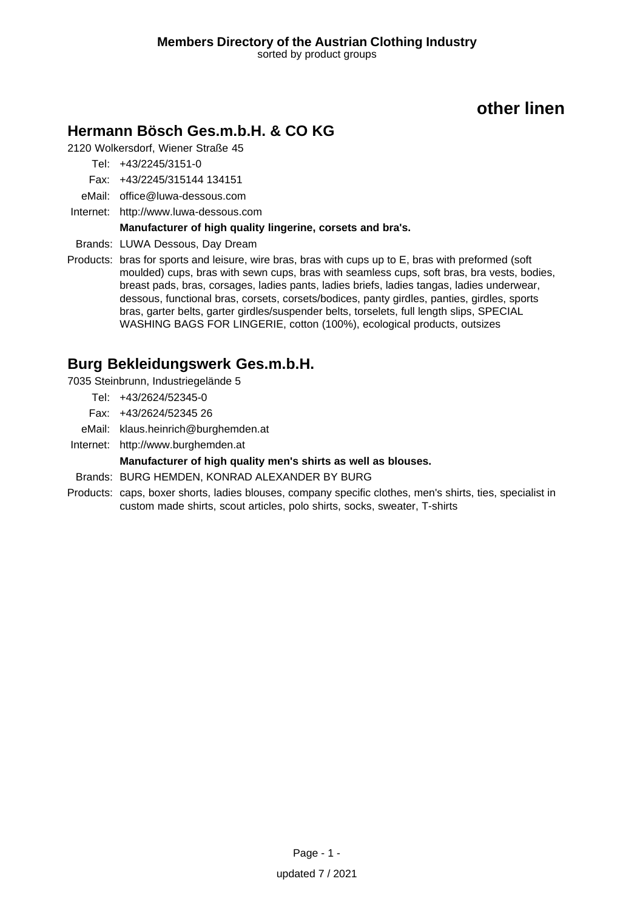# other linen

## Hermann Bösch Ges.m.b.H. & CO KG

2120 Wolkersdorf, Wiener Straße 45

Tel: +43/2245/3151-0

Fax: +43/2245/315144 134151

eMail: office@luwa-dessous.com

Internet: http://www.luwa-dessous.com

**Manufacturer of high quality lingerine, corsets and bra's.**

Brands: LUWA Dessous, Day Dream

Products: bras for sports and leisure, wire bras, bras with cups up to E, bras with preformed (soft moulded) cups, bras with sewn cups, bras with seamless cups, soft bras, bra vests, bodies, breast pads, bras, corsages, ladies pants, ladies briefs, ladies tangas, ladies underwear, dessous, functional bras, corsets, corsets/bodices, panty girdles, panties, girdles, sports bras, garter belts, garter girdles/suspender belts, torselets, full length slips, SPECIAL WASHING BAGS FOR LINGERIE, cotton (100%), ecological products, outsizes

## Burg Bekleidungswerk Ges.m.b.H.

7035 Steinbrunn, Industriegelände 5

Tel: +43/2624/52345-0

Fax: +43/2624/52345 26

eMail: klaus.heinrich@burghemden.at

Internet: http://www.burghemden.at

**Manufacturer of high quality men's shirts as well as blouses.**

Brands: BURG HEMDEN, KONRAD ALEXANDER BY BURG

Products: caps, boxer shorts, ladies blouses, company specific clothes, men's shirts, ties, specialist in custom made shirts, scout articles, polo shirts, socks, sweater, T-shirts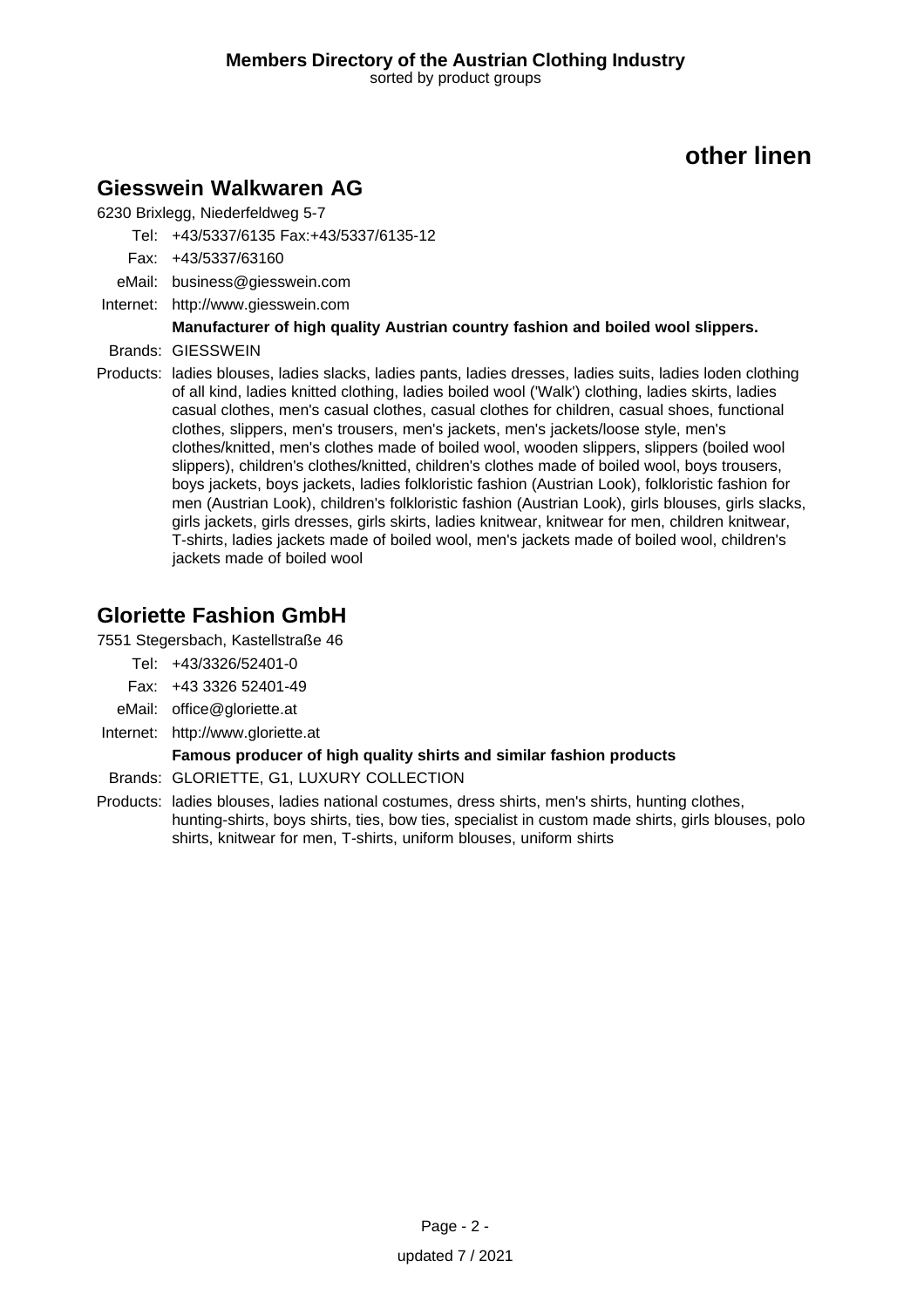# other linen

## Giesswein Walkwaren AG

6230 Brixlegg, Niederfeldweg 5-7

Tel: +43/5337/6135 Fax:+43/5337/6135-12

Fax: +43/5337/63160

eMail: business@giesswein.com

Internet: http://www.giesswein.com

**Manufacturer of high quality Austrian country fashion and boiled wool slippers.**

Brands: GIESSWEIN

Products: ladies blouses, ladies slacks, ladies pants, ladies dresses, ladies suits, ladies loden clothing of all kind, ladies knitted clothing, ladies boiled wool ('Walk') clothing, ladies skirts, ladies casual clothes, men's casual clothes, casual clothes for children, casual shoes, functional clothes, slippers, men's trousers, men's jackets, men's jackets/loose style, men's clothes/knitted, men's clothes made of boiled wool, wooden slippers, slippers (boiled wool slippers), children's clothes/knitted, children's clothes made of boiled wool, boys trousers, boys jackets, boys jackets, ladies folkloristic fashion (Austrian Look), folkloristic fashion for men (Austrian Look), children's folkloristic fashion (Austrian Look), girls blouses, girls slacks, girls jackets, girls dresses, girls skirts, ladies knitwear, knitwear for men, children knitwear, T-shirts, ladies jackets made of boiled wool, men's jackets made of boiled wool, children's jackets made of boiled wool

## Gloriette Fashion GmbH

7551 Stegersbach, Kastellstraße 46

Tel: +43/3326/52401-0

Fax: +43 3326 52401-49

eMail: office@gloriette.at

Internet: http://www.gloriette.at

**Famous producer of high quality shirts and similar fashion products**

Brands: GLORIETTE, G1, LUXURY COLLECTION

Products: ladies blouses, ladies national costumes, dress shirts, men's shirts, hunting clothes, hunting-shirts, boys shirts, ties, bow ties, specialist in custom made shirts, girls blouses, polo shirts, knitwear for men, T-shirts, uniform blouses, uniform shirts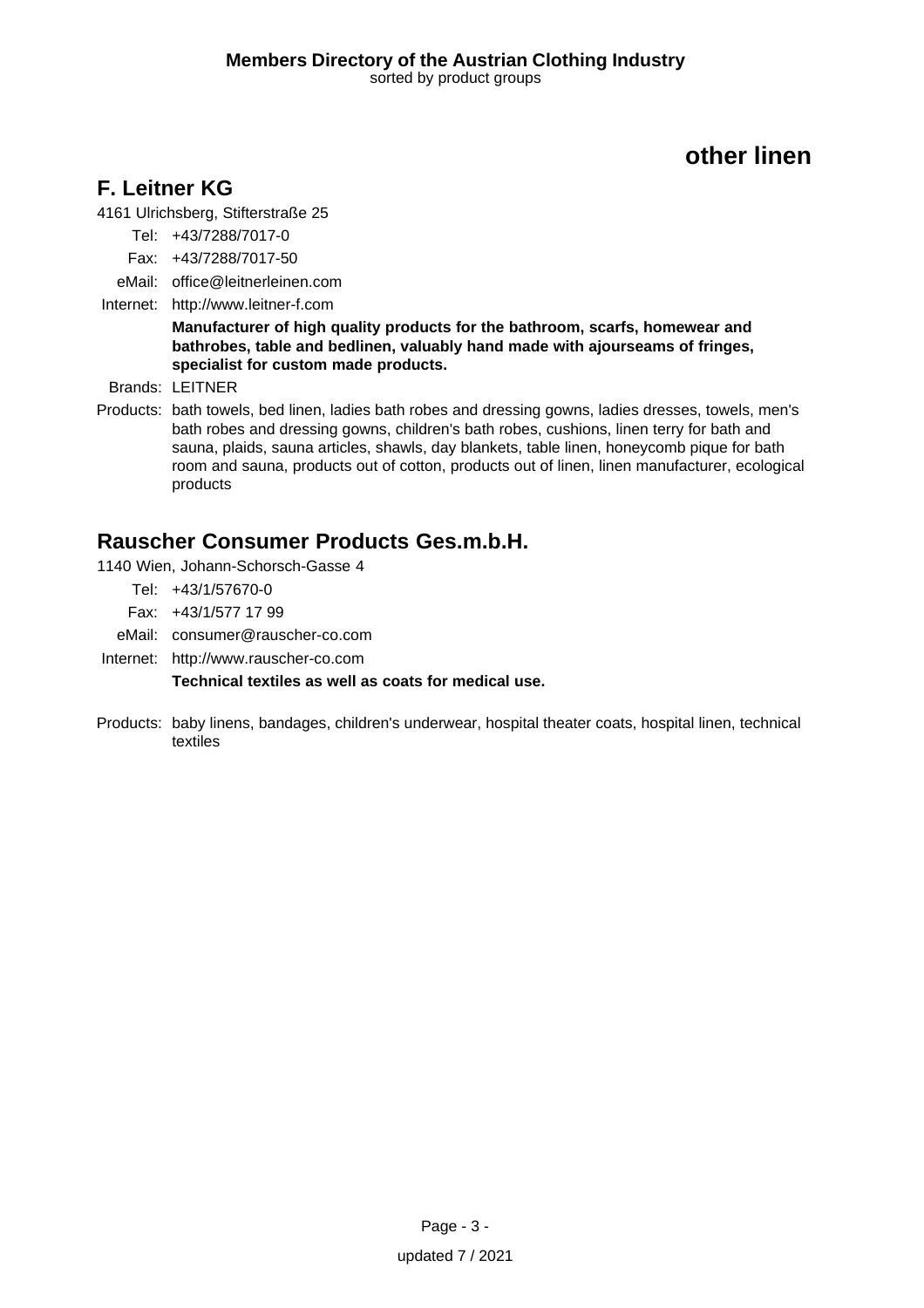# other linen

## F. Leitner KG

4161 Ulrichsberg, Stifterstraße 25

Tel: +43/7288/7017-0

Fax: +43/7288/7017-50

eMail: office@leitnerleinen.com

Internet: http://www.leitner-f.com

**Manufacturer of high quality products for the bathroom, scarfs, homewear and bathrobes, table and bedlinen, valuably hand made with ajourseams of fringes, specialist for custom made products.**

Brands: LEITNER

Products: bath towels, bed linen, ladies bath robes and dressing gowns, ladies dresses, towels, men's bath robes and dressing gowns, children's bath robes, cushions, linen terry for bath and sauna, plaids, sauna articles, shawls, day blankets, table linen, honeycomb pique for bath room and sauna, products out of cotton, products out of linen, linen manufacturer, ecological products

## Rauscher Consumer Products Ges.m.b.H.

1140 Wien, Johann-Schorsch-Gasse 4

Tel: +43/1/57670-0

Fax: +43/1/577 17 99

eMail: consumer@rauscher-co.com

Internet: http://www.rauscher-co.com

**Technical textiles as well as coats for medical use.**

Products: baby linens, bandages, children's underwear, hospital theater coats, hospital linen, technical textiles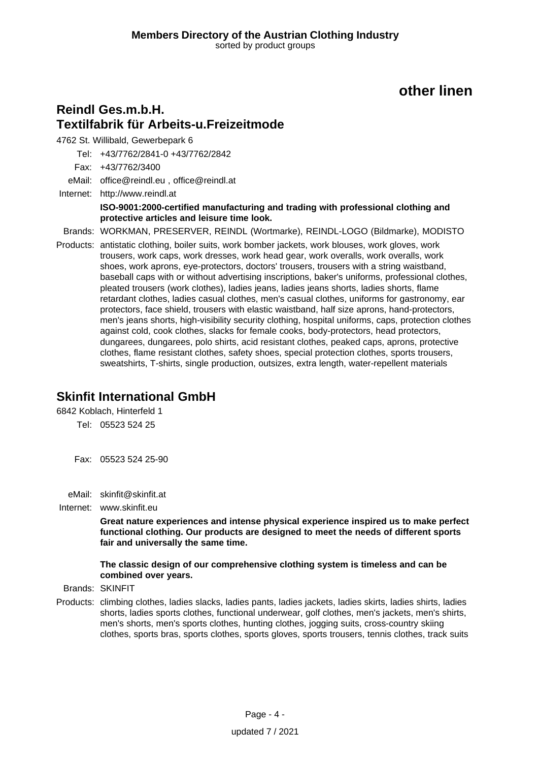# other linen

## Reindl Ges.m.b.H.
## Textilfabrik für Arbeits-u.Freizeitmode

4762 St. Willibald, Gewerbepark 6

Tel: +43/7762/2841-0 +43/7762/2842

Fax: +43/7762/3400

eMail: office@reindl.eu , office@reindl.at

Internet: http://www.reindl.at

**ISO-9001:2000-certified manufacturing and trading with professional clothing and protective articles and leisure time look.**

Brands: WORKMAN, PRESERVER, REINDL (Wortmarke), REINDL-LOGO (Bildmarke), MODISTO

Products: antistatic clothing, boiler suits, work bomber jackets, work blouses, work gloves, work trousers, work caps, work dresses, work head gear, work overalls, work overalls, work shoes, work aprons, eye-protectors, doctors' trousers, trousers with a string waistband, baseball caps with or without advertising inscriptions, baker's uniforms, professional clothes, pleated trousers (work clothes), ladies jeans, ladies jeans shorts, ladies shorts, flame retardant clothes, ladies casual clothes, men's casual clothes, uniforms for gastronomy, ear protectors, face shield, trousers with elastic waistband, half size aprons, hand-protectors, men's jeans shorts, high-visibility security clothing, hospital uniforms, caps, protection clothes against cold, cook clothes, slacks for female cooks, body-protectors, head protectors, dungarees, dungarees, polo shirts, acid resistant clothes, peaked caps, aprons, protective clothes, flame resistant clothes, safety shoes, special protection clothes, sports trousers, sweatshirts, T-shirts, single production, outsizes, extra length, water-repellent materials

## Skinfit International GmbH

6842 Koblach, Hinterfeld 1

Tel: 05523 524 25

Fax: 05523 524 25-90

eMail: skinfit@skinfit.at

Internet: www.skinfit.eu

**Great nature experiences and intense physical experience inspired us to make perfect functional clothing. Our products are designed to meet the needs of different sports fair and universally the same time.**

**The classic design of our comprehensive clothing system is timeless and can be combined over years.**

Brands: SKINFIT

Products: climbing clothes, ladies slacks, ladies pants, ladies jackets, ladies skirts, ladies shirts, ladies shorts, ladies sports clothes, functional underwear, golf clothes, men's jackets, men's shirts, men's shorts, men's sports clothes, hunting clothes, jogging suits, cross-country skiing clothes, sports bras, sports clothes, sports gloves, sports trousers, tennis clothes, track suits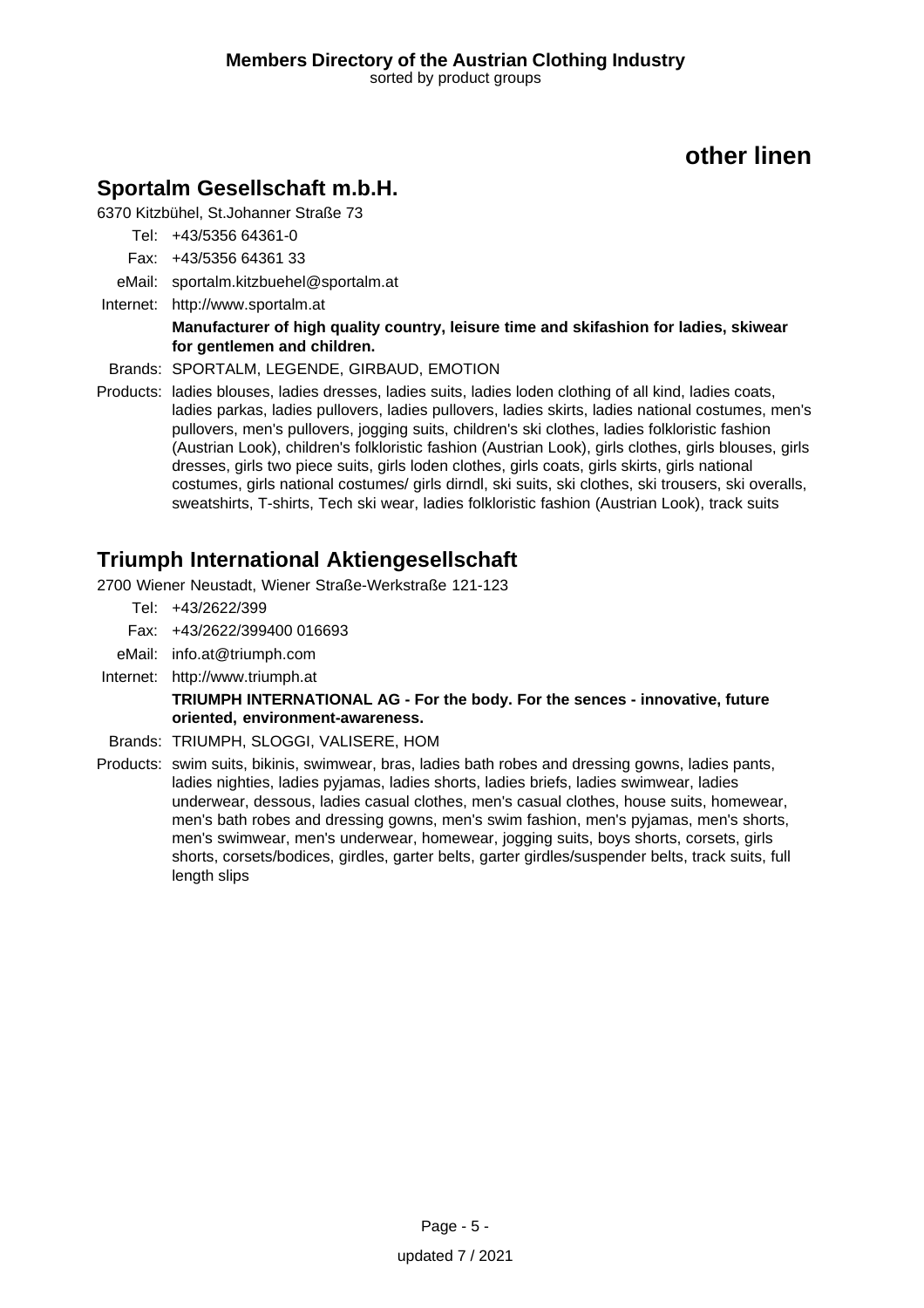## other linen

### Sportalm Gesellschaft m.b.H.

6370 Kitzbühel, St.Johanner Straße 73

Tel: +43/5356 64361-0

Fax: +43/5356 64361 33

eMail: sportalm.kitzbuehel@sportalm.at

Internet: http://www.sportalm.at

**Manufacturer of high quality country, leisure time and skifashion for ladies, skiwear for gentlemen and children.**

Brands: SPORTALM, LEGENDE, GIRBAUD, EMOTION

Products: ladies blouses, ladies dresses, ladies suits, ladies loden clothing of all kind, ladies coats, ladies parkas, ladies pullovers, ladies pullovers, ladies skirts, ladies national costumes, men's pullovers, men's pullovers, jogging suits, children's ski clothes, ladies folkloristic fashion (Austrian Look), children's folkloristic fashion (Austrian Look), girls clothes, girls blouses, girls dresses, girls two piece suits, girls loden clothes, girls coats, girls skirts, girls national costumes, girls national costumes/ girls dirndl, ski suits, ski clothes, ski trousers, ski overalls, sweatshirts, T-shirts, Tech ski wear, ladies folkloristic fashion (Austrian Look), track suits

### Triumph International Aktiengesellschaft

2700 Wiener Neustadt, Wiener Straße-Werkstraße 121-123

Tel: +43/2622/399

Fax: +43/2622/399400 016693

eMail: info.at@triumph.com

Internet: http://www.triumph.at

**TRIUMPH INTERNATIONAL AG - For the body. For the sences - innovative, future oriented, environment-awareness.**

Brands: TRIUMPH, SLOGGI, VALISERE, HOM

Products: swim suits, bikinis, swimwear, bras, ladies bath robes and dressing gowns, ladies pants, ladies nighties, ladies pyjamas, ladies shorts, ladies briefs, ladies swimwear, ladies underwear, dessous, ladies casual clothes, men's casual clothes, house suits, homewear, men's bath robes and dressing gowns, men's swim fashion, men's pyjamas, men's shorts, men's swimwear, men's underwear, homewear, jogging suits, boys shorts, corsets, girls shorts, corsets/bodices, girdles, garter belts, garter girdles/suspender belts, track suits, full length slips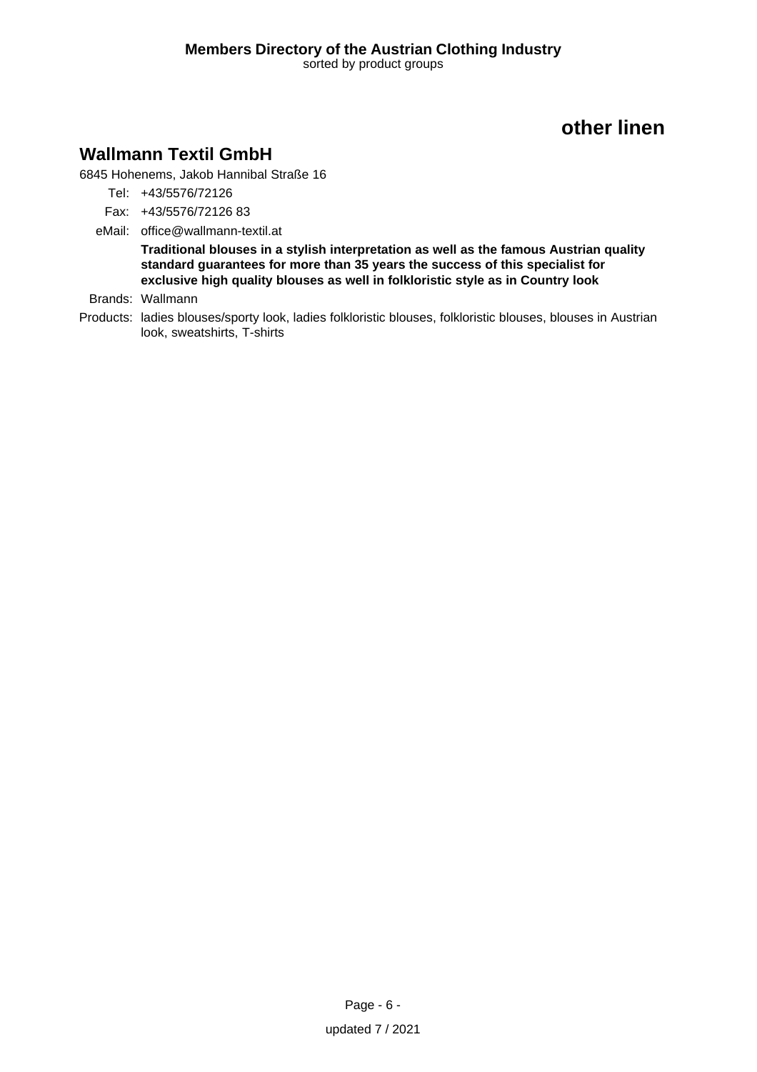## other linen

### Wallmann Textil GmbH

6845 Hohenems, Jakob Hannibal Straße 16

Tel: +43/5576/72126

Fax: +43/5576/72126 83

eMail: office@wallmann-textil.at

**Traditional blouses in a stylish interpretation as well as the famous Austrian quality standard guarantees for more than 35 years the success of this specialist for exclusive high quality blouses as well in folkloristic style as in Country look**

Brands: Wallmann

Products: ladies blouses/sporty look, ladies folkloristic blouses, folkloristic blouses, blouses in Austrian look, sweatshirts, T-shirts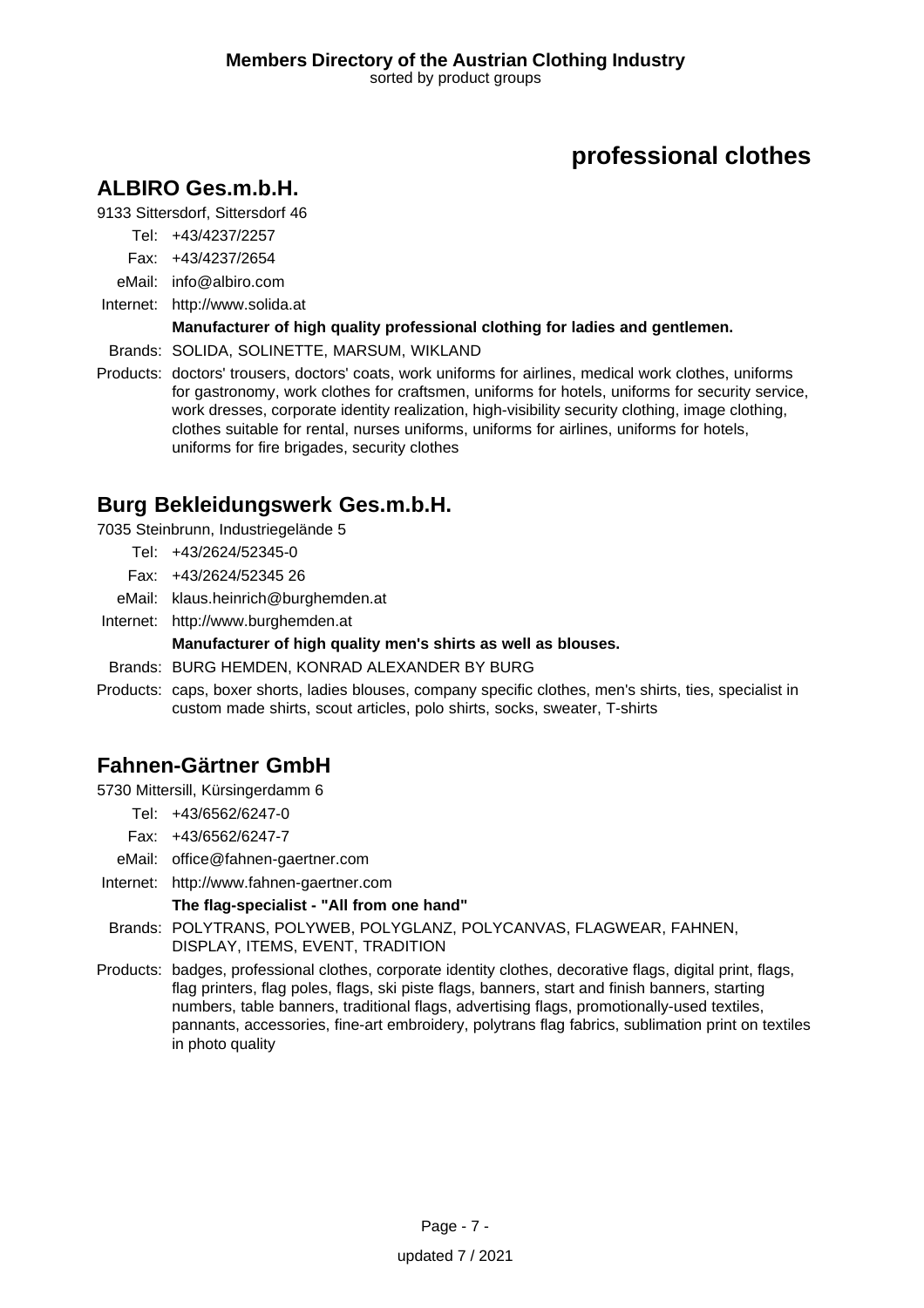# professional clothes

## ALBIRO Ges.m.b.H.

9133 Sittersdorf, Sittersdorf 46

Tel: +43/4237/2257

Fax: +43/4237/2654

eMail: info@albiro.com

Internet: http://www.solida.at

**Manufacturer of high quality professional clothing for ladies and gentlemen.**

Brands: SOLIDA, SOLINETTE, MARSUM, WIKLAND

Products: doctors' trousers, doctors' coats, work uniforms for airlines, medical work clothes, uniforms for gastronomy, work clothes for craftsmen, uniforms for hotels, uniforms for security service, work dresses, corporate identity realization, high-visibility security clothing, image clothing, clothes suitable for rental, nurses uniforms, uniforms for airlines, uniforms for hotels, uniforms for fire brigades, security clothes

## Burg Bekleidungswerk Ges.m.b.H.

7035 Steinbrunn, Industriegelände 5

Tel: +43/2624/52345-0

Fax: +43/2624/52345 26

eMail: klaus.heinrich@burghemden.at

Internet: http://www.burghemden.at

**Manufacturer of high quality men's shirts as well as blouses.**

Brands: BURG HEMDEN, KONRAD ALEXANDER BY BURG

Products: caps, boxer shorts, ladies blouses, company specific clothes, men's shirts, ties, specialist in custom made shirts, scout articles, polo shirts, socks, sweater, T-shirts

## Fahnen-Gärtner GmbH

5730 Mittersill, Kürsingerdamm 6

Tel: +43/6562/6247-0

Fax: +43/6562/6247-7

eMail: office@fahnen-gaertner.com

Internet: http://www.fahnen-gaertner.com

**The flag-specialist - "All from one hand"**

Brands: POLYTRANS, POLYWEB, POLYGLANZ, POLYCANVAS, FLAGWEAR, FAHNEN, DISPLAY, ITEMS, EVENT, TRADITION

Products: badges, professional clothes, corporate identity clothes, decorative flags, digital print, flags, flag printers, flag poles, flags, ski piste flags, banners, start and finish banners, starting numbers, table banners, traditional flags, advertising flags, promotionally-used textiles, pannants, accessories, fine-art embroidery, polytrans flag fabrics, sublimation print on textiles in photo quality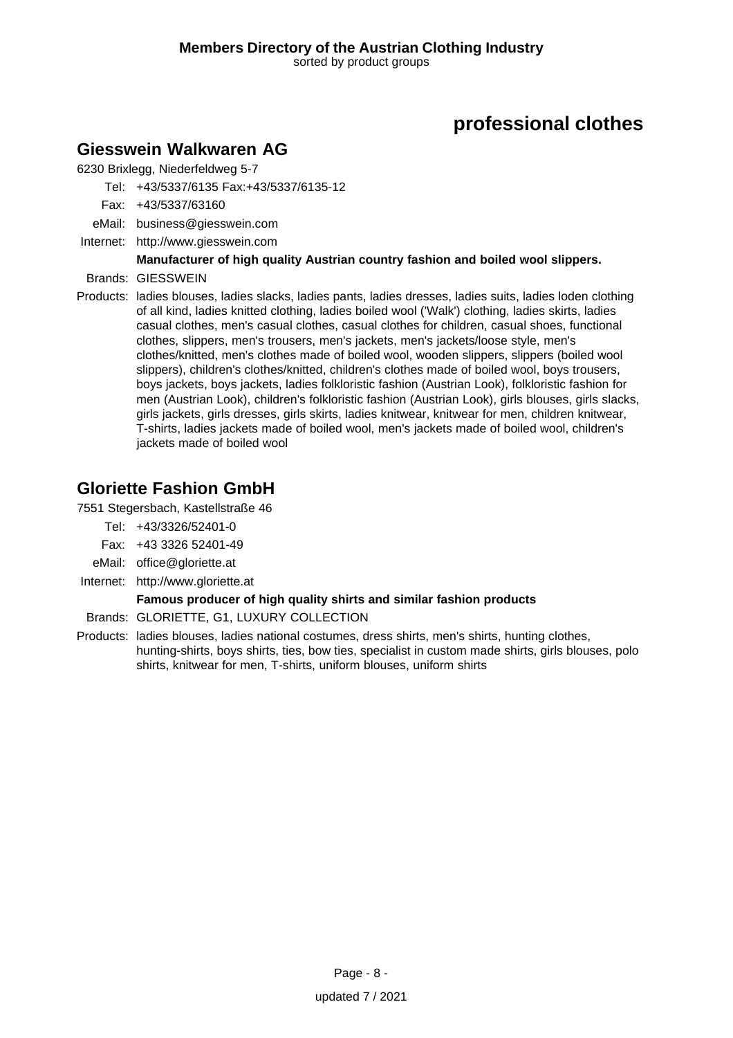# professional clothes

## Giesswein Walkwaren AG

6230 Brixlegg, Niederfeldweg 5-7

Tel: +43/5337/6135 Fax:+43/5337/6135-12

Fax: +43/5337/63160

eMail: business@giesswein.com

Internet: http://www.giesswein.com

**Manufacturer of high quality Austrian country fashion and boiled wool slippers.**

Brands: GIESSWEIN

Products: ladies blouses, ladies slacks, ladies pants, ladies dresses, ladies suits, ladies loden clothing of all kind, ladies knitted clothing, ladies boiled wool ('Walk') clothing, ladies skirts, ladies casual clothes, men's casual clothes, casual clothes for children, casual shoes, functional clothes, slippers, men's trousers, men's jackets, men's jackets/loose style, men's clothes/knitted, men's clothes made of boiled wool, wooden slippers, slippers (boiled wool slippers), children's clothes/knitted, children's clothes made of boiled wool, boys trousers, boys jackets, boys jackets, ladies folkloristic fashion (Austrian Look), folkloristic fashion for men (Austrian Look), children's folkloristic fashion (Austrian Look), girls blouses, girls slacks, girls jackets, girls dresses, girls skirts, ladies knitwear, knitwear for men, children knitwear, T-shirts, ladies jackets made of boiled wool, men's jackets made of boiled wool, children's jackets made of boiled wool

## Gloriette Fashion GmbH

7551 Stegersbach, Kastellstraße 46

Tel: +43/3326/52401-0

Fax: +43 3326 52401-49

eMail: office@gloriette.at

Internet: http://www.gloriette.at

**Famous producer of high quality shirts and similar fashion products**

Brands: GLORIETTE, G1, LUXURY COLLECTION

Products: ladies blouses, ladies national costumes, dress shirts, men's shirts, hunting clothes, hunting-shirts, boys shirts, ties, bow ties, specialist in custom made shirts, girls blouses, polo shirts, knitwear for men, T-shirts, uniform blouses, uniform shirts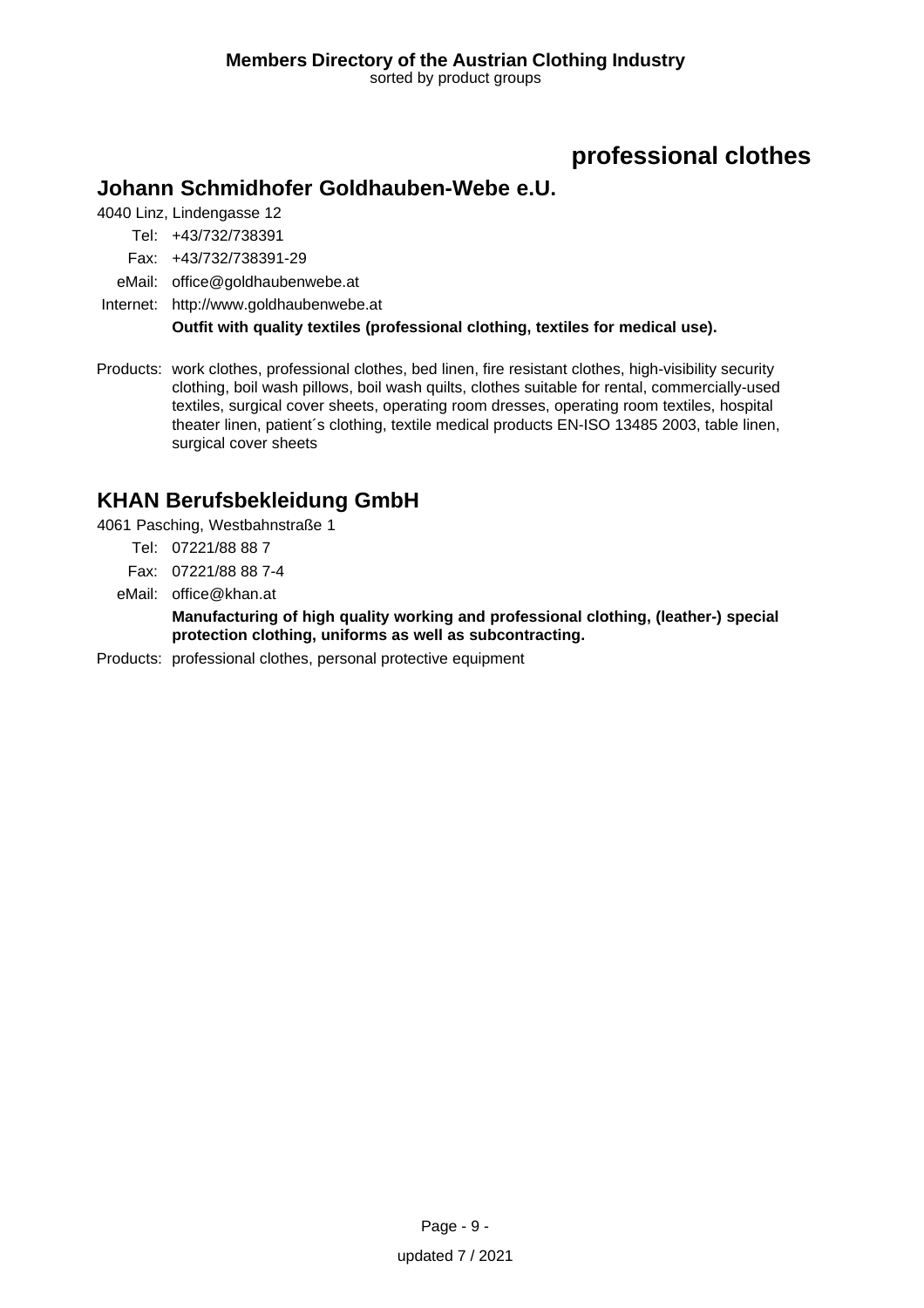## professional clothes

### Johann Schmidhofer Goldhauben-Webe e.U.

4040 Linz, Lindengasse 12

Tel: +43/732/738391

Fax: +43/732/738391-29

eMail: office@goldhaubenwebe.at

Internet: http://www.goldhaubenwebe.at

**Outfit with quality textiles (professional clothing, textiles for medical use).**

Products: work clothes, professional clothes, bed linen, fire resistant clothes, high-visibility security clothing, boil wash pillows, boil wash quilts, clothes suitable for rental, commercially-used textiles, surgical cover sheets, operating room dresses, operating room textiles, hospital theater linen, patient´s clothing, textile medical products EN-ISO 13485 2003, table linen, surgical cover sheets

### KHAN Berufsbekleidung GmbH

4061 Pasching, Westbahnstraße 1

Tel: 07221/88 88 7

Fax: 07221/88 88 7-4

eMail: office@khan.at

**Manufacturing of high quality working and professional clothing, (leather-) special protection clothing, uniforms as well as subcontracting.**

Products: professional clothes, personal protective equipment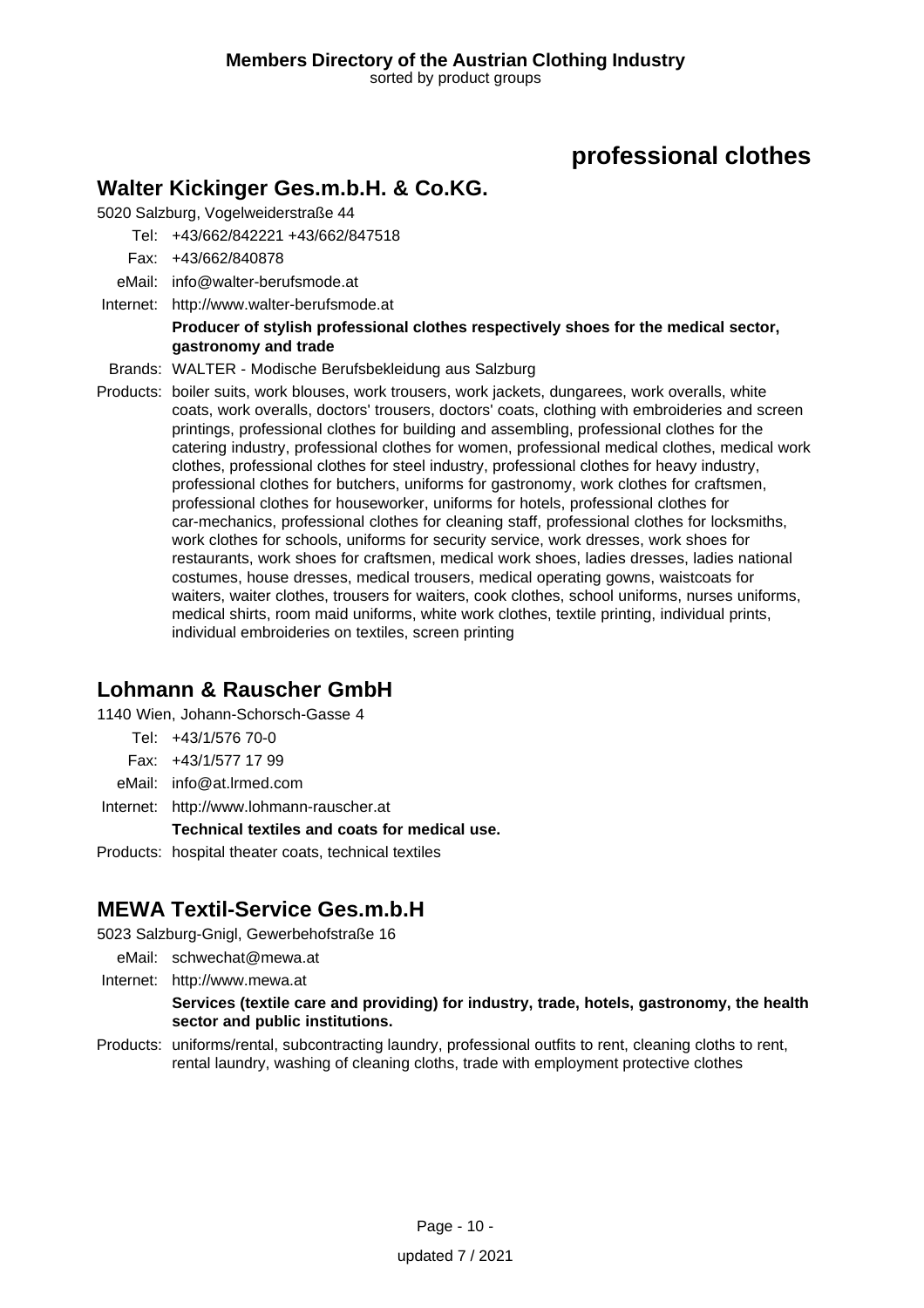# professional clothes

## Walter Kickinger Ges.m.b.H. & Co.KG.

5020 Salzburg, Vogelweiderstraße 44

Tel: +43/662/842221 +43/662/847518

Fax: +43/662/840878

eMail: info@walter-berufsmode.at

Internet: http://www.walter-berufsmode.at

**Producer of stylish professional clothes respectively shoes for the medical sector, gastronomy and trade**

Brands: WALTER - Modische Berufsbekleidung aus Salzburg

Products: boiler suits, work blouses, work trousers, work jackets, dungarees, work overalls, white coats, work overalls, doctors' trousers, doctors' coats, clothing with embroideries and screen printings, professional clothes for building and assembling, professional clothes for the catering industry, professional clothes for women, professional medical clothes, medical work clothes, professional clothes for steel industry, professional clothes for heavy industry, professional clothes for butchers, uniforms for gastronomy, work clothes for craftsmen, professional clothes for houseworker, uniforms for hotels, professional clothes for car-mechanics, professional clothes for cleaning staff, professional clothes for locksmiths, work clothes for schools, uniforms for security service, work dresses, work shoes for restaurants, work shoes for craftsmen, medical work shoes, ladies dresses, ladies national costumes, house dresses, medical trousers, medical operating gowns, waistcoats for waiters, waiter clothes, trousers for waiters, cook clothes, school uniforms, nurses uniforms, medical shirts, room maid uniforms, white work clothes, textile printing, individual prints, individual embroideries on textiles, screen printing

## Lohmann & Rauscher GmbH

1140 Wien, Johann-Schorsch-Gasse 4

Tel: +43/1/576 70-0

Fax: +43/1/577 17 99

eMail: info@at.lrmed.com

Internet: http://www.lohmann-rauscher.at

**Technical textiles and coats for medical use.**

Products: hospital theater coats, technical textiles

## MEWA Textil-Service Ges.m.b.H

5023 Salzburg-Gnigl, Gewerbehofstraße 16

eMail: schwechat@mewa.at

Internet: http://www.mewa.at

**Services (textile care and providing) for industry, trade, hotels, gastronomy, the health sector and public institutions.**

Products: uniforms/rental, subcontracting laundry, professional outfits to rent, cleaning cloths to rent, rental laundry, washing of cleaning cloths, trade with employment protective clothes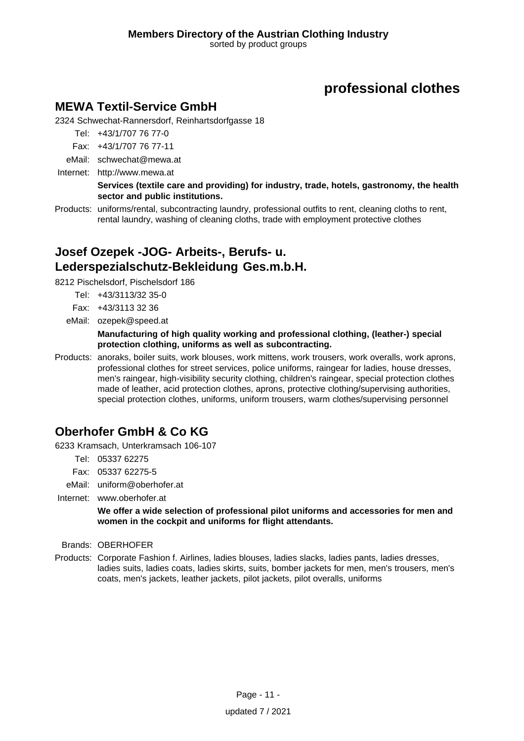# professional clothes

## MEWA Textil-Service GmbH

2324 Schwechat-Rannersdorf, Reinhartsdorfgasse 18

Tel: +43/1/707 76 77-0
Fax: +43/1/707 76 77-11
eMail: schwechat@mewa.at
Internet: http://www.mewa.at

**Services (textile care and providing) for industry, trade, hotels, gastronomy, the health sector and public institutions.**

Products: uniforms/rental, subcontracting laundry, professional outfits to rent, cleaning cloths to rent, rental laundry, washing of cleaning cloths, trade with employment protective clothes

## Josef Ozepek -JOG- Arbeits-, Berufs- u. Lederspezialschutz-Bekleidung Ges.m.b.H.

8212 Pischelsdorf, Pischelsdorf 186

Tel: +43/3113/32 35-0
Fax: +43/3113 32 36
eMail: ozepek@speed.at

**Manufacturing of high quality working and professional clothing, (leather-) special protection clothing, uniforms as well as subcontracting.**

Products: anoraks, boiler suits, work blouses, work mittens, work trousers, work overalls, work aprons, professional clothes for street services, police uniforms, raingear for ladies, house dresses, men's raingear, high-visibility security clothing, children's raingear, special protection clothes made of leather, acid protection clothes, aprons, protective clothing/supervising authorities, special protection clothes, uniforms, uniform trousers, warm clothes/supervising personnel

## Oberhofer GmbH & Co KG

6233 Kramsach, Unterkramsach 106-107

Tel: 05337 62275
Fax: 05337 62275-5
eMail: uniform@oberhofer.at
Internet: www.oberhofer.at

**We offer a wide selection of professional pilot uniforms and accessories for men and women in the cockpit and uniforms for flight attendants.**

Brands: OBERHOFER

Products: Corporate Fashion f. Airlines, ladies blouses, ladies slacks, ladies pants, ladies dresses, ladies suits, ladies coats, ladies skirts, suits, bomber jackets for men, men's trousers, men's coats, men's jackets, leather jackets, pilot jackets, pilot overalls, uniforms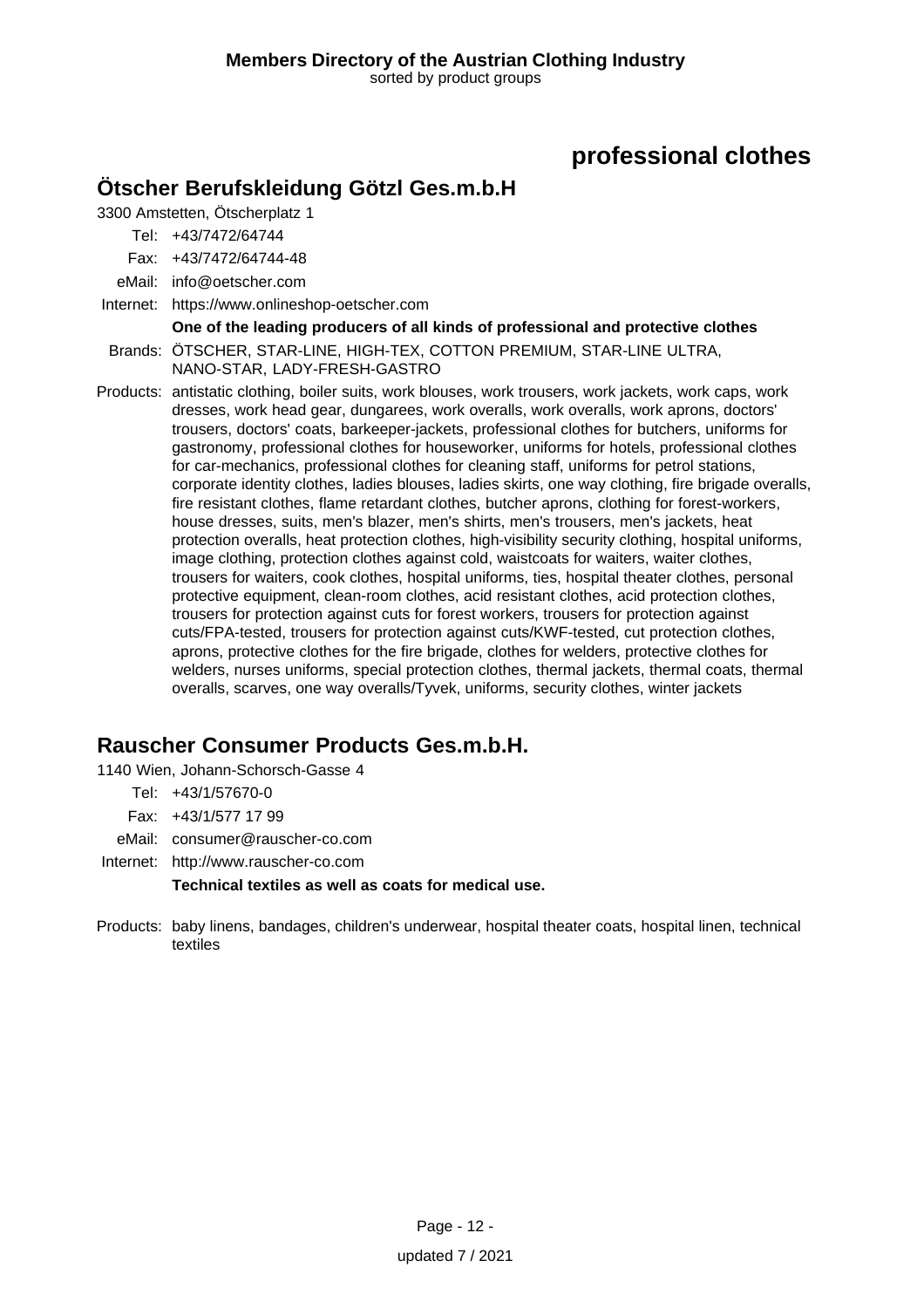# professional clothes

## Ötscher Berufskleidung Götzl Ges.m.b.H

3300 Amstetten, Ötscherplatz 1

Tel: +43/7472/64744

Fax: +43/7472/64744-48

eMail: info@oetscher.com

Internet: https://www.onlineshop-oetscher.com

**One of the leading producers of all kinds of professional and protective clothes**

Brands: ÖTSCHER, STAR-LINE, HIGH-TEX, COTTON PREMIUM, STAR-LINE ULTRA, NANO-STAR, LADY-FRESH-GASTRO

Products: antistatic clothing, boiler suits, work blouses, work trousers, work jackets, work caps, work dresses, work head gear, dungarees, work overalls, work overalls, work aprons, doctors' trousers, doctors' coats, barkeeper-jackets, professional clothes for butchers, uniforms for gastronomy, professional clothes for houseworker, uniforms for hotels, professional clothes for car-mechanics, professional clothes for cleaning staff, uniforms for petrol stations, corporate identity clothes, ladies blouses, ladies skirts, one way clothing, fire brigade overalls, fire resistant clothes, flame retardant clothes, butcher aprons, clothing for forest-workers, house dresses, suits, men's blazer, men's shirts, men's trousers, men's jackets, heat protection overalls, heat protection clothes, high-visibility security clothing, hospital uniforms, image clothing, protection clothes against cold, waistcoats for waiters, waiter clothes, trousers for waiters, cook clothes, hospital uniforms, ties, hospital theater clothes, personal protective equipment, clean-room clothes, acid resistant clothes, acid protection clothes, trousers for protection against cuts for forest workers, trousers for protection against cuts/FPA-tested, trousers for protection against cuts/KWF-tested, cut protection clothes, aprons, protective clothes for the fire brigade, clothes for welders, protective clothes for welders, nurses uniforms, special protection clothes, thermal jackets, thermal coats, thermal overalls, scarves, one way overalls/Tyvek, uniforms, security clothes, winter jackets

## Rauscher Consumer Products Ges.m.b.H.

1140 Wien, Johann-Schorsch-Gasse 4

Tel: +43/1/57670-0

Fax: +43/1/577 17 99

eMail: consumer@rauscher-co.com

Internet: http://www.rauscher-co.com

**Technical textiles as well as coats for medical use.**

Products: baby linens, bandages, children's underwear, hospital theater coats, hospital linen, technical textiles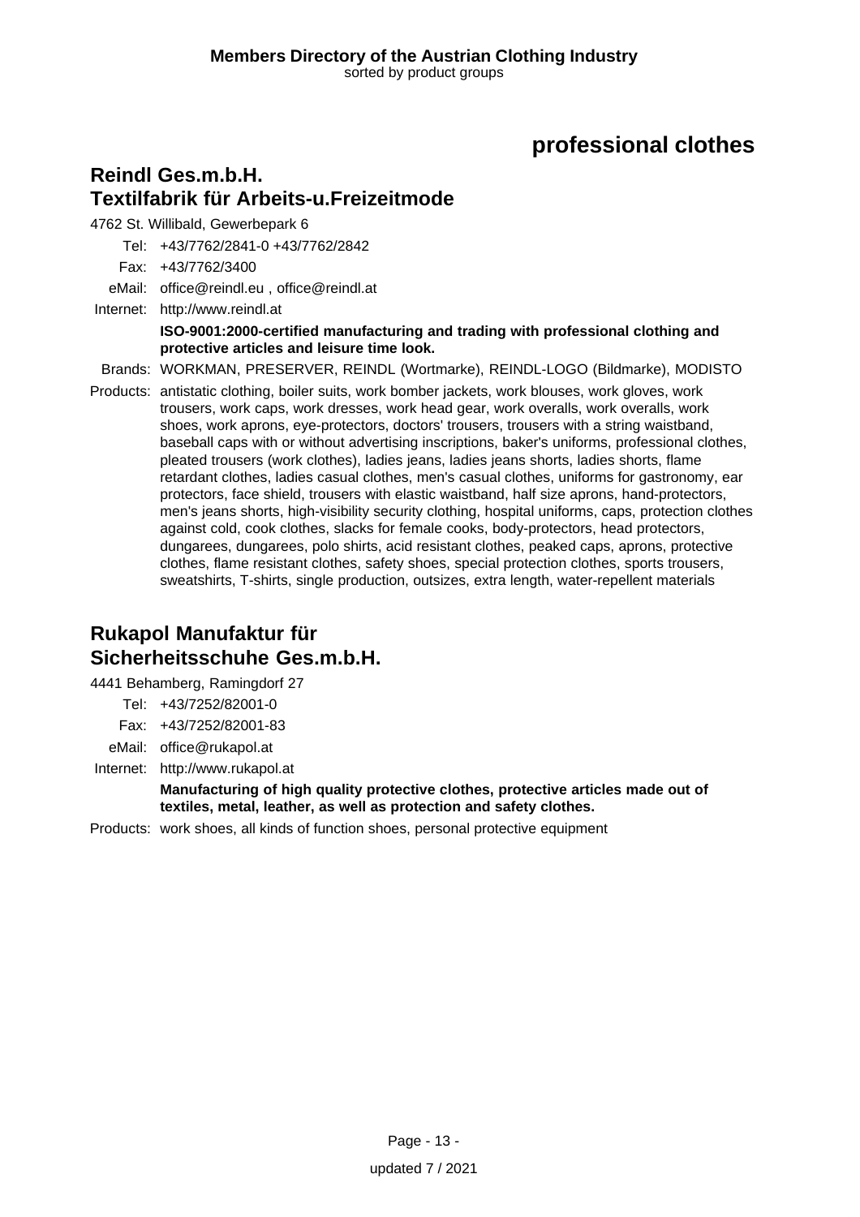# professional clothes

## Reindl Ges.m.b.H.
## Textilfabrik für Arbeits-u.Freizeitmode

4762 St. Willibald, Gewerbepark 6

Tel: +43/7762/2841-0 +43/7762/2842

Fax: +43/7762/3400

eMail: office@reindl.eu , office@reindl.at

Internet: http://www.reindl.at

**ISO-9001:2000-certified manufacturing and trading with professional clothing and protective articles and leisure time look.**

Brands: WORKMAN, PRESERVER, REINDL (Wortmarke), REINDL-LOGO (Bildmarke), MODISTO

Products: antistatic clothing, boiler suits, work bomber jackets, work blouses, work gloves, work trousers, work caps, work dresses, work head gear, work overalls, work overalls, work shoes, work aprons, eye-protectors, doctors' trousers, trousers with a string waistband, baseball caps with or without advertising inscriptions, baker's uniforms, professional clothes, pleated trousers (work clothes), ladies jeans, ladies jeans shorts, ladies shorts, flame retardant clothes, ladies casual clothes, men's casual clothes, uniforms for gastronomy, ear protectors, face shield, trousers with elastic waistband, half size aprons, hand-protectors, men's jeans shorts, high-visibility security clothing, hospital uniforms, caps, protection clothes against cold, cook clothes, slacks for female cooks, body-protectors, head protectors, dungarees, dungarees, polo shirts, acid resistant clothes, peaked caps, aprons, protective clothes, flame resistant clothes, safety shoes, special protection clothes, sports trousers, sweatshirts, T-shirts, single production, outsizes, extra length, water-repellent materials

## Rukapol Manufaktur für Sicherheitsschuhe Ges.m.b.H.

4441 Behamberg, Ramingdorf 27

Tel: +43/7252/82001-0

Fax: +43/7252/82001-83

eMail: office@rukapol.at

Internet: http://www.rukapol.at

**Manufacturing of high quality protective clothes, protective articles made out of textiles, metal, leather, as well as protection and safety clothes.**

Products: work shoes, all kinds of function shoes, personal protective equipment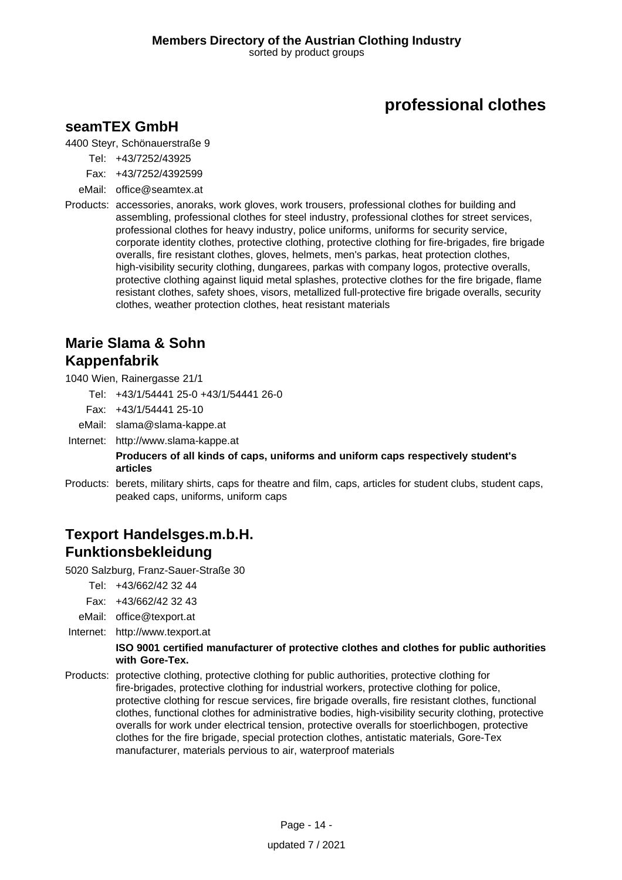# professional clothes

## seamTEX GmbH

4400 Steyr, Schönauerstraße 9

Tel: +43/7252/43925

Fax: +43/7252/4392599

eMail: office@seamtex.at

Products: accessories, anoraks, work gloves, work trousers, professional clothes for building and assembling, professional clothes for steel industry, professional clothes for street services, professional clothes for heavy industry, police uniforms, uniforms for security service, corporate identity clothes, protective clothing, protective clothing for fire-brigades, fire brigade overalls, fire resistant clothes, gloves, helmets, men's parkas, heat protection clothes, high-visibility security clothing, dungarees, parkas with company logos, protective overalls, protective clothing against liquid metal splashes, protective clothes for the fire brigade, flame resistant clothes, safety shoes, visors, metallized full-protective fire brigade overalls, security clothes, weather protection clothes, heat resistant materials

## Marie Slama & Sohn Kappenfabrik

1040 Wien, Rainergasse 21/1

Tel: +43/1/54441 25-0 +43/1/54441 26-0

Fax: +43/1/54441 25-10

eMail: slama@slama-kappe.at

Internet: http://www.slama-kappe.at

**Producers of all kinds of caps, uniforms and uniform caps respectively student's articles**

Products: berets, military shirts, caps for theatre and film, caps, articles for student clubs, student caps, peaked caps, uniforms, uniform caps

## Texport Handelsges.m.b.H. Funktionsbekleidung

5020 Salzburg, Franz-Sauer-Straße 30

Tel: +43/662/42 32 44

Fax: +43/662/42 32 43

eMail: office@texport.at

Internet: http://www.texport.at

**ISO 9001 certified manufacturer of protective clothes and clothes for public authorities with Gore-Tex.**

Products: protective clothing, protective clothing for public authorities, protective clothing for fire-brigades, protective clothing for industrial workers, protective clothing for police, protective clothing for rescue services, fire brigade overalls, fire resistant clothes, functional clothes, functional clothes for administrative bodies, high-visibility security clothing, protective overalls for work under electrical tension, protective overalls for stoerlichbogen, protective clothes for the fire brigade, special protection clothes, antistatic materials, Gore-Tex manufacturer, materials pervious to air, waterproof materials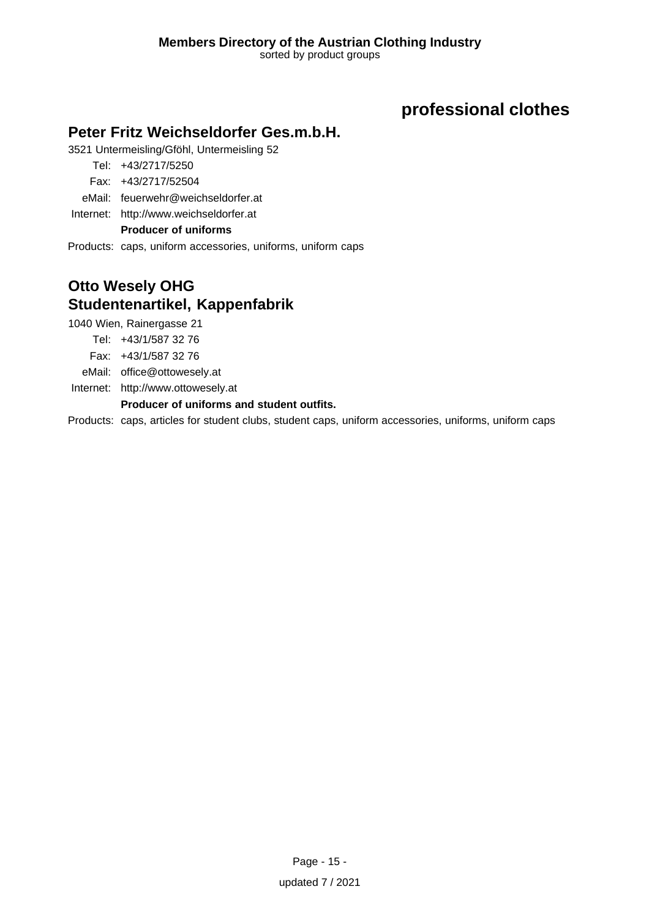# professional clothes

## Peter Fritz Weichseldorfer Ges.m.b.H.

3521 Untermeisling/Gföhl, Untermeisling 52

Tel: +43/2717/5250
Fax: +43/2717/52504
eMail: feuerwehr@weichseldorfer.at
Internet: http://www.weichseldorfer.at

**Producer of uniforms**

Products: caps, uniform accessories, uniforms, uniform caps

## Otto Wesely OHG
## Studentenartikel, Kappenfabrik

1040 Wien, Rainergasse 21

Tel: +43/1/587 32 76
Fax: +43/1/587 32 76
eMail: office@ottowesely.at
Internet: http://www.ottowesely.at

**Producer of uniforms and student outfits.**

Products: caps, articles for student clubs, student caps, uniform accessories, uniforms, uniform caps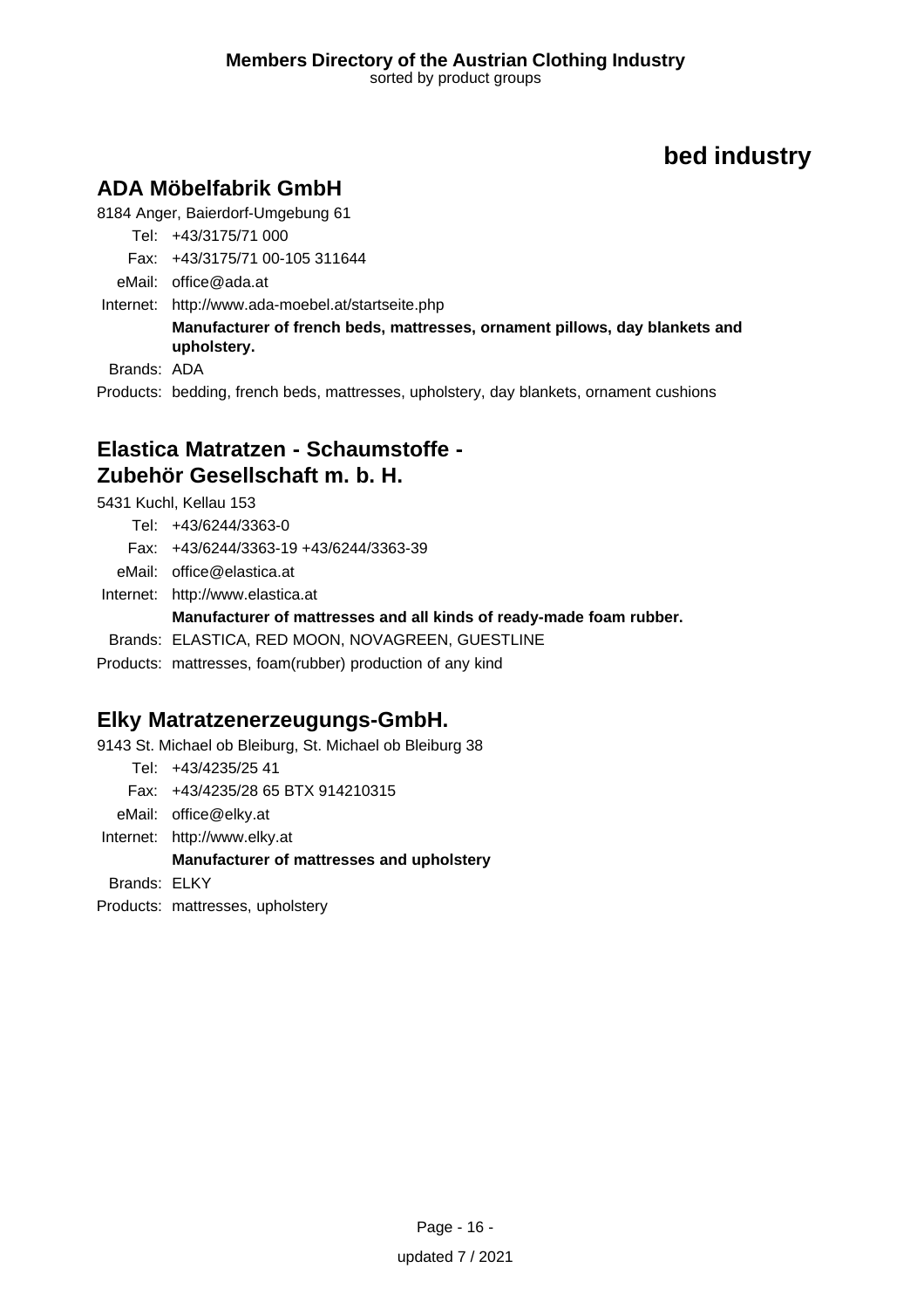# bed industry

## ADA Möbelfabrik GmbH

8184 Anger, Baierdorf-Umgebung 61

Tel: +43/3175/71 000

Fax: +43/3175/71 00-105 311644

eMail: office@ada.at

Internet: http://www.ada-moebel.at/startseite.php

**Manufacturer of french beds, mattresses, ornament pillows, day blankets and upholstery.**

Brands: ADA

Products: bedding, french beds, mattresses, upholstery, day blankets, ornament cushions

## Elastica Matratzen - Schaumstoffe - Zubehör Gesellschaft m. b. H.

5431 Kuchl, Kellau 153

Tel: +43/6244/3363-0

Fax: +43/6244/3363-19 +43/6244/3363-39

eMail: office@elastica.at

Internet: http://www.elastica.at

**Manufacturer of mattresses and all kinds of ready-made foam rubber.**

Brands: ELASTICA, RED MOON, NOVAGREEN, GUESTLINE

Products: mattresses, foam(rubber) production of any kind

## Elky Matratzenerzeugungs-GmbH.

9143 St. Michael ob Bleiburg, St. Michael ob Bleiburg 38

Tel: +43/4235/25 41

Fax: +43/4235/28 65 BTX 914210315

eMail: office@elky.at

Internet: http://www.elky.at

**Manufacturer of mattresses and upholstery**

Brands: ELKY

Products: mattresses, upholstery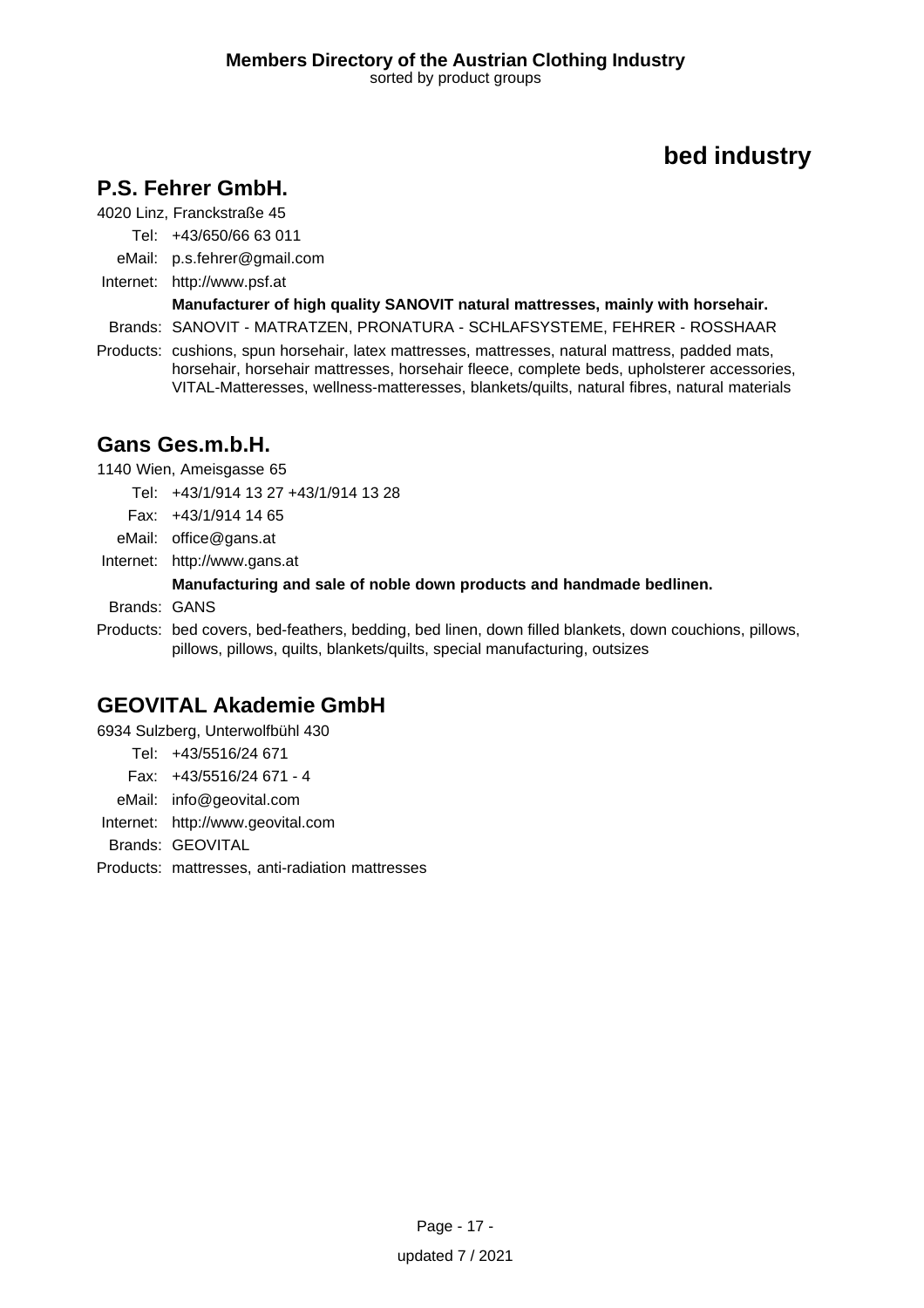# bed industry

## P.S. Fehrer GmbH.

4020 Linz, Franckstraße 45

Tel: +43/650/66 63 011

eMail: p.s.fehrer@gmail.com

Internet: http://www.psf.at

**Manufacturer of high quality SANOVIT natural mattresses, mainly with horsehair.**

Brands: SANOVIT - MATRATZEN, PRONATURA - SCHLAFSYSTEME, FEHRER - ROSSHAAR

Products: cushions, spun horsehair, latex mattresses, mattresses, natural mattress, padded mats, horsehair, horsehair mattresses, horsehair fleece, complete beds, upholsterer accessories, VITAL-Matteresses, wellness-matteresses, blankets/quilts, natural fibres, natural materials

## Gans Ges.m.b.H.

1140 Wien, Ameisgasse 65

Tel: +43/1/914 13 27 +43/1/914 13 28

Fax: +43/1/914 14 65

eMail: office@gans.at

Internet: http://www.gans.at

**Manufacturing and sale of noble down products and handmade bedlinen.**

Brands: GANS

Products: bed covers, bed-feathers, bedding, bed linen, down filled blankets, down couchions, pillows, pillows, pillows, quilts, blankets/quilts, special manufacturing, outsizes

## GEOVITAL Akademie GmbH

6934 Sulzberg, Unterwolfbühl 430

Tel: +43/5516/24 671

Fax: +43/5516/24 671 - 4

eMail: info@geovital.com

Internet: http://www.geovital.com

Brands: GEOVITAL

Products: mattresses, anti-radiation mattresses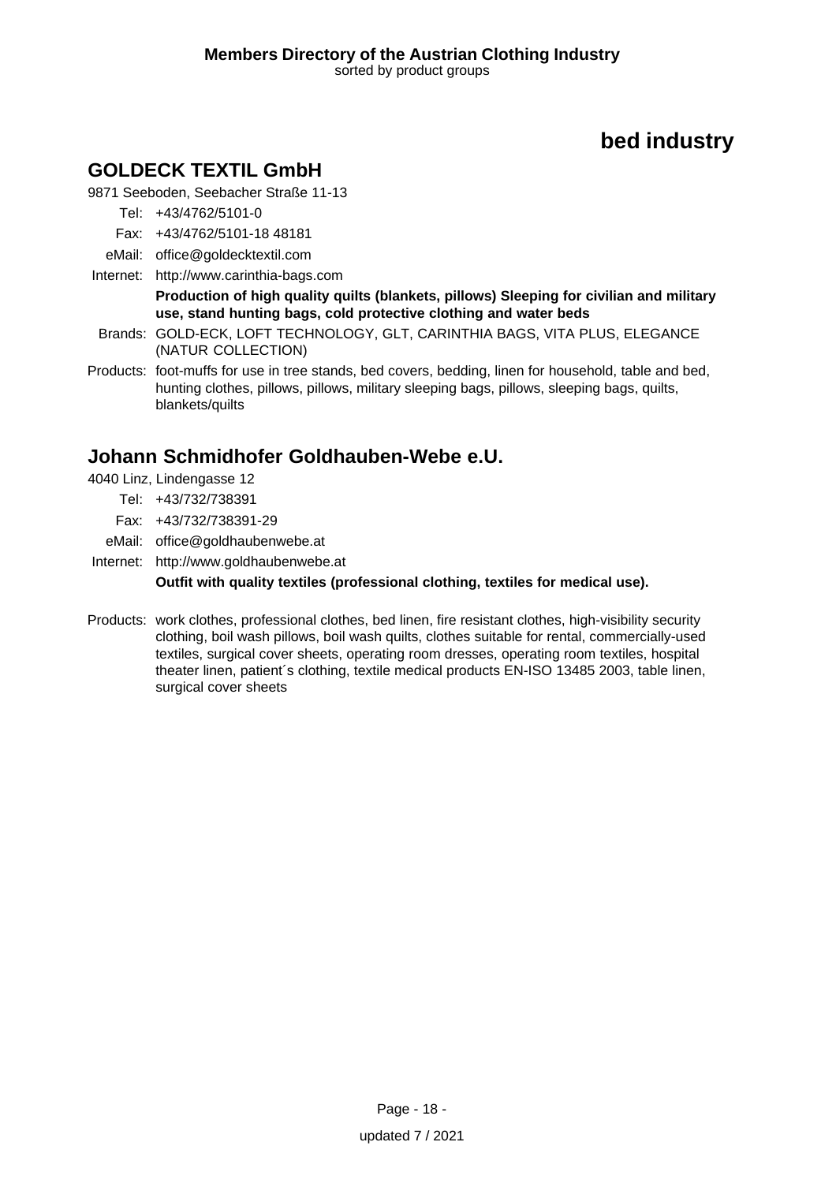# bed industry

## GOLDECK TEXTIL GmbH

9871 Seeboden, Seebacher Straße 11-13

Tel: +43/4762/5101-0

Fax: +43/4762/5101-18 48181

eMail: office@goldecktextil.com

Internet: http://www.carinthia-bags.com

**Production of high quality quilts (blankets, pillows) Sleeping for civilian and military use, stand hunting bags, cold protective clothing and water beds**

Brands: GOLD-ECK, LOFT TECHNOLOGY, GLT, CARINTHIA BAGS, VITA PLUS, ELEGANCE (NATUR COLLECTION)

Products: foot-muffs for use in tree stands, bed covers, bedding, linen for household, table and bed, hunting clothes, pillows, pillows, military sleeping bags, pillows, sleeping bags, quilts, blankets/quilts

## Johann Schmidhofer Goldhauben-Webe e.U.

4040 Linz, Lindengasse 12

Tel: +43/732/738391

Fax: +43/732/738391-29

eMail: office@goldhaubenwebe.at

Internet: http://www.goldhaubenwebe.at

**Outfit with quality textiles (professional clothing, textiles for medical use).**

Products: work clothes, professional clothes, bed linen, fire resistant clothes, high-visibility security clothing, boil wash pillows, boil wash quilts, clothes suitable for rental, commercially-used textiles, surgical cover sheets, operating room dresses, operating room textiles, hospital theater linen, patient´s clothing, textile medical products EN-ISO 13485 2003, table linen, surgical cover sheets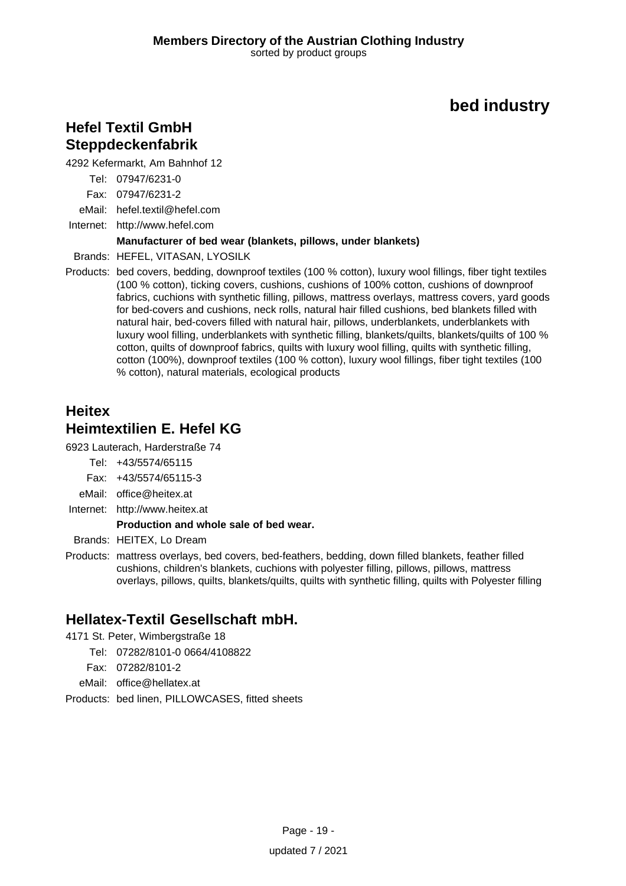# bed industry

## Hefel Textil GmbH
## Steppdeckenfabrik

4292 Kefermarkt, Am Bahnhof 12

Tel: 07947/6231-0

Fax: 07947/6231-2

eMail: hefel.textil@hefel.com

Internet: http://www.hefel.com

**Manufacturer of bed wear (blankets, pillows, under blankets)**

Brands: HEFEL, VITASAN, LYOSILK

Products: bed covers, bedding, downproof textiles (100 % cotton), luxury wool fillings, fiber tight textiles (100 % cotton), ticking covers, cushions, cushions of 100% cotton, cushions of downproof fabrics, cuchions with synthetic filling, pillows, mattress overlays, mattress covers, yard goods for bed-covers and cushions, neck rolls, natural hair filled cushions, bed blankets filled with natural hair, bed-covers filled with natural hair, pillows, underblankets, underblankets with luxury wool filling, underblankets with synthetic filling, blankets/quilts, blankets/quilts of 100 % cotton, quilts of downproof fabrics, quilts with luxury wool filling, quilts with synthetic filling, cotton (100%), downproof textiles (100 % cotton), luxury wool fillings, fiber tight textiles (100 % cotton), natural materials, ecological products

## Heitex
## Heimtextilien E. Hefel KG

6923 Lauterach, Harderstraße 74

Tel: +43/5574/65115

Fax: +43/5574/65115-3

eMail: office@heitex.at

Internet: http://www.heitex.at

**Production and whole sale of bed wear.**

Brands: HEITEX, Lo Dream

Products: mattress overlays, bed covers, bed-feathers, bedding, down filled blankets, feather filled cushions, children's blankets, cuchions with polyester filling, pillows, pillows, mattress overlays, pillows, quilts, blankets/quilts, quilts with synthetic filling, quilts with Polyester filling

## Hellatex-Textil Gesellschaft mbH.

4171 St. Peter, Wimbergstraße 18

Tel: 07282/8101-0 0664/4108822

Fax: 07282/8101-2

eMail: office@hellatex.at

Products: bed linen, PILLOWCASES, fitted sheets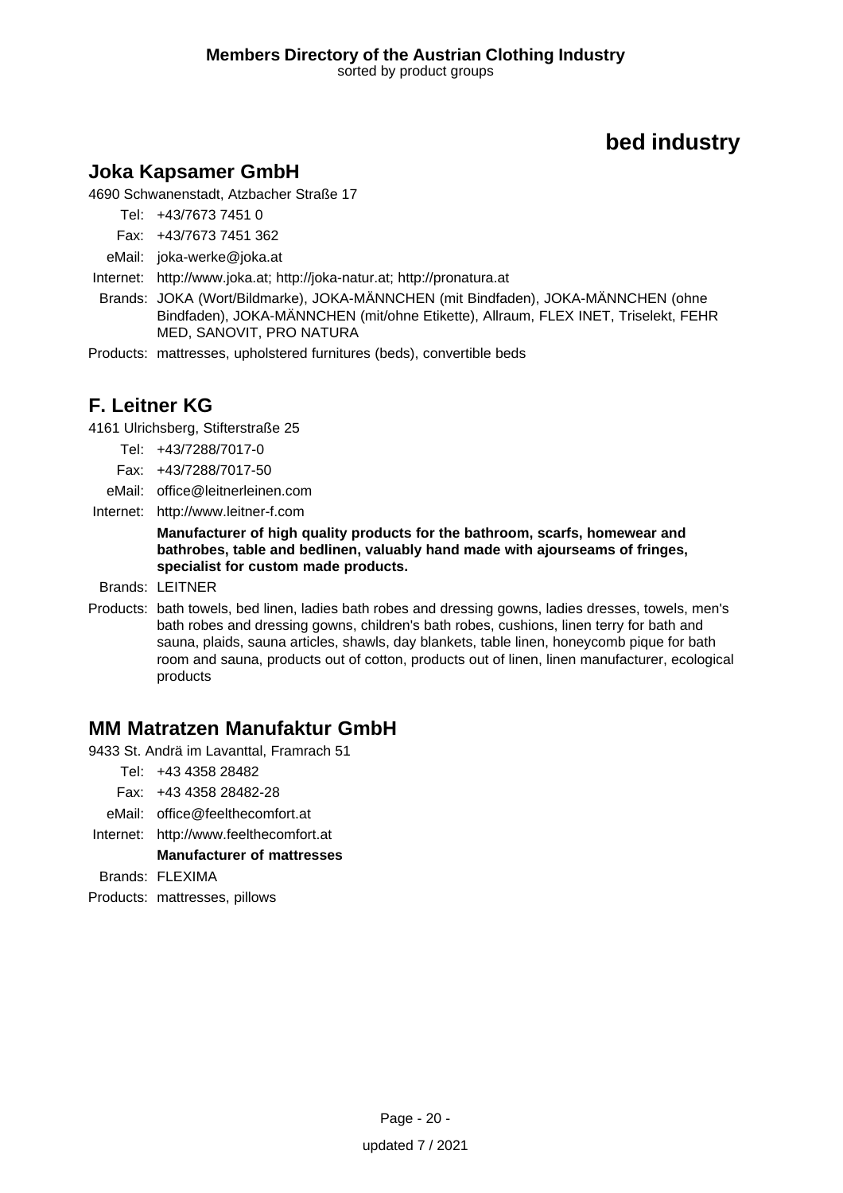# bed industry

## Joka Kapsamer GmbH

4690 Schwanenstadt, Atzbacher Straße 17

Tel: +43/7673 7451 0

Fax: +43/7673 7451 362

eMail: joka-werke@joka.at

Internet: http://www.joka.at; http://joka-natur.at; http://pronatura.at

Brands: JOKA (Wort/Bildmarke), JOKA-MÄNNCHEN (mit Bindfaden), JOKA-MÄNNCHEN (ohne Bindfaden), JOKA-MÄNNCHEN (mit/ohne Etikette), Allraum, FLEX INET, Triselekt, FEHR MED, SANOVIT, PRO NATURA

Products: mattresses, upholstered furnitures (beds), convertible beds

## F. Leitner KG

4161 Ulrichsberg, Stifterstraße 25

Tel: +43/7288/7017-0

Fax: +43/7288/7017-50

eMail: office@leitnerleinen.com

Internet: http://www.leitner-f.com

**Manufacturer of high quality products for the bathroom, scarfs, homewear and bathrobes, table and bedlinen, valuably hand made with ajourseams of fringes, specialist for custom made products.**

Brands: LEITNER

Products: bath towels, bed linen, ladies bath robes and dressing gowns, ladies dresses, towels, men's bath robes and dressing gowns, children's bath robes, cushions, linen terry for bath and sauna, plaids, sauna articles, shawls, day blankets, table linen, honeycomb pique for bath room and sauna, products out of cotton, products out of linen, linen manufacturer, ecological products

## MM Matratzen Manufaktur GmbH

9433 St. Andrä im Lavanttal, Framrach 51

Tel: +43 4358 28482

Fax: +43 4358 28482-28

eMail: office@feelthecomfort.at

Internet: http://www.feelthecomfort.at

**Manufacturer of mattresses**

Brands: FLEXIMA

Products: mattresses, pillows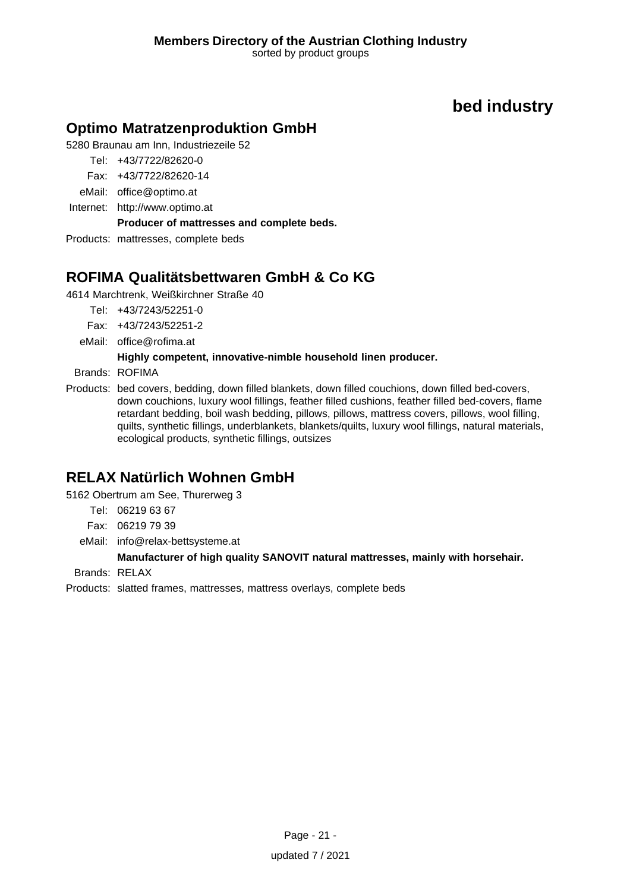# bed industry

## Optimo Matratzenproduktion GmbH

5280 Braunau am Inn, Industriezeile 52

Tel: +43/7722/82620-0

Fax: +43/7722/82620-14

eMail: office@optimo.at

Internet: http://www.optimo.at

**Producer of mattresses and complete beds.**

Products: mattresses, complete beds

## ROFIMA Qualitätsbettwaren GmbH & Co KG

4614 Marchtrenk, Weißkirchner Straße 40

Tel: +43/7243/52251-0

Fax: +43/7243/52251-2

eMail: office@rofima.at

**Highly competent, innovative-nimble household linen producer.**

Brands: ROFIMA

Products: bed covers, bedding, down filled blankets, down filled couchions, down filled bed-covers, down couchions, luxury wool fillings, feather filled cushions, feather filled bed-covers, flame retardant bedding, boil wash bedding, pillows, pillows, mattress covers, pillows, wool filling, quilts, synthetic fillings, underblankets, blankets/quilts, luxury wool fillings, natural materials, ecological products, synthetic fillings, outsizes

## RELAX Natürlich Wohnen GmbH

5162 Obertrum am See, Thurerweg 3

Tel: 06219 63 67

Fax: 06219 79 39

eMail: info@relax-bettsysteme.at

**Manufacturer of high quality SANOVIT natural mattresses, mainly with horsehair.**

Brands: RELAX

Products: slatted frames, mattresses, mattress overlays, complete beds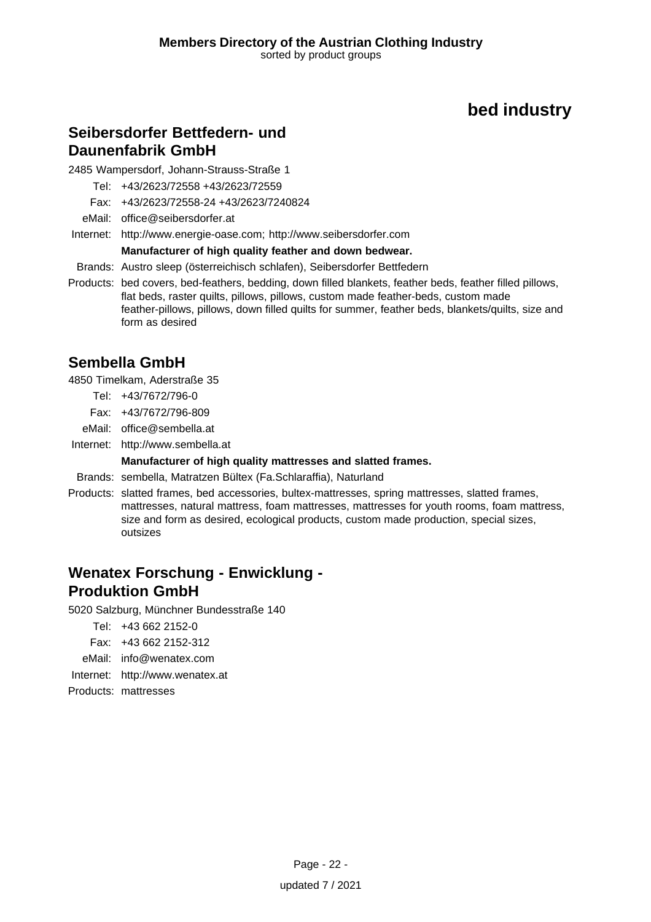# bed industry

## Seibersdorfer Bettfedern- und Daunenfabrik GmbH

2485 Wampersdorf, Johann-Strauss-Straße 1

Tel: +43/2623/72558 +43/2623/72559

Fax: +43/2623/72558-24 +43/2623/7240824

eMail: office@seibersdorfer.at

Internet: http://www.energie-oase.com; http://www.seibersdorfer.com

**Manufacturer of high quality feather and down bedwear.**

Brands: Austro sleep (österreichisch schlafen), Seibersdorfer Bettfedern

Products: bed covers, bed-feathers, bedding, down filled blankets, feather beds, feather filled pillows, flat beds, raster quilts, pillows, pillows, custom made feather-beds, custom made feather-pillows, pillows, down filled quilts for summer, feather beds, blankets/quilts, size and form as desired

## Sembella GmbH

4850 Timelkam, Aderstraße 35

Tel: +43/7672/796-0

Fax: +43/7672/796-809

eMail: office@sembella.at

Internet: http://www.sembella.at

**Manufacturer of high quality mattresses and slatted frames.**

Brands: sembella, Matratzen Bültex (Fa.Schlaraffia), Naturland

Products: slatted frames, bed accessories, bultex-mattresses, spring mattresses, slatted frames, mattresses, natural mattress, foam mattresses, mattresses for youth rooms, foam mattress, size and form as desired, ecological products, custom made production, special sizes, outsizes

## Wenatex Forschung - Enwicklung - Produktion GmbH

5020 Salzburg, Münchner Bundesstraße 140

Tel: +43 662 2152-0

Fax: +43 662 2152-312

eMail: info@wenatex.com

Internet: http://www.wenatex.at

Products: mattresses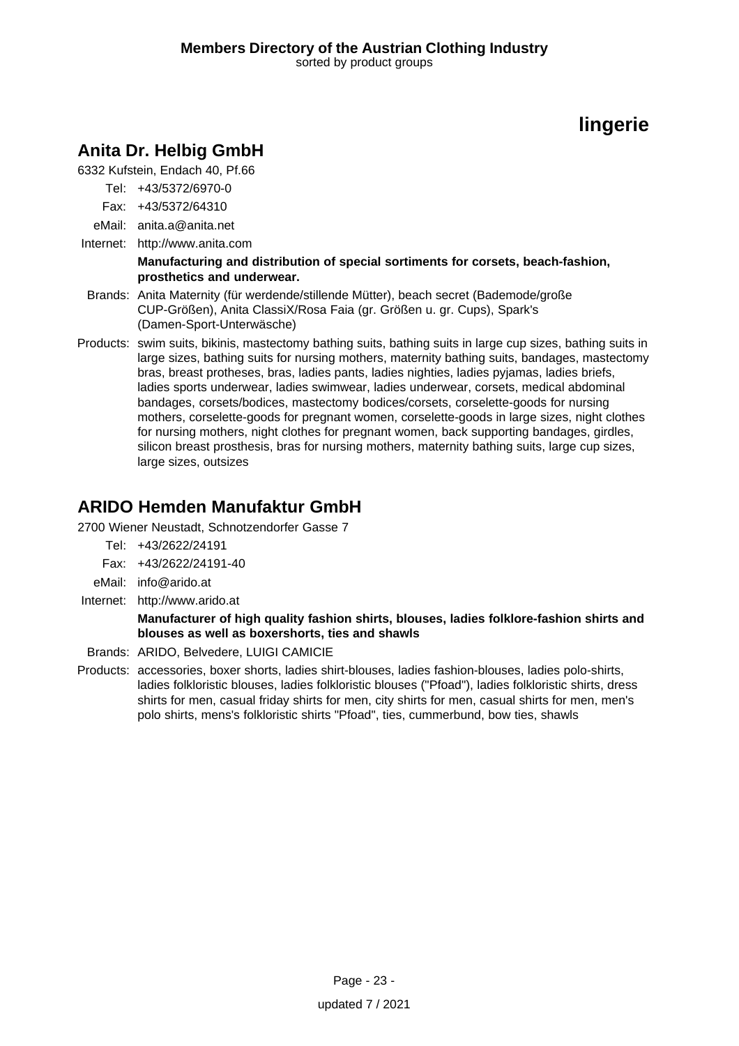# lingerie

## Anita Dr. Helbig GmbH

6332 Kufstein, Endach 40, Pf.66

Tel: +43/5372/6970-0

Fax: +43/5372/64310

eMail: anita.a@anita.net

Internet: http://www.anita.com

**Manufacturing and distribution of special sortiments for corsets, beach-fashion, prosthetics and underwear.**

Brands: Anita Maternity (für werdende/stillende Mütter), beach secret (Bademode/große CUP-Größen), Anita ClassiX/Rosa Faia (gr. Größen u. gr. Cups), Spark's (Damen-Sport-Unterwäsche)

Products: swim suits, bikinis, mastectomy bathing suits, bathing suits in large cup sizes, bathing suits in large sizes, bathing suits for nursing mothers, maternity bathing suits, bandages, mastectomy bras, breast protheses, bras, ladies pants, ladies nighties, ladies pyjamas, ladies briefs, ladies sports underwear, ladies swimwear, ladies underwear, corsets, medical abdominal bandages, corsets/bodices, mastectomy bodices/corsets, corselette-goods for nursing mothers, corselette-goods for pregnant women, corselette-goods in large sizes, night clothes for nursing mothers, night clothes for pregnant women, back supporting bandages, girdles, silicon breast prosthesis, bras for nursing mothers, maternity bathing suits, large cup sizes, large sizes, outsizes

## ARIDO Hemden Manufaktur GmbH

2700 Wiener Neustadt, Schnotzendorfer Gasse 7

Tel: +43/2622/24191

Fax: +43/2622/24191-40

eMail: info@arido.at

Internet: http://www.arido.at

**Manufacturer of high quality fashion shirts, blouses, ladies folklore-fashion shirts and blouses as well as boxershorts, ties and shawls**

Brands: ARIDO, Belvedere, LUIGI CAMICIE

Products: accessories, boxer shorts, ladies shirt-blouses, ladies fashion-blouses, ladies polo-shirts, ladies folkloristic blouses, ladies folkloristic blouses ("Pfoad"), ladies folkloristic shirts, dress shirts for men, casual friday shirts for men, city shirts for men, casual shirts for men, men's polo shirts, mens's folkloristic shirts "Pfoad", ties, cummerbund, bow ties, shawls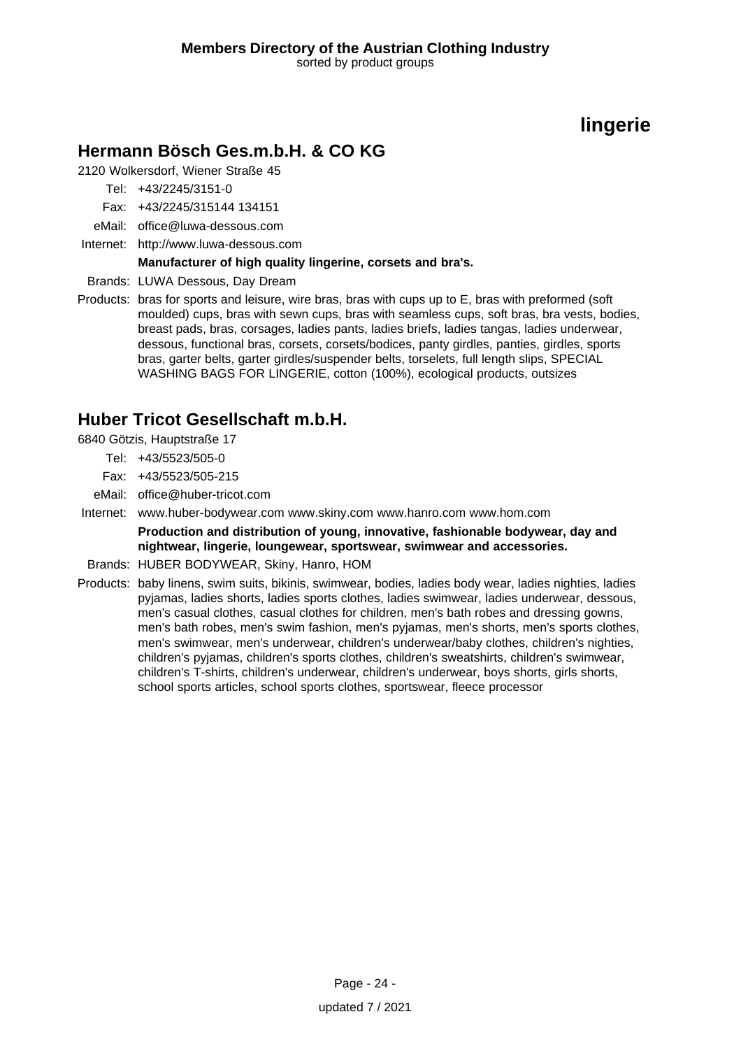## lingerie

### Hermann Bösch Ges.m.b.H. & CO KG

2120 Wolkersdorf, Wiener Straße 45

Tel: +43/2245/3151-0
Fax: +43/2245/315144 134151
eMail: office@luwa-dessous.com
Internet: http://www.luwa-dessous.com

**Manufacturer of high quality lingerine, corsets and bra's.**

Brands: LUWA Dessous, Day Dream

Products: bras for sports and leisure, wire bras, bras with cups up to E, bras with preformed (soft moulded) cups, bras with sewn cups, bras with seamless cups, soft bras, bra vests, bodies, breast pads, bras, corsages, ladies pants, ladies briefs, ladies tangas, ladies underwear, dessous, functional bras, corsets, corsets/bodices, panty girdles, panties, girdles, sports bras, garter belts, garter girdles/suspender belts, torselets, full length slips, SPECIAL WASHING BAGS FOR LINGERIE, cotton (100%), ecological products, outsizes

### Huber Tricot Gesellschaft m.b.H.

6840 Götzis, Hauptstraße 17

Tel: +43/5523/505-0
Fax: +43/5523/505-215
eMail: office@huber-tricot.com
Internet: www.huber-bodywear.com www.skiny.com www.hanro.com www.hom.com

**Production and distribution of young, innovative, fashionable bodywear, day and nightwear, lingerie, loungewear, sportswear, swimwear and accessories.**

Brands: HUBER BODYWEAR, Skiny, Hanro, HOM

Products: baby linens, swim suits, bikinis, swimwear, bodies, ladies body wear, ladies nighties, ladies pyjamas, ladies shorts, ladies sports clothes, ladies swimwear, ladies underwear, dessous, men's casual clothes, casual clothes for children, men's bath robes and dressing gowns, men's bath robes, men's swim fashion, men's pyjamas, men's shorts, men's sports clothes, men's swimwear, men's underwear, children's underwear/baby clothes, children's nighties, children's pyjamas, children's sports clothes, children's sweatshirts, children's swimwear, children's T-shirts, children's underwear, children's underwear, boys shorts, girls shorts, school sports articles, school sports clothes, sportswear, fleece processor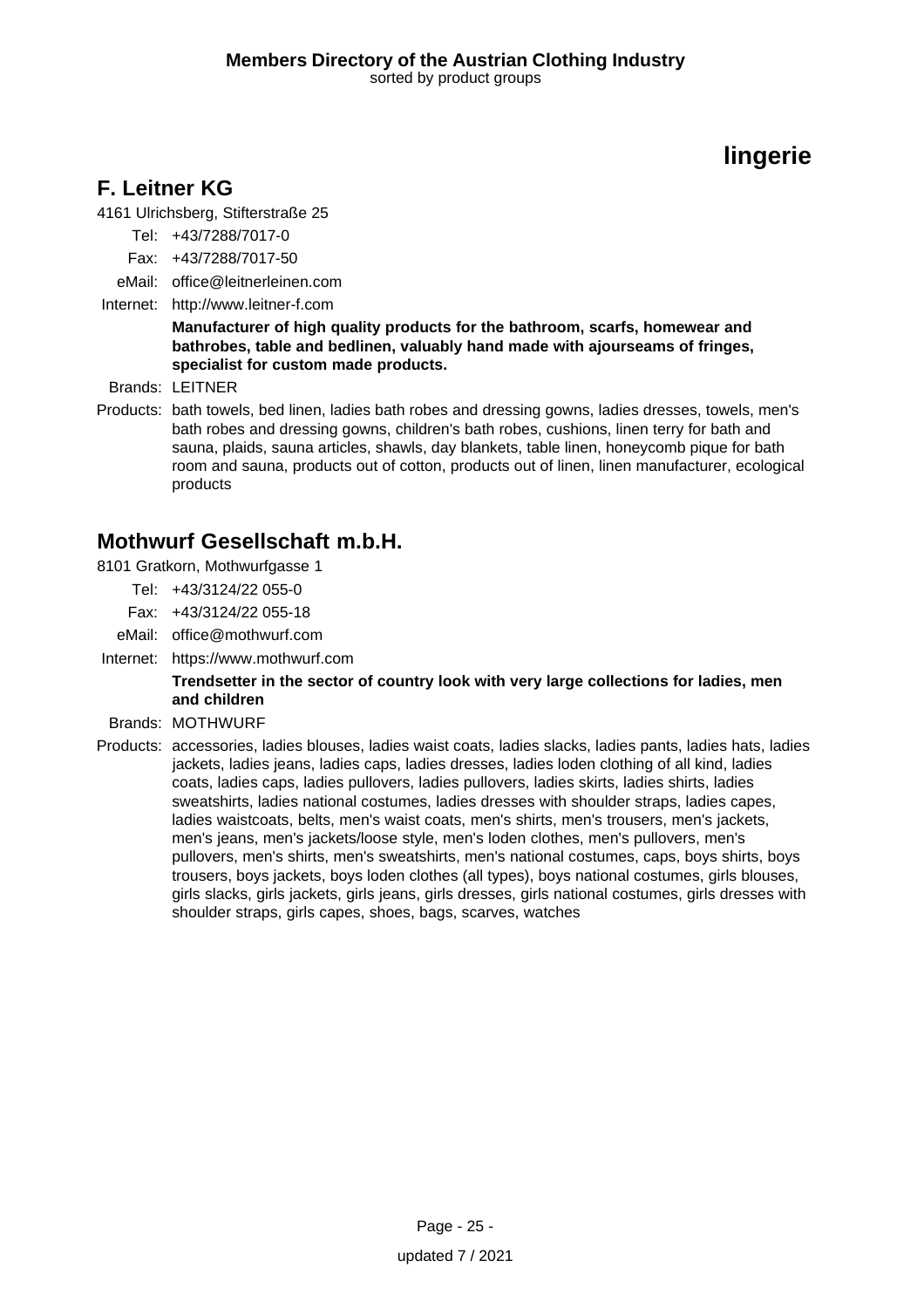# lingerie

## F. Leitner KG

4161 Ulrichsberg, Stifterstraße 25

Tel: +43/7288/7017-0

Fax: +43/7288/7017-50

eMail: office@leitnerleinen.com

Internet: http://www.leitner-f.com

**Manufacturer of high quality products for the bathroom, scarfs, homewear and bathrobes, table and bedlinen, valuably hand made with ajourseams of fringes, specialist for custom made products.**

Brands: LEITNER

Products: bath towels, bed linen, ladies bath robes and dressing gowns, ladies dresses, towels, men's bath robes and dressing gowns, children's bath robes, cushions, linen terry for bath and sauna, plaids, sauna articles, shawls, day blankets, table linen, honeycomb pique for bath room and sauna, products out of cotton, products out of linen, linen manufacturer, ecological products

## Mothwurf Gesellschaft m.b.H.

8101 Gratkorn, Mothwurfgasse 1

Tel: +43/3124/22 055-0

Fax: +43/3124/22 055-18

eMail: office@mothwurf.com

Internet: https://www.mothwurf.com

**Trendsetter in the sector of country look with very large collections for ladies, men and children**

Brands: MOTHWURF

Products: accessories, ladies blouses, ladies waist coats, ladies slacks, ladies pants, ladies hats, ladies jackets, ladies jeans, ladies caps, ladies dresses, ladies loden clothing of all kind, ladies coats, ladies caps, ladies pullovers, ladies pullovers, ladies skirts, ladies shirts, ladies sweatshirts, ladies national costumes, ladies dresses with shoulder straps, ladies capes, ladies waistcoats, belts, men's waist coats, men's shirts, men's trousers, men's jackets, men's jeans, men's jackets/loose style, men's loden clothes, men's pullovers, men's pullovers, men's shirts, men's sweatshirts, men's national costumes, caps, boys shirts, boys trousers, boys jackets, boys loden clothes (all types), boys national costumes, girls blouses, girls slacks, girls jackets, girls jeans, girls dresses, girls national costumes, girls dresses with shoulder straps, girls capes, shoes, bags, scarves, watches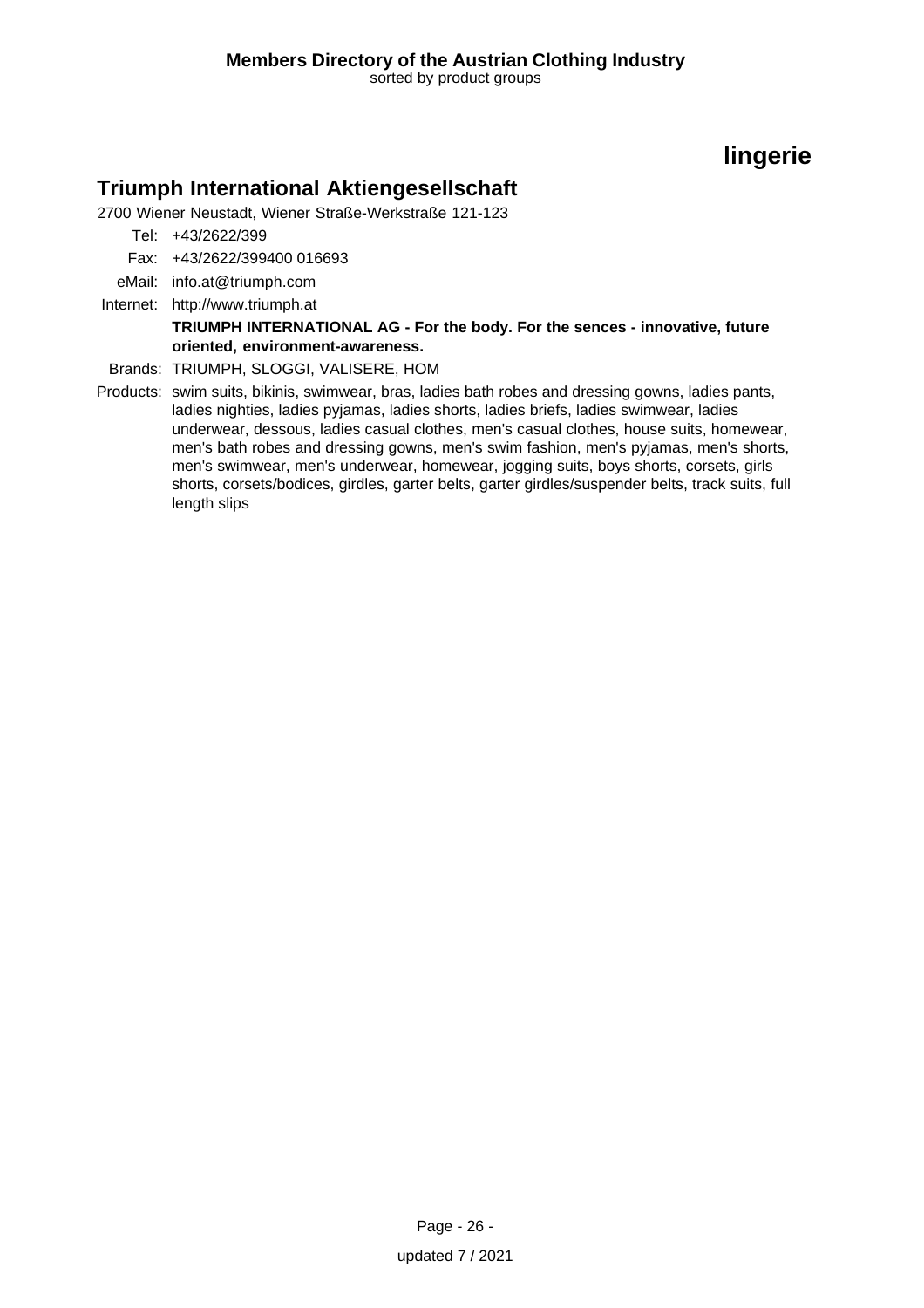# lingerie

## Triumph International Aktiengesellschaft

2700 Wiener Neustadt, Wiener Straße-Werkstraße 121-123

Tel: +43/2622/399

Fax: +43/2622/399400 016693

eMail: info.at@triumph.com

Internet: http://www.triumph.at

**TRIUMPH INTERNATIONAL AG - For the body. For the sences - innovative, future oriented, environment-awareness.**

Brands: TRIUMPH, SLOGGI, VALISERE, HOM

Products: swim suits, bikinis, swimwear, bras, ladies bath robes and dressing gowns, ladies pants, ladies nighties, ladies pyjamas, ladies shorts, ladies briefs, ladies swimwear, ladies underwear, dessous, ladies casual clothes, men's casual clothes, house suits, homewear, men's bath robes and dressing gowns, men's swim fashion, men's pyjamas, men's shorts, men's swimwear, men's underwear, homewear, jogging suits, boys shorts, corsets, girls shorts, corsets/bodices, girdles, garter belts, garter girdles/suspender belts, track suits, full length slips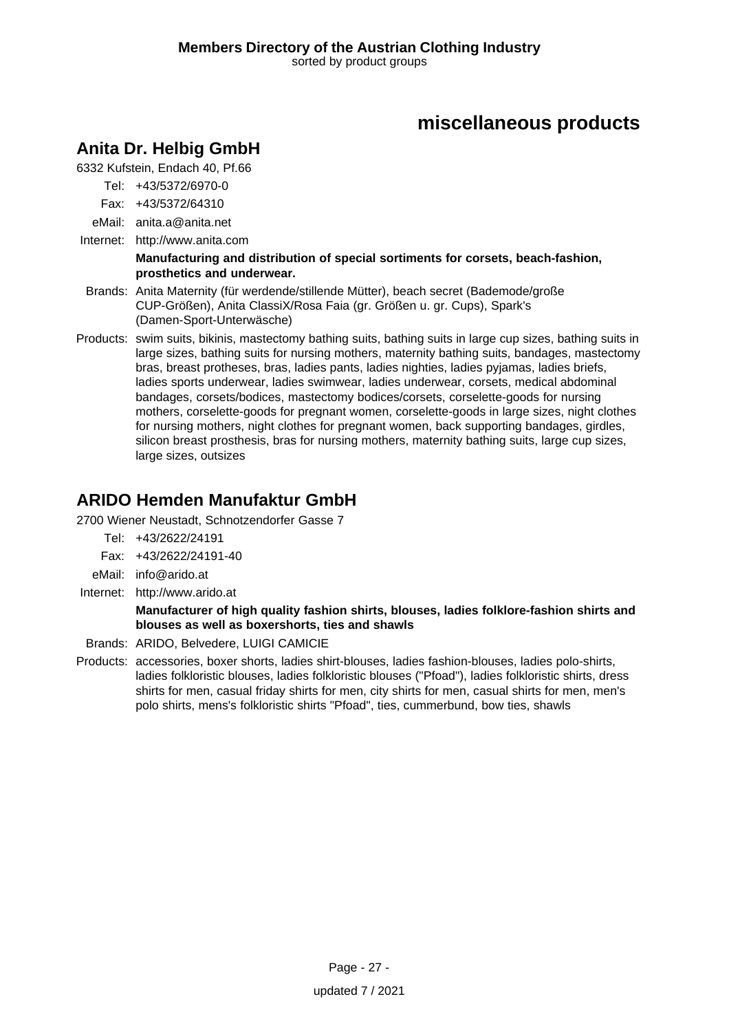# miscellaneous products

## Anita Dr. Helbig GmbH

6332 Kufstein, Endach 40, Pf.66

Tel: +43/5372/6970-0

Fax: +43/5372/64310

eMail: anita.a@anita.net

Internet: http://www.anita.com

**Manufacturing and distribution of special sortiments for corsets, beach-fashion, prosthetics and underwear.**

Brands: Anita Maternity (für werdende/stillende Mütter), beach secret (Bademode/große CUP-Größen), Anita ClassiX/Rosa Faia (gr. Größen u. gr. Cups), Spark's (Damen-Sport-Unterwäsche)

Products: swim suits, bikinis, mastectomy bathing suits, bathing suits in large cup sizes, bathing suits in large sizes, bathing suits for nursing mothers, maternity bathing suits, bandages, mastectomy bras, breast protheses, bras, ladies pants, ladies nighties, ladies pyjamas, ladies briefs, ladies sports underwear, ladies swimwear, ladies underwear, corsets, medical abdominal bandages, corsets/bodices, mastectomy bodices/corsets, corselette-goods for nursing mothers, corselette-goods for pregnant women, corselette-goods in large sizes, night clothes for nursing mothers, night clothes for pregnant women, back supporting bandages, girdles, silicon breast prosthesis, bras for nursing mothers, maternity bathing suits, large cup sizes, large sizes, outsizes

## ARIDO Hemden Manufaktur GmbH

2700 Wiener Neustadt, Schnotzendorfer Gasse 7

Tel: +43/2622/24191

Fax: +43/2622/24191-40

eMail: info@arido.at

Internet: http://www.arido.at

**Manufacturer of high quality fashion shirts, blouses, ladies folklore-fashion shirts and blouses as well as boxershorts, ties and shawls**

Brands: ARIDO, Belvedere, LUIGI CAMICIE

Products: accessories, boxer shorts, ladies shirt-blouses, ladies fashion-blouses, ladies polo-shirts, ladies folkloristic blouses, ladies folkloristic blouses ("Pfoad"), ladies folkloristic shirts, dress shirts for men, casual friday shirts for men, city shirts for men, casual shirts for men, men's polo shirts, mens's folkloristic shirts "Pfoad", ties, cummerbund, bow ties, shawls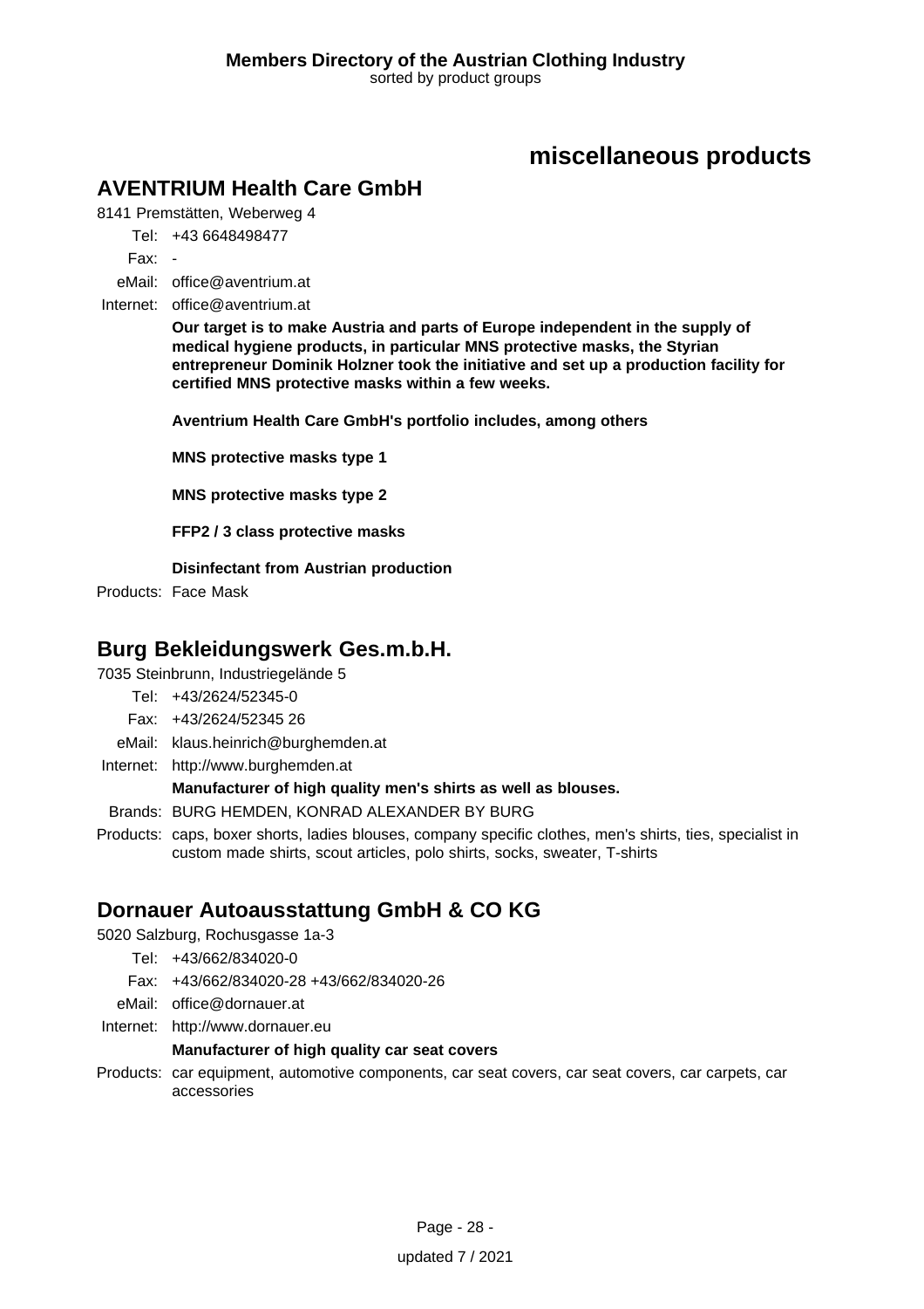# miscellaneous products

## AVENTRIUM Health Care GmbH

8141 Premstätten, Weberweg 4

Tel: +43 6648498477

Fax: -

eMail: office@aventrium.at

Internet: office@aventrium.at

**Our target is to make Austria and parts of Europe independent in the supply of medical hygiene products, in particular MNS protective masks, the Styrian entrepreneur Dominik Holzner took the initiative and set up a production facility for certified MNS protective masks within a few weeks.**

**Aventrium Health Care GmbH's portfolio includes, among others**

**MNS protective masks type 1**

**MNS protective masks type 2**

**FFP2 / 3 class protective masks**

**Disinfectant from Austrian production**

Products: Face Mask

## Burg Bekleidungswerk Ges.m.b.H.

7035 Steinbrunn, Industriegelände 5

Tel: +43/2624/52345-0

Fax: +43/2624/52345 26

eMail: klaus.heinrich@burghemden.at

Internet: http://www.burghemden.at

**Manufacturer of high quality men's shirts as well as blouses.**

Brands: BURG HEMDEN, KONRAD ALEXANDER BY BURG

Products: caps, boxer shorts, ladies blouses, company specific clothes, men's shirts, ties, specialist in custom made shirts, scout articles, polo shirts, socks, sweater, T-shirts

## Dornauer Autoausstattung GmbH & CO KG

5020 Salzburg, Rochusgasse 1a-3

Tel: +43/662/834020-0

Fax: +43/662/834020-28 +43/662/834020-26

eMail: office@dornauer.at

Internet: http://www.dornauer.eu

**Manufacturer of high quality car seat covers**

Products: car equipment, automotive components, car seat covers, car seat covers, car carpets, car accessories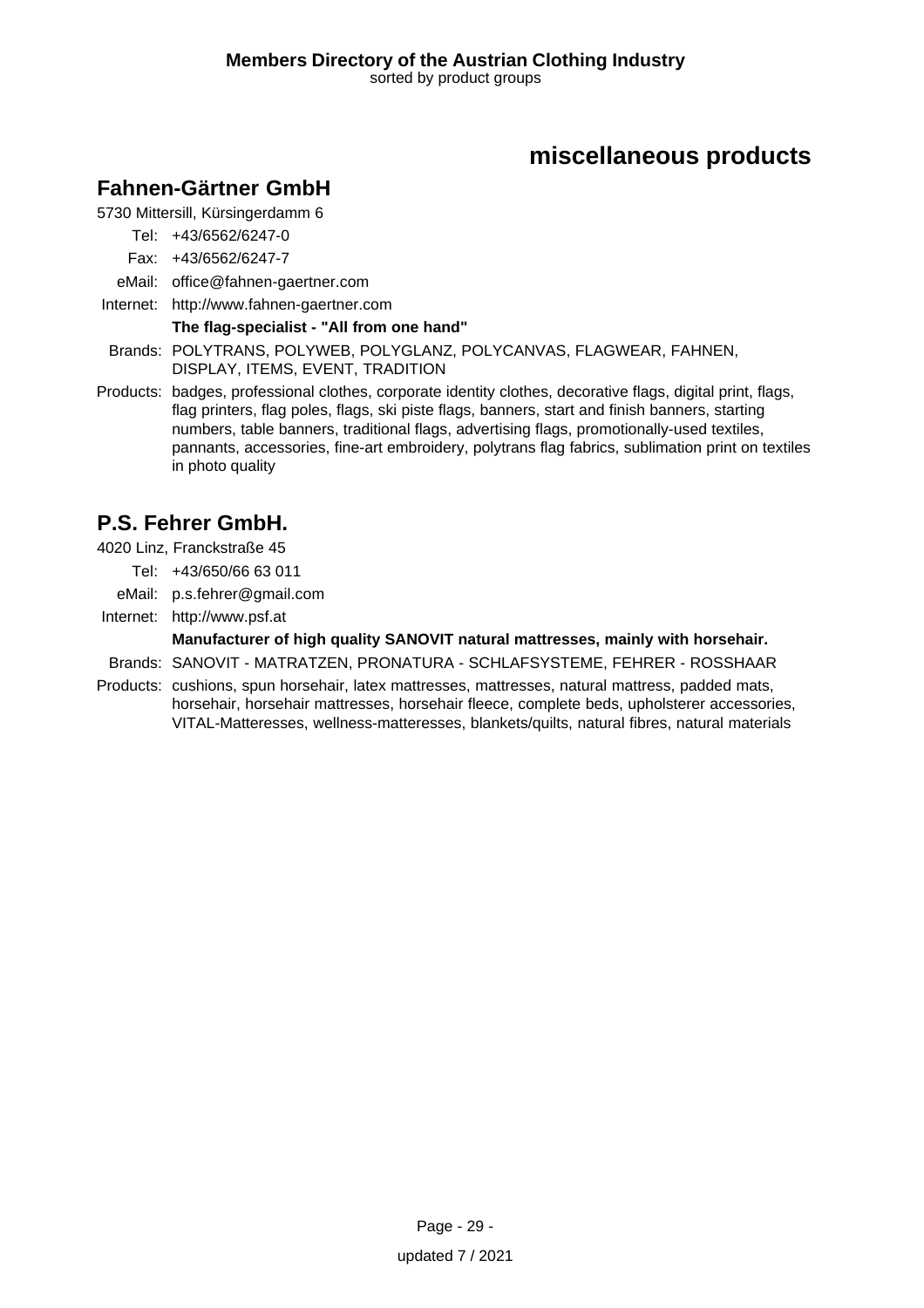# miscellaneous products

## Fahnen-Gärtner GmbH

5730 Mittersill, Kürsingerdamm 6

Tel: +43/6562/6247-0

Fax: +43/6562/6247-7

eMail: office@fahnen-gaertner.com

Internet: http://www.fahnen-gaertner.com

**The flag-specialist - "All from one hand"**

Brands: POLYTRANS, POLYWEB, POLYGLANZ, POLYCANVAS, FLAGWEAR, FAHNEN, DISPLAY, ITEMS, EVENT, TRADITION

Products: badges, professional clothes, corporate identity clothes, decorative flags, digital print, flags, flag printers, flag poles, flags, ski piste flags, banners, start and finish banners, starting numbers, table banners, traditional flags, advertising flags, promotionally-used textiles, pannants, accessories, fine-art embroidery, polytrans flag fabrics, sublimation print on textiles in photo quality

## P.S. Fehrer GmbH.

4020 Linz, Franckstraße 45

Tel: +43/650/66 63 011

eMail: p.s.fehrer@gmail.com

Internet: http://www.psf.at

**Manufacturer of high quality SANOVIT natural mattresses, mainly with horsehair.**

Brands: SANOVIT - MATRATZEN, PRONATURA - SCHLAFSYSTEME, FEHRER - ROSSHAAR

Products: cushions, spun horsehair, latex mattresses, mattresses, natural mattress, padded mats, horsehair, horsehair mattresses, horsehair fleece, complete beds, upholsterer accessories, VITAL-Matteresses, wellness-matteresses, blankets/quilts, natural fibres, natural materials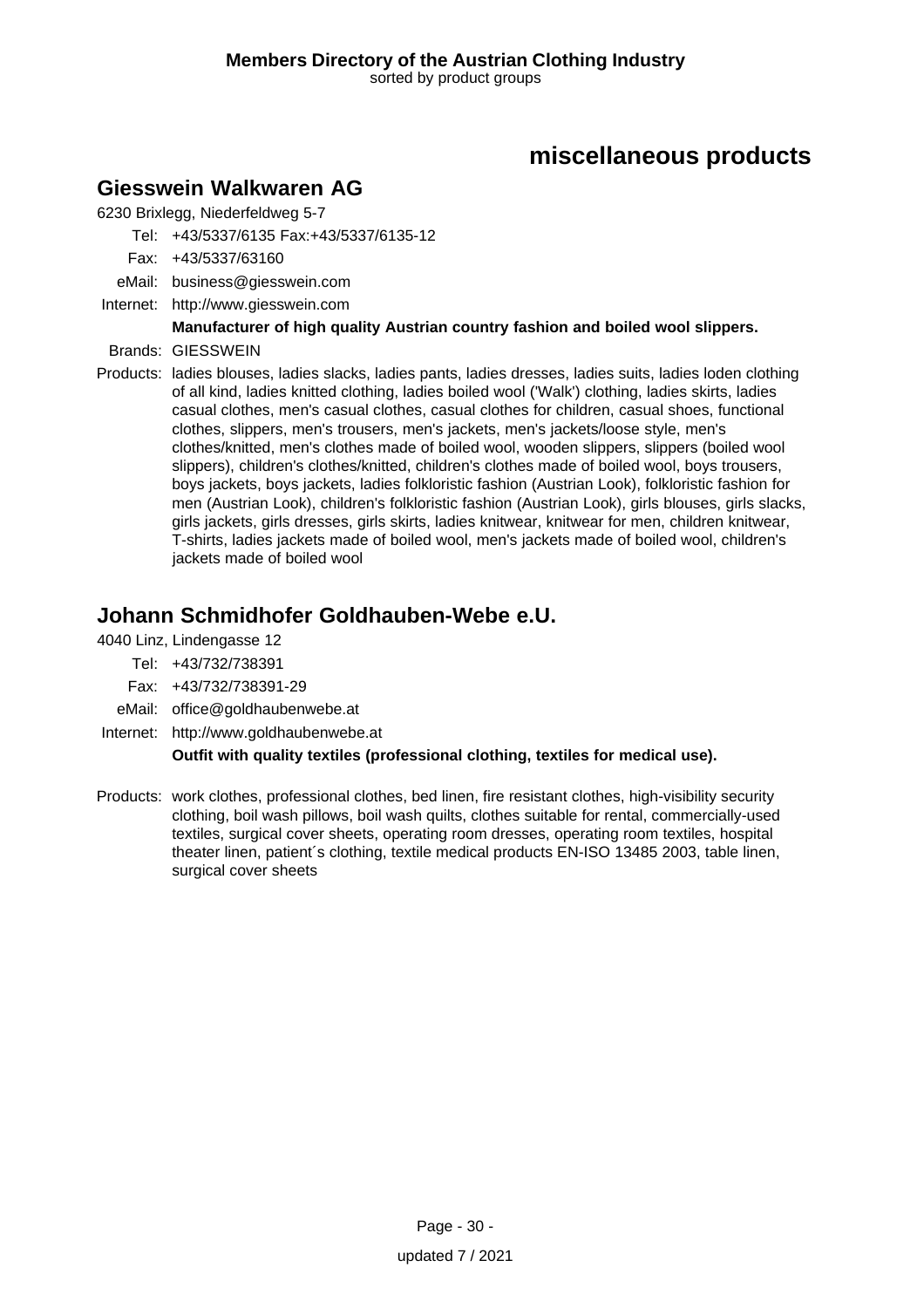# miscellaneous products

## Giesswein Walkwaren AG

6230 Brixlegg, Niederfeldweg 5-7

Tel: +43/5337/6135 Fax:+43/5337/6135-12

Fax: +43/5337/63160

eMail: business@giesswein.com

Internet: http://www.giesswein.com

**Manufacturer of high quality Austrian country fashion and boiled wool slippers.**

Brands: GIESSWEIN

Products: ladies blouses, ladies slacks, ladies pants, ladies dresses, ladies suits, ladies loden clothing of all kind, ladies knitted clothing, ladies boiled wool ('Walk') clothing, ladies skirts, ladies casual clothes, men's casual clothes, casual clothes for children, casual shoes, functional clothes, slippers, men's trousers, men's jackets, men's jackets/loose style, men's clothes/knitted, men's clothes made of boiled wool, wooden slippers, slippers (boiled wool slippers), children's clothes/knitted, children's clothes made of boiled wool, boys trousers, boys jackets, boys jackets, ladies folkloristic fashion (Austrian Look), folkloristic fashion for men (Austrian Look), children's folkloristic fashion (Austrian Look), girls blouses, girls slacks, girls jackets, girls dresses, girls skirts, ladies knitwear, knitwear for men, children knitwear, T-shirts, ladies jackets made of boiled wool, men's jackets made of boiled wool, children's jackets made of boiled wool

## Johann Schmidhofer Goldhauben-Webe e.U.

4040 Linz, Lindengasse 12

Tel: +43/732/738391

Fax: +43/732/738391-29

eMail: office@goldhaubenwebe.at

Internet: http://www.goldhaubenwebe.at

**Outfit with quality textiles (professional clothing, textiles for medical use).**

Products: work clothes, professional clothes, bed linen, fire resistant clothes, high-visibility security clothing, boil wash pillows, boil wash quilts, clothes suitable for rental, commercially-used textiles, surgical cover sheets, operating room dresses, operating room textiles, hospital theater linen, patient´s clothing, textile medical products EN-ISO 13485 2003, table linen, surgical cover sheets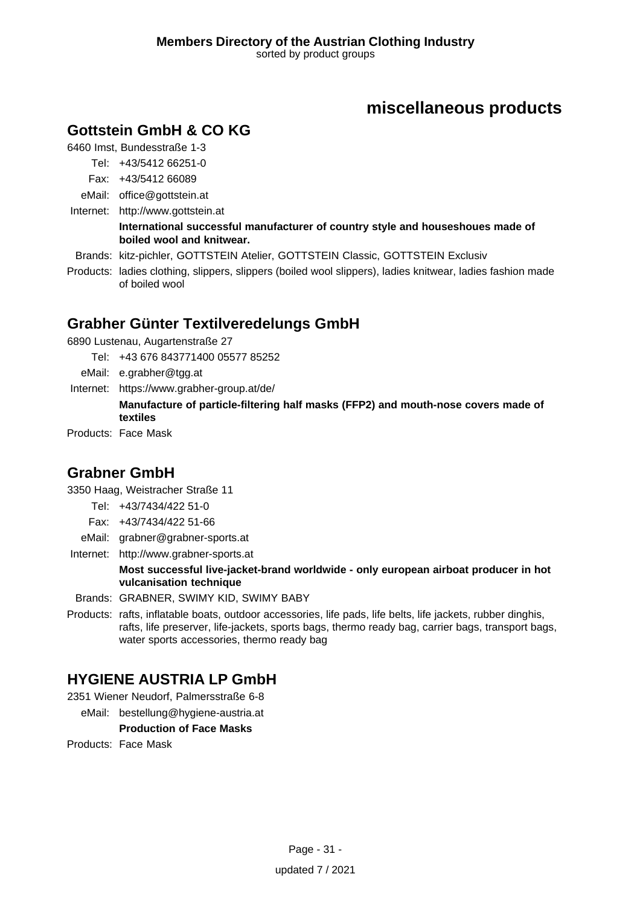# miscellaneous products

## Gottstein GmbH & CO KG

6460 Imst, Bundesstraße 1-3

Tel: +43/5412 66251-0
Fax: +43/5412 66089
eMail: office@gottstein.at
Internet: http://www.gottstein.at

**International successful manufacturer of country style and houseshoues made of boiled wool and knitwear.**

Brands: kitz-pichler, GOTTSTEIN Atelier, GOTTSTEIN Classic, GOTTSTEIN Exclusiv

Products: ladies clothing, slippers, slippers (boiled wool slippers), ladies knitwear, ladies fashion made of boiled wool

## Grabher Günter Textilveredelungs GmbH

6890 Lustenau, Augartenstraße 27

Tel: +43 676 843771400 05577 85252
eMail: e.grabher@tgg.at
Internet: https://www.grabher-group.at/de/

**Manufacture of particle-filtering half masks (FFP2) and mouth-nose covers made of textiles**

Products: Face Mask

## Grabner GmbH

3350 Haag, Weistracher Straße 11

Tel: +43/7434/422 51-0
Fax: +43/7434/422 51-66
eMail: grabner@grabner-sports.at
Internet: http://www.grabner-sports.at

**Most successful live-jacket-brand worldwide - only european airboat producer in hot vulcanisation technique**

Brands: GRABNER, SWIMY KID, SWIMY BABY

Products: rafts, inflatable boats, outdoor accessories, life pads, life belts, life jackets, rubber dinghis, rafts, life preserver, life-jackets, sports bags, thermo ready bag, carrier bags, transport bags, water sports accessories, thermo ready bag

## HYGIENE AUSTRIA LP GmbH

2351 Wiener Neudorf, Palmersstraße 6-8

eMail: bestellung@hygiene-austria.at

**Production of Face Masks**

Products: Face Mask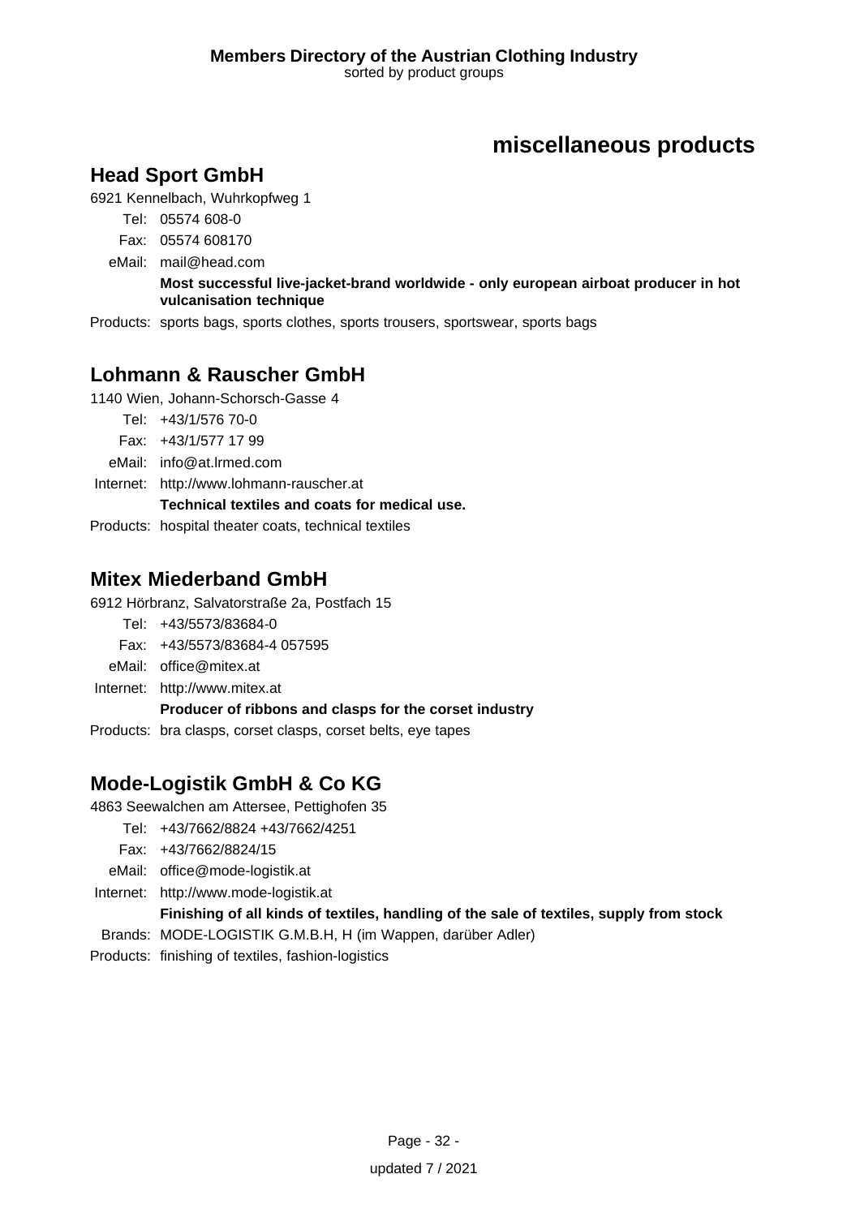# miscellaneous products

## Head Sport GmbH

6921 Kennelbach, Wuhrkopfweg 1

Tel: 05574 608-0
Fax: 05574 608170
eMail: mail@head.com

**Most successful live-jacket-brand worldwide - only european airboat producer in hot vulcanisation technique**

Products: sports bags, sports clothes, sports trousers, sportswear, sports bags

## Lohmann & Rauscher GmbH

1140 Wien, Johann-Schorsch-Gasse 4

Tel: +43/1/576 70-0
Fax: +43/1/577 17 99
eMail: info@at.lrmed.com
Internet: http://www.lohmann-rauscher.at

**Technical textiles and coats for medical use.**

Products: hospital theater coats, technical textiles

## Mitex Miederband GmbH

6912 Hörbranz, Salvatorstraße 2a, Postfach 15

Tel: +43/5573/83684-0
Fax: +43/5573/83684-4 057595
eMail: office@mitex.at
Internet: http://www.mitex.at

**Producer of ribbons and clasps for the corset industry**

Products: bra clasps, corset clasps, corset belts, eye tapes

## Mode-Logistik GmbH & Co KG

4863 Seewalchen am Attersee, Pettighofen 35

Tel: +43/7662/8824 +43/7662/4251
Fax: +43/7662/8824/15
eMail: office@mode-logistik.at
Internet: http://www.mode-logistik.at

**Finishing of all kinds of textiles, handling of the sale of textiles, supply from stock**

Brands: MODE-LOGISTIK G.M.B.H, H (im Wappen, darüber Adler)

Products: finishing of textiles, fashion-logistics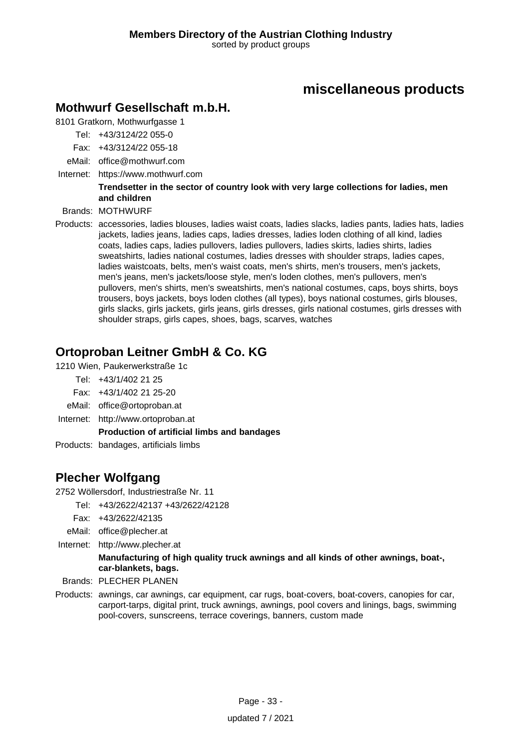# miscellaneous products

## Mothwurf Gesellschaft m.b.H.

8101 Gratkorn, Mothwurfgasse 1

Tel: +43/3124/22 055-0

Fax: +43/3124/22 055-18

eMail: office@mothwurf.com

Internet: https://www.mothwurf.com

**Trendsetter in the sector of country look with very large collections for ladies, men and children**

Brands: MOTHWURF

Products: accessories, ladies blouses, ladies waist coats, ladies slacks, ladies pants, ladies hats, ladies jackets, ladies jeans, ladies caps, ladies dresses, ladies loden clothing of all kind, ladies coats, ladies caps, ladies pullovers, ladies pullovers, ladies skirts, ladies shirts, ladies sweatshirts, ladies national costumes, ladies dresses with shoulder straps, ladies capes, ladies waistcoats, belts, men's waist coats, men's shirts, men's trousers, men's jackets, men's jeans, men's jackets/loose style, men's loden clothes, men's pullovers, men's pullovers, men's shirts, men's sweatshirts, men's national costumes, caps, boys shirts, boys trousers, boys jackets, boys loden clothes (all types), boys national costumes, girls blouses, girls slacks, girls jackets, girls jeans, girls dresses, girls national costumes, girls dresses with shoulder straps, girls capes, shoes, bags, scarves, watches

## Ortoproban Leitner GmbH & Co. KG

1210 Wien, Paukerwerkstraße 1c

Tel: +43/1/402 21 25

Fax: +43/1/402 21 25-20

eMail: office@ortoproban.at

Internet: http://www.ortoproban.at

**Production of artificial limbs and bandages**

Products: bandages, artificials limbs

## Plecher Wolfgang

2752 Wöllersdorf, Industriestraße Nr. 11

Tel: +43/2622/42137 +43/2622/42128

Fax: +43/2622/42135

eMail: office@plecher.at

Internet: http://www.plecher.at

**Manufacturing of high quality truck awnings and all kinds of other awnings, boat-, car-blankets, bags.**

Brands: PLECHER PLANEN

Products: awnings, car awnings, car equipment, car rugs, boat-covers, boat-covers, canopies for car, carport-tarps, digital print, truck awnings, awnings, pool covers and linings, bags, swimming pool-covers, sunscreens, terrace coverings, banners, custom made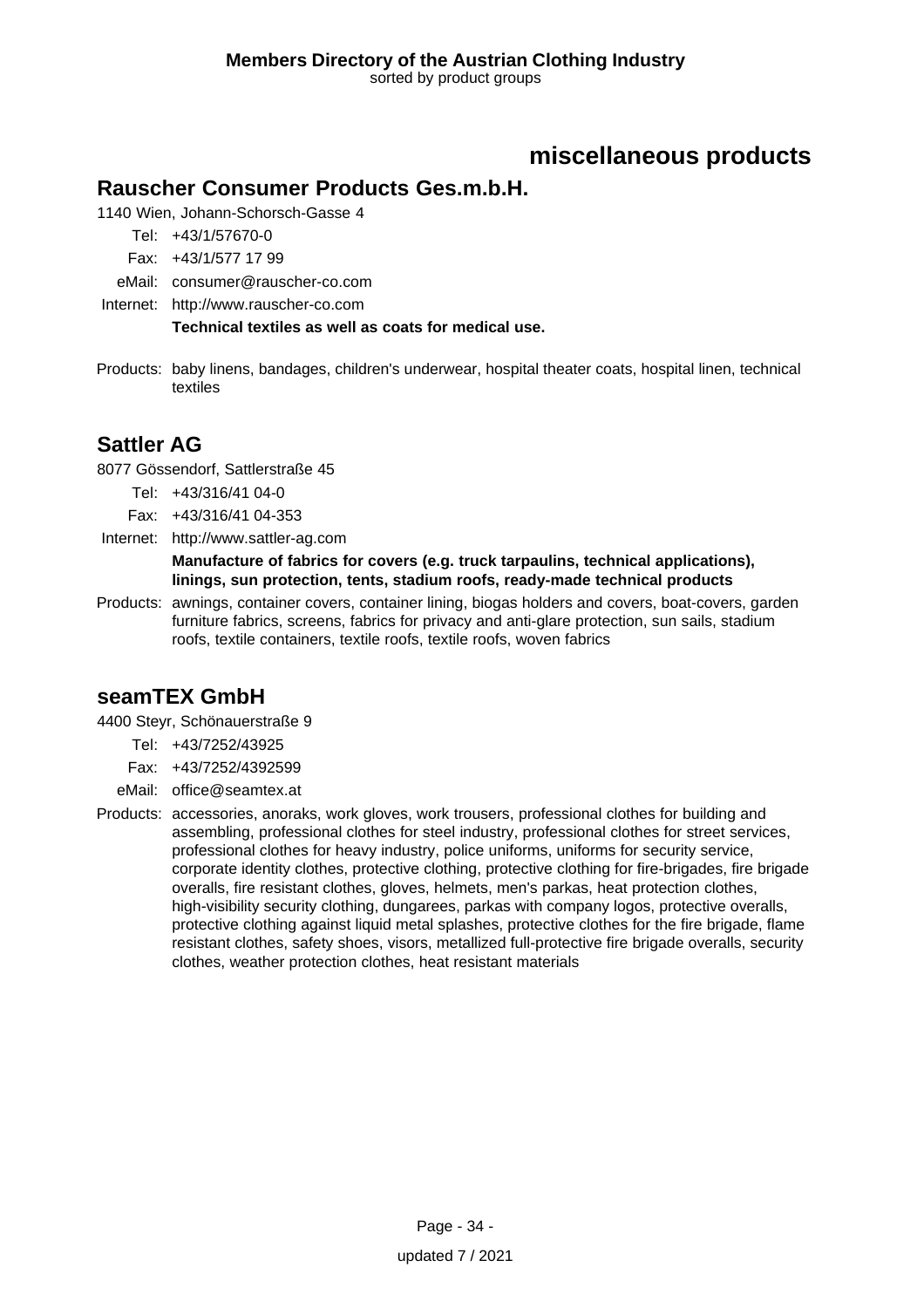# miscellaneous products

## Rauscher Consumer Products Ges.m.b.H.

1140 Wien, Johann-Schorsch-Gasse 4

Tel: +43/1/57670-0
Fax: +43/1/577 17 99
eMail: consumer@rauscher-co.com
Internet: http://www.rauscher-co.com

**Technical textiles as well as coats for medical use.**

Products: baby linens, bandages, children's underwear, hospital theater coats, hospital linen, technical textiles

## Sattler AG

8077 Gössendorf, Sattlerstraße 45

Tel: +43/316/41 04-0
Fax: +43/316/41 04-353
Internet: http://www.sattler-ag.com

**Manufacture of fabrics for covers (e.g. truck tarpaulins, technical applications), linings, sun protection, tents, stadium roofs, ready-made technical products**

Products: awnings, container covers, container lining, biogas holders and covers, boat-covers, garden furniture fabrics, screens, fabrics for privacy and anti-glare protection, sun sails, stadium roofs, textile containers, textile roofs, textile roofs, woven fabrics

## seamTEX GmbH

4400 Steyr, Schönauerstraße 9

Tel: +43/7252/43925
Fax: +43/7252/4392599
eMail: office@seamtex.at

Products: accessories, anoraks, work gloves, work trousers, professional clothes for building and assembling, professional clothes for steel industry, professional clothes for street services, professional clothes for heavy industry, police uniforms, uniforms for security service, corporate identity clothes, protective clothing, protective clothing for fire-brigades, fire brigade overalls, fire resistant clothes, gloves, helmets, men's parkas, heat protection clothes, high-visibility security clothing, dungarees, parkas with company logos, protective overalls, protective clothing against liquid metal splashes, protective clothes for the fire brigade, flame resistant clothes, safety shoes, visors, metallized full-protective fire brigade overalls, security clothes, weather protection clothes, heat resistant materials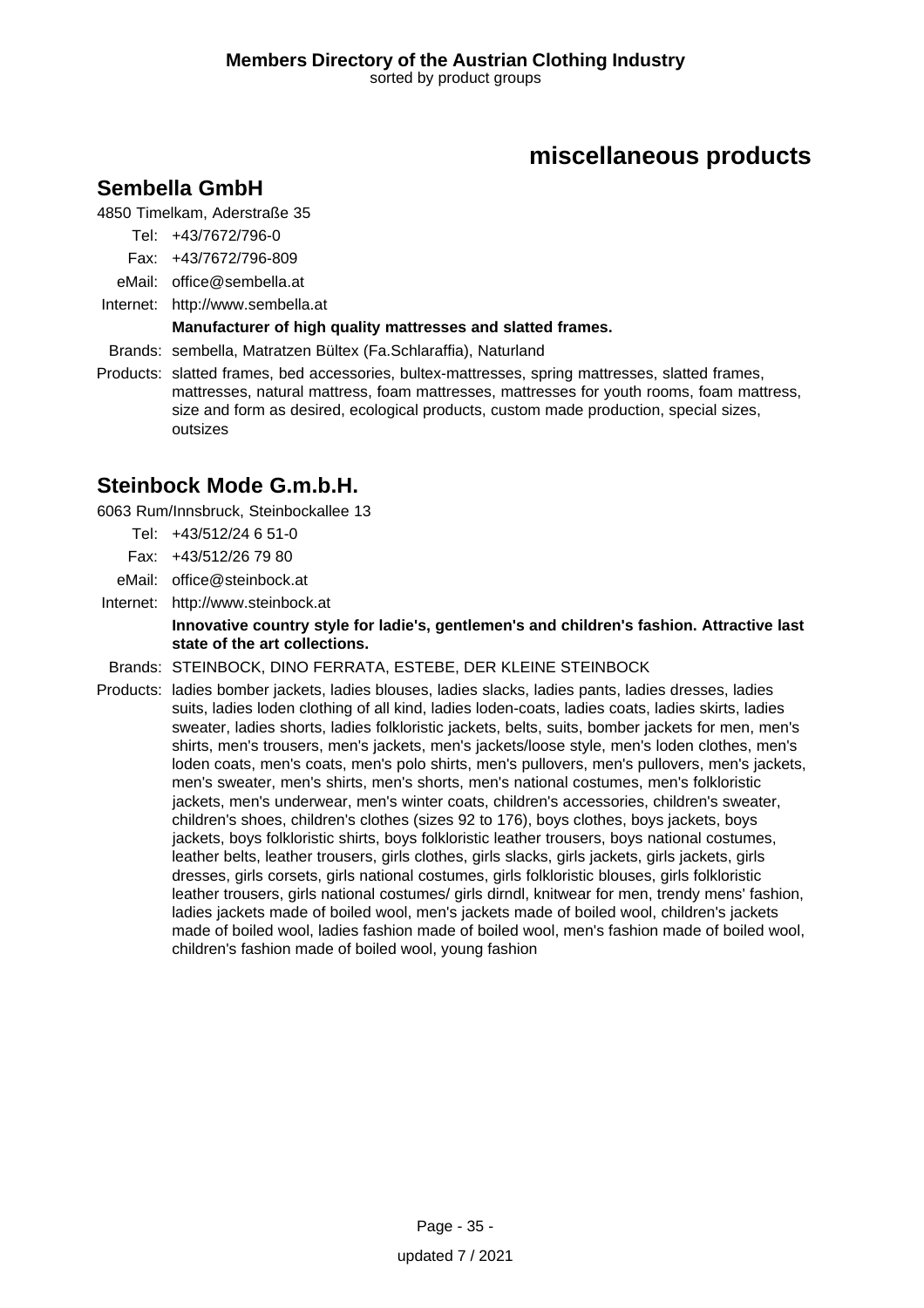# miscellaneous products

## Sembella GmbH

4850 Timelkam, Aderstraße 35

Tel: +43/7672/796-0

Fax: +43/7672/796-809

eMail: office@sembella.at

Internet: http://www.sembella.at

**Manufacturer of high quality mattresses and slatted frames.**

Brands: sembella, Matratzen Bültex (Fa.Schlaraffia), Naturland

Products: slatted frames, bed accessories, bultex-mattresses, spring mattresses, slatted frames, mattresses, natural mattress, foam mattresses, mattresses for youth rooms, foam mattress, size and form as desired, ecological products, custom made production, special sizes, outsizes

## Steinbock Mode G.m.b.H.

6063 Rum/Innsbruck, Steinbockallee 13

Tel: +43/512/24 6 51-0

Fax: +43/512/26 79 80

eMail: office@steinbock.at

Internet: http://www.steinbock.at

**Innovative country style for ladie's, gentlemen's and children's fashion. Attractive last state of the art collections.**

Brands: STEINBOCK, DINO FERRATA, ESTEBE, DER KLEINE STEINBOCK

Products: ladies bomber jackets, ladies blouses, ladies slacks, ladies pants, ladies dresses, ladies suits, ladies loden clothing of all kind, ladies loden-coats, ladies coats, ladies skirts, ladies sweater, ladies shorts, ladies folkloristic jackets, belts, suits, bomber jackets for men, men's shirts, men's trousers, men's jackets, men's jackets/loose style, men's loden clothes, men's loden coats, men's coats, men's polo shirts, men's pullovers, men's pullovers, men's jackets, men's sweater, men's shirts, men's shorts, men's national costumes, men's folkloristic jackets, men's underwear, men's winter coats, children's accessories, children's sweater, children's shoes, children's clothes (sizes 92 to 176), boys clothes, boys jackets, boys jackets, boys folkloristic shirts, boys folkloristic leather trousers, boys national costumes, leather belts, leather trousers, girls clothes, girls slacks, girls jackets, girls jackets, girls dresses, girls corsets, girls national costumes, girls folkloristic blouses, girls folkloristic leather trousers, girls national costumes/ girls dirndl, knitwear for men, trendy mens' fashion, ladies jackets made of boiled wool, men's jackets made of boiled wool, children's jackets made of boiled wool, ladies fashion made of boiled wool, men's fashion made of boiled wool, children's fashion made of boiled wool, young fashion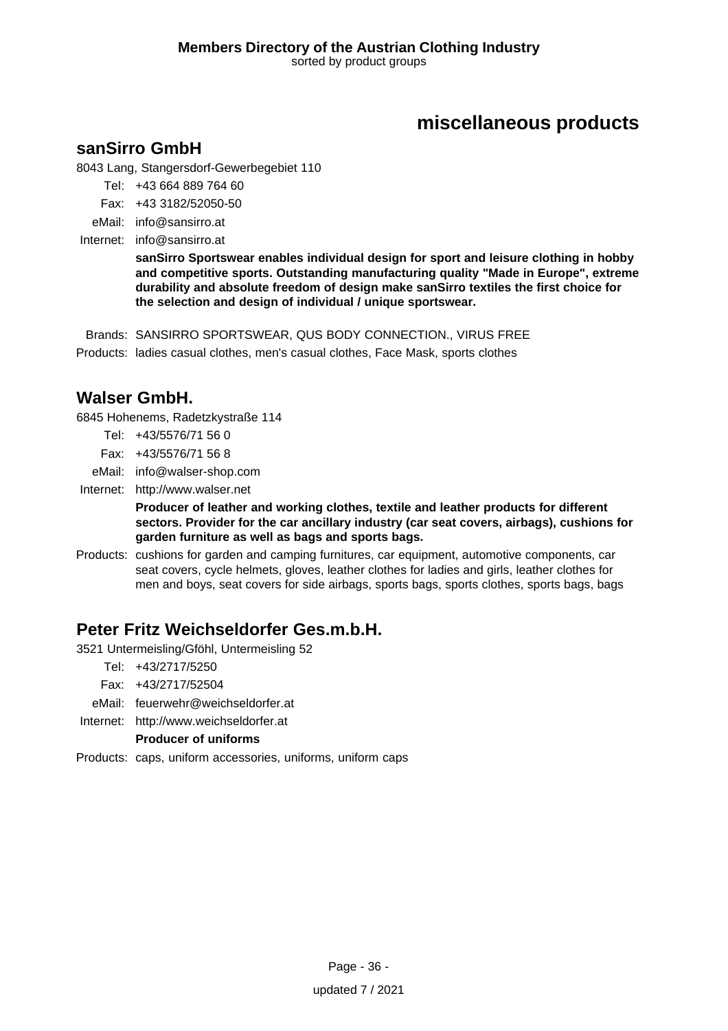# miscellaneous products

## sanSirro GmbH

8043 Lang, Stangersdorf-Gewerbegebiet 110

Tel: +43 664 889 764 60
Fax: +43 3182/52050-50
eMail: info@sansirro.at
Internet: info@sansirro.at

**sanSirro Sportswear enables individual design for sport and leisure clothing in hobby and competitive sports. Outstanding manufacturing quality "Made in Europe", extreme durability and absolute freedom of design make sanSirro textiles the first choice for the selection and design of individual / unique sportswear.**

Brands: SANSIRRO SPORTSWEAR, QUS BODY CONNECTION., VIRUS FREE
Products: ladies casual clothes, men's casual clothes, Face Mask, sports clothes

## Walser GmbH.

6845 Hohenems, Radetzkystraße 114

Tel: +43/5576/71 56 0
Fax: +43/5576/71 56 8
eMail: info@walser-shop.com
Internet: http://www.walser.net

**Producer of leather and working clothes, textile and leather products for different sectors. Provider for the car ancillary industry (car seat covers, airbags), cushions for garden furniture as well as bags and sports bags.**

Products: cushions for garden and camping furnitures, car equipment, automotive components, car seat covers, cycle helmets, gloves, leather clothes for ladies and girls, leather clothes for men and boys, seat covers for side airbags, sports bags, sports clothes, sports bags, bags

## Peter Fritz Weichseldorfer Ges.m.b.H.

3521 Untermeisling/Gföhl, Untermeisling 52

Tel: +43/2717/5250
Fax: +43/2717/52504
eMail: feuerwehr@weichseldorfer.at
Internet: http://www.weichseldorfer.at

**Producer of uniforms**

Products: caps, uniform accessories, uniforms, uniform caps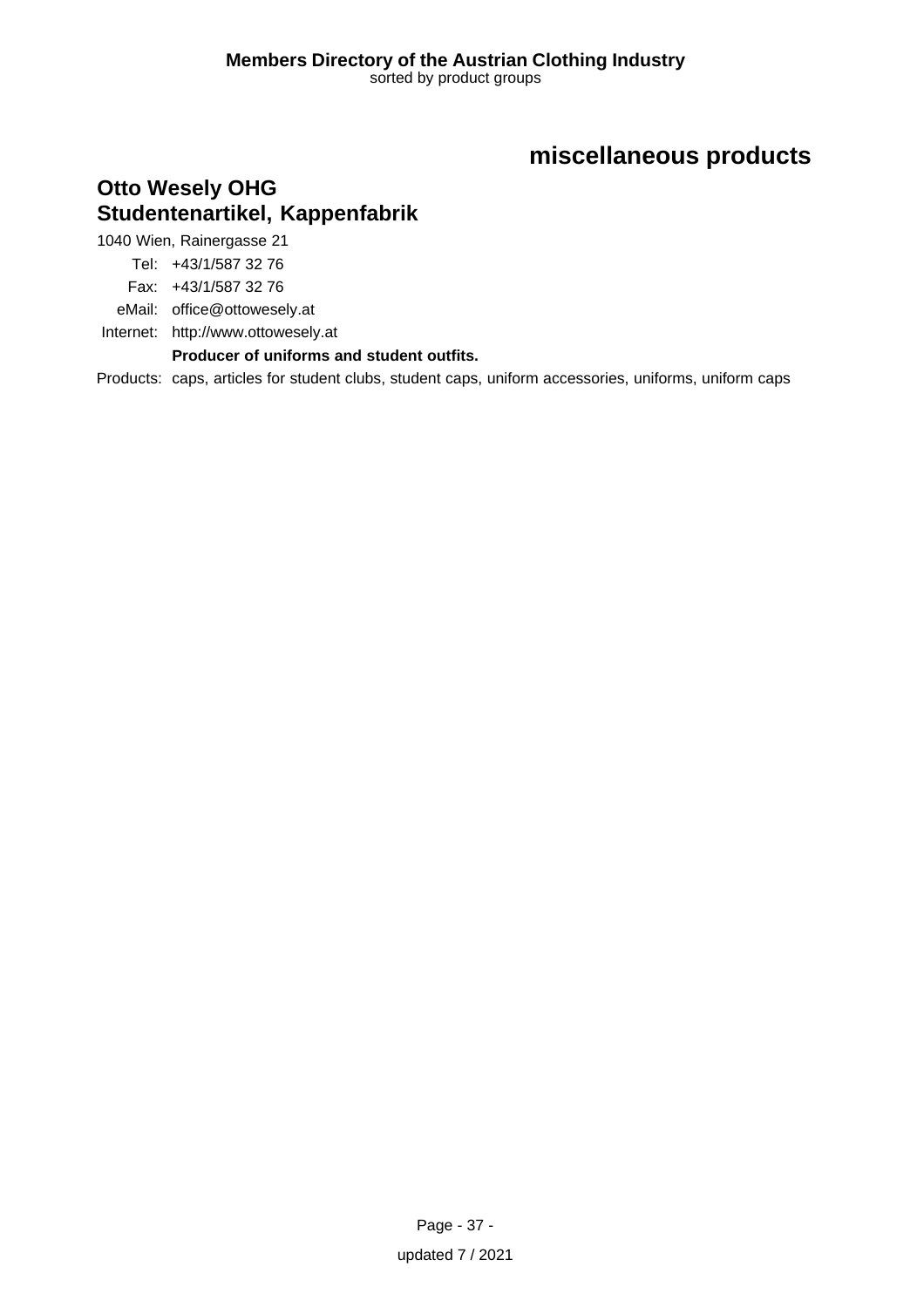## miscellaneous products

### Otto Wesely OHG
### Studentenartikel, Kappenfabrik

1040 Wien, Rainergasse 21

Tel: +43/1/587 32 76

Fax: +43/1/587 32 76

eMail: office@ottowesely.at

Internet: http://www.ottowesely.at

**Producer of uniforms and student outfits.**

Products: caps, articles for student clubs, student caps, uniform accessories, uniforms, uniform caps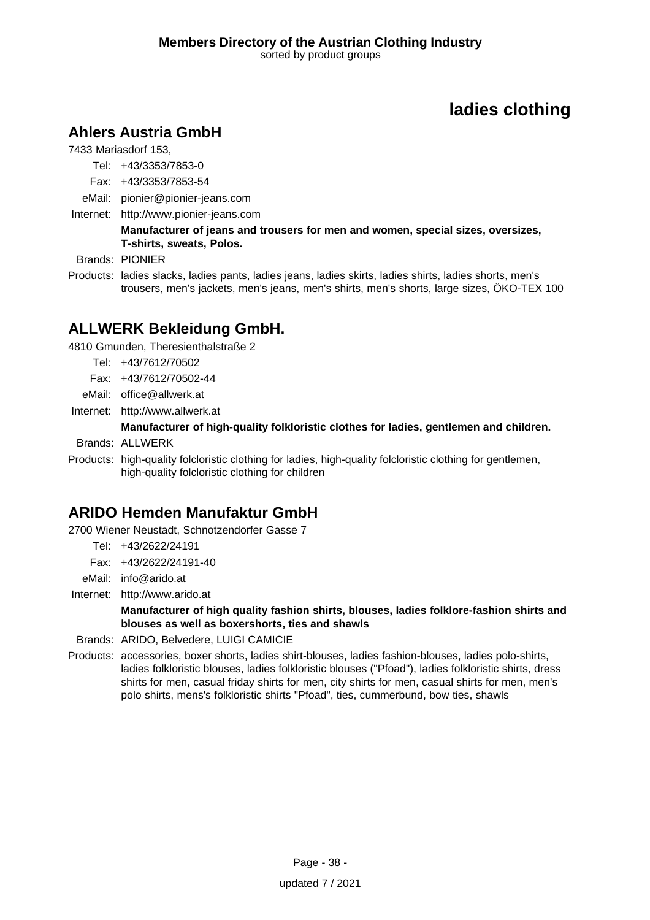# ladies clothing

## Ahlers Austria GmbH

7433 Mariasdorf 153,

Tel: +43/3353/7853-0

Fax: +43/3353/7853-54

eMail: pionier@pionier-jeans.com

Internet: http://www.pionier-jeans.com

**Manufacturer of jeans and trousers for men and women, special sizes, oversizes, T-shirts, sweats, Polos.**

Brands: PIONIER

Products: ladies slacks, ladies pants, ladies jeans, ladies skirts, ladies shirts, ladies shorts, men's trousers, men's jackets, men's jeans, men's shirts, men's shorts, large sizes, ÖKO-TEX 100

## ALLWERK Bekleidung GmbH.

4810 Gmunden, Theresienthalstraße 2

Tel: +43/7612/70502

Fax: +43/7612/70502-44

eMail: office@allwerk.at

Internet: http://www.allwerk.at

**Manufacturer of high-quality folkloristic clothes for ladies, gentlemen and children.**

Brands: ALLWERK

Products: high-quality folcloristic clothing for ladies, high-quality folcloristic clothing for gentlemen, high-quality folcloristic clothing for children

## ARIDO Hemden Manufaktur GmbH

2700 Wiener Neustadt, Schnotzendorfer Gasse 7

Tel: +43/2622/24191

Fax: +43/2622/24191-40

eMail: info@arido.at

Internet: http://www.arido.at

**Manufacturer of high quality fashion shirts, blouses, ladies folklore-fashion shirts and blouses as well as boxershorts, ties and shawls**

Brands: ARIDO, Belvedere, LUIGI CAMICIE

Products: accessories, boxer shorts, ladies shirt-blouses, ladies fashion-blouses, ladies polo-shirts, ladies folkloristic blouses, ladies folkloristic blouses ("Pfoad"), ladies folkloristic shirts, dress shirts for men, casual friday shirts for men, city shirts for men, casual shirts for men, men's polo shirts, mens's folkloristic shirts "Pfoad", ties, cummerbund, bow ties, shawls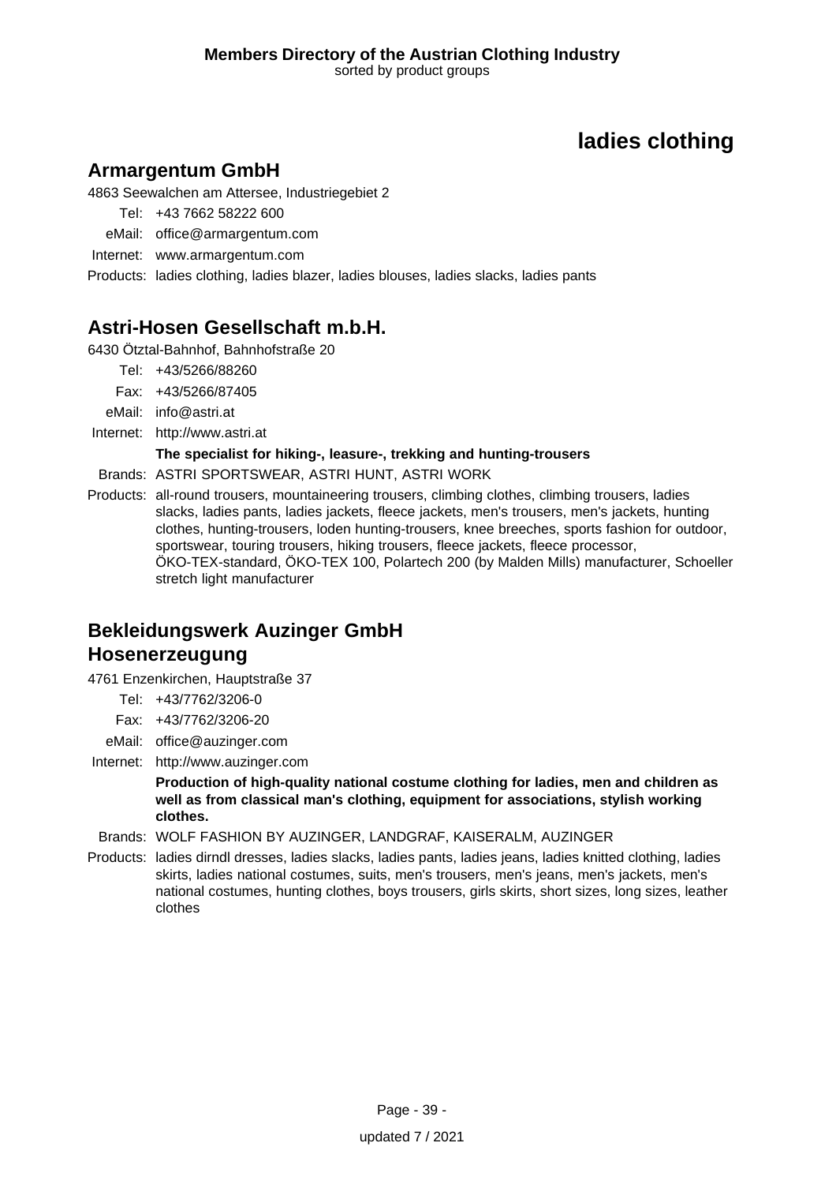# ladies clothing

## Armargentum GmbH

4863 Seewalchen am Attersee, Industriegebiet 2

Tel: +43 7662 58222 600

eMail: office@armargentum.com

Internet: www.armargentum.com

Products: ladies clothing, ladies blazer, ladies blouses, ladies slacks, ladies pants

## Astri-Hosen Gesellschaft m.b.H.

6430 Ötztal-Bahnhof, Bahnhofstraße 20

Tel: +43/5266/88260

Fax: +43/5266/87405

eMail: info@astri.at

Internet: http://www.astri.at

**The specialist for hiking-, leasure-, trekking and hunting-trousers**

Brands: ASTRI SPORTSWEAR, ASTRI HUNT, ASTRI WORK

Products: all-round trousers, mountaineering trousers, climbing clothes, climbing trousers, ladies slacks, ladies pants, ladies jackets, fleece jackets, men's trousers, men's jackets, hunting clothes, hunting-trousers, loden hunting-trousers, knee breeches, sports fashion for outdoor, sportswear, touring trousers, hiking trousers, fleece jackets, fleece processor, ÖKO-TEX-standard, ÖKO-TEX 100, Polartech 200 (by Malden Mills) manufacturer, Schoeller stretch light manufacturer

## Bekleidungswerk Auzinger GmbH
## Hosenerzeugung

4761 Enzenkirchen, Hauptstraße 37

Tel: +43/7762/3206-0

Fax: +43/7762/3206-20

eMail: office@auzinger.com

Internet: http://www.auzinger.com

**Production of high-quality national costume clothing for ladies, men and children as well as from classical man's clothing, equipment for associations, stylish working clothes.**

Brands: WOLF FASHION BY AUZINGER, LANDGRAF, KAISERALM, AUZINGER

Products: ladies dirndl dresses, ladies slacks, ladies pants, ladies jeans, ladies knitted clothing, ladies skirts, ladies national costumes, suits, men's trousers, men's jeans, men's jackets, men's national costumes, hunting clothes, boys trousers, girls skirts, short sizes, long sizes, leather clothes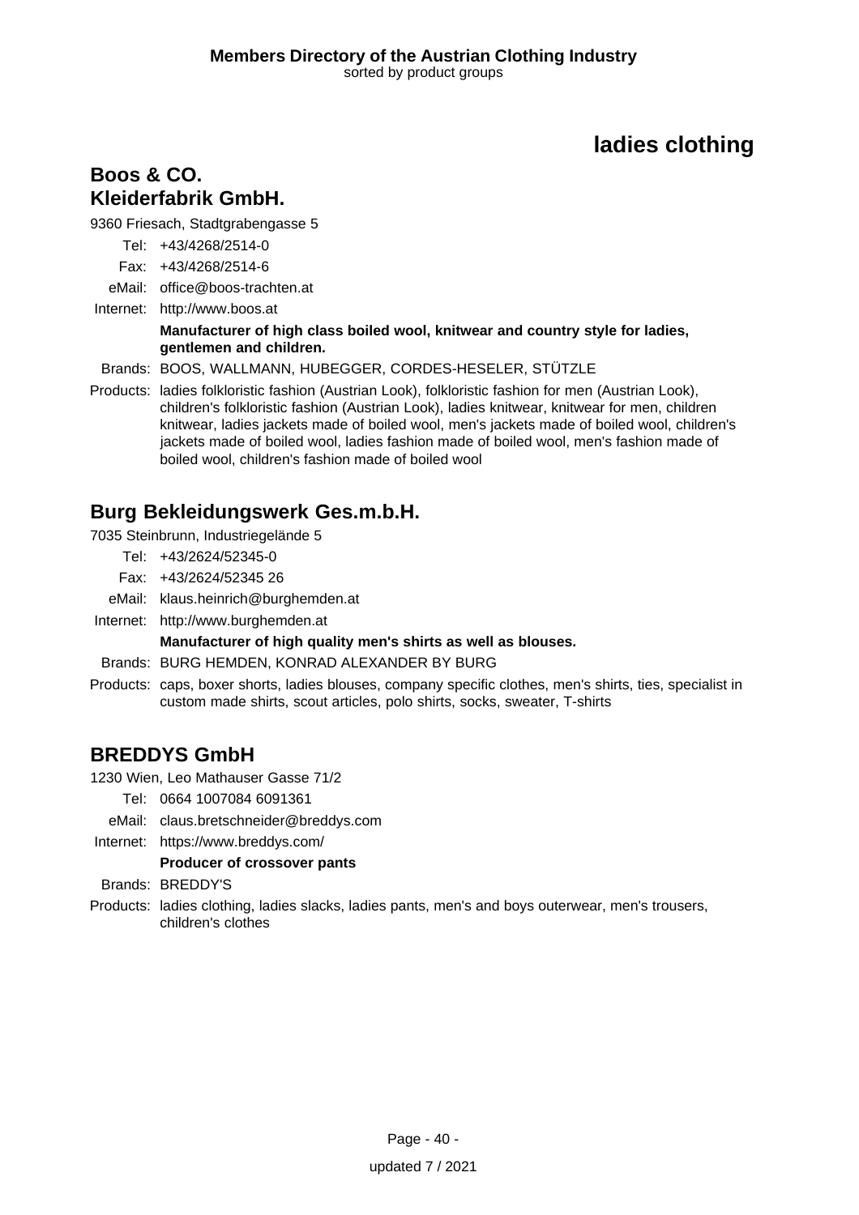# ladies clothing

## Boos & CO. Kleiderfabrik GmbH.

9360 Friesach, Stadtgrabengasse 5

Tel: +43/4268/2514-0

Fax: +43/4268/2514-6

eMail: office@boos-trachten.at

Internet: http://www.boos.at

**Manufacturer of high class boiled wool, knitwear and country style for ladies, gentlemen and children.**

Brands: BOOS, WALLMANN, HUBEGGER, CORDES-HESELER, STÜTZLE

Products: ladies folkloristic fashion (Austrian Look), folkloristic fashion for men (Austrian Look), children's folkloristic fashion (Austrian Look), ladies knitwear, knitwear for men, children knitwear, ladies jackets made of boiled wool, men's jackets made of boiled wool, children's jackets made of boiled wool, ladies fashion made of boiled wool, men's fashion made of boiled wool, children's fashion made of boiled wool

## Burg Bekleidungswerk Ges.m.b.H.

7035 Steinbrunn, Industriegelände 5

Tel: +43/2624/52345-0

Fax: +43/2624/52345 26

eMail: klaus.heinrich@burghemden.at

Internet: http://www.burghemden.at

**Manufacturer of high quality men's shirts as well as blouses.**

Brands: BURG HEMDEN, KONRAD ALEXANDER BY BURG

Products: caps, boxer shorts, ladies blouses, company specific clothes, men's shirts, ties, specialist in custom made shirts, scout articles, polo shirts, socks, sweater, T-shirts

## BREDDYS GmbH

1230 Wien, Leo Mathauser Gasse 71/2

Tel: 0664 1007084 6091361

eMail: claus.bretschneider@breddys.com

Internet: https://www.breddys.com/

**Producer of crossover pants**

Brands: BREDDY'S

Products: ladies clothing, ladies slacks, ladies pants, men's and boys outerwear, men's trousers, children's clothes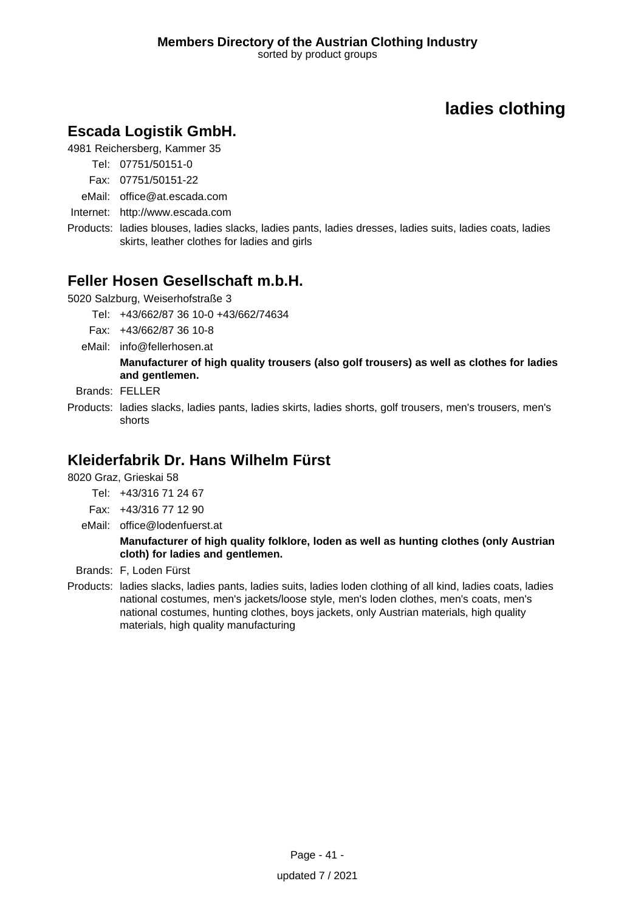# ladies clothing

## Escada Logistik GmbH.

4981 Reichersberg, Kammer 35

Tel: 07751/50151-0

Fax: 07751/50151-22

eMail: office@at.escada.com

Internet: http://www.escada.com

Products: ladies blouses, ladies slacks, ladies pants, ladies dresses, ladies suits, ladies coats, ladies skirts, leather clothes for ladies and girls

## Feller Hosen Gesellschaft m.b.H.

5020 Salzburg, Weiserhofstraße 3

Tel: +43/662/87 36 10-0 +43/662/74634

Fax: +43/662/87 36 10-8

eMail: info@fellerhosen.at

**Manufacturer of high quality trousers (also golf trousers) as well as clothes for ladies and gentlemen.**

Brands: FELLER

Products: ladies slacks, ladies pants, ladies skirts, ladies shorts, golf trousers, men's trousers, men's shorts

## Kleiderfabrik Dr. Hans Wilhelm Fürst

8020 Graz, Grieskai 58

Tel: +43/316 71 24 67

Fax: +43/316 77 12 90

eMail: office@lodenfuerst.at

**Manufacturer of high quality folklore, loden as well as hunting clothes (only Austrian cloth) for ladies and gentlemen.**

Brands: F, Loden Fürst

Products: ladies slacks, ladies pants, ladies suits, ladies loden clothing of all kind, ladies coats, ladies national costumes, men's jackets/loose style, men's loden clothes, men's coats, men's national costumes, hunting clothes, boys jackets, only Austrian materials, high quality materials, high quality manufacturing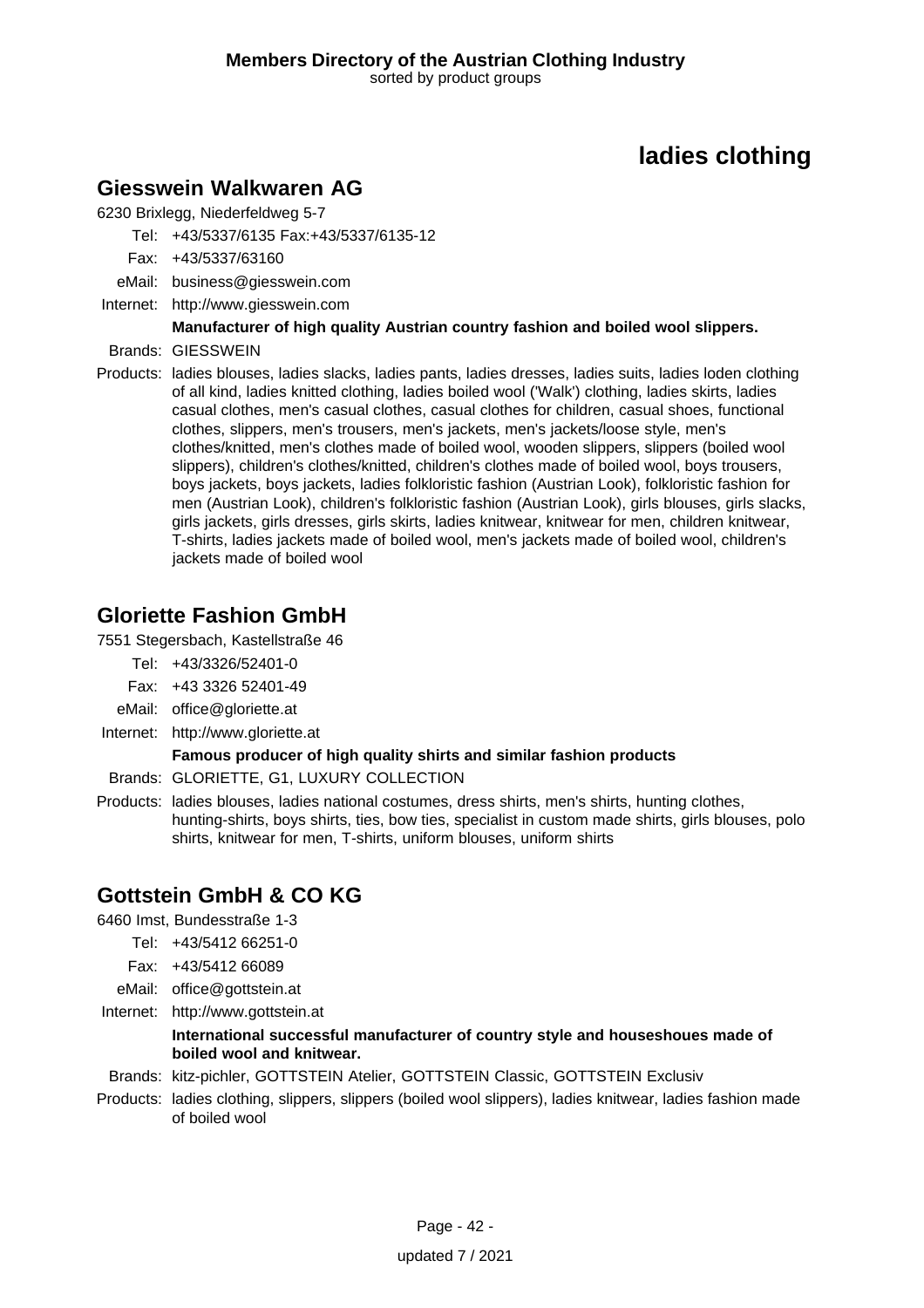# ladies clothing

## Giesswein Walkwaren AG

6230 Brixlegg, Niederfeldweg 5-7

Tel: +43/5337/6135 Fax:+43/5337/6135-12
Fax: +43/5337/63160
eMail: business@giesswein.com
Internet: http://www.giesswein.com

**Manufacturer of high quality Austrian country fashion and boiled wool slippers.**

Brands: GIESSWEIN

Products: ladies blouses, ladies slacks, ladies pants, ladies dresses, ladies suits, ladies loden clothing of all kind, ladies knitted clothing, ladies boiled wool ('Walk') clothing, ladies skirts, ladies casual clothes, men's casual clothes, casual clothes for children, casual shoes, functional clothes, slippers, men's trousers, men's jackets, men's jackets/loose style, men's clothes/knitted, men's clothes made of boiled wool, wooden slippers, slippers (boiled wool slippers), children's clothes/knitted, children's clothes made of boiled wool, boys trousers, boys jackets, boys jackets, ladies folkloristic fashion (Austrian Look), folkloristic fashion for men (Austrian Look), children's folkloristic fashion (Austrian Look), girls blouses, girls slacks, girls jackets, girls dresses, girls skirts, ladies knitwear, knitwear for men, children knitwear, T-shirts, ladies jackets made of boiled wool, men's jackets made of boiled wool, children's jackets made of boiled wool

## Gloriette Fashion GmbH

7551 Stegersbach, Kastellstraße 46

Tel: +43/3326/52401-0
Fax: +43 3326 52401-49
eMail: office@gloriette.at
Internet: http://www.gloriette.at

**Famous producer of high quality shirts and similar fashion products**

Brands: GLORIETTE, G1, LUXURY COLLECTION

Products: ladies blouses, ladies national costumes, dress shirts, men's shirts, hunting clothes, hunting-shirts, boys shirts, ties, bow ties, specialist in custom made shirts, girls blouses, polo shirts, knitwear for men, T-shirts, uniform blouses, uniform shirts

## Gottstein GmbH & CO KG

6460 Imst, Bundesstraße 1-3

Tel: +43/5412 66251-0
Fax: +43/5412 66089
eMail: office@gottstein.at
Internet: http://www.gottstein.at

**International successful manufacturer of country style and houseshoues made of boiled wool and knitwear.**

Brands: kitz-pichler, GOTTSTEIN Atelier, GOTTSTEIN Classic, GOTTSTEIN Exclusiv

Products: ladies clothing, slippers, slippers (boiled wool slippers), ladies knitwear, ladies fashion made of boiled wool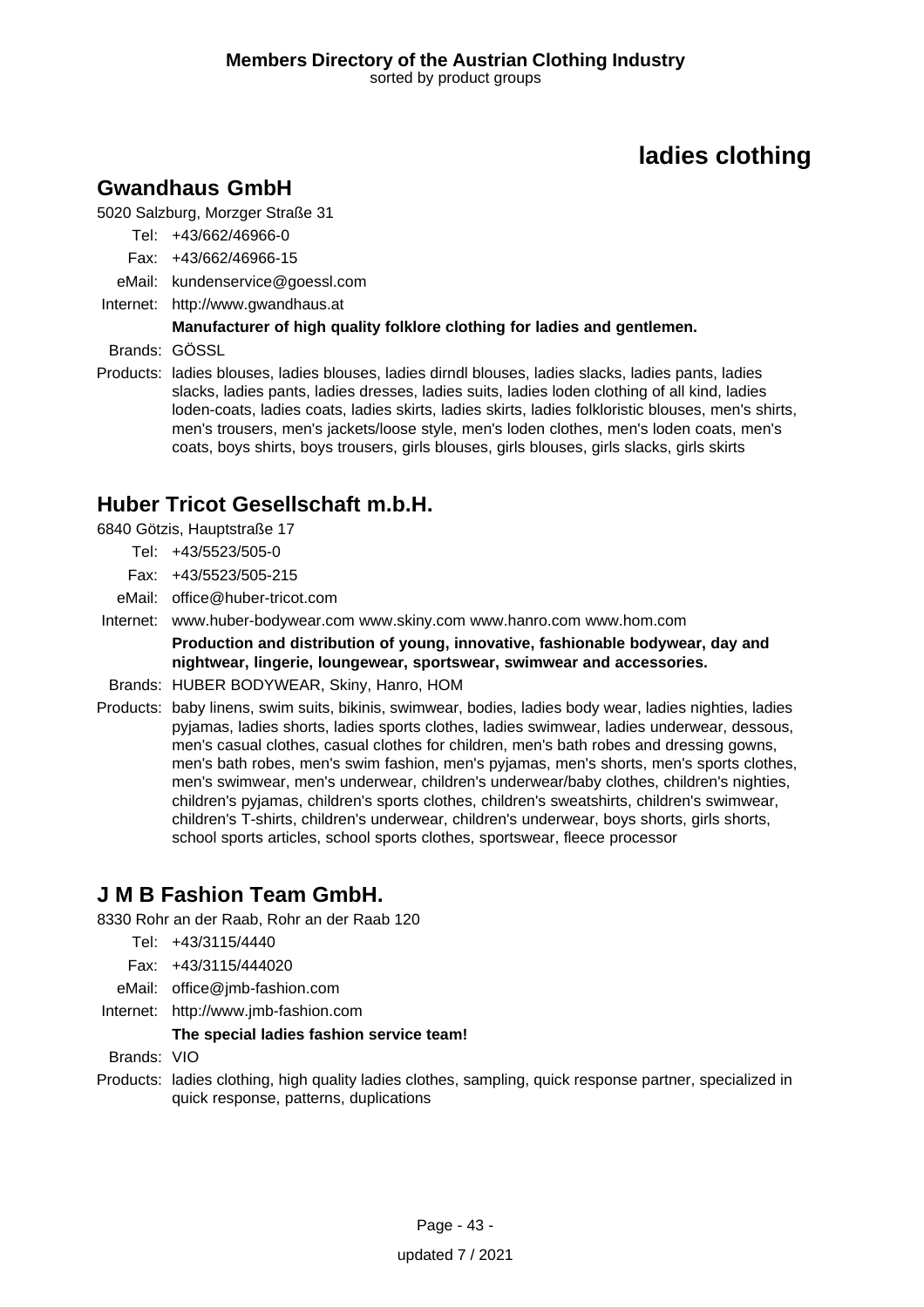# ladies clothing

## Gwandhaus GmbH

5020 Salzburg, Morzger Straße 31

Tel: +43/662/46966-0
Fax: +43/662/46966-15
eMail: kundenservice@goessl.com
Internet: http://www.gwandhaus.at

**Manufacturer of high quality folklore clothing for ladies and gentlemen.**

Brands: GÖSSL

Products: ladies blouses, ladies blouses, ladies dirndl blouses, ladies slacks, ladies pants, ladies slacks, ladies pants, ladies dresses, ladies suits, ladies loden clothing of all kind, ladies loden-coats, ladies coats, ladies skirts, ladies skirts, ladies folkloristic blouses, men's shirts, men's trousers, men's jackets/loose style, men's loden clothes, men's loden coats, men's coats, boys shirts, boys trousers, girls blouses, girls blouses, girls slacks, girls skirts

## Huber Tricot Gesellschaft m.b.H.

6840 Götzis, Hauptstraße 17

Tel: +43/5523/505-0
Fax: +43/5523/505-215
eMail: office@huber-tricot.com
Internet: www.huber-bodywear.com www.skiny.com www.hanro.com www.hom.com

**Production and distribution of young, innovative, fashionable bodywear, day and nightwear, lingerie, loungewear, sportswear, swimwear and accessories.**

Brands: HUBER BODYWEAR, Skiny, Hanro, HOM

Products: baby linens, swim suits, bikinis, swimwear, bodies, ladies body wear, ladies nighties, ladies pyjamas, ladies shorts, ladies sports clothes, ladies swimwear, ladies underwear, dessous, men's casual clothes, casual clothes for children, men's bath robes and dressing gowns, men's bath robes, men's swim fashion, men's pyjamas, men's shorts, men's sports clothes, men's swimwear, men's underwear, children's underwear/baby clothes, children's nighties, children's pyjamas, children's sports clothes, children's sweatshirts, children's swimwear, children's T-shirts, children's underwear, children's underwear, boys shorts, girls shorts, school sports articles, school sports clothes, sportswear, fleece processor

## J M B Fashion Team GmbH.

8330 Rohr an der Raab, Rohr an der Raab 120

Tel: +43/3115/4440
Fax: +43/3115/444020
eMail: office@jmb-fashion.com
Internet: http://www.jmb-fashion.com

**The special ladies fashion service team!**

Brands: VIO

Products: ladies clothing, high quality ladies clothes, sampling, quick response partner, specialized in quick response, patterns, duplications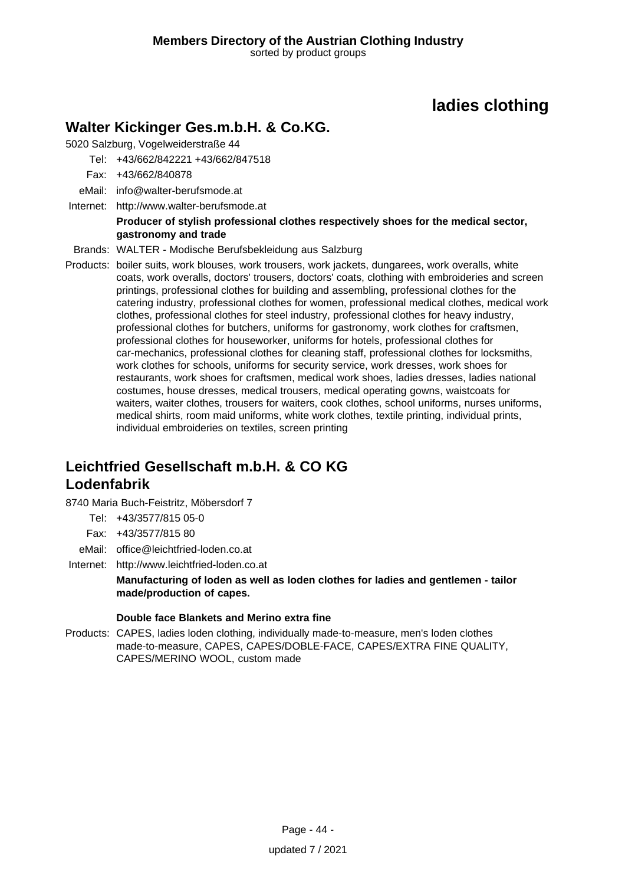# ladies clothing

## Walter Kickinger Ges.m.b.H. & Co.KG.

5020 Salzburg, Vogelweiderstraße 44

Tel: +43/662/842221 +43/662/847518

Fax: +43/662/840878

eMail: info@walter-berufsmode.at

Internet: http://www.walter-berufsmode.at

**Producer of stylish professional clothes respectively shoes for the medical sector, gastronomy and trade**

Brands: WALTER - Modische Berufsbekleidung aus Salzburg

Products: boiler suits, work blouses, work trousers, work jackets, dungarees, work overalls, white coats, work overalls, doctors' trousers, doctors' coats, clothing with embroideries and screen printings, professional clothes for building and assembling, professional clothes for the catering industry, professional clothes for women, professional medical clothes, medical work clothes, professional clothes for steel industry, professional clothes for heavy industry, professional clothes for butchers, uniforms for gastronomy, work clothes for craftsmen, professional clothes for houseworker, uniforms for hotels, professional clothes for car-mechanics, professional clothes for cleaning staff, professional clothes for locksmiths, work clothes for schools, uniforms for security service, work dresses, work shoes for restaurants, work shoes for craftsmen, medical work shoes, ladies dresses, ladies national costumes, house dresses, medical trousers, medical operating gowns, waistcoats for waiters, waiter clothes, trousers for waiters, cook clothes, school uniforms, nurses uniforms, medical shirts, room maid uniforms, white work clothes, textile printing, individual prints, individual embroideries on textiles, screen printing

## Leichtfried Gesellschaft m.b.H. & CO KG Lodenfabrik

8740 Maria Buch-Feistritz, Möbersdorf 7

Tel: +43/3577/815 05-0

Fax: +43/3577/815 80

eMail: office@leichtfried-loden.co.at

Internet: http://www.leichtfried-loden.co.at

**Manufacturing of loden as well as loden clothes for ladies and gentlemen - tailor made/production of capes.**

**Double face Blankets and Merino extra fine**

Products: CAPES, ladies loden clothing, individually made-to-measure, men's loden clothes made-to-measure, CAPES, CAPES/DOBLE-FACE, CAPES/EXTRA FINE QUALITY, CAPES/MERINO WOOL, custom made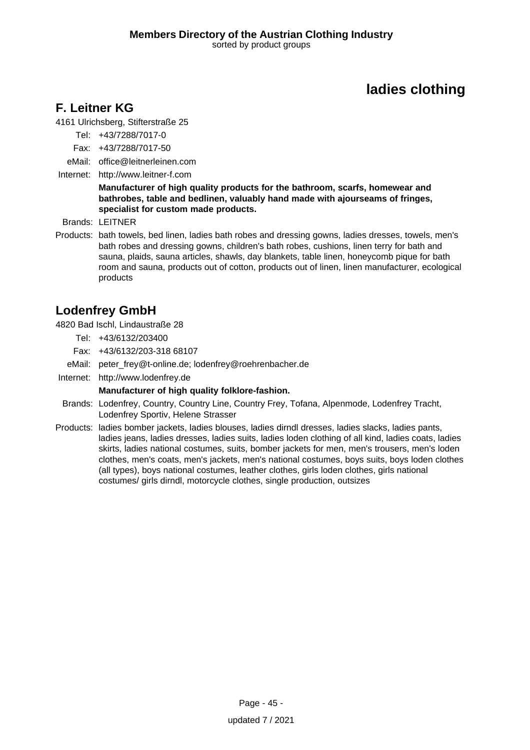# ladies clothing

## F. Leitner KG

4161 Ulrichsberg, Stifterstraße 25

Tel: +43/7288/7017-0

Fax: +43/7288/7017-50

eMail: office@leitnerleinen.com

Internet: http://www.leitner-f.com

**Manufacturer of high quality products for the bathroom, scarfs, homewear and bathrobes, table and bedlinen, valuably hand made with ajourseams of fringes, specialist for custom made products.**

Brands: LEITNER

Products: bath towels, bed linen, ladies bath robes and dressing gowns, ladies dresses, towels, men's bath robes and dressing gowns, children's bath robes, cushions, linen terry for bath and sauna, plaids, sauna articles, shawls, day blankets, table linen, honeycomb pique for bath room and sauna, products out of cotton, products out of linen, linen manufacturer, ecological products

## Lodenfrey GmbH

4820 Bad Ischl, Lindaustraße 28

Tel: +43/6132/203400

Fax: +43/6132/203-318 68107

eMail: peter_frey@t-online.de; lodenfrey@roehrenbacher.de

Internet: http://www.lodenfrey.de

**Manufacturer of high quality folklore-fashion.**

Brands: Lodenfrey, Country, Country Line, Country Frey, Tofana, Alpenmode, Lodenfrey Tracht, Lodenfrey Sportiv, Helene Strasser

Products: ladies bomber jackets, ladies blouses, ladies dirndl dresses, ladies slacks, ladies pants, ladies jeans, ladies dresses, ladies suits, ladies loden clothing of all kind, ladies coats, ladies skirts, ladies national costumes, suits, bomber jackets for men, men's trousers, men's loden clothes, men's coats, men's jackets, men's national costumes, boys suits, boys loden clothes (all types), boys national costumes, leather clothes, girls loden clothes, girls national costumes/ girls dirndl, motorcycle clothes, single production, outsizes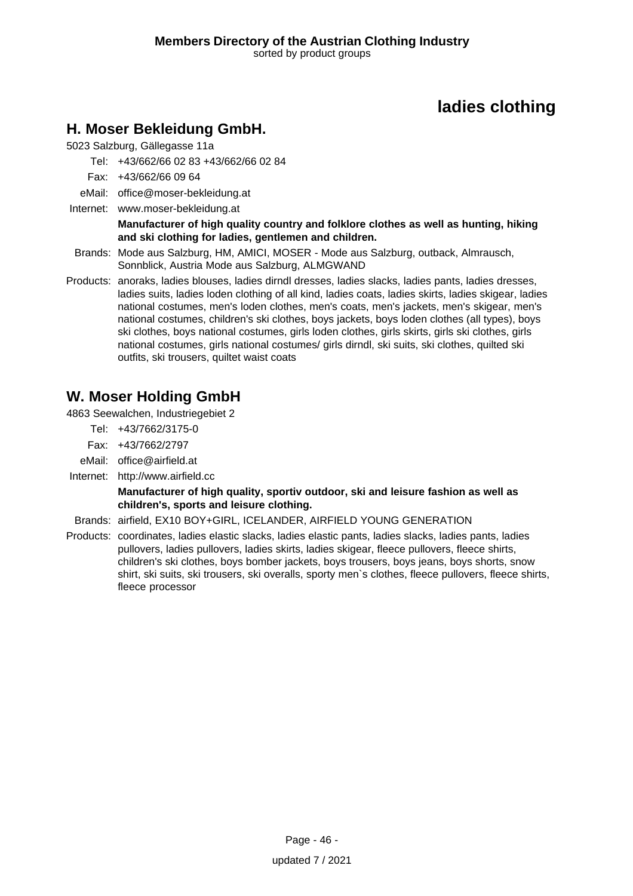# ladies clothing

## H. Moser Bekleidung GmbH.

5023 Salzburg, Gällegasse 11a

Tel: +43/662/66 02 83 +43/662/66 02 84

Fax: +43/662/66 09 64

eMail: office@moser-bekleidung.at

Internet: www.moser-bekleidung.at

**Manufacturer of high quality country and folklore clothes as well as hunting, hiking and ski clothing for ladies, gentlemen and children.**

Brands: Mode aus Salzburg, HM, AMICI, MOSER - Mode aus Salzburg, outback, Almrausch, Sonnblick, Austria Mode aus Salzburg, ALMGWAND

Products: anoraks, ladies blouses, ladies dirndl dresses, ladies slacks, ladies pants, ladies dresses, ladies suits, ladies loden clothing of all kind, ladies coats, ladies skirts, ladies skigear, ladies national costumes, men's loden clothes, men's coats, men's jackets, men's skigear, men's national costumes, children's ski clothes, boys jackets, boys loden clothes (all types), boys ski clothes, boys national costumes, girls loden clothes, girls skirts, girls ski clothes, girls national costumes, girls national costumes/ girls dirndl, ski suits, ski clothes, quilted ski outfits, ski trousers, quiltet waist coats

## W. Moser Holding GmbH

4863 Seewalchen, Industriegebiet 2

Tel: +43/7662/3175-0

Fax: +43/7662/2797

eMail: office@airfield.at

Internet: http://www.airfield.cc

**Manufacturer of high quality, sportiv outdoor, ski and leisure fashion as well as children's, sports and leisure clothing.**

Brands: airfield, EX10 BOY+GIRL, ICELANDER, AIRFIELD YOUNG GENERATION

Products: coordinates, ladies elastic slacks, ladies elastic pants, ladies slacks, ladies pants, ladies pullovers, ladies pullovers, ladies skirts, ladies skigear, fleece pullovers, fleece shirts, children's ski clothes, boys bomber jackets, boys trousers, boys jeans, boys shorts, snow shirt, ski suits, ski trousers, ski overalls, sporty men`s clothes, fleece pullovers, fleece shirts, fleece processor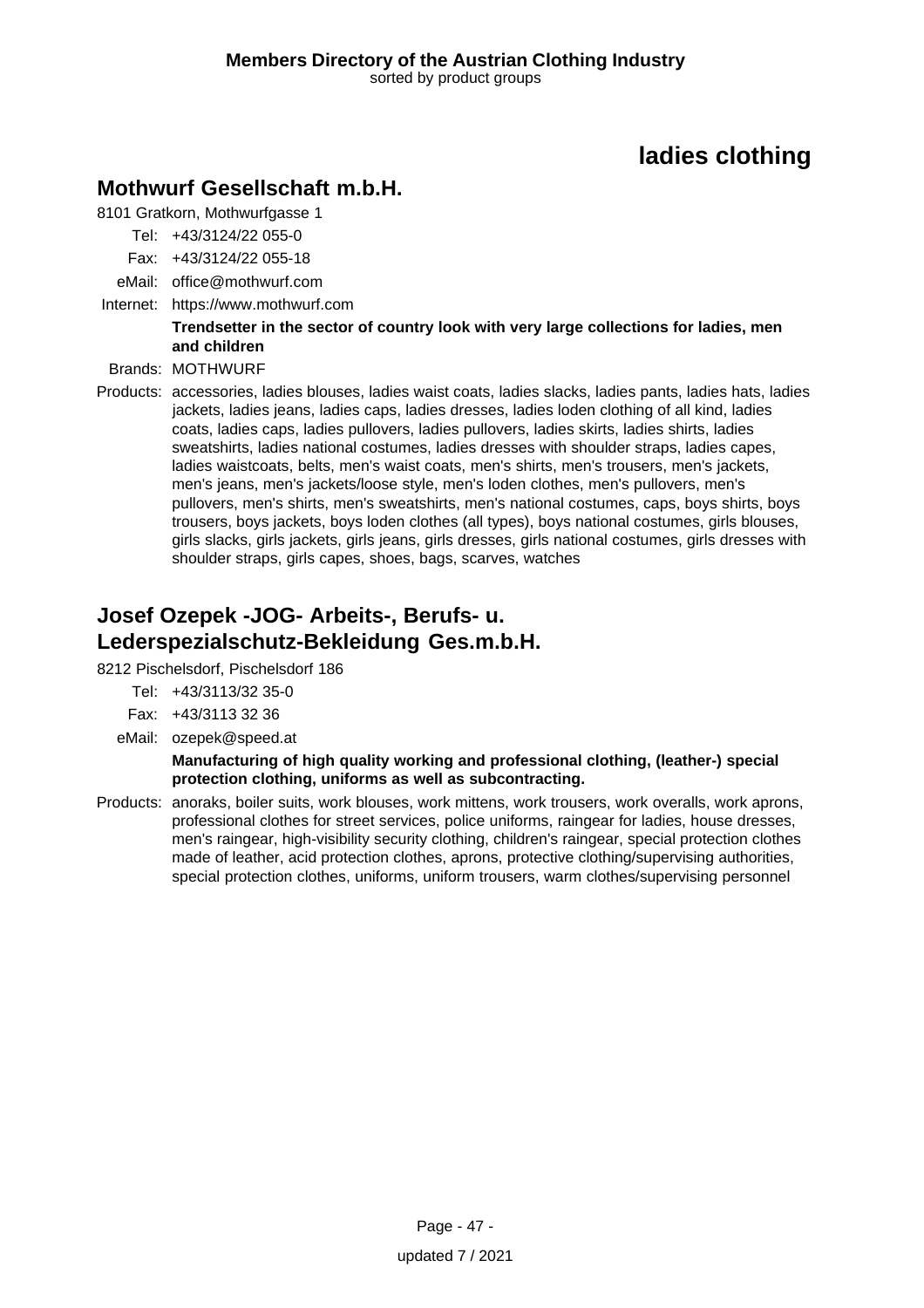# ladies clothing

## Mothwurf Gesellschaft m.b.H.

8101 Gratkorn, Mothwurfgasse 1

Tel: +43/3124/22 055-0

Fax: +43/3124/22 055-18

eMail: office@mothwurf.com

Internet: https://www.mothwurf.com

**Trendsetter in the sector of country look with very large collections for ladies, men and children**

Brands: MOTHWURF

Products: accessories, ladies blouses, ladies waist coats, ladies slacks, ladies pants, ladies hats, ladies jackets, ladies jeans, ladies caps, ladies dresses, ladies loden clothing of all kind, ladies coats, ladies caps, ladies pullovers, ladies pullovers, ladies skirts, ladies shirts, ladies sweatshirts, ladies national costumes, ladies dresses with shoulder straps, ladies capes, ladies waistcoats, belts, men's waist coats, men's shirts, men's trousers, men's jackets, men's jeans, men's jackets/loose style, men's loden clothes, men's pullovers, men's pullovers, men's shirts, men's sweatshirts, men's national costumes, caps, boys shirts, boys trousers, boys jackets, boys loden clothes (all types), boys national costumes, girls blouses, girls slacks, girls jackets, girls jeans, girls dresses, girls national costumes, girls dresses with shoulder straps, girls capes, shoes, bags, scarves, watches

## Josef Ozepek -JOG- Arbeits-, Berufs- u. Lederspezialschutz-Bekleidung Ges.m.b.H.

8212 Pischelsdorf, Pischelsdorf 186

Tel: +43/3113/32 35-0

Fax: +43/3113 32 36

eMail: ozepek@speed.at

**Manufacturing of high quality working and professional clothing, (leather-) special protection clothing, uniforms as well as subcontracting.**

Products: anoraks, boiler suits, work blouses, work mittens, work trousers, work overalls, work aprons, professional clothes for street services, police uniforms, raingear for ladies, house dresses, men's raingear, high-visibility security clothing, children's raingear, special protection clothes made of leather, acid protection clothes, aprons, protective clothing/supervising authorities, special protection clothes, uniforms, uniform trousers, warm clothes/supervising personnel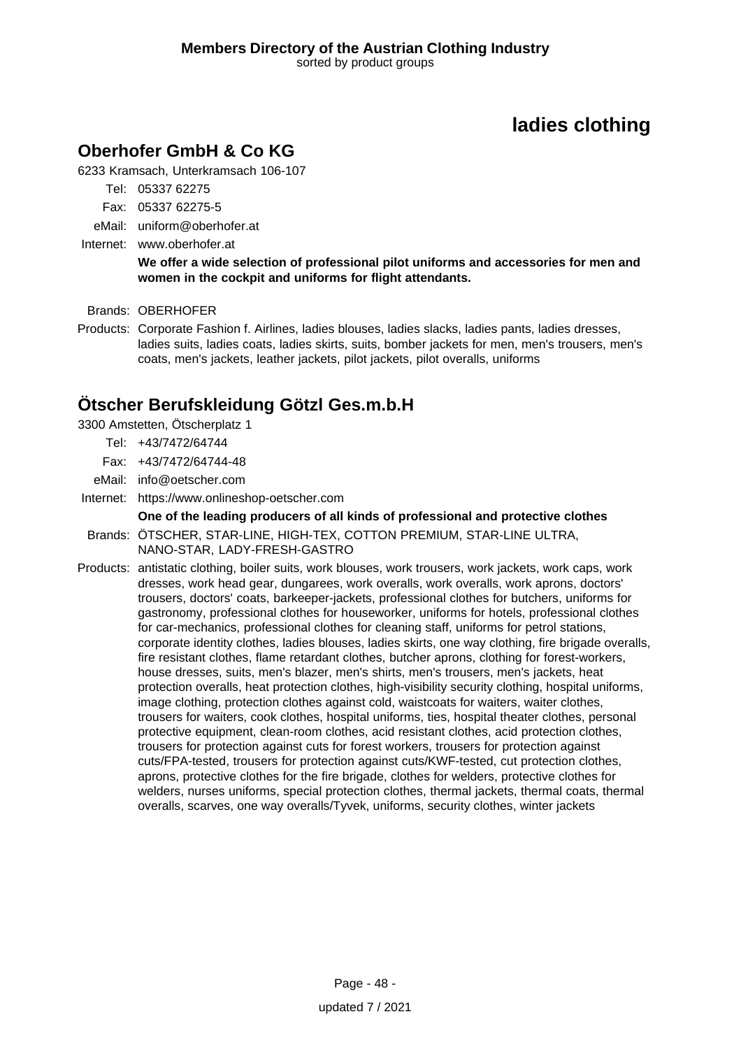# ladies clothing

## Oberhofer GmbH & Co KG

6233 Kramsach, Unterkramsach 106-107

Tel: 05337 62275
Fax: 05337 62275-5
eMail: uniform@oberhofer.at
Internet: www.oberhofer.at

**We offer a wide selection of professional pilot uniforms and accessories for men and women in the cockpit and uniforms for flight attendants.**

Brands: OBERHOFER

Products: Corporate Fashion f. Airlines, ladies blouses, ladies slacks, ladies pants, ladies dresses, ladies suits, ladies coats, ladies skirts, suits, bomber jackets for men, men's trousers, men's coats, men's jackets, leather jackets, pilot jackets, pilot overalls, uniforms

## Ötscher Berufskleidung Götzl Ges.m.b.H

3300 Amstetten, Ötscherplatz 1

Tel: +43/7472/64744
Fax: +43/7472/64744-48
eMail: info@oetscher.com
Internet: https://www.onlineshop-oetscher.com

**One of the leading producers of all kinds of professional and protective clothes**

Brands: ÖTSCHER, STAR-LINE, HIGH-TEX, COTTON PREMIUM, STAR-LINE ULTRA, NANO-STAR, LADY-FRESH-GASTRO

Products: antistatic clothing, boiler suits, work blouses, work trousers, work jackets, work caps, work dresses, work head gear, dungarees, work overalls, work overalls, work aprons, doctors' trousers, doctors' coats, barkeeper-jackets, professional clothes for butchers, uniforms for gastronomy, professional clothes for houseworker, uniforms for hotels, professional clothes for car-mechanics, professional clothes for cleaning staff, uniforms for petrol stations, corporate identity clothes, ladies blouses, ladies skirts, one way clothing, fire brigade overalls, fire resistant clothes, flame retardant clothes, butcher aprons, clothing for forest-workers, house dresses, suits, men's blazer, men's shirts, men's trousers, men's jackets, heat protection overalls, heat protection clothes, high-visibility security clothing, hospital uniforms, image clothing, protection clothes against cold, waistcoats for waiters, waiter clothes, trousers for waiters, cook clothes, hospital uniforms, ties, hospital theater clothes, personal protective equipment, clean-room clothes, acid resistant clothes, acid protection clothes, trousers for protection against cuts for forest workers, trousers for protection against cuts/FPA-tested, trousers for protection against cuts/KWF-tested, cut protection clothes, aprons, protective clothes for the fire brigade, clothes for welders, protective clothes for welders, nurses uniforms, special protection clothes, thermal jackets, thermal coats, thermal overalls, scarves, one way overalls/Tyvek, uniforms, security clothes, winter jackets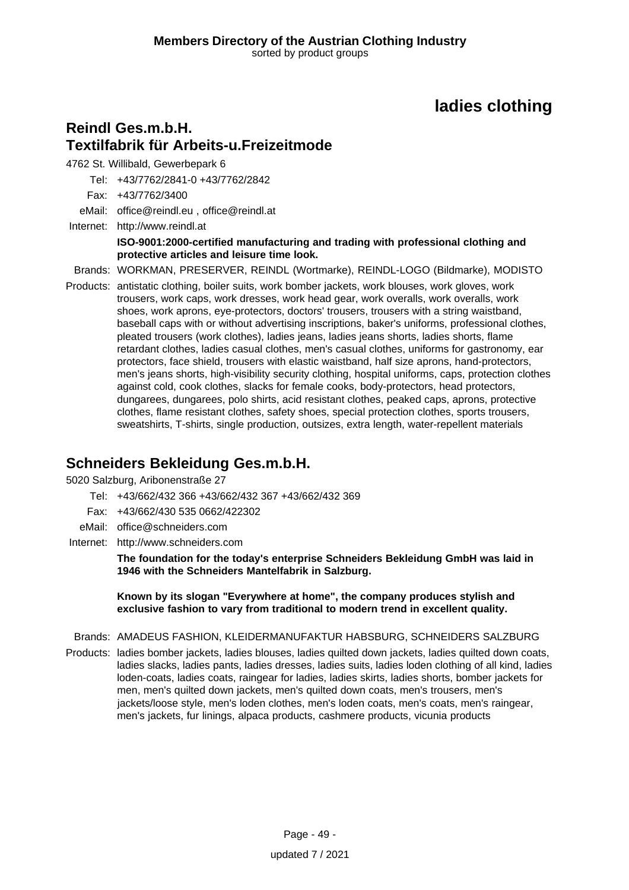# ladies clothing

## Reindl Ges.m.b.H.
## Textilfabrik für Arbeits-u.Freizeitmode

4762 St. Willibald, Gewerbepark 6

Tel: +43/7762/2841-0 +43/7762/2842

Fax: +43/7762/3400

eMail: office@reindl.eu , office@reindl.at

Internet: http://www.reindl.at

**ISO-9001:2000-certified manufacturing and trading with professional clothing and protective articles and leisure time look.**

Brands: WORKMAN, PRESERVER, REINDL (Wortmarke), REINDL-LOGO (Bildmarke), MODISTO

Products: antistatic clothing, boiler suits, work bomber jackets, work blouses, work gloves, work trousers, work caps, work dresses, work head gear, work overalls, work overalls, work shoes, work aprons, eye-protectors, doctors' trousers, trousers with a string waistband, baseball caps with or without advertising inscriptions, baker's uniforms, professional clothes, pleated trousers (work clothes), ladies jeans, ladies jeans shorts, ladies shorts, flame retardant clothes, ladies casual clothes, men's casual clothes, uniforms for gastronomy, ear protectors, face shield, trousers with elastic waistband, half size aprons, hand-protectors, men's jeans shorts, high-visibility security clothing, hospital uniforms, caps, protection clothes against cold, cook clothes, slacks for female cooks, body-protectors, head protectors, dungarees, dungarees, polo shirts, acid resistant clothes, peaked caps, aprons, protective clothes, flame resistant clothes, safety shoes, special protection clothes, sports trousers, sweatshirts, T-shirts, single production, outsizes, extra length, water-repellent materials

## Schneiders Bekleidung Ges.m.b.H.

5020 Salzburg, Aribonenstraße 27

Tel: +43/662/432 366 +43/662/432 367 +43/662/432 369

Fax: +43/662/430 535 0662/422302

eMail: office@schneiders.com

Internet: http://www.schneiders.com

**The foundation for the today's enterprise Schneiders Bekleidung GmbH was laid in 1946 with the Schneiders Mantelfabrik in Salzburg.**

**Known by its slogan "Everywhere at home", the company produces stylish and exclusive fashion to vary from traditional to modern trend in excellent quality.**

Brands: AMADEUS FASHION, KLEIDERMANUFAKTUR HABSBURG, SCHNEIDERS SALZBURG

Products: ladies bomber jackets, ladies blouses, ladies quilted down jackets, ladies quilted down coats, ladies slacks, ladies pants, ladies dresses, ladies suits, ladies loden clothing of all kind, ladies loden-coats, ladies coats, raingear for ladies, ladies skirts, ladies shorts, bomber jackets for men, men's quilted down jackets, men's quilted down coats, men's trousers, men's jackets/loose style, men's loden clothes, men's loden coats, men's coats, men's raingear, men's jackets, fur linings, alpaca products, cashmere products, vicunia products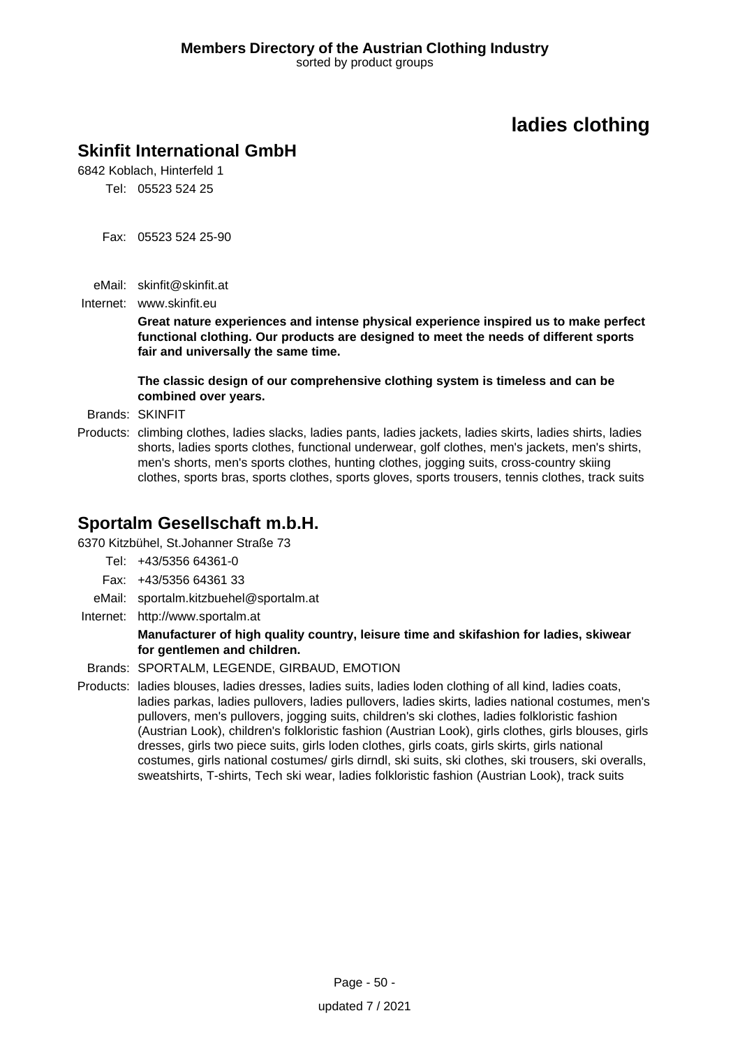# ladies clothing

## Skinfit International GmbH

6842 Koblach, Hinterfeld 1

Tel: 05523 524 25

Fax: 05523 524 25-90

eMail: skinfit@skinfit.at

Internet: www.skinfit.eu

**Great nature experiences and intense physical experience inspired us to make perfect functional clothing. Our products are designed to meet the needs of different sports fair and universally the same time.**

**The classic design of our comprehensive clothing system is timeless and can be combined over years.**

Brands: SKINFIT

Products: climbing clothes, ladies slacks, ladies pants, ladies jackets, ladies skirts, ladies shirts, ladies shorts, ladies sports clothes, functional underwear, golf clothes, men's jackets, men's shirts, men's shorts, men's sports clothes, hunting clothes, jogging suits, cross-country skiing clothes, sports bras, sports clothes, sports gloves, sports trousers, tennis clothes, track suits

## Sportalm Gesellschaft m.b.H.

6370 Kitzbühel, St.Johanner Straße 73

Tel: +43/5356 64361-0

Fax: +43/5356 64361 33

eMail: sportalm.kitzbuehel@sportalm.at

Internet: http://www.sportalm.at

**Manufacturer of high quality country, leisure time and skifashion for ladies, skiwear for gentlemen and children.**

Brands: SPORTALM, LEGENDE, GIRBAUD, EMOTION

Products: ladies blouses, ladies dresses, ladies suits, ladies loden clothing of all kind, ladies coats, ladies parkas, ladies pullovers, ladies pullovers, ladies skirts, ladies national costumes, men's pullovers, men's pullovers, jogging suits, children's ski clothes, ladies folkloristic fashion (Austrian Look), children's folkloristic fashion (Austrian Look), girls clothes, girls blouses, girls dresses, girls two piece suits, girls loden clothes, girls coats, girls skirts, girls national costumes, girls national costumes/ girls dirndl, ski suits, ski clothes, ski trousers, ski overalls, sweatshirts, T-shirts, Tech ski wear, ladies folkloristic fashion (Austrian Look), track suits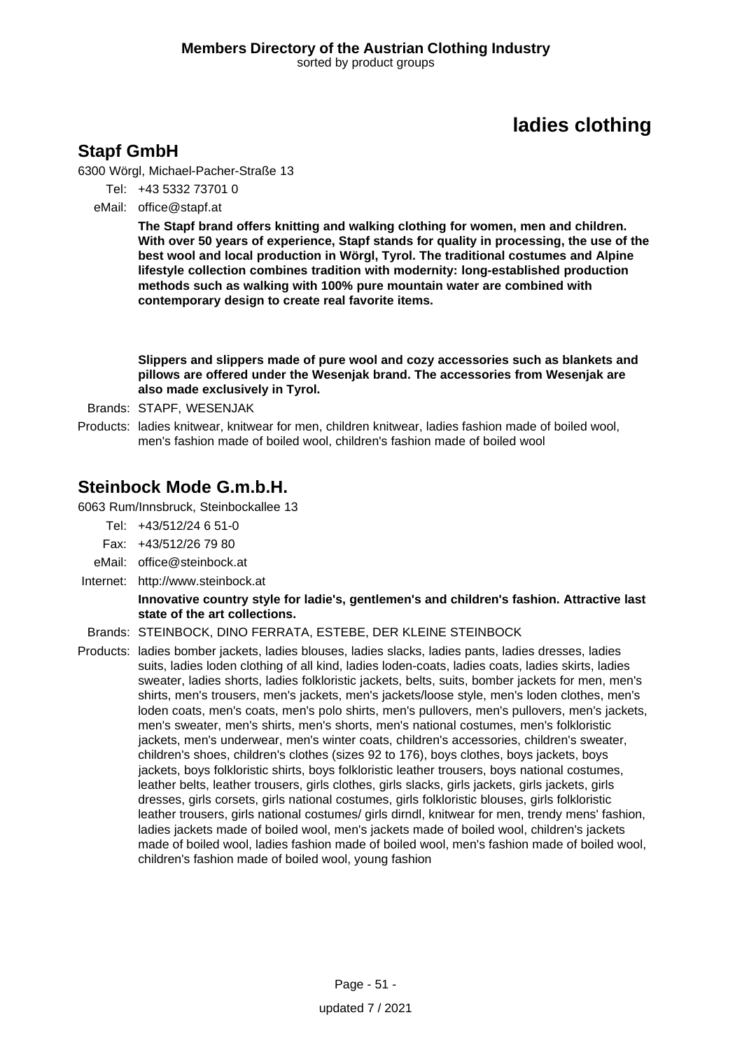# ladies clothing

## Stapf GmbH

6300 Wörgl, Michael-Pacher-Straße 13

Tel: +43 5332 73701 0

eMail: office@stapf.at

**The Stapf brand offers knitting and walking clothing for women, men and children. With over 50 years of experience, Stapf stands for quality in processing, the use of the best wool and local production in Wörgl, Tyrol. The traditional costumes and Alpine lifestyle collection combines tradition with modernity: long-established production methods such as walking with 100% pure mountain water are combined with contemporary design to create real favorite items.**

**Slippers and slippers made of pure wool and cozy accessories such as blankets and pillows are offered under the Wesenjak brand. The accessories from Wesenjak are also made exclusively in Tyrol.**

Brands: STAPF, WESENJAK

Products: ladies knitwear, knitwear for men, children knitwear, ladies fashion made of boiled wool, men's fashion made of boiled wool, children's fashion made of boiled wool

## Steinbock Mode G.m.b.H.

6063 Rum/Innsbruck, Steinbockallee 13

Tel: +43/512/24 6 51-0

Fax: +43/512/26 79 80

eMail: office@steinbock.at

Internet: http://www.steinbock.at

**Innovative country style for ladie's, gentlemen's and children's fashion. Attractive last state of the art collections.**

Brands: STEINBOCK, DINO FERRATA, ESTEBE, DER KLEINE STEINBOCK

Products: ladies bomber jackets, ladies blouses, ladies slacks, ladies pants, ladies dresses, ladies suits, ladies loden clothing of all kind, ladies loden-coats, ladies coats, ladies skirts, ladies sweater, ladies shorts, ladies folkloristic jackets, belts, suits, bomber jackets for men, men's shirts, men's trousers, men's jackets, men's jackets/loose style, men's loden clothes, men's loden coats, men's coats, men's polo shirts, men's pullovers, men's pullovers, men's jackets, men's sweater, men's shirts, men's shorts, men's national costumes, men's folkloristic jackets, men's underwear, men's winter coats, children's accessories, children's sweater, children's shoes, children's clothes (sizes 92 to 176), boys clothes, boys jackets, boys jackets, boys folkloristic shirts, boys folkloristic leather trousers, boys national costumes, leather belts, leather trousers, girls clothes, girls slacks, girls jackets, girls jackets, girls dresses, girls corsets, girls national costumes, girls folkloristic blouses, girls folkloristic leather trousers, girls national costumes/ girls dirndl, knitwear for men, trendy mens' fashion, ladies jackets made of boiled wool, men's jackets made of boiled wool, children's jackets made of boiled wool, ladies fashion made of boiled wool, men's fashion made of boiled wool, children's fashion made of boiled wool, young fashion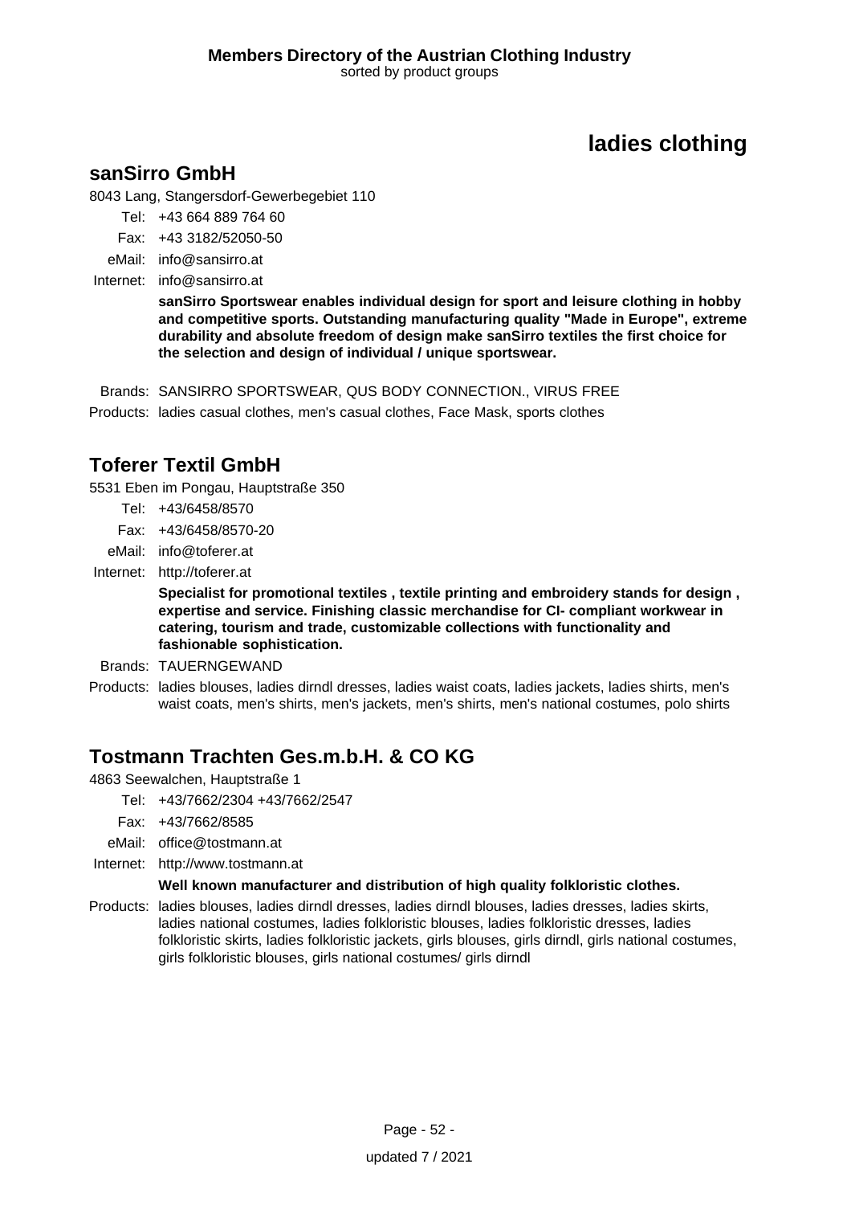# ladies clothing

## sanSirro GmbH

8043 Lang, Stangersdorf-Gewerbegebiet 110

Tel: +43 664 889 764 60

Fax: +43 3182/52050-50

eMail: info@sansirro.at

Internet: info@sansirro.at

**sanSirro Sportswear enables individual design for sport and leisure clothing in hobby and competitive sports. Outstanding manufacturing quality "Made in Europe", extreme durability and absolute freedom of design make sanSirro textiles the first choice for the selection and design of individual / unique sportswear.**

Brands: SANSIRRO SPORTSWEAR, QUS BODY CONNECTION., VIRUS FREE

Products: ladies casual clothes, men's casual clothes, Face Mask, sports clothes

## Toferer Textil GmbH

5531 Eben im Pongau, Hauptstraße 350

Tel: +43/6458/8570

Fax: +43/6458/8570-20

eMail: info@toferer.at

Internet: http://toferer.at

**Specialist for promotional textiles , textile printing and embroidery stands for design , expertise and service. Finishing classic merchandise for CI- compliant workwear in catering, tourism and trade, customizable collections with functionality and fashionable sophistication.**

Brands: TAUERNGEWAND

Products: ladies blouses, ladies dirndl dresses, ladies waist coats, ladies jackets, ladies shirts, men's waist coats, men's shirts, men's jackets, men's shirts, men's national costumes, polo shirts

## Tostmann Trachten Ges.m.b.H. & CO KG

4863 Seewalchen, Hauptstraße 1

Tel: +43/7662/2304 +43/7662/2547

Fax: +43/7662/8585

eMail: office@tostmann.at

Internet: http://www.tostmann.at

**Well known manufacturer and distribution of high quality folkloristic clothes.**

Products: ladies blouses, ladies dirndl dresses, ladies dirndl blouses, ladies dresses, ladies skirts, ladies national costumes, ladies folkloristic blouses, ladies folkloristic dresses, ladies folkloristic skirts, ladies folkloristic jackets, girls blouses, girls dirndl, girls national costumes, girls folkloristic blouses, girls national costumes/ girls dirndl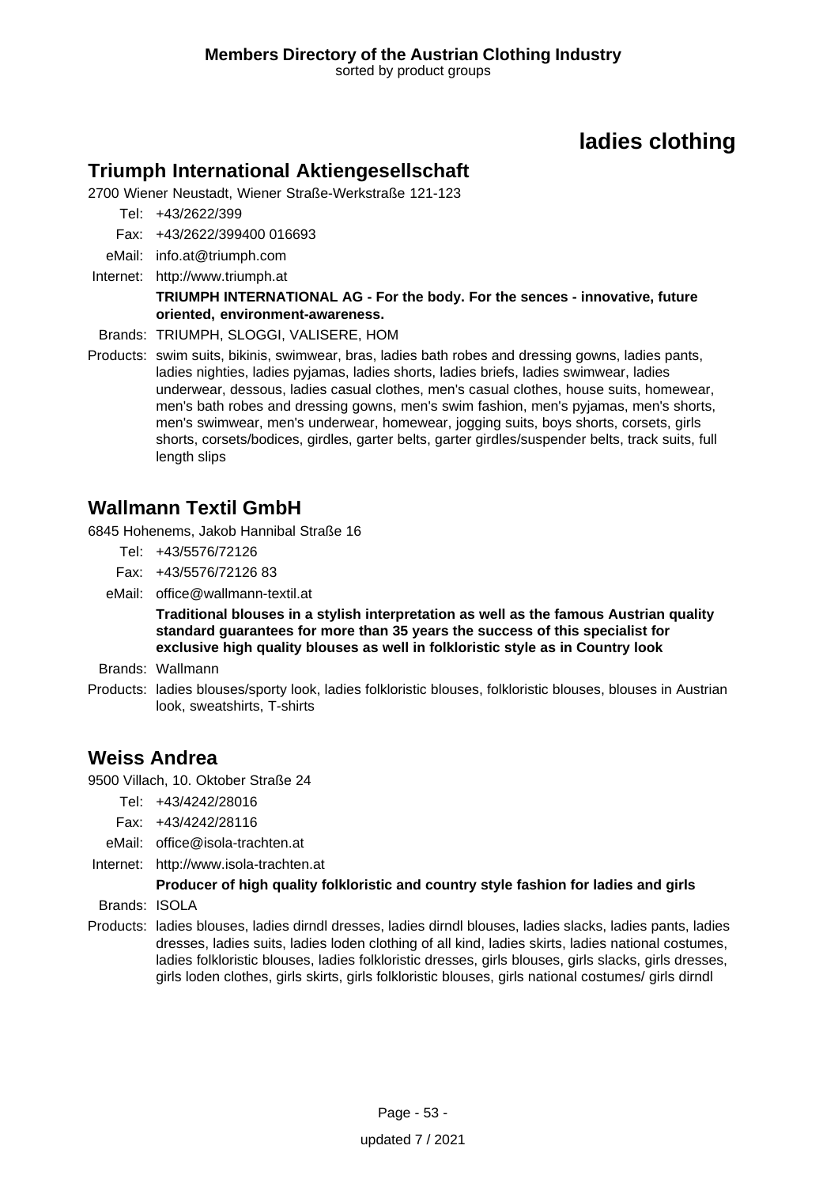# ladies clothing

## Triumph International Aktiengesellschaft

2700 Wiener Neustadt, Wiener Straße-Werkstraße 121-123

Tel: +43/2622/399

Fax: +43/2622/399400 016693

eMail: info.at@triumph.com

Internet: http://www.triumph.at

**TRIUMPH INTERNATIONAL AG - For the body. For the sences - innovative, future oriented, environment-awareness.**

Brands: TRIUMPH, SLOGGI, VALISERE, HOM

Products: swim suits, bikinis, swimwear, bras, ladies bath robes and dressing gowns, ladies pants, ladies nighties, ladies pyjamas, ladies shorts, ladies briefs, ladies swimwear, ladies underwear, dessous, ladies casual clothes, men's casual clothes, house suits, homewear, men's bath robes and dressing gowns, men's swim fashion, men's pyjamas, men's shorts, men's swimwear, men's underwear, homewear, jogging suits, boys shorts, corsets, girls shorts, corsets/bodices, girdles, garter belts, garter girdles/suspender belts, track suits, full length slips

## Wallmann Textil GmbH

6845 Hohenems, Jakob Hannibal Straße 16

Tel: +43/5576/72126

Fax: +43/5576/72126 83

eMail: office@wallmann-textil.at

**Traditional blouses in a stylish interpretation as well as the famous Austrian quality standard guarantees for more than 35 years the success of this specialist for exclusive high quality blouses as well in folkloristic style as in Country look**

Brands: Wallmann

Products: ladies blouses/sporty look, ladies folkloristic blouses, folkloristic blouses, blouses in Austrian look, sweatshirts, T-shirts

## Weiss Andrea

9500 Villach, 10. Oktober Straße 24

Tel: +43/4242/28016

Fax: +43/4242/28116

eMail: office@isola-trachten.at

Internet: http://www.isola-trachten.at

**Producer of high quality folkloristic and country style fashion for ladies and girls**

Brands: ISOLA

Products: ladies blouses, ladies dirndl dresses, ladies dirndl blouses, ladies slacks, ladies pants, ladies dresses, ladies suits, ladies loden clothing of all kind, ladies skirts, ladies national costumes, ladies folkloristic blouses, ladies folkloristic dresses, girls blouses, girls slacks, girls dresses, girls loden clothes, girls skirts, girls folkloristic blouses, girls national costumes/ girls dirndl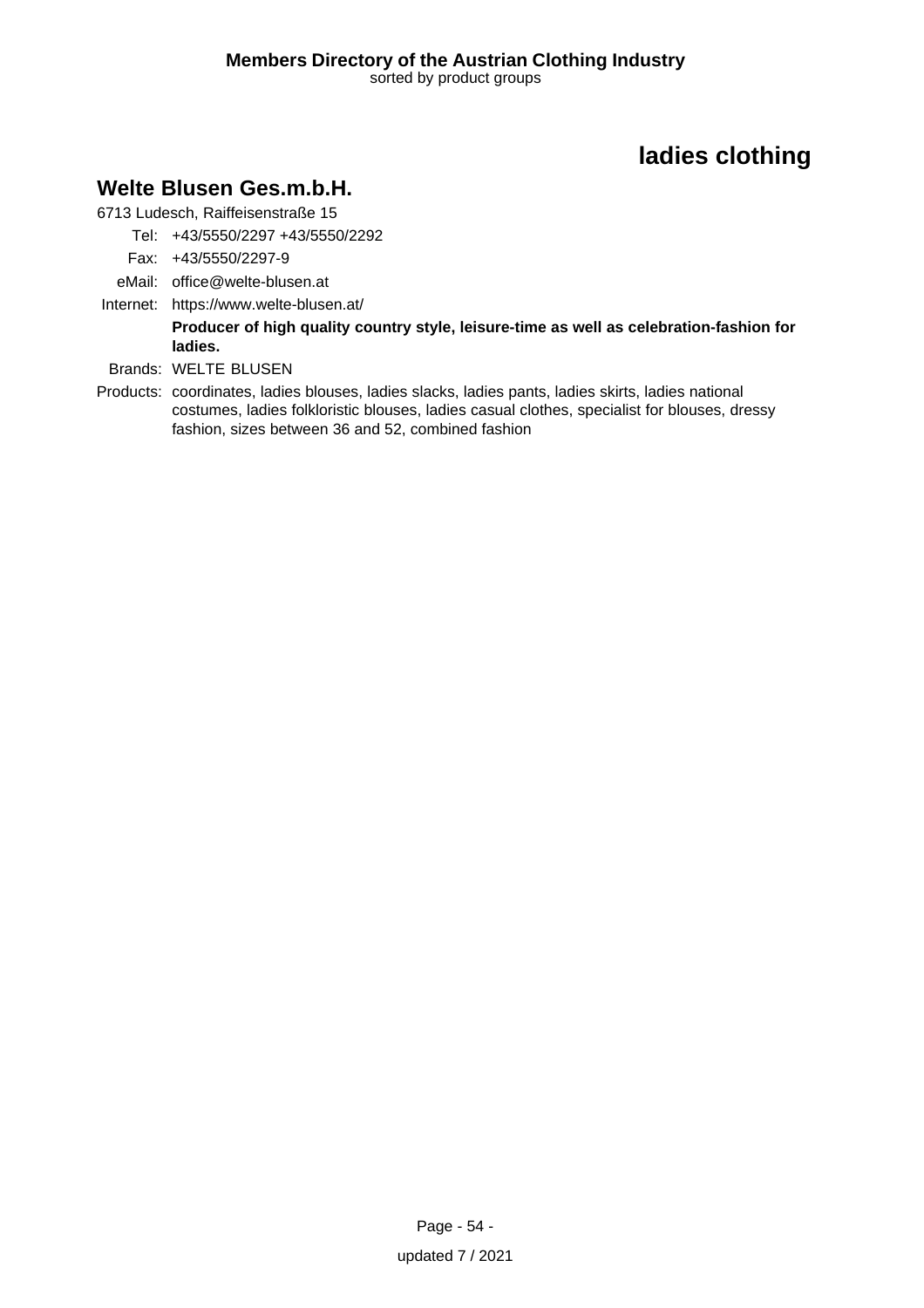## ladies clothing

### Welte Blusen Ges.m.b.H.

6713 Ludesch, Raiffeisenstraße 15

Tel: +43/5550/2297 +43/5550/2292

Fax: +43/5550/2297-9

eMail: office@welte-blusen.at

Internet: https://www.welte-blusen.at/

**Producer of high quality country style, leisure-time as well as celebration-fashion for ladies.**

Brands: WELTE BLUSEN

Products: coordinates, ladies blouses, ladies slacks, ladies pants, ladies skirts, ladies national costumes, ladies folkloristic blouses, ladies casual clothes, specialist for blouses, dressy fashion, sizes between 36 and 52, combined fashion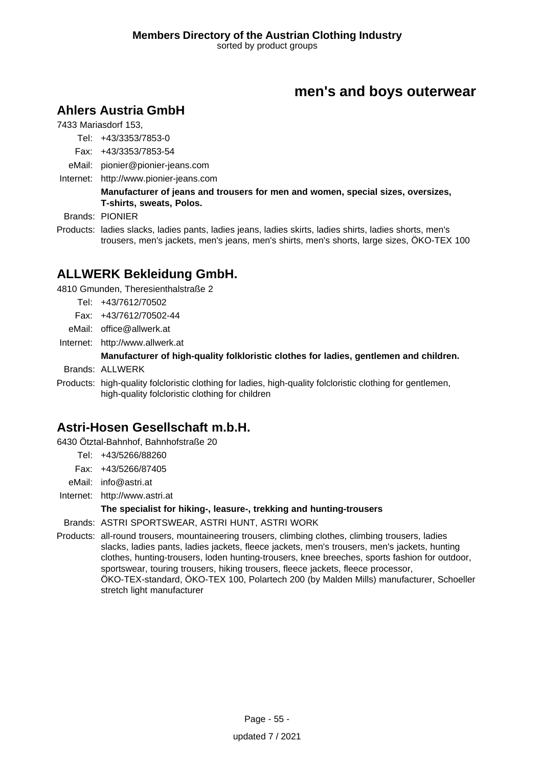## men's and boys outerwear

### Ahlers Austria GmbH

7433 Mariasdorf 153,

Tel: +43/3353/7853-0

Fax: +43/3353/7853-54

eMail: pionier@pionier-jeans.com

Internet: http://www.pionier-jeans.com

**Manufacturer of jeans and trousers for men and women, special sizes, oversizes, T-shirts, sweats, Polos.**

Brands: PIONIER

Products: ladies slacks, ladies pants, ladies jeans, ladies skirts, ladies shirts, ladies shorts, men's trousers, men's jackets, men's jeans, men's shirts, men's shorts, large sizes, ÖKO-TEX 100

### ALLWERK Bekleidung GmbH.

4810 Gmunden, Theresienthalstraße 2

Tel: +43/7612/70502

Fax: +43/7612/70502-44

eMail: office@allwerk.at

Internet: http://www.allwerk.at

**Manufacturer of high-quality folkloristic clothes for ladies, gentlemen and children.**

Brands: ALLWERK

Products: high-quality folcloristic clothing for ladies, high-quality folcloristic clothing for gentlemen, high-quality folcloristic clothing for children

### Astri-Hosen Gesellschaft m.b.H.

6430 Ötztal-Bahnhof, Bahnhofstraße 20

Tel: +43/5266/88260

Fax: +43/5266/87405

eMail: info@astri.at

Internet: http://www.astri.at

**The specialist for hiking-, leasure-, trekking and hunting-trousers**

Brands: ASTRI SPORTSWEAR, ASTRI HUNT, ASTRI WORK

Products: all-round trousers, mountaineering trousers, climbing clothes, climbing trousers, ladies slacks, ladies pants, ladies jackets, fleece jackets, men's trousers, men's jackets, hunting clothes, hunting-trousers, loden hunting-trousers, knee breeches, sports fashion for outdoor, sportswear, touring trousers, hiking trousers, fleece jackets, fleece processor, ÖKO-TEX-standard, ÖKO-TEX 100, Polartech 200 (by Malden Mills) manufacturer, Schoeller stretch light manufacturer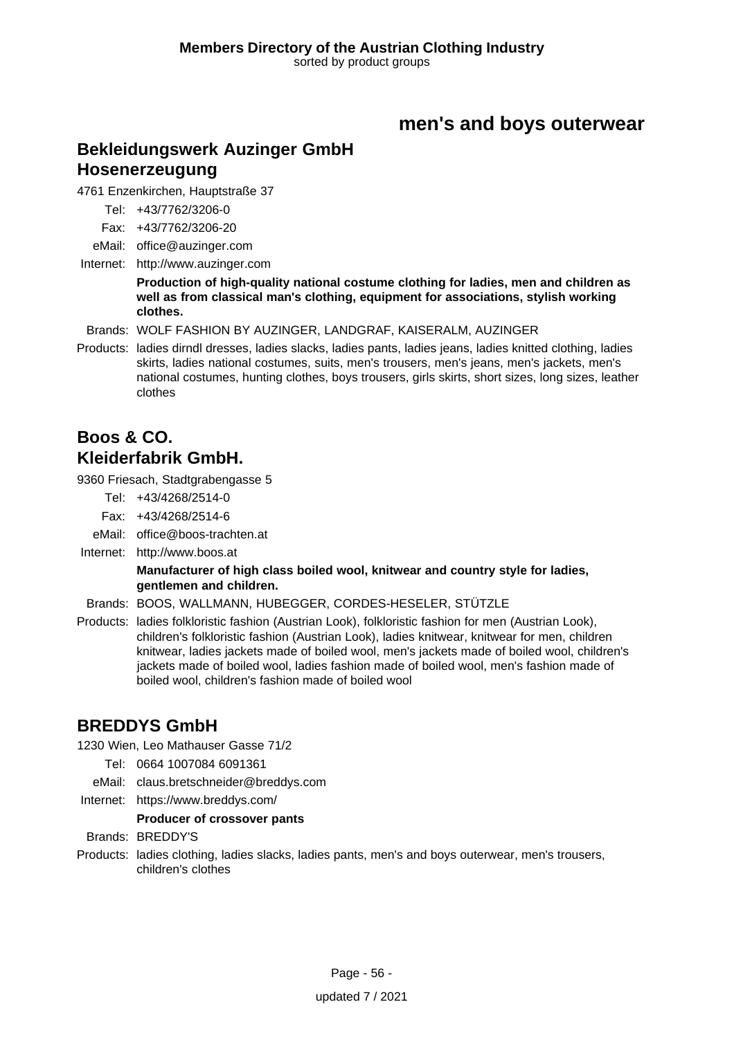## men's and boys outerwear

### Bekleidungswerk Auzinger GmbH Hosenerzeugung

4761 Enzenkirchen, Hauptstraße 37

Tel: +43/7762/3206-0
Fax: +43/7762/3206-20
eMail: office@auzinger.com
Internet: http://www.auzinger.com

**Production of high-quality national costume clothing for ladies, men and children as well as from classical man's clothing, equipment for associations, stylish working clothes.**

Brands: WOLF FASHION BY AUZINGER, LANDGRAF, KAISERALM, AUZINGER

Products: ladies dirndl dresses, ladies slacks, ladies pants, ladies jeans, ladies knitted clothing, ladies skirts, ladies national costumes, suits, men's trousers, men's jeans, men's jackets, men's national costumes, hunting clothes, boys trousers, girls skirts, short sizes, long sizes, leather clothes

### Boos & CO. Kleiderfabrik GmbH.

9360 Friesach, Stadtgrabengasse 5

Tel: +43/4268/2514-0
Fax: +43/4268/2514-6
eMail: office@boos-trachten.at
Internet: http://www.boos.at

**Manufacturer of high class boiled wool, knitwear and country style for ladies, gentlemen and children.**

Brands: BOOS, WALLMANN, HUBEGGER, CORDES-HESELER, STÜTZLE

Products: ladies folkloristic fashion (Austrian Look), folkloristic fashion for men (Austrian Look), children's folkloristic fashion (Austrian Look), ladies knitwear, knitwear for men, children knitwear, ladies jackets made of boiled wool, men's jackets made of boiled wool, children's jackets made of boiled wool, ladies fashion made of boiled wool, men's fashion made of boiled wool, children's fashion made of boiled wool

### BREDDYS GmbH

1230 Wien, Leo Mathauser Gasse 71/2

Tel: 0664 1007084 6091361
eMail: claus.bretschneider@breddys.com
Internet: https://www.breddys.com/

**Producer of crossover pants**

Brands: BREDDY'S

Products: ladies clothing, ladies slacks, ladies pants, men's and boys outerwear, men's trousers, children's clothes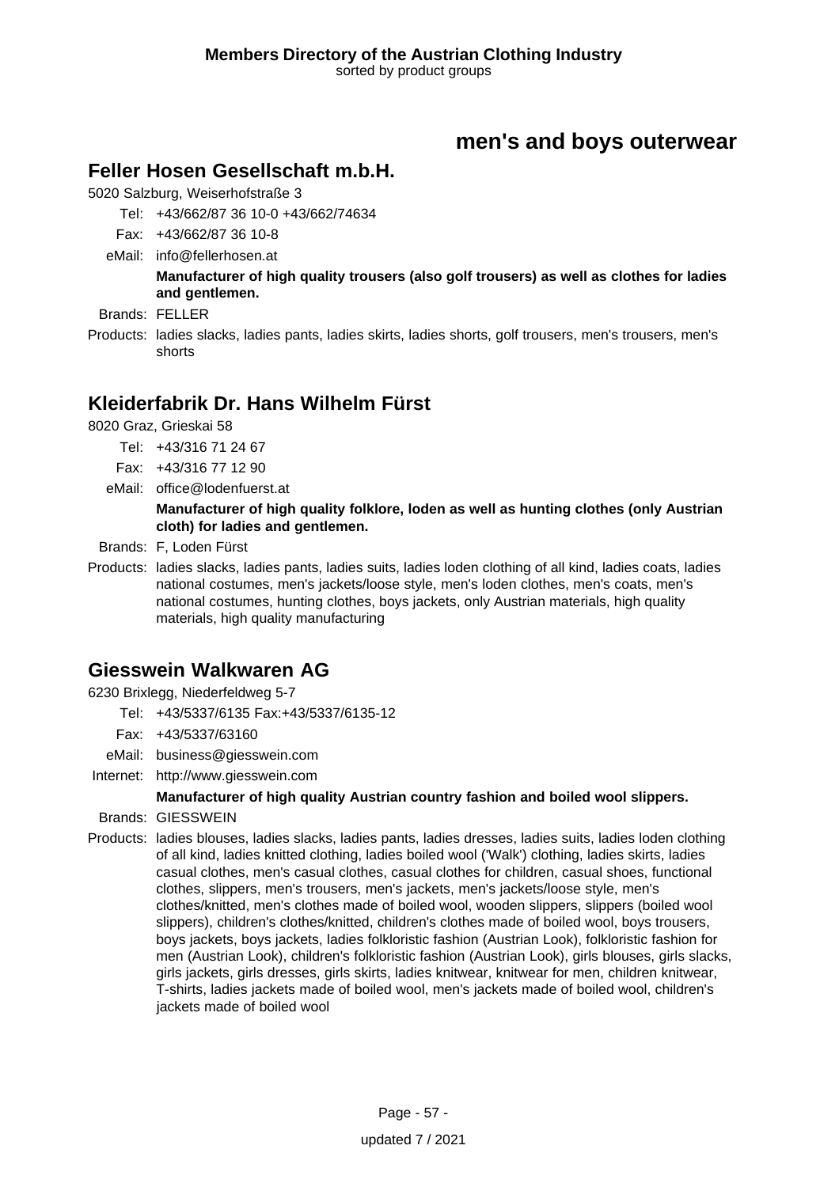# men's and boys outerwear

## Feller Hosen Gesellschaft m.b.H.

5020 Salzburg, Weiserhofstraße 3

Tel: +43/662/87 36 10-0 +43/662/74634

Fax: +43/662/87 36 10-8

eMail: info@fellerhosen.at

**Manufacturer of high quality trousers (also golf trousers) as well as clothes for ladies and gentlemen.**

Brands: FELLER

Products: ladies slacks, ladies pants, ladies skirts, ladies shorts, golf trousers, men's trousers, men's shorts

## Kleiderfabrik Dr. Hans Wilhelm Fürst

8020 Graz, Grieskai 58

Tel: +43/316 71 24 67

Fax: +43/316 77 12 90

eMail: office@lodenfuerst.at

**Manufacturer of high quality folklore, loden as well as hunting clothes (only Austrian cloth) for ladies and gentlemen.**

Brands: F, Loden Fürst

Products: ladies slacks, ladies pants, ladies suits, ladies loden clothing of all kind, ladies coats, ladies national costumes, men's jackets/loose style, men's loden clothes, men's coats, men's national costumes, hunting clothes, boys jackets, only Austrian materials, high quality materials, high quality manufacturing

## Giesswein Walkwaren AG

6230 Brixlegg, Niederfeldweg 5-7

Tel: +43/5337/6135 Fax:+43/5337/6135-12

Fax: +43/5337/63160

eMail: business@giesswein.com

Internet: http://www.giesswein.com

**Manufacturer of high quality Austrian country fashion and boiled wool slippers.**

Brands: GIESSWEIN

Products: ladies blouses, ladies slacks, ladies pants, ladies dresses, ladies suits, ladies loden clothing of all kind, ladies knitted clothing, ladies boiled wool ('Walk') clothing, ladies skirts, ladies casual clothes, men's casual clothes, casual clothes for children, casual shoes, functional clothes, slippers, men's trousers, men's jackets, men's jackets/loose style, men's clothes/knitted, men's clothes made of boiled wool, wooden slippers, slippers (boiled wool slippers), children's clothes/knitted, children's clothes made of boiled wool, boys trousers, boys jackets, boys jackets, ladies folkloristic fashion (Austrian Look), folkloristic fashion for men (Austrian Look), children's folkloristic fashion (Austrian Look), girls blouses, girls slacks, girls jackets, girls dresses, girls skirts, ladies knitwear, knitwear for men, children knitwear, T-shirts, ladies jackets made of boiled wool, men's jackets made of boiled wool, children's jackets made of boiled wool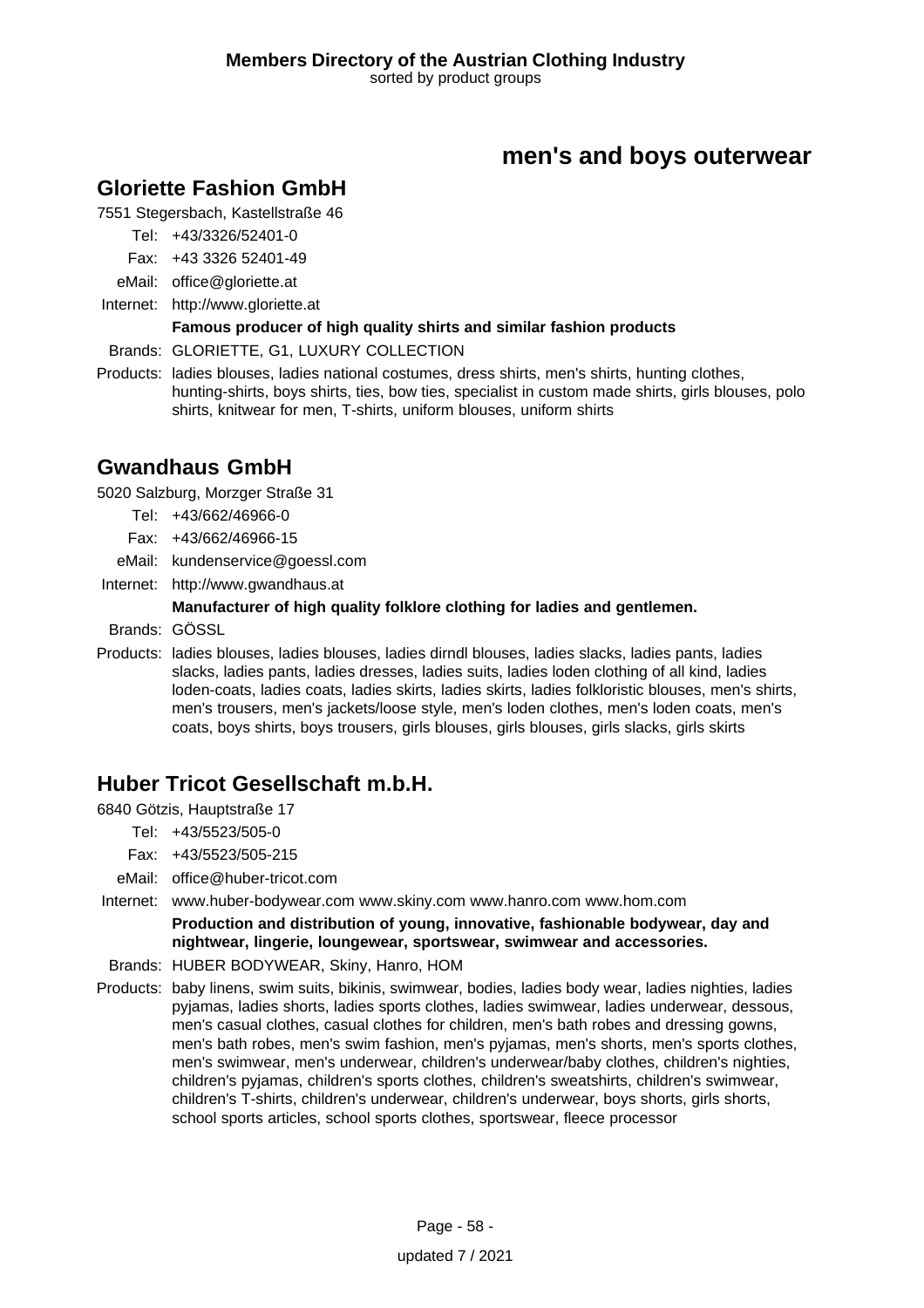# men's and boys outerwear

## Gloriette Fashion GmbH

7551 Stegersbach, Kastellstraße 46

Tel: +43/3326/52401-0
Fax: +43 3326 52401-49
eMail: office@gloriette.at
Internet: http://www.gloriette.at

**Famous producer of high quality shirts and similar fashion products**

Brands: GLORIETTE, G1, LUXURY COLLECTION

Products: ladies blouses, ladies national costumes, dress shirts, men's shirts, hunting clothes, hunting-shirts, boys shirts, ties, bow ties, specialist in custom made shirts, girls blouses, polo shirts, knitwear for men, T-shirts, uniform blouses, uniform shirts

## Gwandhaus GmbH

5020 Salzburg, Morzger Straße 31

Tel: +43/662/46966-0
Fax: +43/662/46966-15
eMail: kundenservice@goessl.com
Internet: http://www.gwandhaus.at

**Manufacturer of high quality folklore clothing for ladies and gentlemen.**

Brands: GÖSSL

Products: ladies blouses, ladies blouses, ladies dirndl blouses, ladies slacks, ladies pants, ladies slacks, ladies pants, ladies dresses, ladies suits, ladies loden clothing of all kind, ladies loden-coats, ladies coats, ladies skirts, ladies skirts, ladies folkloristic blouses, men's shirts, men's trousers, men's jackets/loose style, men's loden clothes, men's loden coats, men's coats, boys shirts, boys trousers, girls blouses, girls blouses, girls slacks, girls skirts

## Huber Tricot Gesellschaft m.b.H.

6840 Götzis, Hauptstraße 17

Tel: +43/5523/505-0
Fax: +43/5523/505-215
eMail: office@huber-tricot.com
Internet: www.huber-bodywear.com www.skiny.com www.hanro.com www.hom.com

**Production and distribution of young, innovative, fashionable bodywear, day and nightwear, lingerie, loungewear, sportswear, swimwear and accessories.**

Brands: HUBER BODYWEAR, Skiny, Hanro, HOM

Products: baby linens, swim suits, bikinis, swimwear, bodies, ladies body wear, ladies nighties, ladies pyjamas, ladies shorts, ladies sports clothes, ladies swimwear, ladies underwear, dessous, men's casual clothes, casual clothes for children, men's bath robes and dressing gowns, men's bath robes, men's swim fashion, men's pyjamas, men's shorts, men's sports clothes, men's swimwear, men's underwear, children's underwear/baby clothes, children's nighties, children's pyjamas, children's sports clothes, children's sweatshirts, children's swimwear, children's T-shirts, children's underwear, children's underwear, boys shorts, girls shorts, school sports articles, school sports clothes, sportswear, fleece processor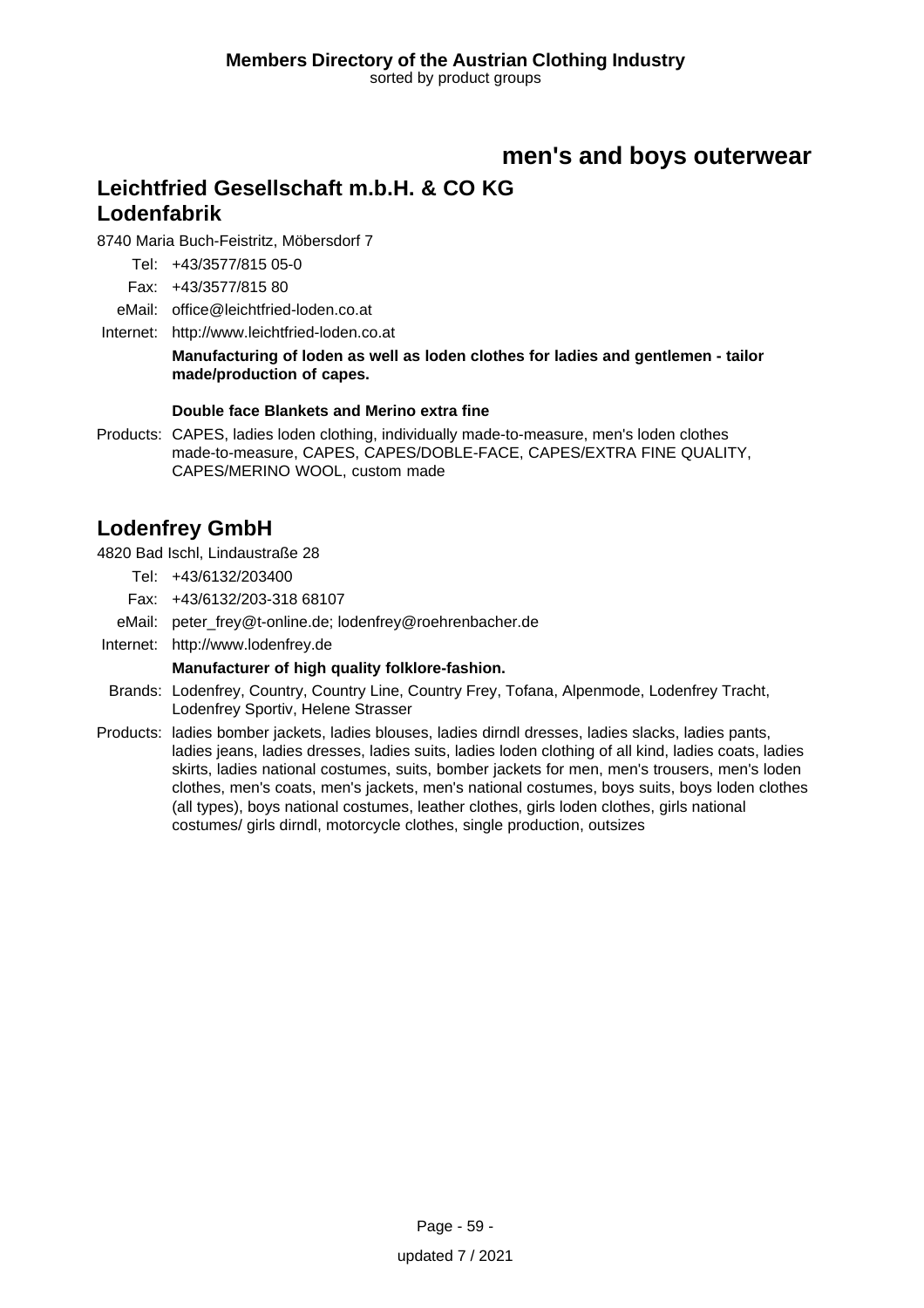# men's and boys outerwear

## Leichtfried Gesellschaft m.b.H. & CO KG Lodenfabrik

8740 Maria Buch-Feistritz, Möbersdorf 7

Tel: +43/3577/815 05-0

Fax: +43/3577/815 80

eMail: office@leichtfried-loden.co.at

Internet: http://www.leichtfried-loden.co.at

**Manufacturing of loden as well as loden clothes for ladies and gentlemen - tailor made/production of capes.**

**Double face Blankets and Merino extra fine**

Products: CAPES, ladies loden clothing, individually made-to-measure, men's loden clothes made-to-measure, CAPES, CAPES/DOBLE-FACE, CAPES/EXTRA FINE QUALITY, CAPES/MERINO WOOL, custom made

## Lodenfrey GmbH

4820 Bad Ischl, Lindaustraße 28

Tel: +43/6132/203400

Fax: +43/6132/203-318 68107

eMail: peter_frey@t-online.de; lodenfrey@roehrenbacher.de

Internet: http://www.lodenfrey.de

**Manufacturer of high quality folklore-fashion.**

Brands: Lodenfrey, Country, Country Line, Country Frey, Tofana, Alpenmode, Lodenfrey Tracht, Lodenfrey Sportiv, Helene Strasser

Products: ladies bomber jackets, ladies blouses, ladies dirndl dresses, ladies slacks, ladies pants, ladies jeans, ladies dresses, ladies suits, ladies loden clothing of all kind, ladies coats, ladies skirts, ladies national costumes, suits, bomber jackets for men, men's trousers, men's loden clothes, men's coats, men's jackets, men's national costumes, boys suits, boys loden clothes (all types), boys national costumes, leather clothes, girls loden clothes, girls national costumes/ girls dirndl, motorcycle clothes, single production, outsizes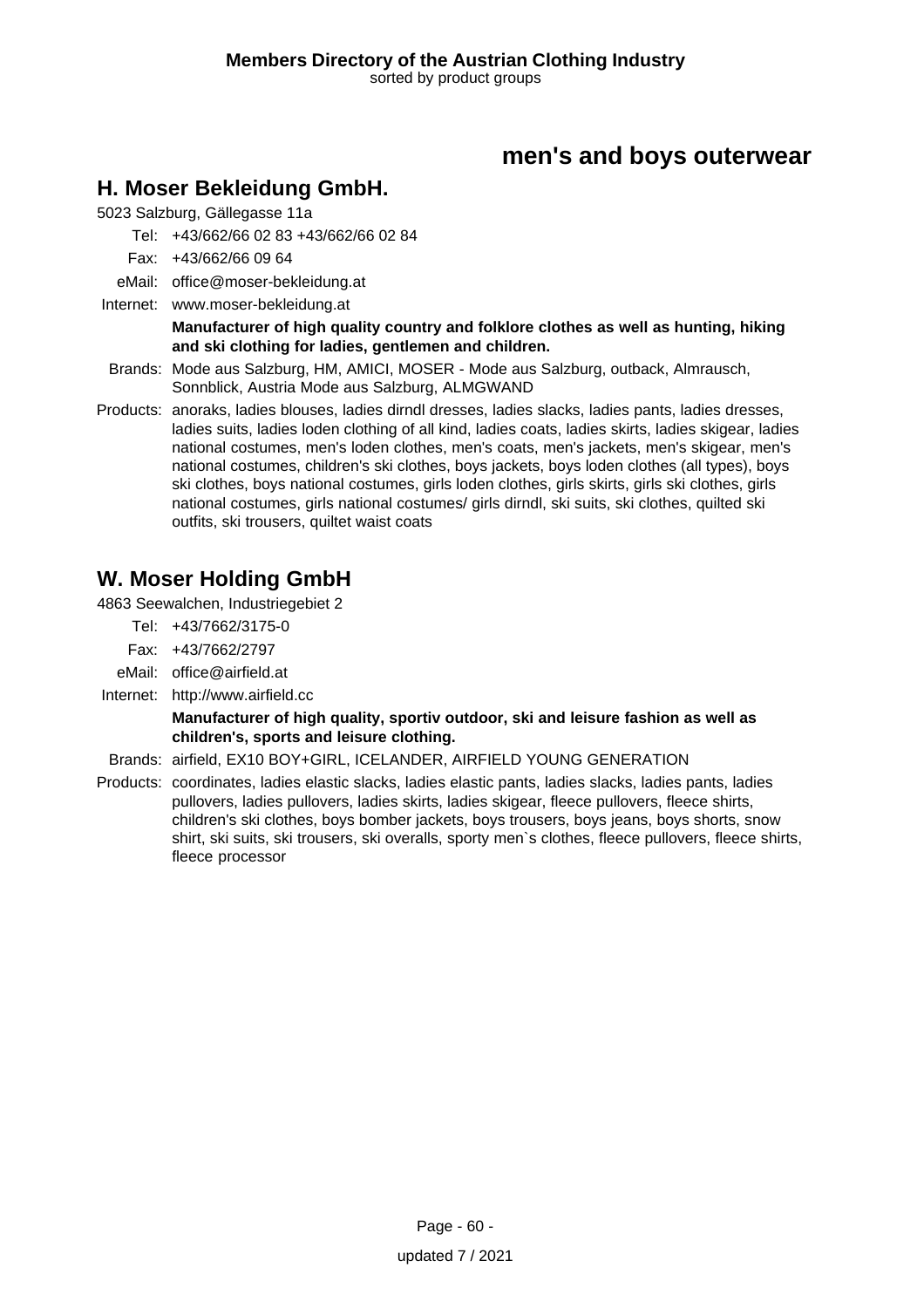# men's and boys outerwear

## H. Moser Bekleidung GmbH.

5023 Salzburg, Gällegasse 11a

Tel: +43/662/66 02 83 +43/662/66 02 84

Fax: +43/662/66 09 64

eMail: office@moser-bekleidung.at

Internet: www.moser-bekleidung.at

**Manufacturer of high quality country and folklore clothes as well as hunting, hiking and ski clothing for ladies, gentlemen and children.**

Brands: Mode aus Salzburg, HM, AMICI, MOSER - Mode aus Salzburg, outback, Almrausch, Sonnblick, Austria Mode aus Salzburg, ALMGWAND

Products: anoraks, ladies blouses, ladies dirndl dresses, ladies slacks, ladies pants, ladies dresses, ladies suits, ladies loden clothing of all kind, ladies coats, ladies skirts, ladies skigear, ladies national costumes, men's loden clothes, men's coats, men's jackets, men's skigear, men's national costumes, children's ski clothes, boys jackets, boys loden clothes (all types), boys ski clothes, boys national costumes, girls loden clothes, girls skirts, girls ski clothes, girls national costumes, girls national costumes/ girls dirndl, ski suits, ski clothes, quilted ski outfits, ski trousers, quiltet waist coats

## W. Moser Holding GmbH

4863 Seewalchen, Industriegebiet 2

Tel: +43/7662/3175-0

Fax: +43/7662/2797

eMail: office@airfield.at

Internet: http://www.airfield.cc

**Manufacturer of high quality, sportiv outdoor, ski and leisure fashion as well as children's, sports and leisure clothing.**

Brands: airfield, EX10 BOY+GIRL, ICELANDER, AIRFIELD YOUNG GENERATION

Products: coordinates, ladies elastic slacks, ladies elastic pants, ladies slacks, ladies pants, ladies pullovers, ladies pullovers, ladies skirts, ladies skigear, fleece pullovers, fleece shirts, children's ski clothes, boys bomber jackets, boys trousers, boys jeans, boys shorts, snow shirt, ski suits, ski trousers, ski overalls, sporty men`s clothes, fleece pullovers, fleece shirts, fleece processor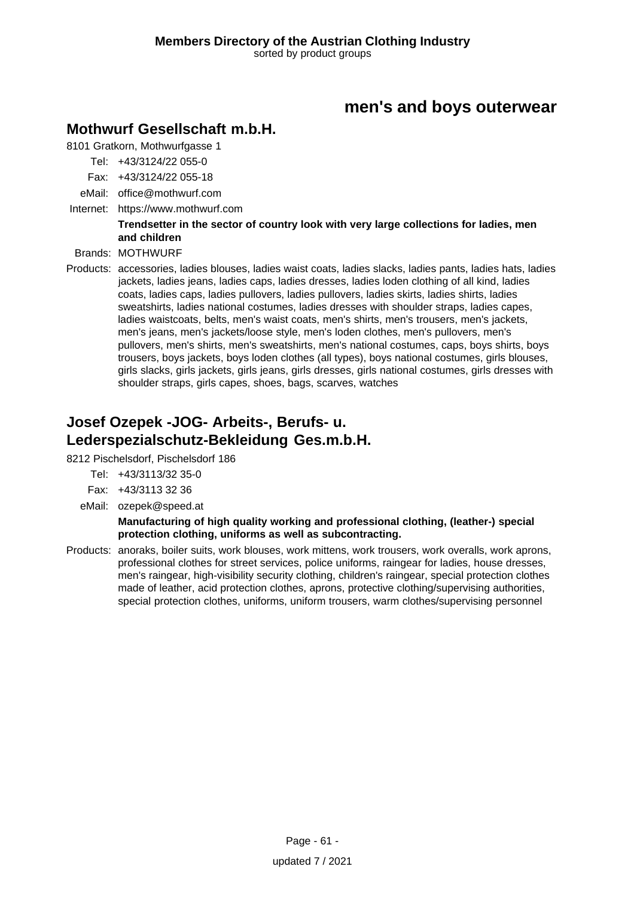# men's and boys outerwear

## Mothwurf Gesellschaft m.b.H.

8101 Gratkorn, Mothwurfgasse 1

Tel: +43/3124/22 055-0
Fax: +43/3124/22 055-18
eMail: office@mothwurf.com
Internet: https://www.mothwurf.com

**Trendsetter in the sector of country look with very large collections for ladies, men and children**

Brands: MOTHWURF

Products: accessories, ladies blouses, ladies waist coats, ladies slacks, ladies pants, ladies hats, ladies jackets, ladies jeans, ladies caps, ladies dresses, ladies loden clothing of all kind, ladies coats, ladies caps, ladies pullovers, ladies pullovers, ladies skirts, ladies shirts, ladies sweatshirts, ladies national costumes, ladies dresses with shoulder straps, ladies capes, ladies waistcoats, belts, men's waist coats, men's shirts, men's trousers, men's jackets, men's jeans, men's jackets/loose style, men's loden clothes, men's pullovers, men's pullovers, men's shirts, men's sweatshirts, men's national costumes, caps, boys shirts, boys trousers, boys jackets, boys loden clothes (all types), boys national costumes, girls blouses, girls slacks, girls jackets, girls jeans, girls dresses, girls national costumes, girls dresses with shoulder straps, girls capes, shoes, bags, scarves, watches

## Josef Ozepek -JOG- Arbeits-, Berufs- u. Lederspezialschutz-Bekleidung Ges.m.b.H.

8212 Pischelsdorf, Pischelsdorf 186

Tel: +43/3113/32 35-0
Fax: +43/3113 32 36
eMail: ozepek@speed.at

**Manufacturing of high quality working and professional clothing, (leather-) special protection clothing, uniforms as well as subcontracting.**

Products: anoraks, boiler suits, work blouses, work mittens, work trousers, work overalls, work aprons, professional clothes for street services, police uniforms, raingear for ladies, house dresses, men's raingear, high-visibility security clothing, children's raingear, special protection clothes made of leather, acid protection clothes, aprons, protective clothing/supervising authorities, special protection clothes, uniforms, uniform trousers, warm clothes/supervising personnel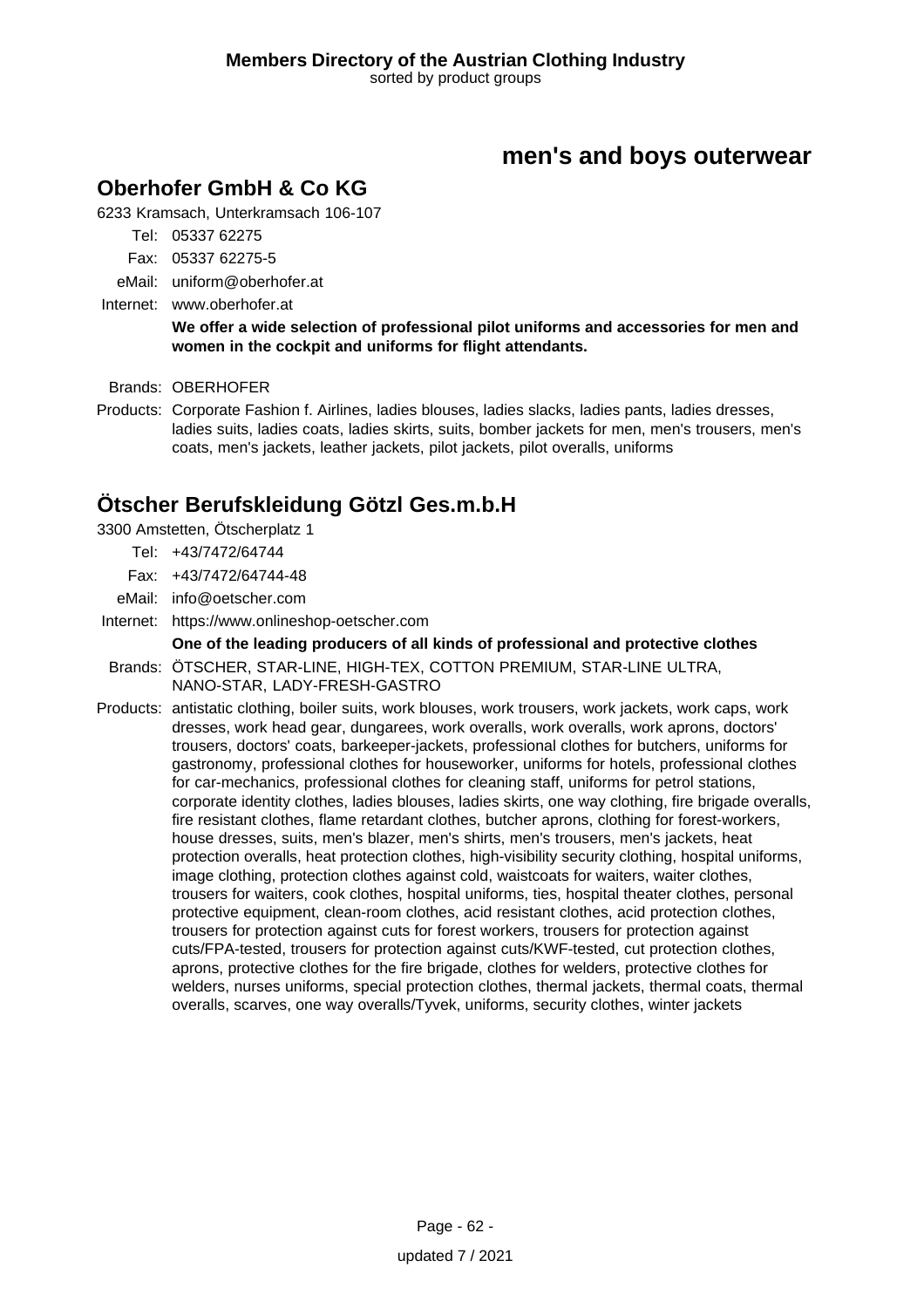# men's and boys outerwear

## Oberhofer GmbH & Co KG

6233 Kramsach, Unterkramsach 106-107

Tel: 05337 62275

Fax: 05337 62275-5

eMail: uniform@oberhofer.at

Internet: www.oberhofer.at

**We offer a wide selection of professional pilot uniforms and accessories for men and women in the cockpit and uniforms for flight attendants.**

Brands: OBERHOFER

Products: Corporate Fashion f. Airlines, ladies blouses, ladies slacks, ladies pants, ladies dresses, ladies suits, ladies coats, ladies skirts, suits, bomber jackets for men, men's trousers, men's coats, men's jackets, leather jackets, pilot jackets, pilot overalls, uniforms

## Ötscher Berufskleidung Götzl Ges.m.b.H

3300 Amstetten, Ötscherplatz 1

Tel: +43/7472/64744

Fax: +43/7472/64744-48

eMail: info@oetscher.com

Internet: https://www.onlineshop-oetscher.com

**One of the leading producers of all kinds of professional and protective clothes**

Brands: ÖTSCHER, STAR-LINE, HIGH-TEX, COTTON PREMIUM, STAR-LINE ULTRA, NANO-STAR, LADY-FRESH-GASTRO

Products: antistatic clothing, boiler suits, work blouses, work trousers, work jackets, work caps, work dresses, work head gear, dungarees, work overalls, work overalls, work aprons, doctors' trousers, doctors' coats, barkeeper-jackets, professional clothes for butchers, uniforms for gastronomy, professional clothes for houseworker, uniforms for hotels, professional clothes for car-mechanics, professional clothes for cleaning staff, uniforms for petrol stations, corporate identity clothes, ladies blouses, ladies skirts, one way clothing, fire brigade overalls, fire resistant clothes, flame retardant clothes, butcher aprons, clothing for forest-workers, house dresses, suits, men's blazer, men's shirts, men's trousers, men's jackets, heat protection overalls, heat protection clothes, high-visibility security clothing, hospital uniforms, image clothing, protection clothes against cold, waistcoats for waiters, waiter clothes, trousers for waiters, cook clothes, hospital uniforms, ties, hospital theater clothes, personal protective equipment, clean-room clothes, acid resistant clothes, acid protection clothes, trousers for protection against cuts for forest workers, trousers for protection against cuts/FPA-tested, trousers for protection against cuts/KWF-tested, cut protection clothes, aprons, protective clothes for the fire brigade, clothes for welders, protective clothes for welders, nurses uniforms, special protection clothes, thermal jackets, thermal coats, thermal overalls, scarves, one way overalls/Tyvek, uniforms, security clothes, winter jackets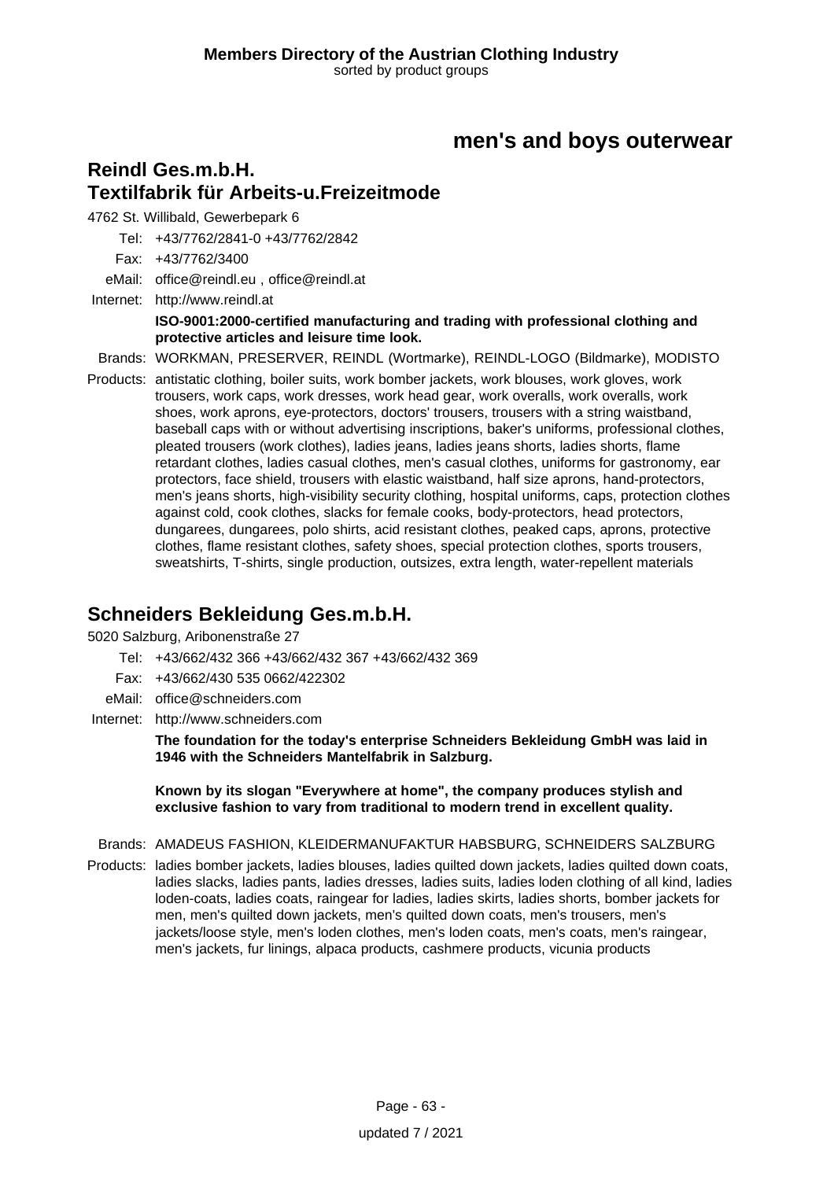# men's and boys outerwear

## Reindl Ges.m.b.H.
## Textilfabrik für Arbeits-u.Freizeitmode

4762 St. Willibald, Gewerbepark 6

Tel: +43/7762/2841-0 +43/7762/2842

Fax: +43/7762/3400

eMail: office@reindl.eu , office@reindl.at

Internet: http://www.reindl.at

**ISO-9001:2000-certified manufacturing and trading with professional clothing and protective articles and leisure time look.**

Brands: WORKMAN, PRESERVER, REINDL (Wortmarke), REINDL-LOGO (Bildmarke), MODISTO

Products: antistatic clothing, boiler suits, work bomber jackets, work blouses, work gloves, work trousers, work caps, work dresses, work head gear, work overalls, work overalls, work shoes, work aprons, eye-protectors, doctors' trousers, trousers with a string waistband, baseball caps with or without advertising inscriptions, baker's uniforms, professional clothes, pleated trousers (work clothes), ladies jeans, ladies jeans shorts, ladies shorts, flame retardant clothes, ladies casual clothes, men's casual clothes, uniforms for gastronomy, ear protectors, face shield, trousers with elastic waistband, half size aprons, hand-protectors, men's jeans shorts, high-visibility security clothing, hospital uniforms, caps, protection clothes against cold, cook clothes, slacks for female cooks, body-protectors, head protectors, dungarees, dungarees, polo shirts, acid resistant clothes, peaked caps, aprons, protective clothes, flame resistant clothes, safety shoes, special protection clothes, sports trousers, sweatshirts, T-shirts, single production, outsizes, extra length, water-repellent materials

## Schneiders Bekleidung Ges.m.b.H.

5020 Salzburg, Aribonenstraße 27

Tel: +43/662/432 366 +43/662/432 367 +43/662/432 369

Fax: +43/662/430 535 0662/422302

eMail: office@schneiders.com

Internet: http://www.schneiders.com

**The foundation for the today's enterprise Schneiders Bekleidung GmbH was laid in 1946 with the Schneiders Mantelfabrik in Salzburg.**

**Known by its slogan "Everywhere at home", the company produces stylish and exclusive fashion to vary from traditional to modern trend in excellent quality.**

Brands: AMADEUS FASHION, KLEIDERMANUFAKTUR HABSBURG, SCHNEIDERS SALZBURG

Products: ladies bomber jackets, ladies blouses, ladies quilted down jackets, ladies quilted down coats, ladies slacks, ladies pants, ladies dresses, ladies suits, ladies loden clothing of all kind, ladies loden-coats, ladies coats, raingear for ladies, ladies skirts, ladies shorts, bomber jackets for men, men's quilted down jackets, men's quilted down coats, men's trousers, men's jackets/loose style, men's loden clothes, men's loden coats, men's coats, men's raingear, men's jackets, fur linings, alpaca products, cashmere products, vicunia products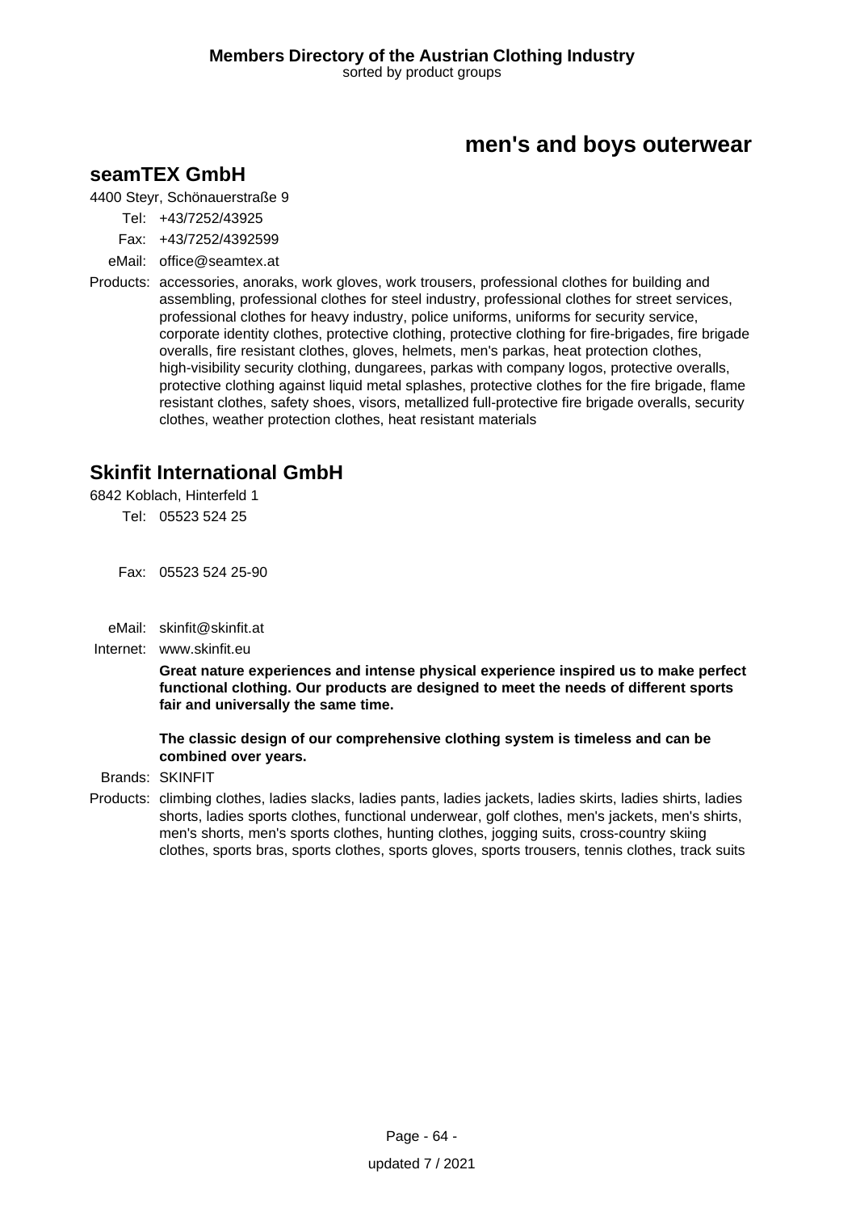# men's and boys outerwear

## seamTEX GmbH

4400 Steyr, Schönauerstraße 9

Tel: +43/7252/43925

Fax: +43/7252/4392599

eMail: office@seamtex.at

Products: accessories, anoraks, work gloves, work trousers, professional clothes for building and assembling, professional clothes for steel industry, professional clothes for street services, professional clothes for heavy industry, police uniforms, uniforms for security service, corporate identity clothes, protective clothing, protective clothing for fire-brigades, fire brigade overalls, fire resistant clothes, gloves, helmets, men's parkas, heat protection clothes, high-visibility security clothing, dungarees, parkas with company logos, protective overalls, protective clothing against liquid metal splashes, protective clothes for the fire brigade, flame resistant clothes, safety shoes, visors, metallized full-protective fire brigade overalls, security clothes, weather protection clothes, heat resistant materials

## Skinfit International GmbH

6842 Koblach, Hinterfeld 1

Tel: 05523 524 25

Fax: 05523 524 25-90

eMail: skinfit@skinfit.at

Internet: www.skinfit.eu

**Great nature experiences and intense physical experience inspired us to make perfect functional clothing. Our products are designed to meet the needs of different sports fair and universally the same time.**

**The classic design of our comprehensive clothing system is timeless and can be combined over years.**

Brands: SKINFIT

Products: climbing clothes, ladies slacks, ladies pants, ladies jackets, ladies skirts, ladies shirts, ladies shorts, ladies sports clothes, functional underwear, golf clothes, men's jackets, men's shirts, men's shorts, men's sports clothes, hunting clothes, jogging suits, cross-country skiing clothes, sports bras, sports clothes, sports gloves, sports trousers, tennis clothes, track suits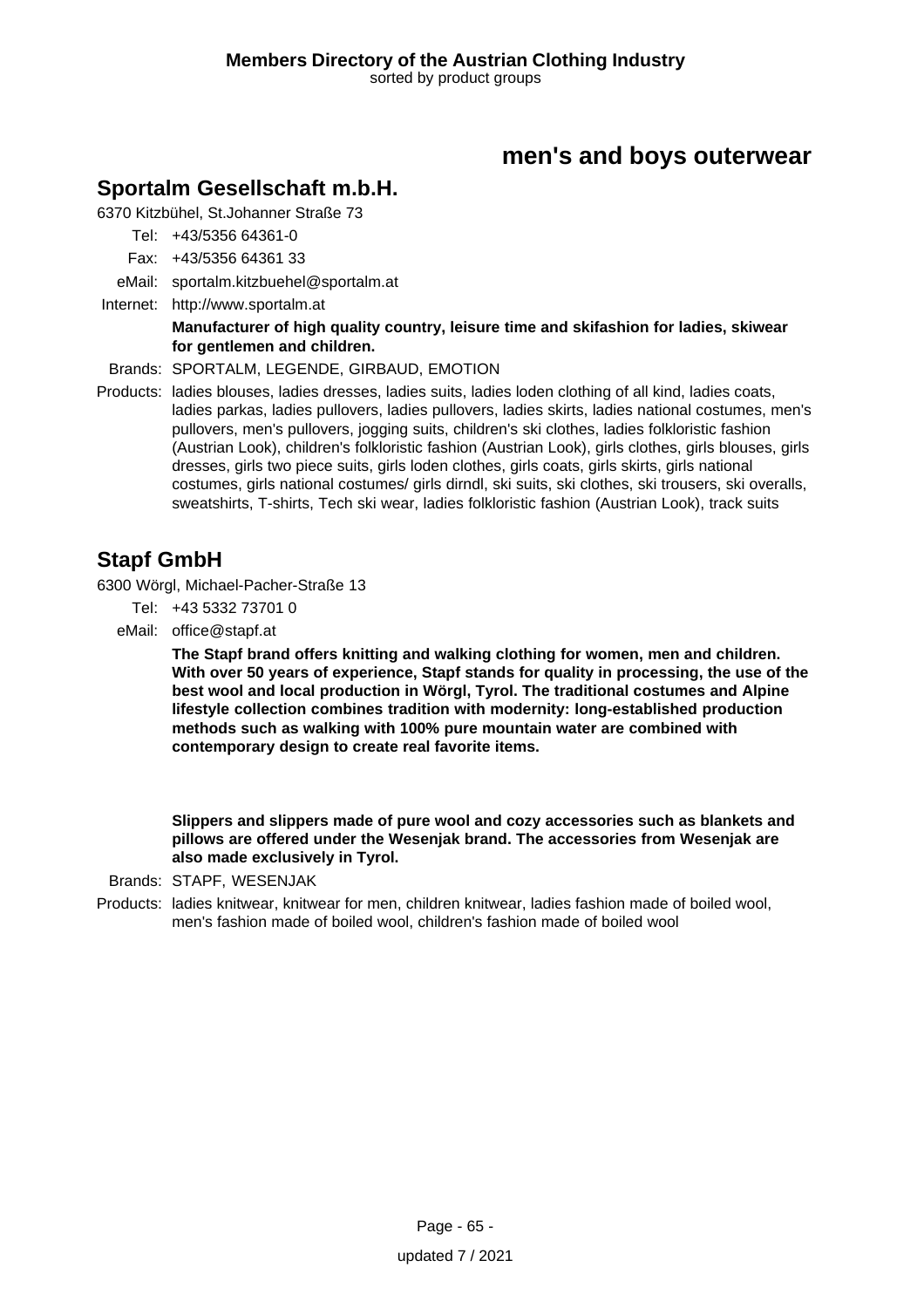# men's and boys outerwear

## Sportalm Gesellschaft m.b.H.

6370 Kitzbühel, St.Johanner Straße 73

Tel: +43/5356 64361-0

Fax: +43/5356 64361 33

eMail: sportalm.kitzbuehel@sportalm.at

Internet: http://www.sportalm.at

**Manufacturer of high quality country, leisure time and skifashion for ladies, skiwear for gentlemen and children.**

Brands: SPORTALM, LEGENDE, GIRBAUD, EMOTION

Products: ladies blouses, ladies dresses, ladies suits, ladies loden clothing of all kind, ladies coats, ladies parkas, ladies pullovers, ladies pullovers, ladies skirts, ladies national costumes, men's pullovers, men's pullovers, jogging suits, children's ski clothes, ladies folkloristic fashion (Austrian Look), children's folkloristic fashion (Austrian Look), girls clothes, girls blouses, girls dresses, girls two piece suits, girls loden clothes, girls coats, girls skirts, girls national costumes, girls national costumes/ girls dirndl, ski suits, ski clothes, ski trousers, ski overalls, sweatshirts, T-shirts, Tech ski wear, ladies folkloristic fashion (Austrian Look), track suits

## Stapf GmbH

6300 Wörgl, Michael-Pacher-Straße 13

Tel: +43 5332 73701 0

eMail: office@stapf.at

**The Stapf brand offers knitting and walking clothing for women, men and children. With over 50 years of experience, Stapf stands for quality in processing, the use of the best wool and local production in Wörgl, Tyrol. The traditional costumes and Alpine lifestyle collection combines tradition with modernity: long-established production methods such as walking with 100% pure mountain water are combined with contemporary design to create real favorite items.**

**Slippers and slippers made of pure wool and cozy accessories such as blankets and pillows are offered under the Wesenjak brand. The accessories from Wesenjak are also made exclusively in Tyrol.**

Brands: STAPF, WESENJAK

Products: ladies knitwear, knitwear for men, children knitwear, ladies fashion made of boiled wool, men's fashion made of boiled wool, children's fashion made of boiled wool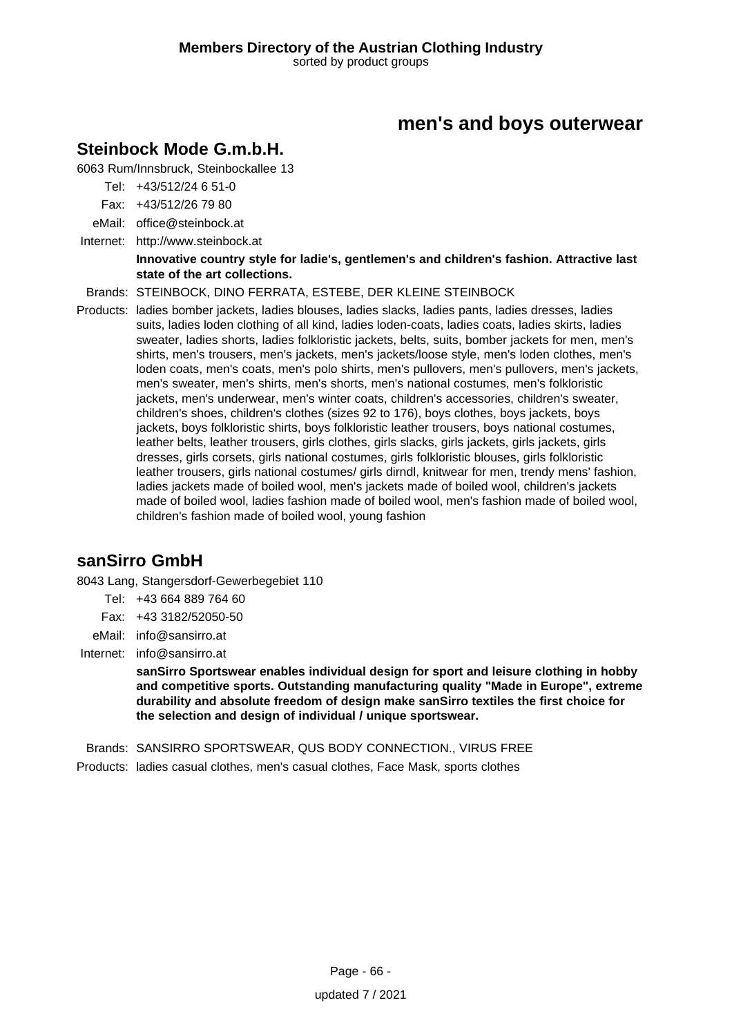# men's and boys outerwear

## Steinbock Mode G.m.b.H.

6063 Rum/Innsbruck, Steinbockallee 13

Tel: +43/512/24 6 51-0

Fax: +43/512/26 79 80

eMail: office@steinbock.at

Internet: http://www.steinbock.at

**Innovative country style for ladie's, gentlemen's and children's fashion. Attractive last state of the art collections.**

Brands: STEINBOCK, DINO FERRATA, ESTEBE, DER KLEINE STEINBOCK

Products: ladies bomber jackets, ladies blouses, ladies slacks, ladies pants, ladies dresses, ladies suits, ladies loden clothing of all kind, ladies loden-coats, ladies coats, ladies skirts, ladies sweater, ladies shorts, ladies folkloristic jackets, belts, suits, bomber jackets for men, men's shirts, men's trousers, men's jackets, men's jackets/loose style, men's loden clothes, men's loden coats, men's coats, men's polo shirts, men's pullovers, men's pullovers, men's jackets, men's sweater, men's shirts, men's shorts, men's national costumes, men's folkloristic jackets, men's underwear, men's winter coats, children's accessories, children's sweater, children's shoes, children's clothes (sizes 92 to 176), boys clothes, boys jackets, boys jackets, boys folkloristic shirts, boys folkloristic leather trousers, boys national costumes, leather belts, leather trousers, girls clothes, girls slacks, girls jackets, girls jackets, girls dresses, girls corsets, girls national costumes, girls folkloristic blouses, girls folkloristic leather trousers, girls national costumes/ girls dirndl, knitwear for men, trendy mens' fashion, ladies jackets made of boiled wool, men's jackets made of boiled wool, children's jackets made of boiled wool, ladies fashion made of boiled wool, men's fashion made of boiled wool, children's fashion made of boiled wool, young fashion

## sanSirro GmbH

8043 Lang, Stangersdorf-Gewerbegebiet 110

Tel: +43 664 889 764 60

Fax: +43 3182/52050-50

eMail: info@sansirro.at

Internet: info@sansirro.at

**sanSirro Sportswear enables individual design for sport and leisure clothing in hobby and competitive sports. Outstanding manufacturing quality "Made in Europe", extreme durability and absolute freedom of design make sanSirro textiles the first choice for the selection and design of individual / unique sportswear.**

Brands: SANSIRRO SPORTSWEAR, QUS BODY CONNECTION., VIRUS FREE

Products: ladies casual clothes, men's casual clothes, Face Mask, sports clothes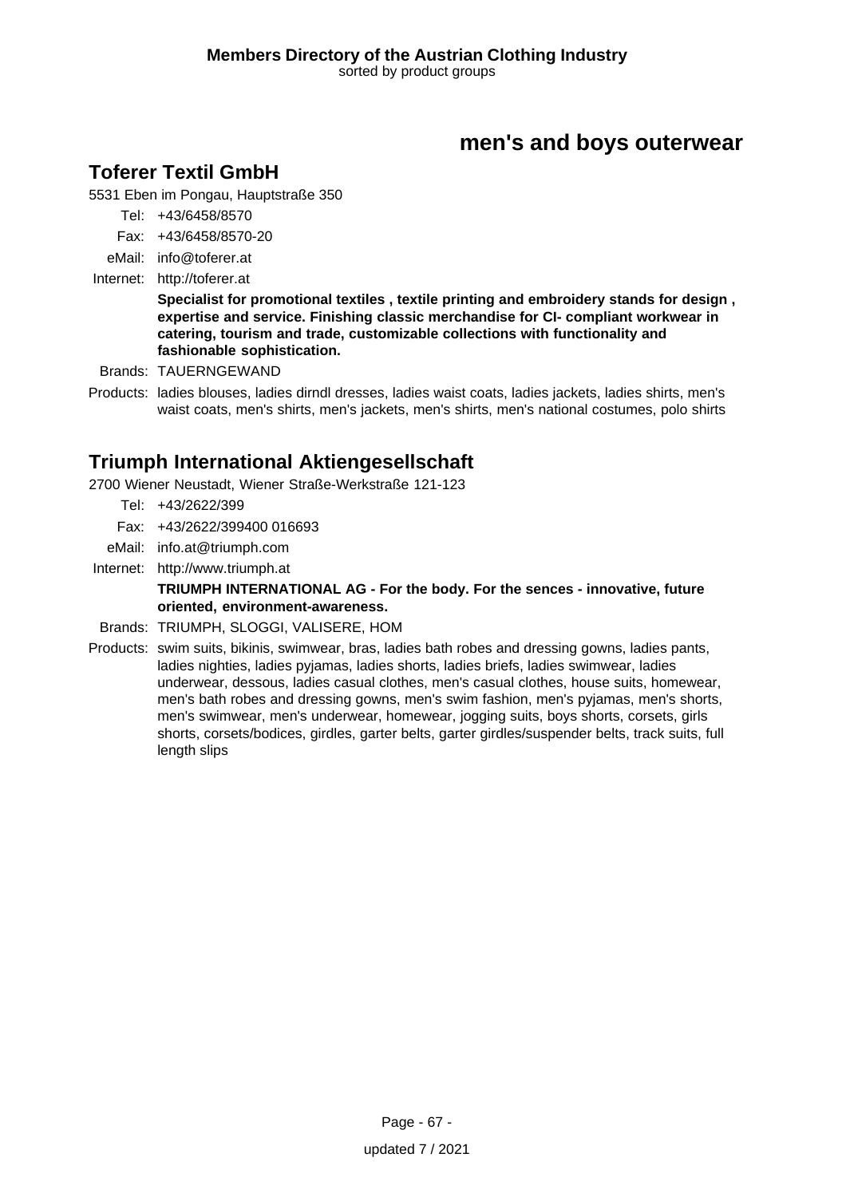# men's and boys outerwear

## Toferer Textil GmbH

5531 Eben im Pongau, Hauptstraße 350

Tel: +43/6458/8570

Fax: +43/6458/8570-20

eMail: info@toferer.at

Internet: http://toferer.at

**Specialist for promotional textiles , textile printing and embroidery stands for design , expertise and service. Finishing classic merchandise for CI- compliant workwear in catering, tourism and trade, customizable collections with functionality and fashionable sophistication.**

Brands: TAUERNGEWAND

Products: ladies blouses, ladies dirndl dresses, ladies waist coats, ladies jackets, ladies shirts, men's waist coats, men's shirts, men's jackets, men's shirts, men's national costumes, polo shirts

## Triumph International Aktiengesellschaft

2700 Wiener Neustadt, Wiener Straße-Werkstraße 121-123

Tel: +43/2622/399

Fax: +43/2622/399400 016693

eMail: info.at@triumph.com

Internet: http://www.triumph.at

**TRIUMPH INTERNATIONAL AG - For the body. For the sences - innovative, future oriented, environment-awareness.**

Brands: TRIUMPH, SLOGGI, VALISERE, HOM

Products: swim suits, bikinis, swimwear, bras, ladies bath robes and dressing gowns, ladies pants, ladies nighties, ladies pyjamas, ladies shorts, ladies briefs, ladies swimwear, ladies underwear, dessous, ladies casual clothes, men's casual clothes, house suits, homewear, men's bath robes and dressing gowns, men's swim fashion, men's pyjamas, men's shorts, men's swimwear, men's underwear, homewear, jogging suits, boys shorts, corsets, girls shorts, corsets/bodices, girdles, garter belts, garter girdles/suspender belts, track suits, full length slips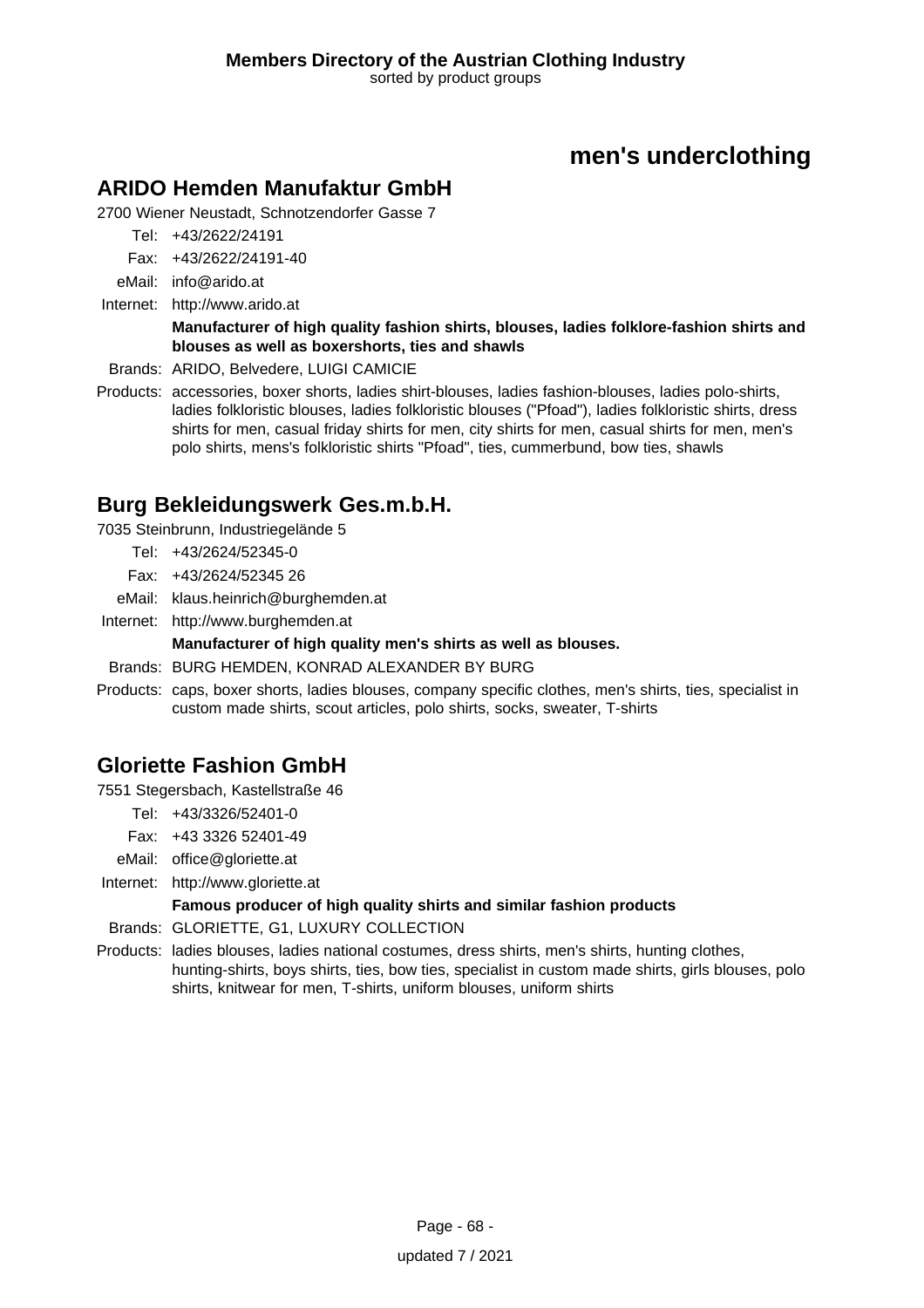# men's underclothing

## ARIDO Hemden Manufaktur GmbH

2700 Wiener Neustadt, Schnotzendorfer Gasse 7

Tel: +43/2622/24191

Fax: +43/2622/24191-40

eMail: info@arido.at

Internet: http://www.arido.at

**Manufacturer of high quality fashion shirts, blouses, ladies folklore-fashion shirts and blouses as well as boxershorts, ties and shawls**

Brands: ARIDO, Belvedere, LUIGI CAMICIE

Products: accessories, boxer shorts, ladies shirt-blouses, ladies fashion-blouses, ladies polo-shirts, ladies folkloristic blouses, ladies folkloristic blouses ("Pfoad"), ladies folkloristic shirts, dress shirts for men, casual friday shirts for men, city shirts for men, casual shirts for men, men's polo shirts, mens's folkloristic shirts "Pfoad", ties, cummerbund, bow ties, shawls

## Burg Bekleidungswerk Ges.m.b.H.

7035 Steinbrunn, Industriegelände 5

Tel: +43/2624/52345-0

Fax: +43/2624/52345 26

eMail: klaus.heinrich@burghemden.at

Internet: http://www.burghemden.at

**Manufacturer of high quality men's shirts as well as blouses.**

Brands: BURG HEMDEN, KONRAD ALEXANDER BY BURG

Products: caps, boxer shorts, ladies blouses, company specific clothes, men's shirts, ties, specialist in custom made shirts, scout articles, polo shirts, socks, sweater, T-shirts

## Gloriette Fashion GmbH

7551 Stegersbach, Kastellstraße 46

Tel: +43/3326/52401-0

Fax: +43 3326 52401-49

eMail: office@gloriette.at

Internet: http://www.gloriette.at

**Famous producer of high quality shirts and similar fashion products**

Brands: GLORIETTE, G1, LUXURY COLLECTION

Products: ladies blouses, ladies national costumes, dress shirts, men's shirts, hunting clothes, hunting-shirts, boys shirts, ties, bow ties, specialist in custom made shirts, girls blouses, polo shirts, knitwear for men, T-shirts, uniform blouses, uniform shirts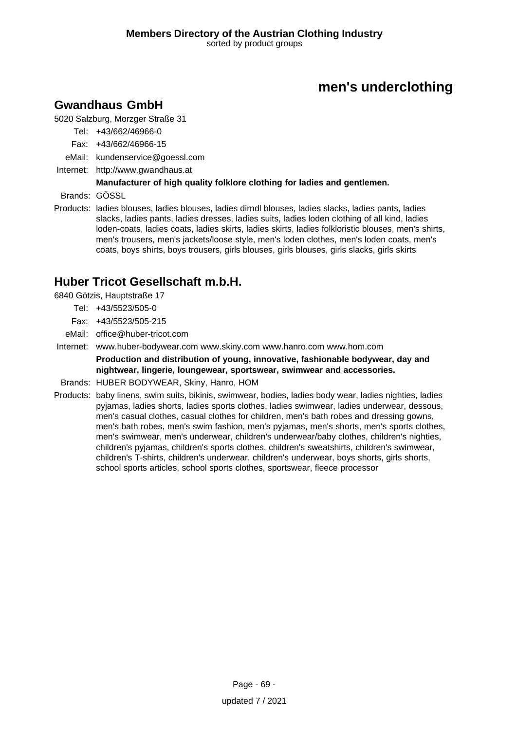## men's underclothing

### Gwandhaus GmbH

5020 Salzburg, Morzger Straße 31

Tel: +43/662/46966-0
Fax: +43/662/46966-15
eMail: kundenservice@goessl.com
Internet: http://www.gwandhaus.at

**Manufacturer of high quality folklore clothing for ladies and gentlemen.**

Brands: GÖSSL

Products: ladies blouses, ladies blouses, ladies dirndl blouses, ladies slacks, ladies pants, ladies slacks, ladies pants, ladies dresses, ladies suits, ladies loden clothing of all kind, ladies loden-coats, ladies coats, ladies skirts, ladies skirts, ladies folkloristic blouses, men's shirts, men's trousers, men's jackets/loose style, men's loden clothes, men's loden coats, men's coats, boys shirts, boys trousers, girls blouses, girls blouses, girls slacks, girls skirts

### Huber Tricot Gesellschaft m.b.H.

6840 Götzis, Hauptstraße 17

Tel: +43/5523/505-0
Fax: +43/5523/505-215
eMail: office@huber-tricot.com
Internet: www.huber-bodywear.com www.skiny.com www.hanro.com www.hom.com

**Production and distribution of young, innovative, fashionable bodywear, day and nightwear, lingerie, loungewear, sportswear, swimwear and accessories.**

Brands: HUBER BODYWEAR, Skiny, Hanro, HOM

Products: baby linens, swim suits, bikinis, swimwear, bodies, ladies body wear, ladies nighties, ladies pyjamas, ladies shorts, ladies sports clothes, ladies swimwear, ladies underwear, dessous, men's casual clothes, casual clothes for children, men's bath robes and dressing gowns, men's bath robes, men's swim fashion, men's pyjamas, men's shorts, men's sports clothes, men's swimwear, men's underwear, children's underwear/baby clothes, children's nighties, children's pyjamas, children's sports clothes, children's sweatshirts, children's swimwear, children's T-shirts, children's underwear, children's underwear, boys shorts, girls shorts, school sports articles, school sports clothes, sportswear, fleece processor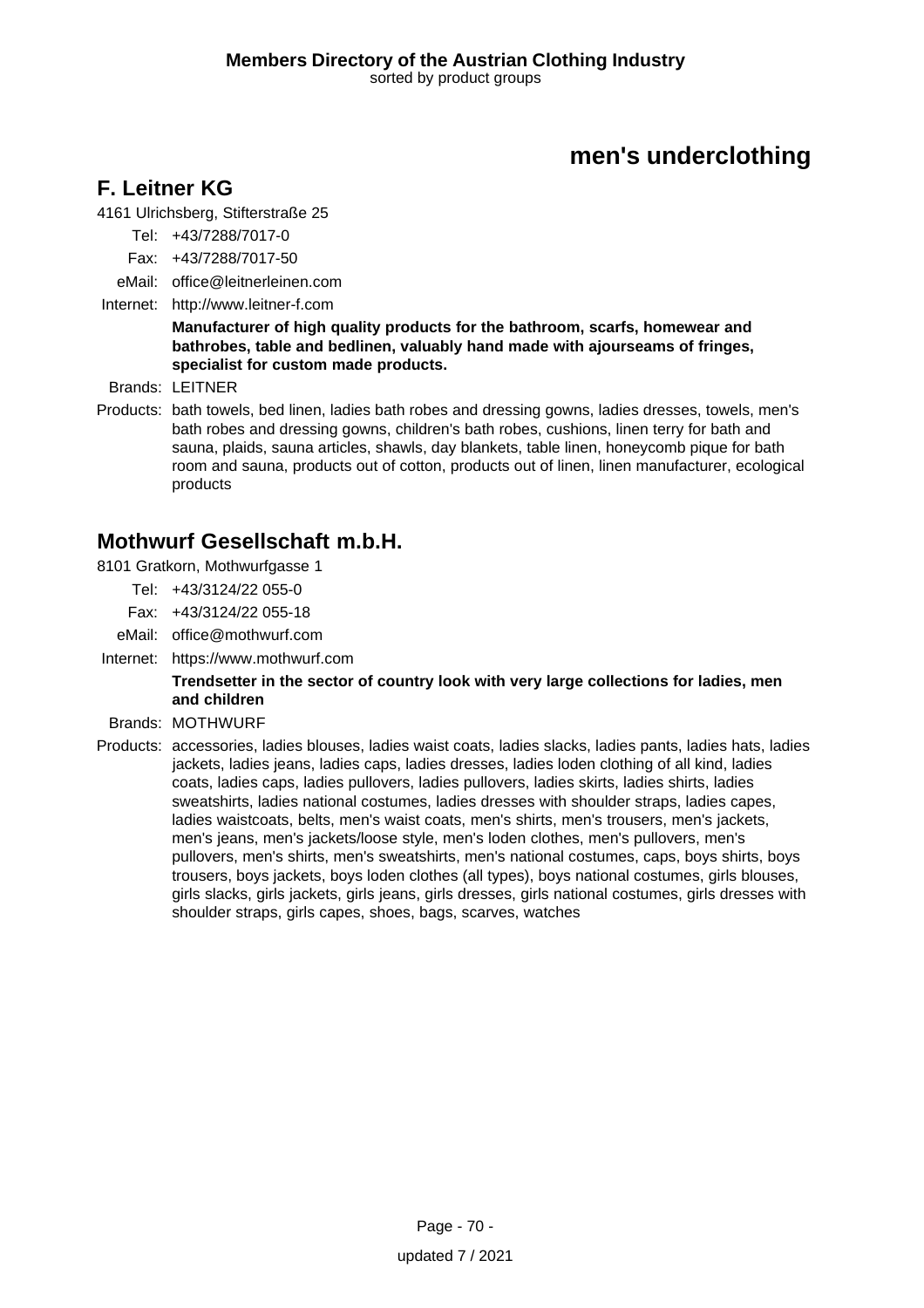# men's underclothing

## F. Leitner KG

4161 Ulrichsberg, Stifterstraße 25

Tel: +43/7288/7017-0

Fax: +43/7288/7017-50

eMail: office@leitnerleinen.com

Internet: http://www.leitner-f.com

**Manufacturer of high quality products for the bathroom, scarfs, homewear and bathrobes, table and bedlinen, valuably hand made with ajourseams of fringes, specialist for custom made products.**

Brands: LEITNER

Products: bath towels, bed linen, ladies bath robes and dressing gowns, ladies dresses, towels, men's bath robes and dressing gowns, children's bath robes, cushions, linen terry for bath and sauna, plaids, sauna articles, shawls, day blankets, table linen, honeycomb pique for bath room and sauna, products out of cotton, products out of linen, linen manufacturer, ecological products

## Mothwurf Gesellschaft m.b.H.

8101 Gratkorn, Mothwurfgasse 1

Tel: +43/3124/22 055-0

Fax: +43/3124/22 055-18

eMail: office@mothwurf.com

Internet: https://www.mothwurf.com

**Trendsetter in the sector of country look with very large collections for ladies, men and children**

Brands: MOTHWURF

Products: accessories, ladies blouses, ladies waist coats, ladies slacks, ladies pants, ladies hats, ladies jackets, ladies jeans, ladies caps, ladies dresses, ladies loden clothing of all kind, ladies coats, ladies caps, ladies pullovers, ladies pullovers, ladies skirts, ladies shirts, ladies sweatshirts, ladies national costumes, ladies dresses with shoulder straps, ladies capes, ladies waistcoats, belts, men's waist coats, men's shirts, men's trousers, men's jackets, men's jeans, men's jackets/loose style, men's loden clothes, men's pullovers, men's pullovers, men's shirts, men's sweatshirts, men's national costumes, caps, boys shirts, boys trousers, boys jackets, boys loden clothes (all types), boys national costumes, girls blouses, girls slacks, girls jackets, girls jeans, girls dresses, girls national costumes, girls dresses with shoulder straps, girls capes, shoes, bags, scarves, watches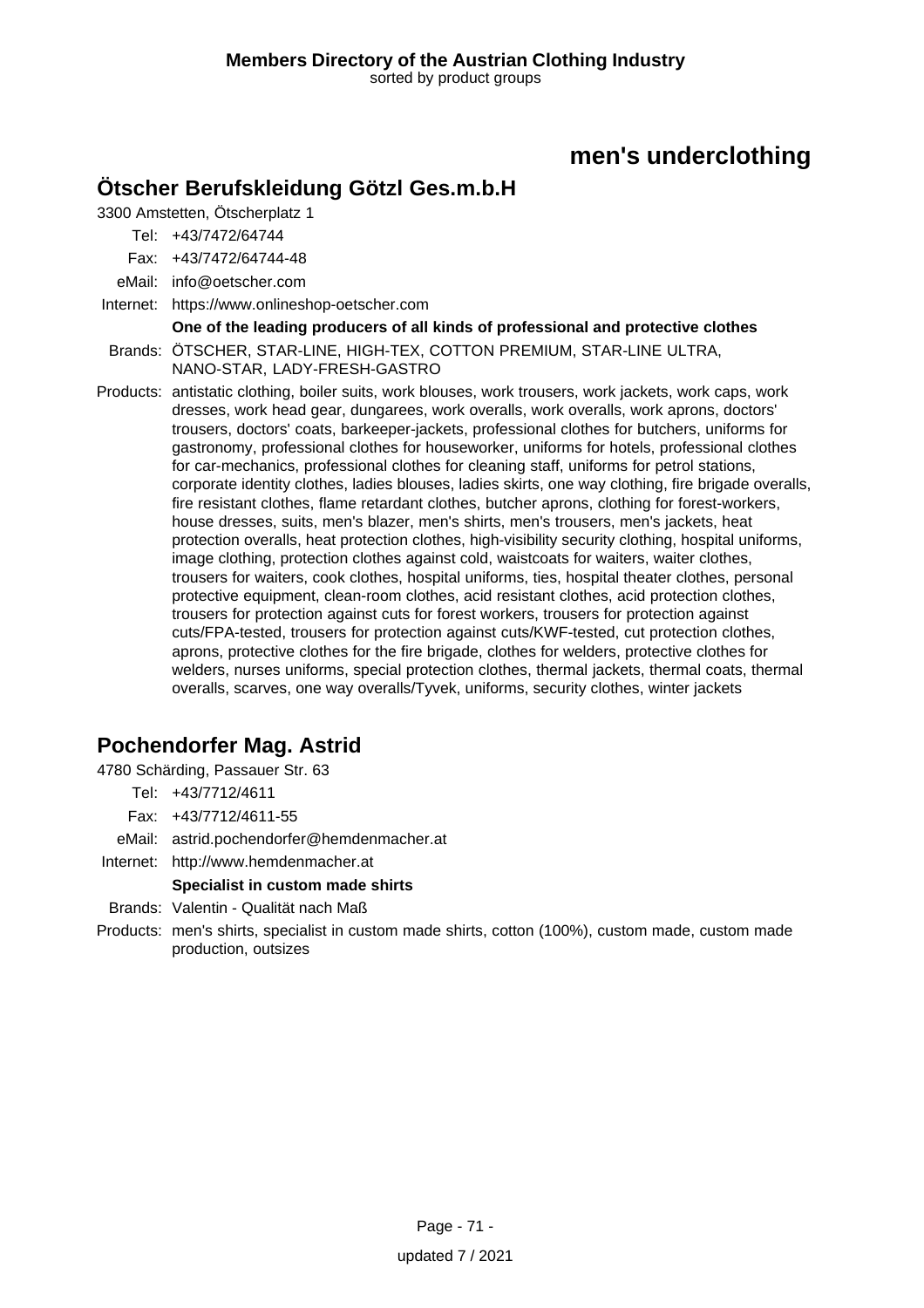# men's underclothing

## Ötscher Berufskleidung Götzl Ges.m.b.H

3300 Amstetten, Ötscherplatz 1

Tel: +43/7472/64744

Fax: +43/7472/64744-48

eMail: info@oetscher.com

Internet: https://www.onlineshop-oetscher.com

**One of the leading producers of all kinds of professional and protective clothes**

Brands: ÖTSCHER, STAR-LINE, HIGH-TEX, COTTON PREMIUM, STAR-LINE ULTRA, NANO-STAR, LADY-FRESH-GASTRO

Products: antistatic clothing, boiler suits, work blouses, work trousers, work jackets, work caps, work dresses, work head gear, dungarees, work overalls, work overalls, work aprons, doctors' trousers, doctors' coats, barkeeper-jackets, professional clothes for butchers, uniforms for gastronomy, professional clothes for houseworker, uniforms for hotels, professional clothes for car-mechanics, professional clothes for cleaning staff, uniforms for petrol stations, corporate identity clothes, ladies blouses, ladies skirts, one way clothing, fire brigade overalls, fire resistant clothes, flame retardant clothes, butcher aprons, clothing for forest-workers, house dresses, suits, men's blazer, men's shirts, men's trousers, men's jackets, heat protection overalls, heat protection clothes, high-visibility security clothing, hospital uniforms, image clothing, protection clothes against cold, waistcoats for waiters, waiter clothes, trousers for waiters, cook clothes, hospital uniforms, ties, hospital theater clothes, personal protective equipment, clean-room clothes, acid resistant clothes, acid protection clothes, trousers for protection against cuts for forest workers, trousers for protection against cuts/FPA-tested, trousers for protection against cuts/KWF-tested, cut protection clothes, aprons, protective clothes for the fire brigade, clothes for welders, protective clothes for welders, nurses uniforms, special protection clothes, thermal jackets, thermal coats, thermal overalls, scarves, one way overalls/Tyvek, uniforms, security clothes, winter jackets

## Pochendorfer Mag. Astrid

4780 Schärding, Passauer Str. 63

Tel: +43/7712/4611

Fax: +43/7712/4611-55

eMail: astrid.pochendorfer@hemdenmacher.at

Internet: http://www.hemdenmacher.at

**Specialist in custom made shirts**

Brands: Valentin - Qualität nach Maß

Products: men's shirts, specialist in custom made shirts, cotton (100%), custom made, custom made production, outsizes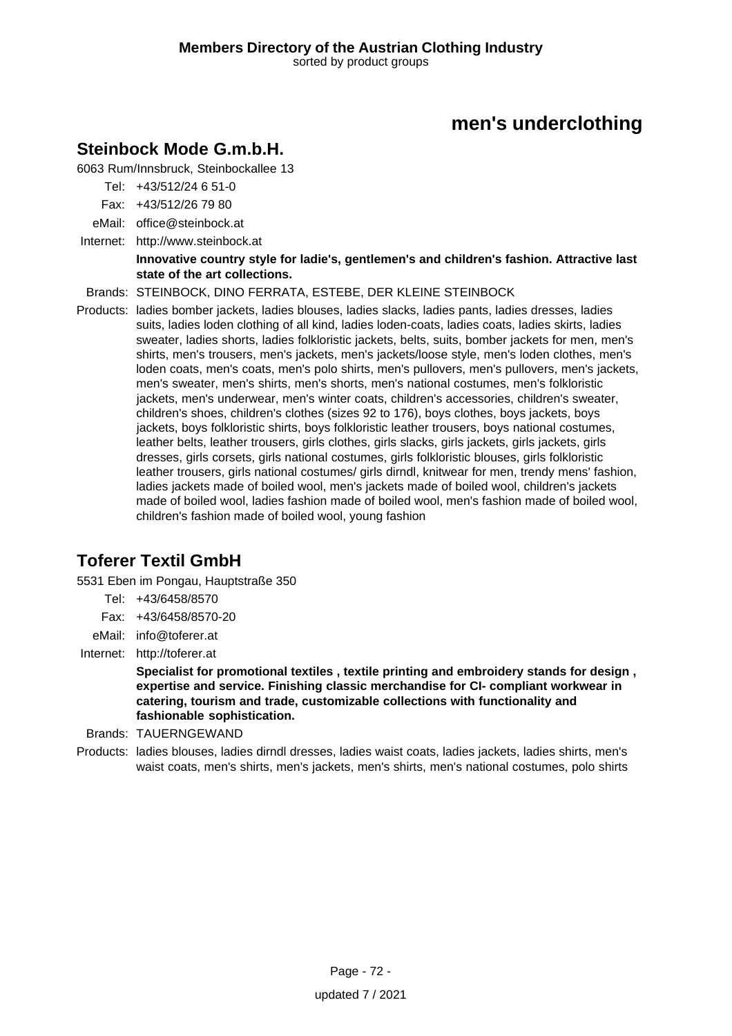# men's underclothing

## Steinbock Mode G.m.b.H.

6063 Rum/Innsbruck, Steinbockallee 13

Tel: +43/512/24 6 51-0

Fax: +43/512/26 79 80

eMail: office@steinbock.at

Internet: http://www.steinbock.at

**Innovative country style for ladie's, gentlemen's and children's fashion. Attractive last state of the art collections.**

Brands: STEINBOCK, DINO FERRATA, ESTEBE, DER KLEINE STEINBOCK

Products: ladies bomber jackets, ladies blouses, ladies slacks, ladies pants, ladies dresses, ladies suits, ladies loden clothing of all kind, ladies loden-coats, ladies coats, ladies skirts, ladies sweater, ladies shorts, ladies folkloristic jackets, belts, suits, bomber jackets for men, men's shirts, men's trousers, men's jackets, men's jackets/loose style, men's loden clothes, men's loden coats, men's coats, men's polo shirts, men's pullovers, men's pullovers, men's jackets, men's sweater, men's shirts, men's shorts, men's national costumes, men's folkloristic jackets, men's underwear, men's winter coats, children's accessories, children's sweater, children's shoes, children's clothes (sizes 92 to 176), boys clothes, boys jackets, boys jackets, boys folkloristic shirts, boys folkloristic leather trousers, boys national costumes, leather belts, leather trousers, girls clothes, girls slacks, girls jackets, girls jackets, girls dresses, girls corsets, girls national costumes, girls folkloristic blouses, girls folkloristic leather trousers, girls national costumes/ girls dirndl, knitwear for men, trendy mens' fashion, ladies jackets made of boiled wool, men's jackets made of boiled wool, children's jackets made of boiled wool, ladies fashion made of boiled wool, men's fashion made of boiled wool, children's fashion made of boiled wool, young fashion

## Toferer Textil GmbH

5531 Eben im Pongau, Hauptstraße 350

Tel: +43/6458/8570

Fax: +43/6458/8570-20

eMail: info@toferer.at

Internet: http://toferer.at

**Specialist for promotional textiles , textile printing and embroidery stands for design , expertise and service. Finishing classic merchandise for CI- compliant workwear in catering, tourism and trade, customizable collections with functionality and fashionable sophistication.**

Brands: TAUERNGEWAND

Products: ladies blouses, ladies dirndl dresses, ladies waist coats, ladies jackets, ladies shirts, men's waist coats, men's shirts, men's jackets, men's shirts, men's national costumes, polo shirts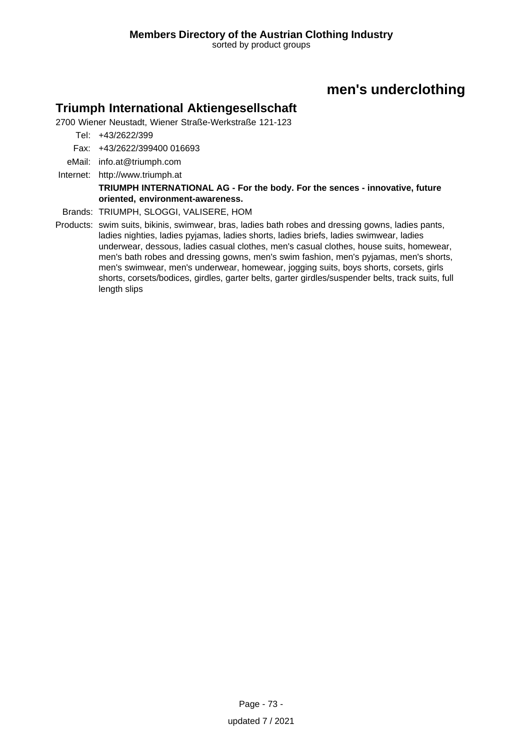## men's underclothing

### Triumph International Aktiengesellschaft

2700 Wiener Neustadt, Wiener Straße-Werkstraße 121-123

Tel: +43/2622/399

Fax: +43/2622/399400 016693

eMail: info.at@triumph.com

Internet: http://www.triumph.at

**TRIUMPH INTERNATIONAL AG - For the body. For the sences - innovative, future oriented, environment-awareness.**

Brands: TRIUMPH, SLOGGI, VALISERE, HOM

Products: swim suits, bikinis, swimwear, bras, ladies bath robes and dressing gowns, ladies pants, ladies nighties, ladies pyjamas, ladies shorts, ladies briefs, ladies swimwear, ladies underwear, dessous, ladies casual clothes, men's casual clothes, house suits, homewear, men's bath robes and dressing gowns, men's swim fashion, men's pyjamas, men's shorts, men's swimwear, men's underwear, homewear, jogging suits, boys shorts, corsets, girls shorts, corsets/bodices, girdles, garter belts, garter girdles/suspender belts, track suits, full length slips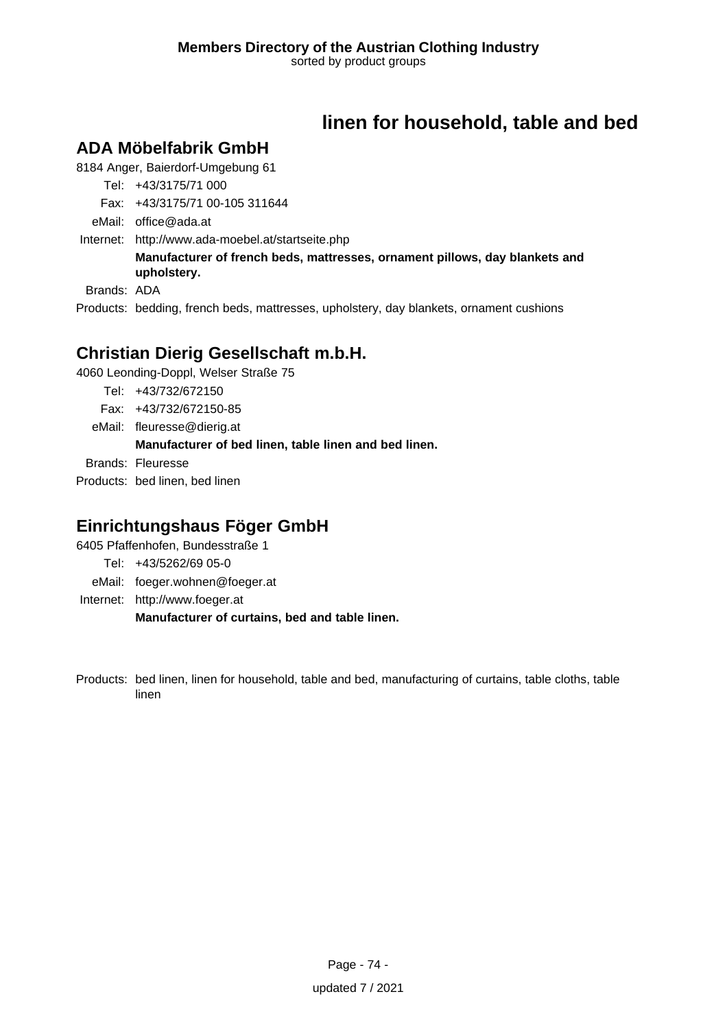# linen for household, table and bed

## ADA Möbelfabrik GmbH

8184 Anger, Baierdorf-Umgebung 61

Tel: +43/3175/71 000
Fax: +43/3175/71 00-105 311644
eMail: office@ada.at
Internet: http://www.ada-moebel.at/startseite.php

**Manufacturer of french beds, mattresses, ornament pillows, day blankets and upholstery.**

Brands: ADA
Products: bedding, french beds, mattresses, upholstery, day blankets, ornament cushions

## Christian Dierig Gesellschaft m.b.H.

4060 Leonding-Doppl, Welser Straße 75

Tel: +43/732/672150
Fax: +43/732/672150-85
eMail: fleuresse@dierig.at

**Manufacturer of bed linen, table linen and bed linen.**

Brands: Fleuresse
Products: bed linen, bed linen

## Einrichtungshaus Föger GmbH

6405 Pfaffenhofen, Bundesstraße 1

Tel: +43/5262/69 05-0
eMail: foeger.wohnen@foeger.at
Internet: http://www.foeger.at

**Manufacturer of curtains, bed and table linen.**

Products: bed linen, linen for household, table and bed, manufacturing of curtains, table cloths, table linen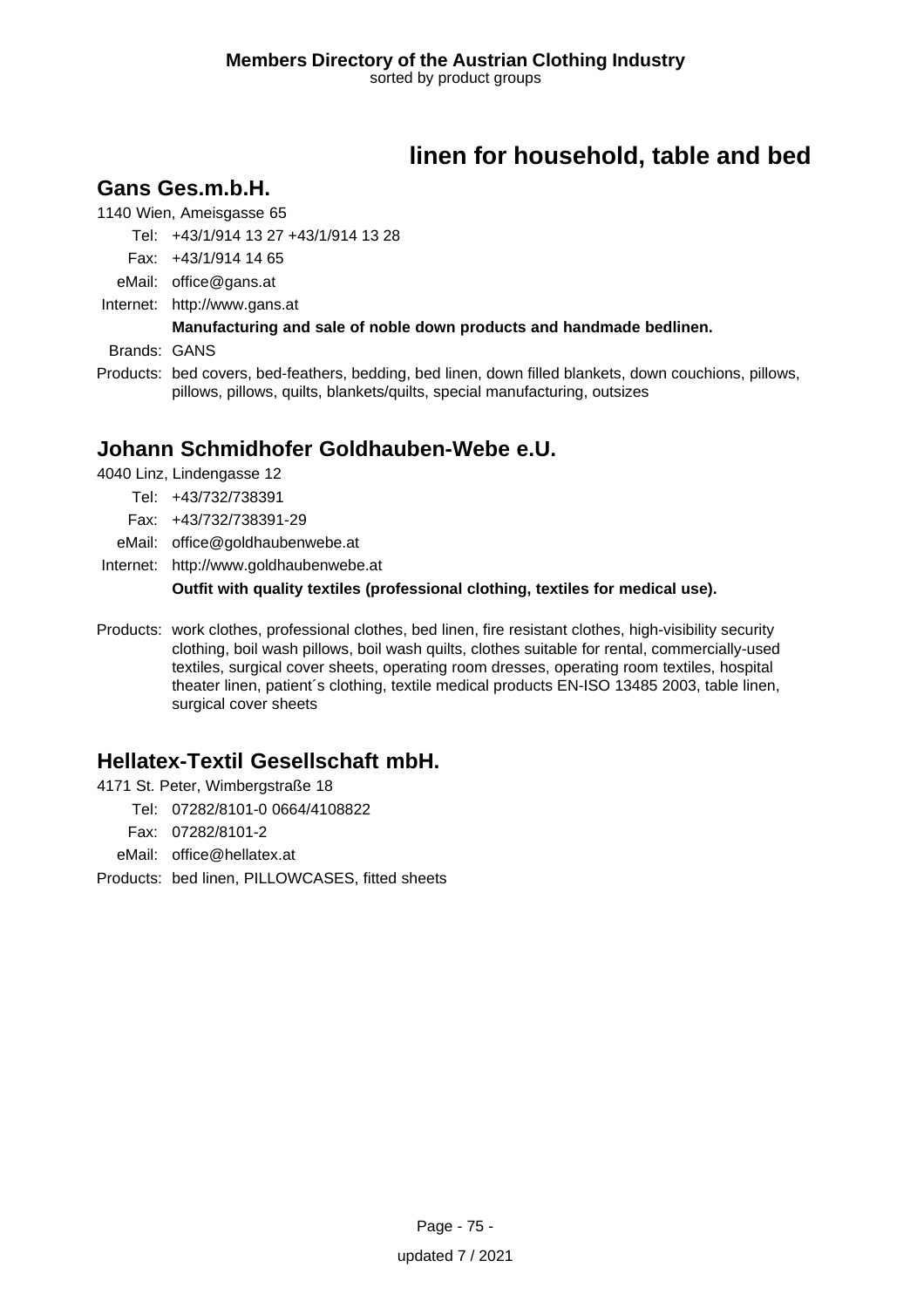# linen for household, table and bed

## Gans Ges.m.b.H.

1140 Wien, Ameisgasse 65

Tel: +43/1/914 13 27 +43/1/914 13 28

Fax: +43/1/914 14 65

eMail: office@gans.at

Internet: http://www.gans.at

**Manufacturing and sale of noble down products and handmade bedlinen.**

Brands: GANS

Products: bed covers, bed-feathers, bedding, bed linen, down filled blankets, down couchions, pillows, pillows, pillows, quilts, blankets/quilts, special manufacturing, outsizes

## Johann Schmidhofer Goldhauben-Webe e.U.

4040 Linz, Lindengasse 12

Tel: +43/732/738391

Fax: +43/732/738391-29

eMail: office@goldhaubenwebe.at

Internet: http://www.goldhaubenwebe.at

**Outfit with quality textiles (professional clothing, textiles for medical use).**

Products: work clothes, professional clothes, bed linen, fire resistant clothes, high-visibility security clothing, boil wash pillows, boil wash quilts, clothes suitable for rental, commercially-used textiles, surgical cover sheets, operating room dresses, operating room textiles, hospital theater linen, patient´s clothing, textile medical products EN-ISO 13485 2003, table linen, surgical cover sheets

## Hellatex-Textil Gesellschaft mbH.

4171 St. Peter, Wimbergstraße 18

Tel: 07282/8101-0 0664/4108822

Fax: 07282/8101-2

eMail: office@hellatex.at

Products: bed linen, PILLOWCASES, fitted sheets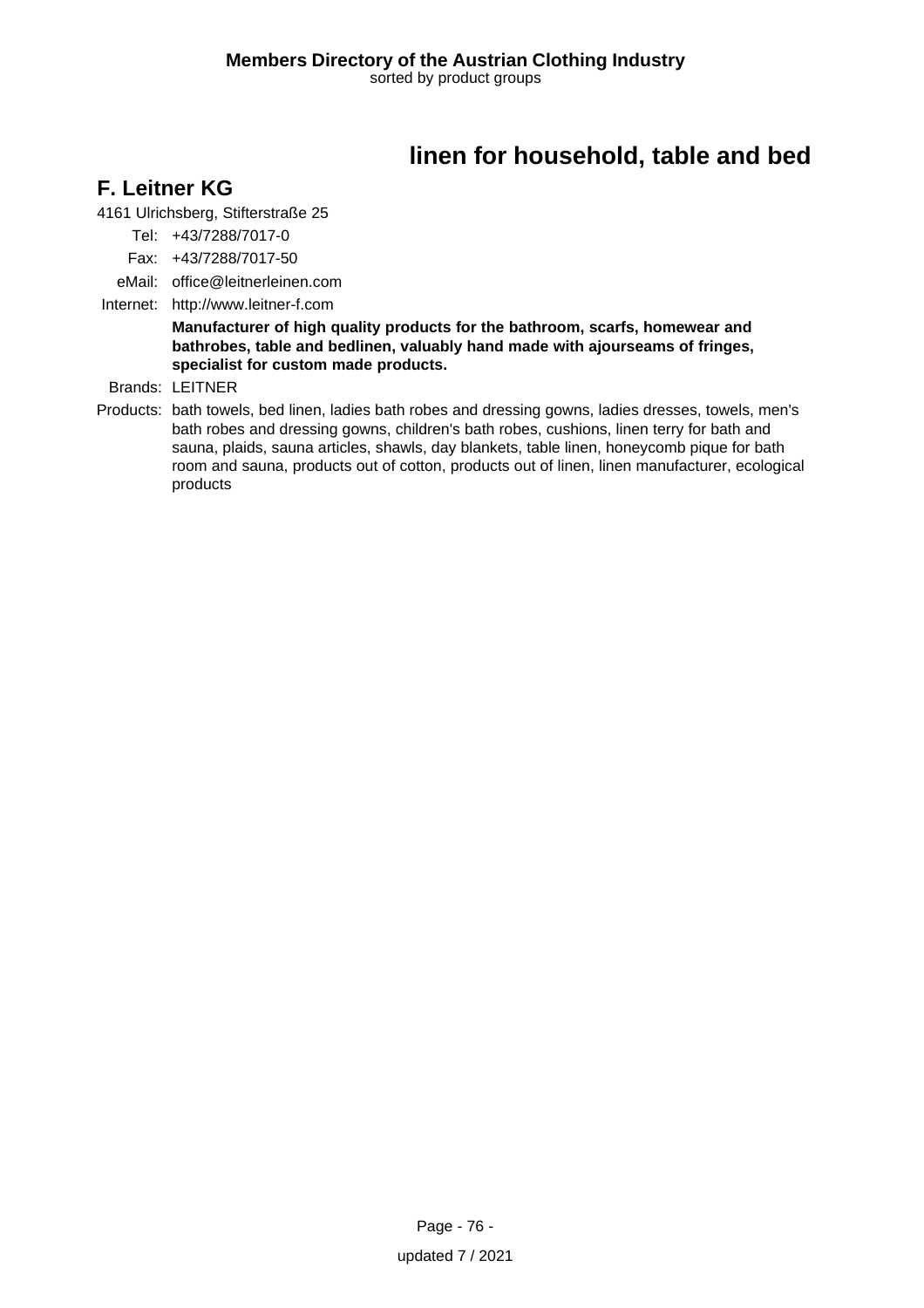# linen for household, table and bed

## F. Leitner KG

4161 Ulrichsberg, Stifterstraße 25

Tel: +43/7288/7017-0

Fax: +43/7288/7017-50

eMail: office@leitnerleinen.com

Internet: http://www.leitner-f.com

**Manufacturer of high quality products for the bathroom, scarfs, homewear and bathrobes, table and bedlinen, valuably hand made with ajourseams of fringes, specialist for custom made products.**

Brands: LEITNER

Products: bath towels, bed linen, ladies bath robes and dressing gowns, ladies dresses, towels, men's bath robes and dressing gowns, children's bath robes, cushions, linen terry for bath and sauna, plaids, sauna articles, shawls, day blankets, table linen, honeycomb pique for bath room and sauna, products out of cotton, products out of linen, linen manufacturer, ecological products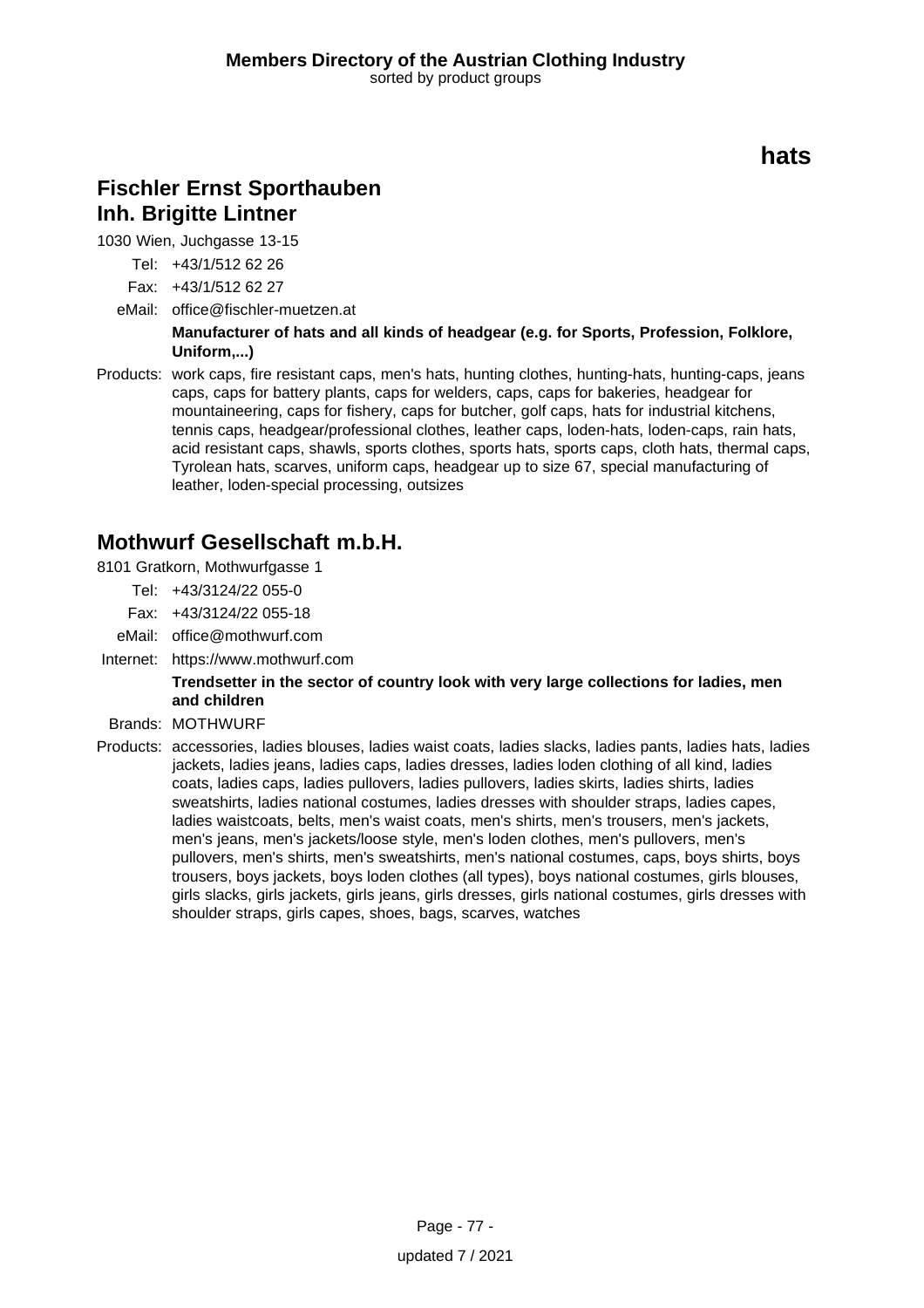# hats

## Fischler Ernst Sporthauben Inh. Brigitte Lintner

1030 Wien, Juchgasse 13-15

Tel: +43/1/512 62 26

Fax: +43/1/512 62 27

eMail: office@fischler-muetzen.at

**Manufacturer of hats and all kinds of headgear (e.g. for Sports, Profession, Folklore, Uniform,...)**

Products: work caps, fire resistant caps, men's hats, hunting clothes, hunting-hats, hunting-caps, jeans caps, caps for battery plants, caps for welders, caps, caps for bakeries, headgear for mountaineering, caps for fishery, caps for butcher, golf caps, hats for industrial kitchens, tennis caps, headgear/professional clothes, leather caps, loden-hats, loden-caps, rain hats, acid resistant caps, shawls, sports clothes, sports hats, sports caps, cloth hats, thermal caps, Tyrolean hats, scarves, uniform caps, headgear up to size 67, special manufacturing of leather, loden-special processing, outsizes

## Mothwurf Gesellschaft m.b.H.

8101 Gratkorn, Mothwurfgasse 1

Tel: +43/3124/22 055-0

Fax: +43/3124/22 055-18

eMail: office@mothwurf.com

Internet: https://www.mothwurf.com

**Trendsetter in the sector of country look with very large collections for ladies, men and children**

Brands: MOTHWURF

Products: accessories, ladies blouses, ladies waist coats, ladies slacks, ladies pants, ladies hats, ladies jackets, ladies jeans, ladies caps, ladies dresses, ladies loden clothing of all kind, ladies coats, ladies caps, ladies pullovers, ladies pullovers, ladies skirts, ladies shirts, ladies sweatshirts, ladies national costumes, ladies dresses with shoulder straps, ladies capes, ladies waistcoats, belts, men's waist coats, men's shirts, men's trousers, men's jackets, men's jeans, men's jackets/loose style, men's loden clothes, men's pullovers, men's pullovers, men's shirts, men's sweatshirts, men's national costumes, caps, boys shirts, boys trousers, boys jackets, boys loden clothes (all types), boys national costumes, girls blouses, girls slacks, girls jackets, girls jeans, girls dresses, girls national costumes, girls dresses with shoulder straps, girls capes, shoes, bags, scarves, watches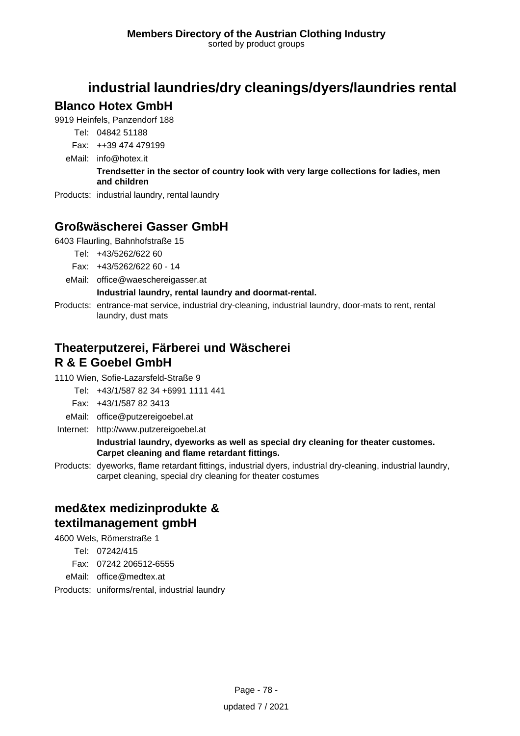# industrial laundries/dry cleanings/dyers/laundries rental

## Blanco Hotex GmbH

9919 Heinfels, Panzendorf 188

Tel: 04842 51188

Fax: ++39 474 479199

eMail: info@hotex.it

**Trendsetter in the sector of country look with very large collections for ladies, men and children**

Products: industrial laundry, rental laundry

## Großwäscherei Gasser GmbH

6403 Flaurling, Bahnhofstraße 15

Tel: +43/5262/622 60

Fax: +43/5262/622 60 - 14

eMail: office@waeschereigasser.at

**Industrial laundry, rental laundry and doormat-rental.**

Products: entrance-mat service, industrial dry-cleaning, industrial laundry, door-mats to rent, rental laundry, dust mats

## Theaterputzerei, Färberei und Wäscherei R & E Goebel GmbH

1110 Wien, Sofie-Lazarsfeld-Straße 9

Tel: +43/1/587 82 34 +6991 1111 441

Fax: +43/1/587 82 3413

eMail: office@putzereigoebel.at

Internet: http://www.putzereigoebel.at

**Industrial laundry, dyeworks as well as special dry cleaning for theater customes. Carpet cleaning and flame retardant fittings.**

Products: dyeworks, flame retardant fittings, industrial dyers, industrial dry-cleaning, industrial laundry, carpet cleaning, special dry cleaning for theater costumes

## med&tex medizinprodukte & textilmanagement gmbH

4600 Wels, Römerstraße 1

Tel: 07242/415

Fax: 07242 206512-6555

eMail: office@medtex.at

Products: uniforms/rental, industrial laundry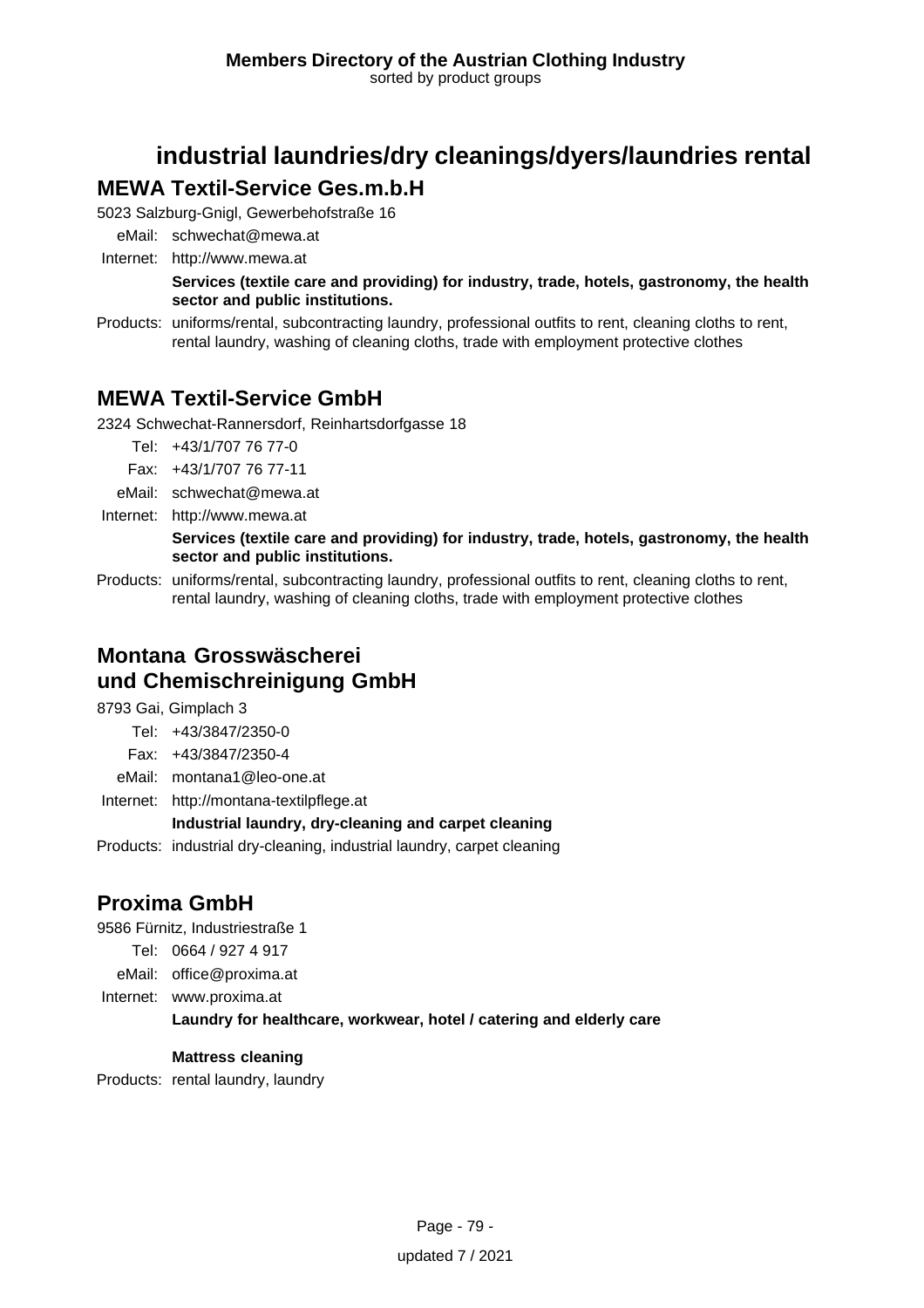# industrial laundries/dry cleanings/dyers/laundries rental

## MEWA Textil-Service Ges.m.b.H

5023 Salzburg-Gnigl, Gewerbehofstraße 16

eMail: schwechat@mewa.at
Internet: http://www.mewa.at

**Services (textile care and providing) for industry, trade, hotels, gastronomy, the health sector and public institutions.**

Products: uniforms/rental, subcontracting laundry, professional outfits to rent, cleaning cloths to rent, rental laundry, washing of cleaning cloths, trade with employment protective clothes

## MEWA Textil-Service GmbH

2324 Schwechat-Rannersdorf, Reinhartsdorfgasse 18

Tel: +43/1/707 76 77-0
Fax: +43/1/707 76 77-11
eMail: schwechat@mewa.at
Internet: http://www.mewa.at

**Services (textile care and providing) for industry, trade, hotels, gastronomy, the health sector and public institutions.**

Products: uniforms/rental, subcontracting laundry, professional outfits to rent, cleaning cloths to rent, rental laundry, washing of cleaning cloths, trade with employment protective clothes

## Montana Grosswäscherei und Chemischreinigung GmbH

8793 Gai, Gimplach 3

Tel: +43/3847/2350-0
Fax: +43/3847/2350-4
eMail: montana1@leo-one.at
Internet: http://montana-textilpflege.at

**Industrial laundry, dry-cleaning and carpet cleaning**

Products: industrial dry-cleaning, industrial laundry, carpet cleaning

## Proxima GmbH

9586 Fürnitz, Industriestraße 1

Tel: 0664 / 927 4 917
eMail: office@proxima.at
Internet: www.proxima.at

**Laundry for healthcare, workwear, hotel / catering and elderly care**

**Mattress cleaning**

Products: rental laundry, laundry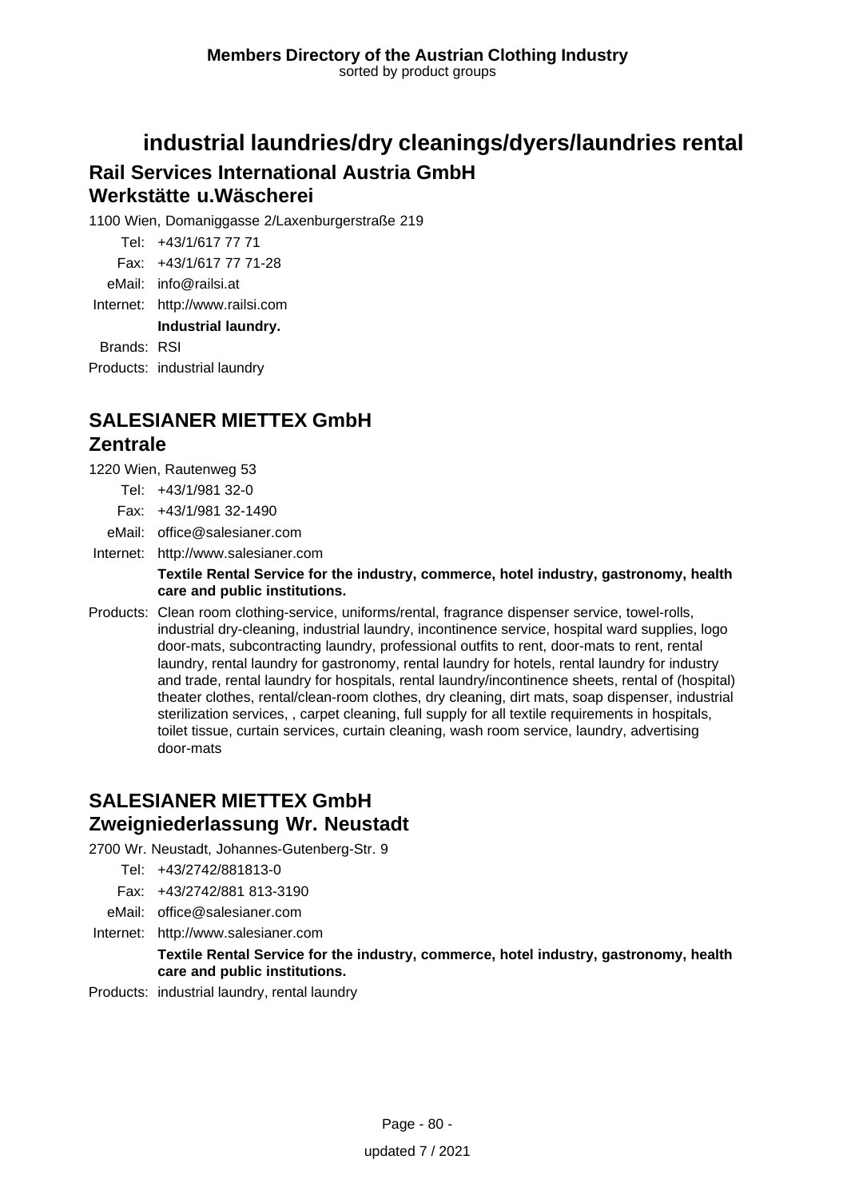# industrial laundries/dry cleanings/dyers/laundries rental

## Rail Services International Austria GmbH
## Werkstätte u.Wäscherei

1100 Wien, Domaniggasse 2/Laxenburgerstraße 219

Tel: +43/1/617 77 71
Fax: +43/1/617 77 71-28
eMail: info@railsi.at
Internet: http://www.railsi.com

**Industrial laundry.**

Brands: RSI

Products: industrial laundry

## SALESIANER MIETTEX GmbH
## Zentrale

1220 Wien, Rautenweg 53

Tel: +43/1/981 32-0
Fax: +43/1/981 32-1490
eMail: office@salesianer.com
Internet: http://www.salesianer.com

**Textile Rental Service for the industry, commerce, hotel industry, gastronomy, health care and public institutions.**

Products: Clean room clothing-service, uniforms/rental, fragrance dispenser service, towel-rolls, industrial dry-cleaning, industrial laundry, incontinence service, hospital ward supplies, logo door-mats, subcontracting laundry, professional outfits to rent, door-mats to rent, rental laundry, rental laundry for gastronomy, rental laundry for hotels, rental laundry for industry and trade, rental laundry for hospitals, rental laundry/incontinence sheets, rental of (hospital) theater clothes, rental/clean-room clothes, dry cleaning, dirt mats, soap dispenser, industrial sterilization services, , carpet cleaning, full supply for all textile requirements in hospitals, toilet tissue, curtain services, curtain cleaning, wash room service, laundry, advertising door-mats

## SALESIANER MIETTEX GmbH
## Zweigniederlassung Wr. Neustadt

2700 Wr. Neustadt, Johannes-Gutenberg-Str. 9

Tel: +43/2742/881813-0
Fax: +43/2742/881 813-3190
eMail: office@salesianer.com
Internet: http://www.salesianer.com

**Textile Rental Service for the industry, commerce, hotel industry, gastronomy, health care and public institutions.**

Products: industrial laundry, rental laundry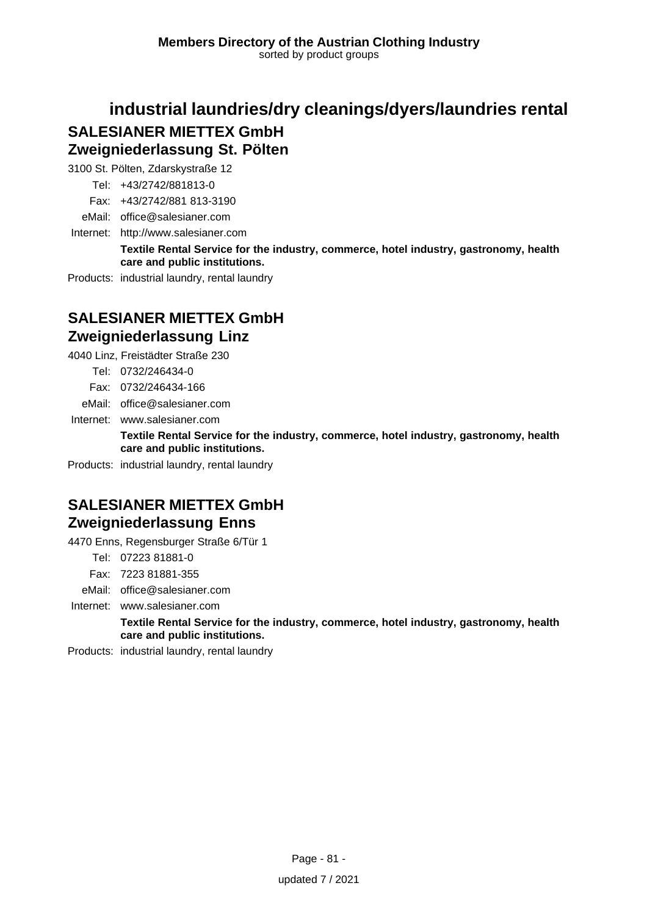# industrial laundries/dry cleanings/dyers/laundries rental

## SALESIANER MIETTEX GmbH
## Zweigniederlassung St. Pölten

3100 St. Pölten, Zdarskystraße 12

Tel: +43/2742/881813-0

Fax: +43/2742/881 813-3190

eMail: office@salesianer.com

Internet: http://www.salesianer.com

**Textile Rental Service for the industry, commerce, hotel industry, gastronomy, health care and public institutions.**

Products: industrial laundry, rental laundry

## SALESIANER MIETTEX GmbH
## Zweigniederlassung Linz

4040 Linz, Freistädter Straße 230

Tel: 0732/246434-0

Fax: 0732/246434-166

eMail: office@salesianer.com

Internet: www.salesianer.com

**Textile Rental Service for the industry, commerce, hotel industry, gastronomy, health care and public institutions.**

Products: industrial laundry, rental laundry

## SALESIANER MIETTEX GmbH
## Zweigniederlassung Enns

4470 Enns, Regensburger Straße 6/Tür 1

Tel: 07223 81881-0

Fax: 7223 81881-355

eMail: office@salesianer.com

Internet: www.salesianer.com

**Textile Rental Service for the industry, commerce, hotel industry, gastronomy, health care and public institutions.**

Products: industrial laundry, rental laundry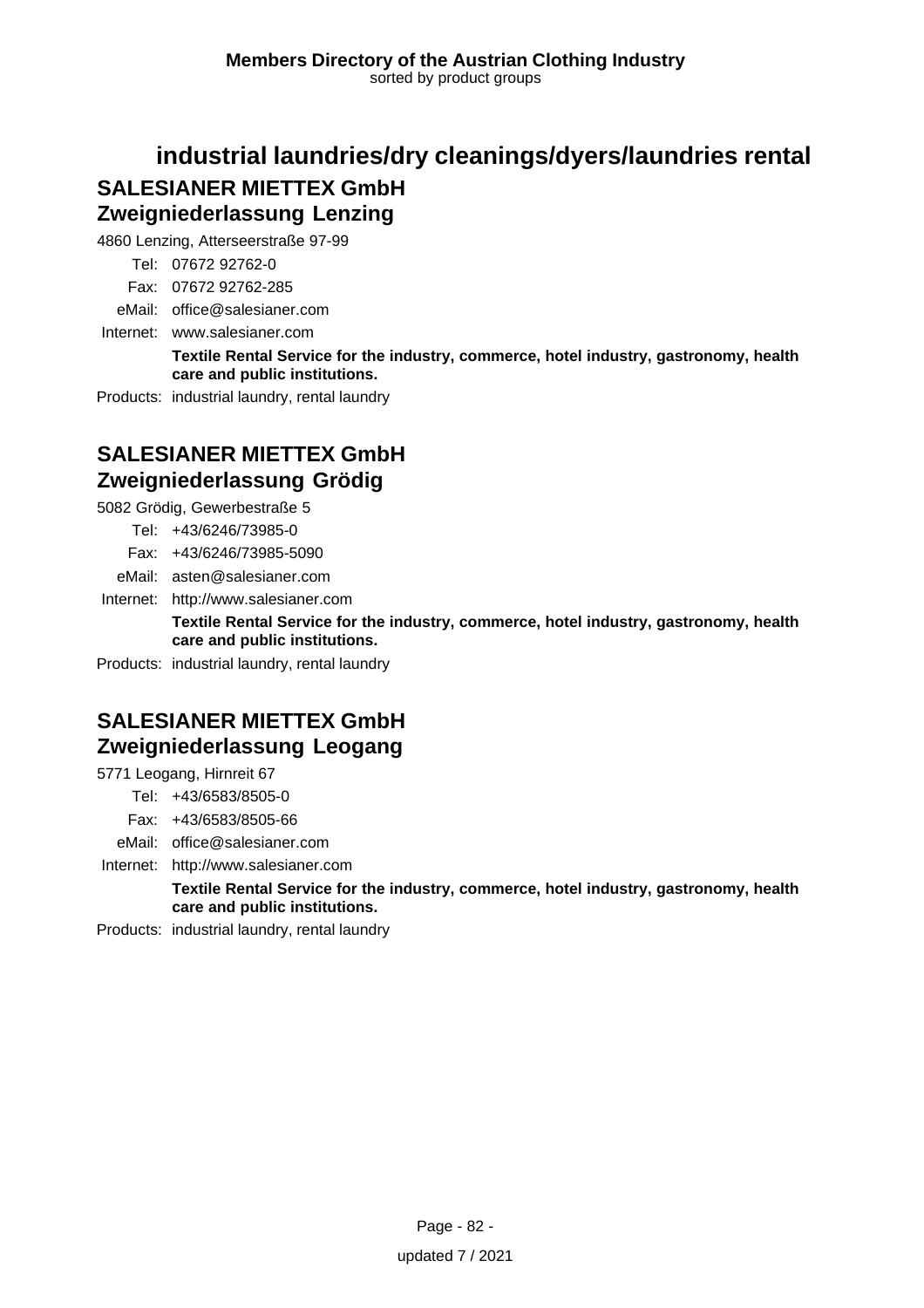# industrial laundries/dry cleanings/dyers/laundries rental

## SALESIANER MIETTEX GmbH
## Zweigniederlassung Lenzing

4860 Lenzing, Atterseerstraße 97-99

Tel: 07672 92762-0
Fax: 07672 92762-285
eMail: office@salesianer.com
Internet: www.salesianer.com

**Textile Rental Service for the industry, commerce, hotel industry, gastronomy, health care and public institutions.**

Products: industrial laundry, rental laundry

## SALESIANER MIETTEX GmbH
## Zweigniederlassung Grödig

5082 Grödig, Gewerbestraße 5

Tel: +43/6246/73985-0
Fax: +43/6246/73985-5090
eMail: asten@salesianer.com
Internet: http://www.salesianer.com

**Textile Rental Service for the industry, commerce, hotel industry, gastronomy, health care and public institutions.**

Products: industrial laundry, rental laundry

## SALESIANER MIETTEX GmbH
## Zweigniederlassung Leogang

5771 Leogang, Hirnreit 67

Tel: +43/6583/8505-0
Fax: +43/6583/8505-66
eMail: office@salesianer.com
Internet: http://www.salesianer.com

**Textile Rental Service for the industry, commerce, hotel industry, gastronomy, health care and public institutions.**

Products: industrial laundry, rental laundry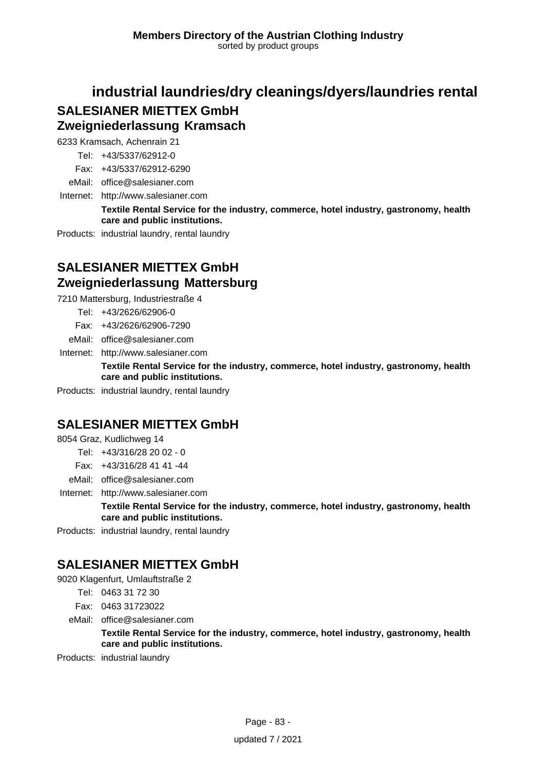# industrial laundries/dry cleanings/dyers/laundries rental

## SALESIANER MIETTEX GmbH
## Zweigniederlassung Kramsach

6233 Kramsach, Achenrain 21

Tel: +43/5337/62912-0
Fax: +43/5337/62912-6290
eMail: office@salesianer.com
Internet: http://www.salesianer.com

**Textile Rental Service for the industry, commerce, hotel industry, gastronomy, health care and public institutions.**

Products: industrial laundry, rental laundry

## SALESIANER MIETTEX GmbH
## Zweigniederlassung Mattersburg

7210 Mattersburg, Industriestraße 4

Tel: +43/2626/62906-0
Fax: +43/2626/62906-7290
eMail: office@salesianer.com
Internet: http://www.salesianer.com

**Textile Rental Service for the industry, commerce, hotel industry, gastronomy, health care and public institutions.**

Products: industrial laundry, rental laundry

## SALESIANER MIETTEX GmbH

8054 Graz, Kudlichweg 14

Tel: +43/316/28 20 02 - 0
Fax: +43/316/28 41 41 -44
eMail: office@salesianer.com
Internet: http://www.salesianer.com

**Textile Rental Service for the industry, commerce, hotel industry, gastronomy, health care and public institutions.**

Products: industrial laundry, rental laundry

## SALESIANER MIETTEX GmbH

9020 Klagenfurt, Umlauftstraße 2

Tel: 0463 31 72 30
Fax: 0463 31723022
eMail: office@salesianer.com

**Textile Rental Service for the industry, commerce, hotel industry, gastronomy, health care and public institutions.**

Products: industrial laundry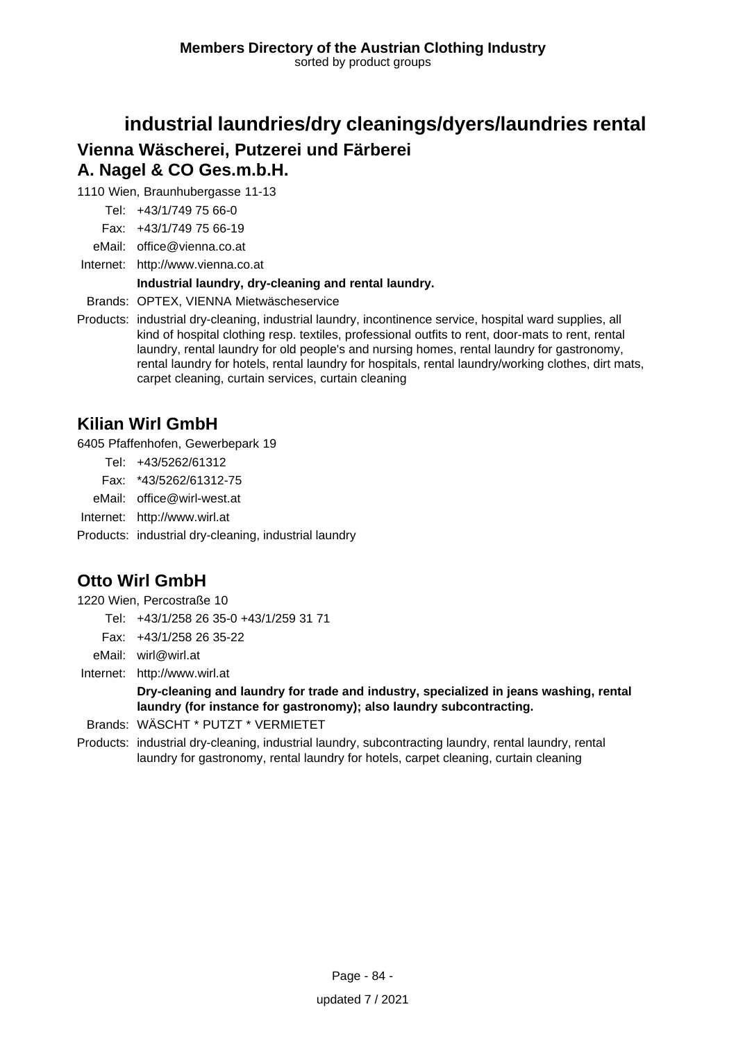# industrial laundries/dry cleanings/dyers/laundries rental

## Vienna Wäscherei, Putzerei und Färberei A. Nagel & CO Ges.m.b.H.

1110 Wien, Braunhubergasse 11-13

Tel: +43/1/749 75 66-0
Fax: +43/1/749 75 66-19
eMail: office@vienna.co.at
Internet: http://www.vienna.co.at

**Industrial laundry, dry-cleaning and rental laundry.**

Brands: OPTEX, VIENNA Mietwäscheservice

Products: industrial dry-cleaning, industrial laundry, incontinence service, hospital ward supplies, all kind of hospital clothing resp. textiles, professional outfits to rent, door-mats to rent, rental laundry, rental laundry for old people's and nursing homes, rental laundry for gastronomy, rental laundry for hotels, rental laundry for hospitals, rental laundry/working clothes, dirt mats, carpet cleaning, curtain services, curtain cleaning

## Kilian Wirl GmbH

6405 Pfaffenhofen, Gewerbepark 19

Tel: +43/5262/61312
Fax: *43/5262/61312-75
eMail: office@wirl-west.at
Internet: http://www.wirl.at
Products: industrial dry-cleaning, industrial laundry

## Otto Wirl GmbH

1220 Wien, Percostraße 10

Tel: +43/1/258 26 35-0 +43/1/259 31 71
Fax: +43/1/258 26 35-22
eMail: wirl@wirl.at
Internet: http://www.wirl.at

**Dry-cleaning and laundry for trade and industry, specialized in jeans washing, rental laundry (for instance for gastronomy); also laundry subcontracting.**

Brands: WÄSCHT * PUTZT * VERMIETET

Products: industrial dry-cleaning, industrial laundry, subcontracting laundry, rental laundry, rental laundry for gastronomy, rental laundry for hotels, carpet cleaning, curtain cleaning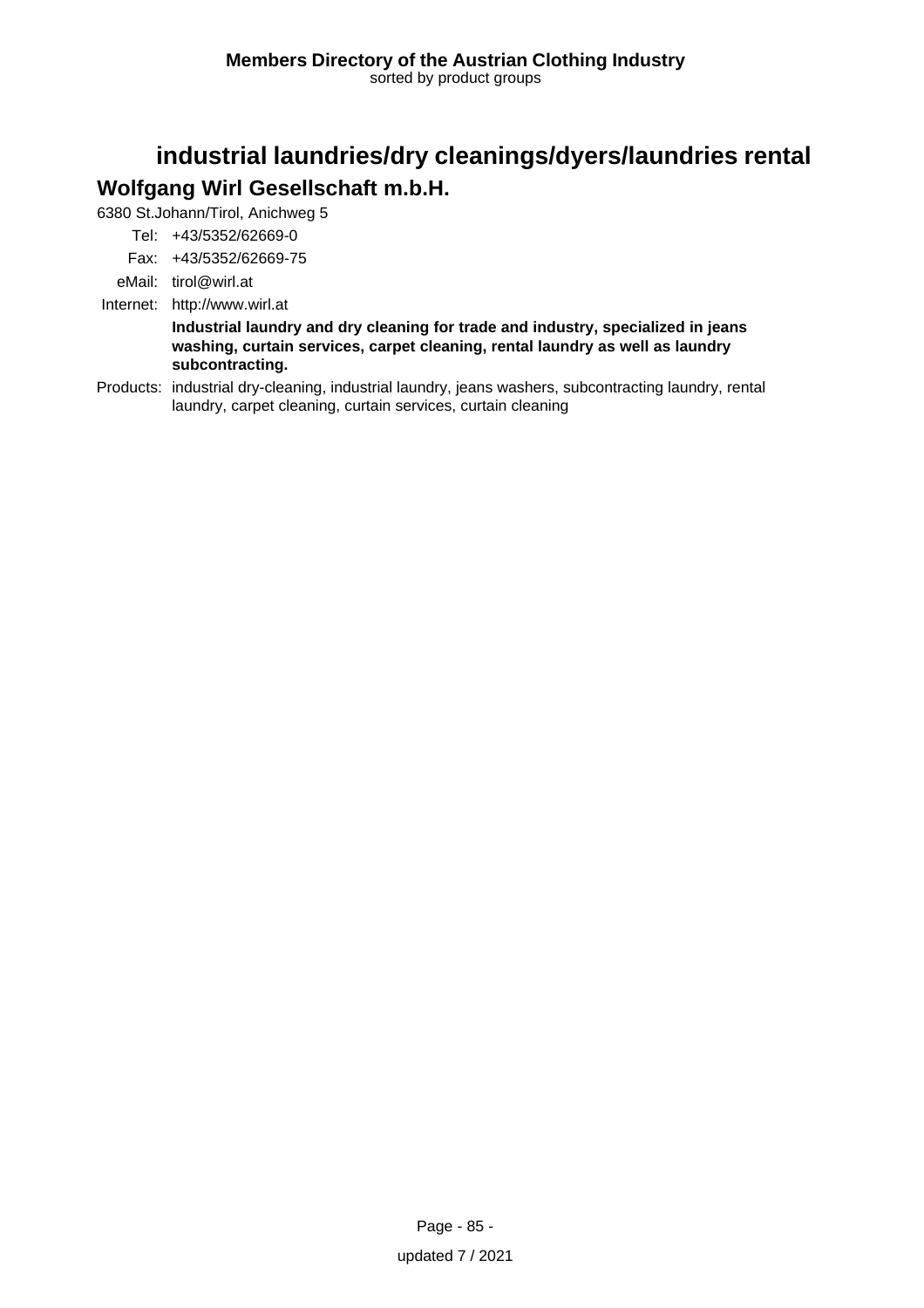# industrial laundries/dry cleanings/dyers/laundries rental

## Wolfgang Wirl Gesellschaft m.b.H.

6380 St.Johann/Tirol, Anichweg 5

Tel: +43/5352/62669-0

Fax: +43/5352/62669-75

eMail: tirol@wirl.at

Internet: http://www.wirl.at

**Industrial laundry and dry cleaning for trade and industry, specialized in jeans washing, curtain services, carpet cleaning, rental laundry as well as laundry subcontracting.**

Products: industrial dry-cleaning, industrial laundry, jeans washers, subcontracting laundry, rental laundry, carpet cleaning, curtain services, curtain cleaning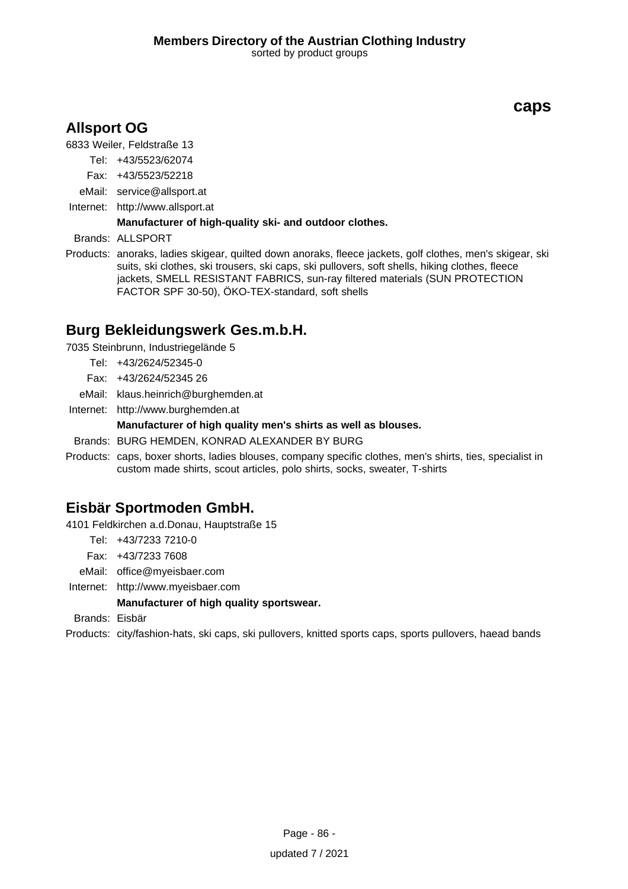# caps

## Allsport OG

6833 Weiler, Feldstraße 13

Tel: +43/5523/62074

Fax: +43/5523/52218

eMail: service@allsport.at

Internet: http://www.allsport.at

**Manufacturer of high-quality ski- and outdoor clothes.**

Brands: ALLSPORT

Products: anoraks, ladies skigear, quilted down anoraks, fleece jackets, golf clothes, men's skigear, ski suits, ski clothes, ski trousers, ski caps, ski pullovers, soft shells, hiking clothes, fleece jackets, SMELL RESISTANT FABRICS, sun-ray filtered materials (SUN PROTECTION FACTOR SPF 30-50), ÖKO-TEX-standard, soft shells

## Burg Bekleidungswerk Ges.m.b.H.

7035 Steinbrunn, Industriegelände 5

Tel: +43/2624/52345-0

Fax: +43/2624/52345 26

eMail: klaus.heinrich@burghemden.at

Internet: http://www.burghemden.at

**Manufacturer of high quality men's shirts as well as blouses.**

Brands: BURG HEMDEN, KONRAD ALEXANDER BY BURG

Products: caps, boxer shorts, ladies blouses, company specific clothes, men's shirts, ties, specialist in custom made shirts, scout articles, polo shirts, socks, sweater, T-shirts

## Eisbär Sportmoden GmbH.

4101 Feldkirchen a.d.Donau, Hauptstraße 15

Tel: +43/7233 7210-0

Fax: +43/7233 7608

eMail: office@myeisbaer.com

Internet: http://www.myeisbaer.com

**Manufacturer of high quality sportswear.**

Brands: Eisbär

Products: city/fashion-hats, ski caps, ski pullovers, knitted sports caps, sports pullovers, haead bands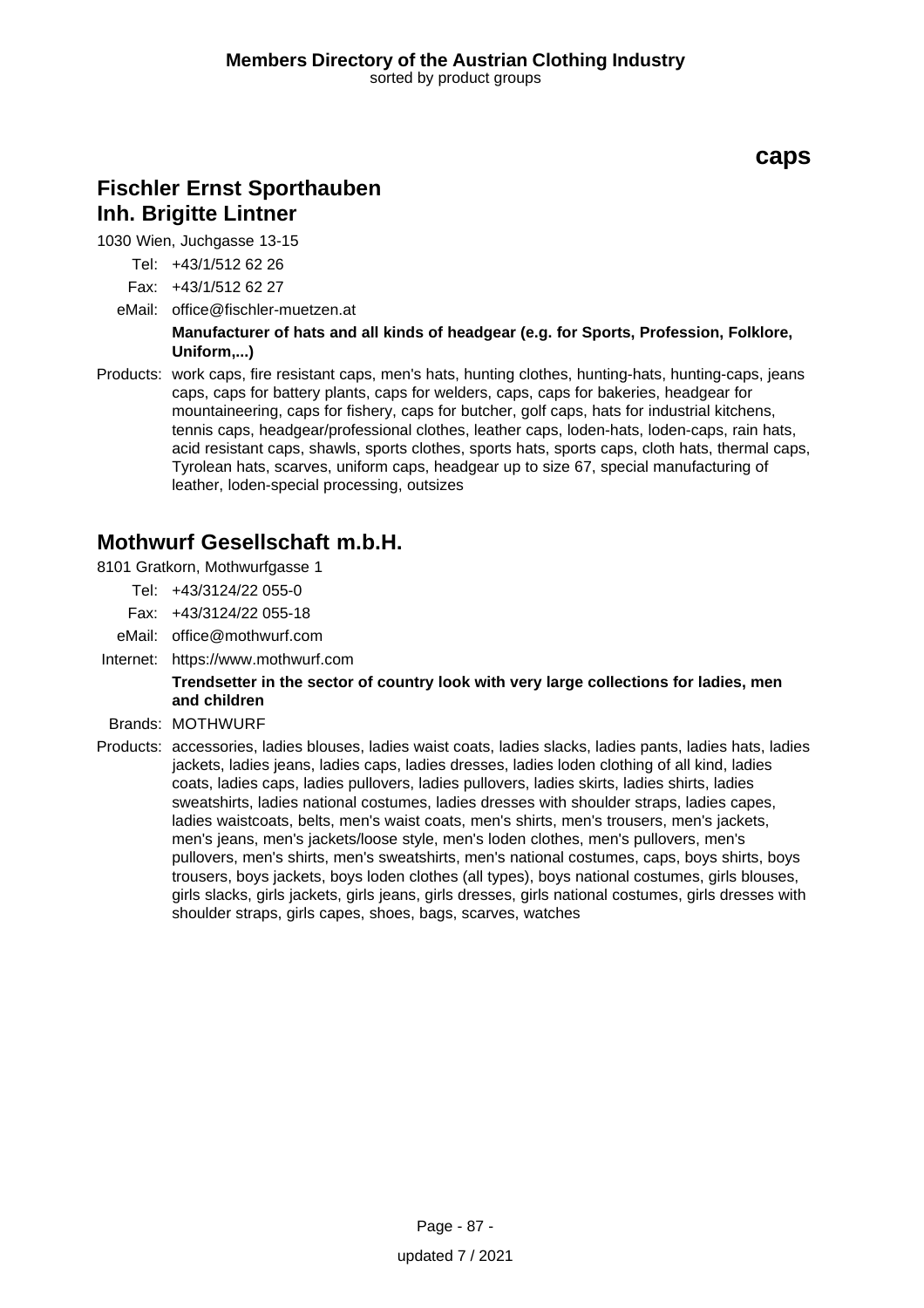## caps

## Fischler Ernst Sporthauben Inh. Brigitte Lintner

1030 Wien, Juchgasse 13-15

Tel: +43/1/512 62 26

Fax: +43/1/512 62 27

eMail: office@fischler-muetzen.at

**Manufacturer of hats and all kinds of headgear (e.g. for Sports, Profession, Folklore, Uniform,...)**

Products: work caps, fire resistant caps, men's hats, hunting clothes, hunting-hats, hunting-caps, jeans caps, caps for battery plants, caps for welders, caps, caps for bakeries, headgear for mountaineering, caps for fishery, caps for butcher, golf caps, hats for industrial kitchens, tennis caps, headgear/professional clothes, leather caps, loden-hats, loden-caps, rain hats, acid resistant caps, shawls, sports clothes, sports hats, sports caps, cloth hats, thermal caps, Tyrolean hats, scarves, uniform caps, headgear up to size 67, special manufacturing of leather, loden-special processing, outsizes

## Mothwurf Gesellschaft m.b.H.

8101 Gratkorn, Mothwurfgasse 1

Tel: +43/3124/22 055-0

Fax: +43/3124/22 055-18

eMail: office@mothwurf.com

Internet: https://www.mothwurf.com

**Trendsetter in the sector of country look with very large collections for ladies, men and children**

Brands: MOTHWURF

Products: accessories, ladies blouses, ladies waist coats, ladies slacks, ladies pants, ladies hats, ladies jackets, ladies jeans, ladies caps, ladies dresses, ladies loden clothing of all kind, ladies coats, ladies caps, ladies pullovers, ladies pullovers, ladies skirts, ladies shirts, ladies sweatshirts, ladies national costumes, ladies dresses with shoulder straps, ladies capes, ladies waistcoats, belts, men's waist coats, men's shirts, men's trousers, men's jackets, men's jeans, men's jackets/loose style, men's loden clothes, men's pullovers, men's pullovers, men's shirts, men's sweatshirts, men's national costumes, caps, boys shirts, boys trousers, boys jackets, boys loden clothes (all types), boys national costumes, girls blouses, girls slacks, girls jackets, girls jeans, girls dresses, girls national costumes, girls dresses with shoulder straps, girls capes, shoes, bags, scarves, watches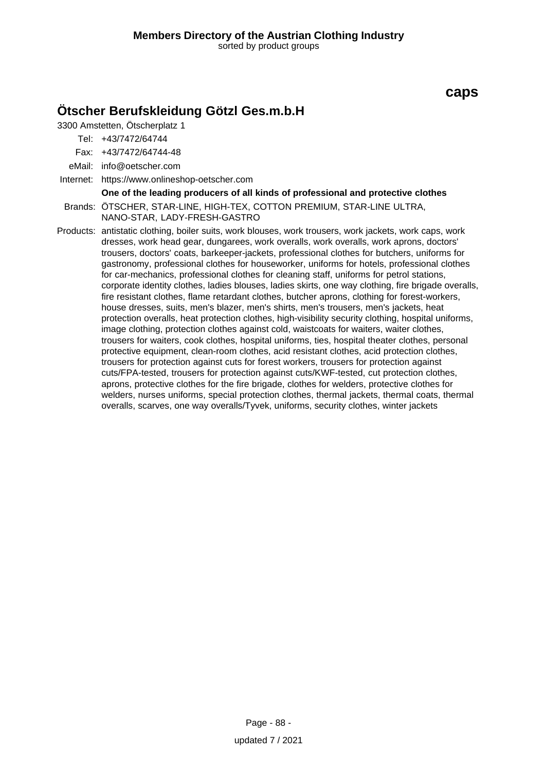# caps

## Ötscher Berufskleidung Götzl Ges.m.b.H

3300 Amstetten, Ötscherplatz 1

Tel: +43/7472/64744

Fax: +43/7472/64744-48

eMail: info@oetscher.com

Internet: https://www.onlineshop-oetscher.com

**One of the leading producers of all kinds of professional and protective clothes**

Brands: ÖTSCHER, STAR-LINE, HIGH-TEX, COTTON PREMIUM, STAR-LINE ULTRA, NANO-STAR, LADY-FRESH-GASTRO

Products: antistatic clothing, boiler suits, work blouses, work trousers, work jackets, work caps, work dresses, work head gear, dungarees, work overalls, work overalls, work aprons, doctors' trousers, doctors' coats, barkeeper-jackets, professional clothes for butchers, uniforms for gastronomy, professional clothes for houseworker, uniforms for hotels, professional clothes for car-mechanics, professional clothes for cleaning staff, uniforms for petrol stations, corporate identity clothes, ladies blouses, ladies skirts, one way clothing, fire brigade overalls, fire resistant clothes, flame retardant clothes, butcher aprons, clothing for forest-workers, house dresses, suits, men's blazer, men's shirts, men's trousers, men's jackets, heat protection overalls, heat protection clothes, high-visibility security clothing, hospital uniforms, image clothing, protection clothes against cold, waistcoats for waiters, waiter clothes, trousers for waiters, cook clothes, hospital uniforms, ties, hospital theater clothes, personal protective equipment, clean-room clothes, acid resistant clothes, acid protection clothes, trousers for protection against cuts for forest workers, trousers for protection against cuts/FPA-tested, trousers for protection against cuts/KWF-tested, cut protection clothes, aprons, protective clothes for the fire brigade, clothes for welders, protective clothes for welders, nurses uniforms, special protection clothes, thermal jackets, thermal coats, thermal overalls, scarves, one way overalls/Tyvek, uniforms, security clothes, winter jackets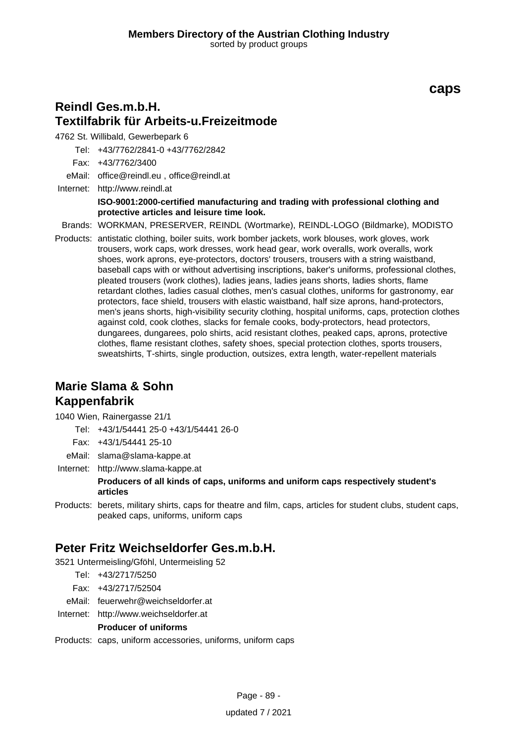## caps

## Reindl Ges.m.b.H.
## Textilfabrik für Arbeits-u.Freizeitmode

4762 St. Willibald, Gewerbepark 6

Tel: +43/7762/2841-0 +43/7762/2842

Fax: +43/7762/3400

eMail: office@reindl.eu , office@reindl.at

Internet: http://www.reindl.at

**ISO-9001:2000-certified manufacturing and trading with professional clothing and protective articles and leisure time look.**

Brands: WORKMAN, PRESERVER, REINDL (Wortmarke), REINDL-LOGO (Bildmarke), MODISTO

Products: antistatic clothing, boiler suits, work bomber jackets, work blouses, work gloves, work trousers, work caps, work dresses, work head gear, work overalls, work overalls, work shoes, work aprons, eye-protectors, doctors' trousers, trousers with a string waistband, baseball caps with or without advertising inscriptions, baker's uniforms, professional clothes, pleated trousers (work clothes), ladies jeans, ladies jeans shorts, ladies shorts, flame retardant clothes, ladies casual clothes, men's casual clothes, uniforms for gastronomy, ear protectors, face shield, trousers with elastic waistband, half size aprons, hand-protectors, men's jeans shorts, high-visibility security clothing, hospital uniforms, caps, protection clothes against cold, cook clothes, slacks for female cooks, body-protectors, head protectors, dungarees, dungarees, polo shirts, acid resistant clothes, peaked caps, aprons, protective clothes, flame resistant clothes, safety shoes, special protection clothes, sports trousers, sweatshirts, T-shirts, single production, outsizes, extra length, water-repellent materials

## Marie Slama & Sohn
## Kappenfabrik

1040 Wien, Rainergasse 21/1

Tel: +43/1/54441 25-0 +43/1/54441 26-0

Fax: +43/1/54441 25-10

eMail: slama@slama-kappe.at

Internet: http://www.slama-kappe.at

**Producers of all kinds of caps, uniforms and uniform caps respectively student's articles**

Products: berets, military shirts, caps for theatre and film, caps, articles for student clubs, student caps, peaked caps, uniforms, uniform caps

## Peter Fritz Weichseldorfer Ges.m.b.H.

3521 Untermeisling/Gföhl, Untermeisling 52

Tel: +43/2717/5250

Fax: +43/2717/52504

eMail: feuerwehr@weichseldorfer.at

Internet: http://www.weichseldorfer.at

**Producer of uniforms**

Products: caps, uniform accessories, uniforms, uniform caps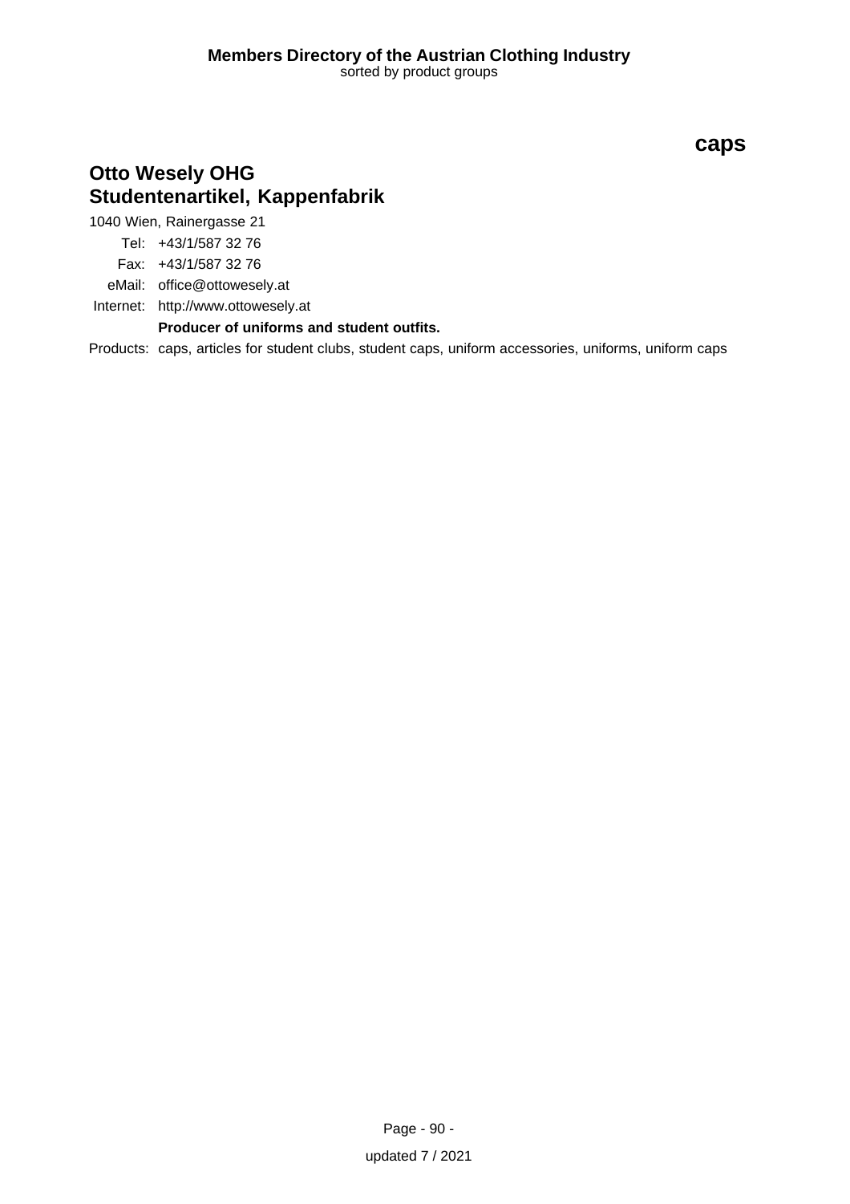# caps

## Otto Wesely OHG
## Studentenartikel, Kappenfabrik

1040 Wien, Rainergasse 21

Tel: +43/1/587 32 76

Fax: +43/1/587 32 76

eMail: office@ottowesely.at

Internet: http://www.ottowesely.at

**Producer of uniforms and student outfits.**

Products: caps, articles for student clubs, student caps, uniform accessories, uniforms, uniform caps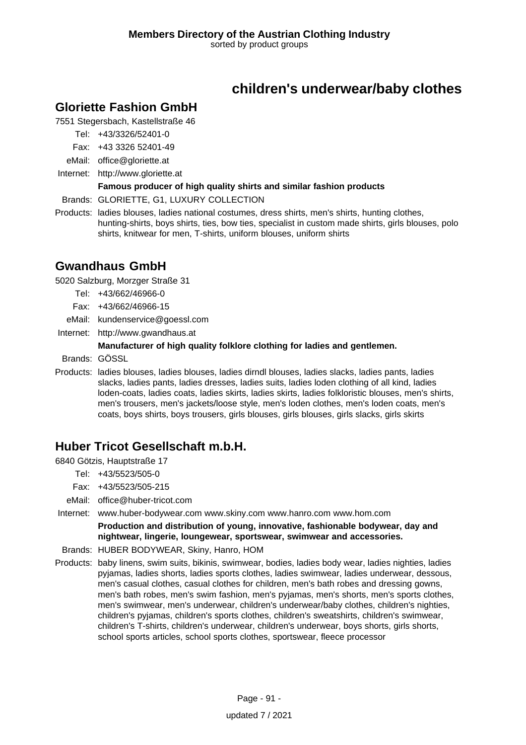# children's underwear/baby clothes

## Gloriette Fashion GmbH

7551 Stegersbach, Kastellstraße 46

Tel: +43/3326/52401-0

Fax: +43 3326 52401-49

eMail: office@gloriette.at

Internet: http://www.gloriette.at

**Famous producer of high quality shirts and similar fashion products**

Brands: GLORIETTE, G1, LUXURY COLLECTION

Products: ladies blouses, ladies national costumes, dress shirts, men's shirts, hunting clothes, hunting-shirts, boys shirts, ties, bow ties, specialist in custom made shirts, girls blouses, polo shirts, knitwear for men, T-shirts, uniform blouses, uniform shirts

## Gwandhaus GmbH

5020 Salzburg, Morzger Straße 31

Tel: +43/662/46966-0

Fax: +43/662/46966-15

eMail: kundenservice@goessl.com

Internet: http://www.gwandhaus.at

**Manufacturer of high quality folklore clothing for ladies and gentlemen.**

Brands: GÖSSL

Products: ladies blouses, ladies blouses, ladies dirndl blouses, ladies slacks, ladies pants, ladies slacks, ladies pants, ladies dresses, ladies suits, ladies loden clothing of all kind, ladies loden-coats, ladies coats, ladies skirts, ladies skirts, ladies folkloristic blouses, men's shirts, men's trousers, men's jackets/loose style, men's loden clothes, men's loden coats, men's coats, boys shirts, boys trousers, girls blouses, girls blouses, girls slacks, girls skirts

## Huber Tricot Gesellschaft m.b.H.

6840 Götzis, Hauptstraße 17

Tel: +43/5523/505-0

Fax: +43/5523/505-215

eMail: office@huber-tricot.com

Internet: www.huber-bodywear.com www.skiny.com www.hanro.com www.hom.com

**Production and distribution of young, innovative, fashionable bodywear, day and nightwear, lingerie, loungewear, sportswear, swimwear and accessories.**

Brands: HUBER BODYWEAR, Skiny, Hanro, HOM

Products: baby linens, swim suits, bikinis, swimwear, bodies, ladies body wear, ladies nighties, ladies pyjamas, ladies shorts, ladies sports clothes, ladies swimwear, ladies underwear, dessous, men's casual clothes, casual clothes for children, men's bath robes and dressing gowns, men's bath robes, men's swim fashion, men's pyjamas, men's shorts, men's sports clothes, men's swimwear, men's underwear, children's underwear/baby clothes, children's nighties, children's pyjamas, children's sports clothes, children's sweatshirts, children's swimwear, children's T-shirts, children's underwear, children's underwear, boys shorts, girls shorts, school sports articles, school sports clothes, sportswear, fleece processor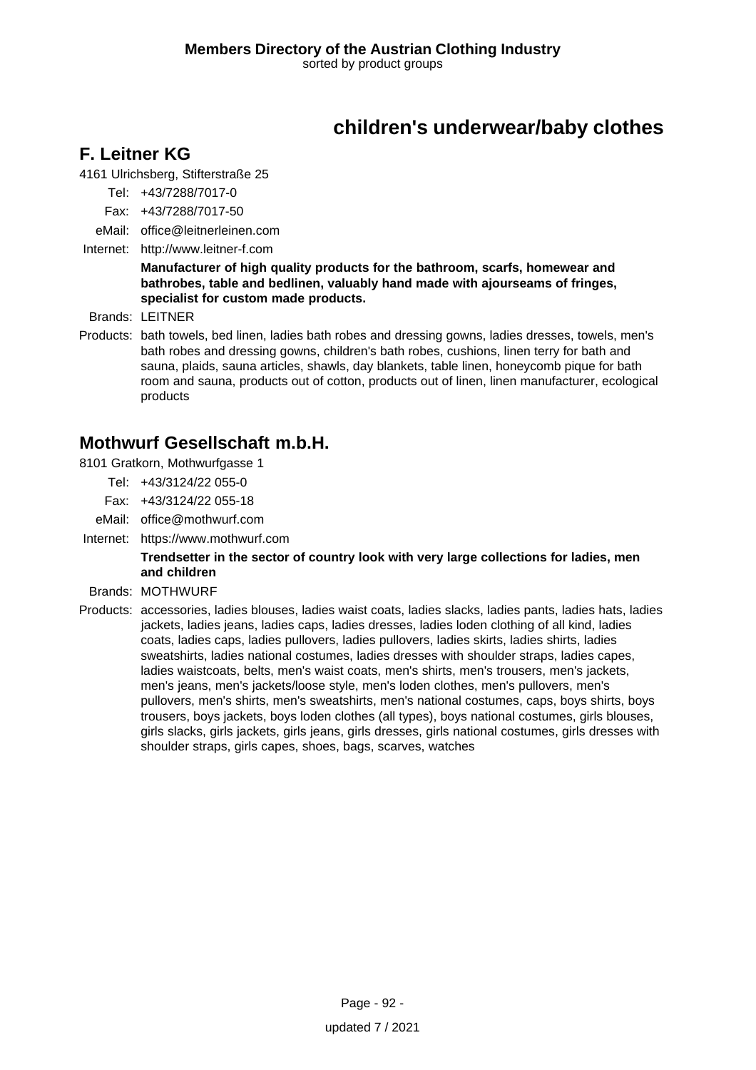# children's underwear/baby clothes

## F. Leitner KG

4161 Ulrichsberg, Stifterstraße 25

Tel: +43/7288/7017-0

Fax: +43/7288/7017-50

eMail: office@leitnerleinen.com

Internet: http://www.leitner-f.com

**Manufacturer of high quality products for the bathroom, scarfs, homewear and bathrobes, table and bedlinen, valuably hand made with ajourseams of fringes, specialist for custom made products.**

Brands: LEITNER

Products: bath towels, bed linen, ladies bath robes and dressing gowns, ladies dresses, towels, men's bath robes and dressing gowns, children's bath robes, cushions, linen terry for bath and sauna, plaids, sauna articles, shawls, day blankets, table linen, honeycomb pique for bath room and sauna, products out of cotton, products out of linen, linen manufacturer, ecological products

## Mothwurf Gesellschaft m.b.H.

8101 Gratkorn, Mothwurfgasse 1

Tel: +43/3124/22 055-0

Fax: +43/3124/22 055-18

eMail: office@mothwurf.com

Internet: https://www.mothwurf.com

**Trendsetter in the sector of country look with very large collections for ladies, men and children**

Brands: MOTHWURF

Products: accessories, ladies blouses, ladies waist coats, ladies slacks, ladies pants, ladies hats, ladies jackets, ladies jeans, ladies caps, ladies dresses, ladies loden clothing of all kind, ladies coats, ladies caps, ladies pullovers, ladies pullovers, ladies skirts, ladies shirts, ladies sweatshirts, ladies national costumes, ladies dresses with shoulder straps, ladies capes, ladies waistcoats, belts, men's waist coats, men's shirts, men's trousers, men's jackets, men's jeans, men's jackets/loose style, men's loden clothes, men's pullovers, men's pullovers, men's shirts, men's sweatshirts, men's national costumes, caps, boys shirts, boys trousers, boys jackets, boys loden clothes (all types), boys national costumes, girls blouses, girls slacks, girls jackets, girls jeans, girls dresses, girls national costumes, girls dresses with shoulder straps, girls capes, shoes, bags, scarves, watches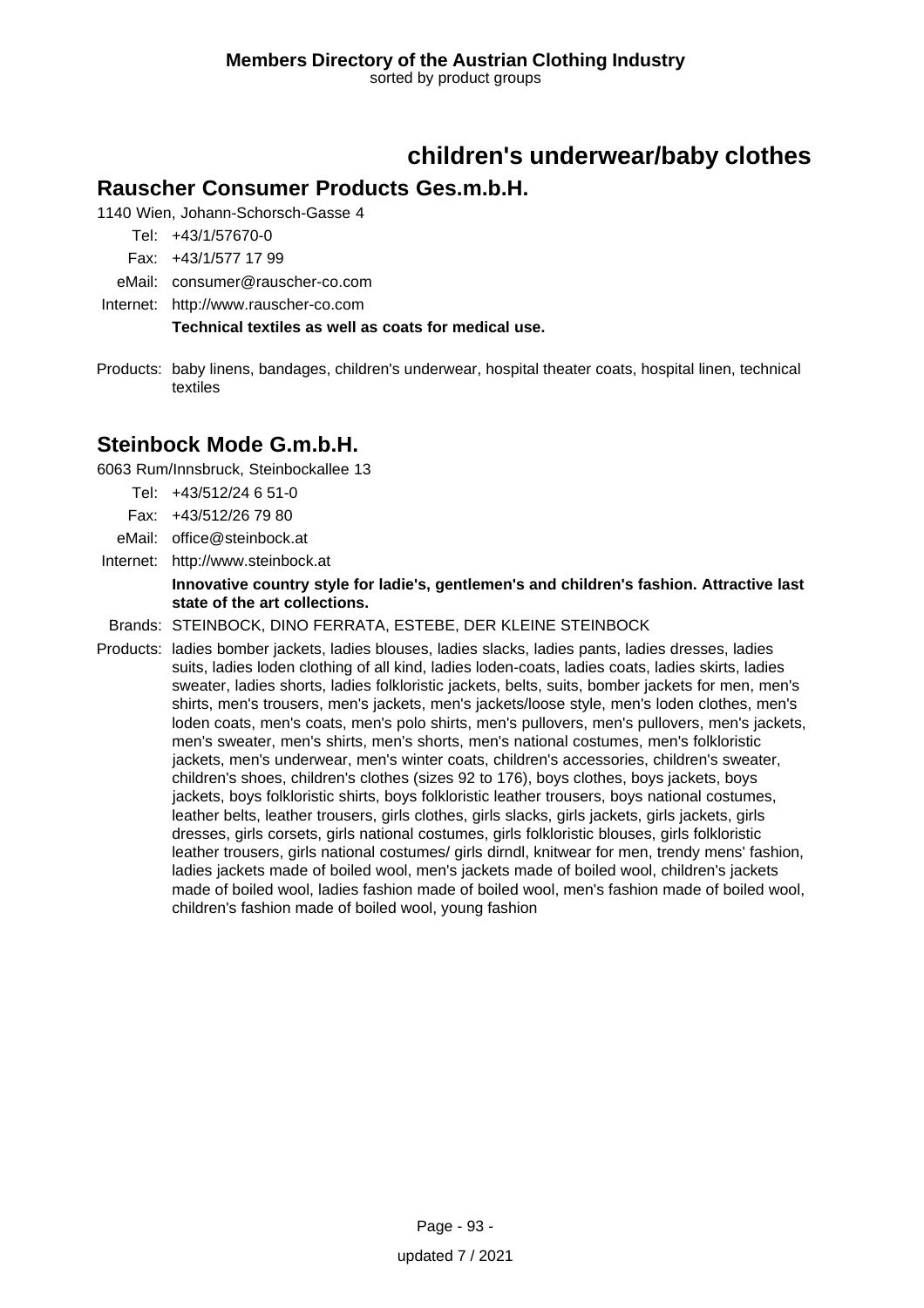# children's underwear/baby clothes

## Rauscher Consumer Products Ges.m.b.H.

1140 Wien, Johann-Schorsch-Gasse 4

Tel: +43/1/57670-0

Fax: +43/1/577 17 99

eMail: consumer@rauscher-co.com

Internet: http://www.rauscher-co.com

**Technical textiles as well as coats for medical use.**

Products: baby linens, bandages, children's underwear, hospital theater coats, hospital linen, technical textiles

## Steinbock Mode G.m.b.H.

6063 Rum/Innsbruck, Steinbockallee 13

Tel: +43/512/24 6 51-0

Fax: +43/512/26 79 80

eMail: office@steinbock.at

Internet: http://www.steinbock.at

**Innovative country style for ladie's, gentlemen's and children's fashion. Attractive last state of the art collections.**

Brands: STEINBOCK, DINO FERRATA, ESTEBE, DER KLEINE STEINBOCK

Products: ladies bomber jackets, ladies blouses, ladies slacks, ladies pants, ladies dresses, ladies suits, ladies loden clothing of all kind, ladies loden-coats, ladies coats, ladies skirts, ladies sweater, ladies shorts, ladies folkloristic jackets, belts, suits, bomber jackets for men, men's shirts, men's trousers, men's jackets, men's jackets/loose style, men's loden clothes, men's loden coats, men's coats, men's polo shirts, men's pullovers, men's pullovers, men's jackets, men's sweater, men's shirts, men's shorts, men's national costumes, men's folkloristic jackets, men's underwear, men's winter coats, children's accessories, children's sweater, children's shoes, children's clothes (sizes 92 to 176), boys clothes, boys jackets, boys jackets, boys folkloristic shirts, boys folkloristic leather trousers, boys national costumes, leather belts, leather trousers, girls clothes, girls slacks, girls jackets, girls jackets, girls dresses, girls corsets, girls national costumes, girls folkloristic blouses, girls folkloristic leather trousers, girls national costumes/ girls dirndl, knitwear for men, trendy mens' fashion, ladies jackets made of boiled wool, men's jackets made of boiled wool, children's jackets made of boiled wool, ladies fashion made of boiled wool, men's fashion made of boiled wool, children's fashion made of boiled wool, young fashion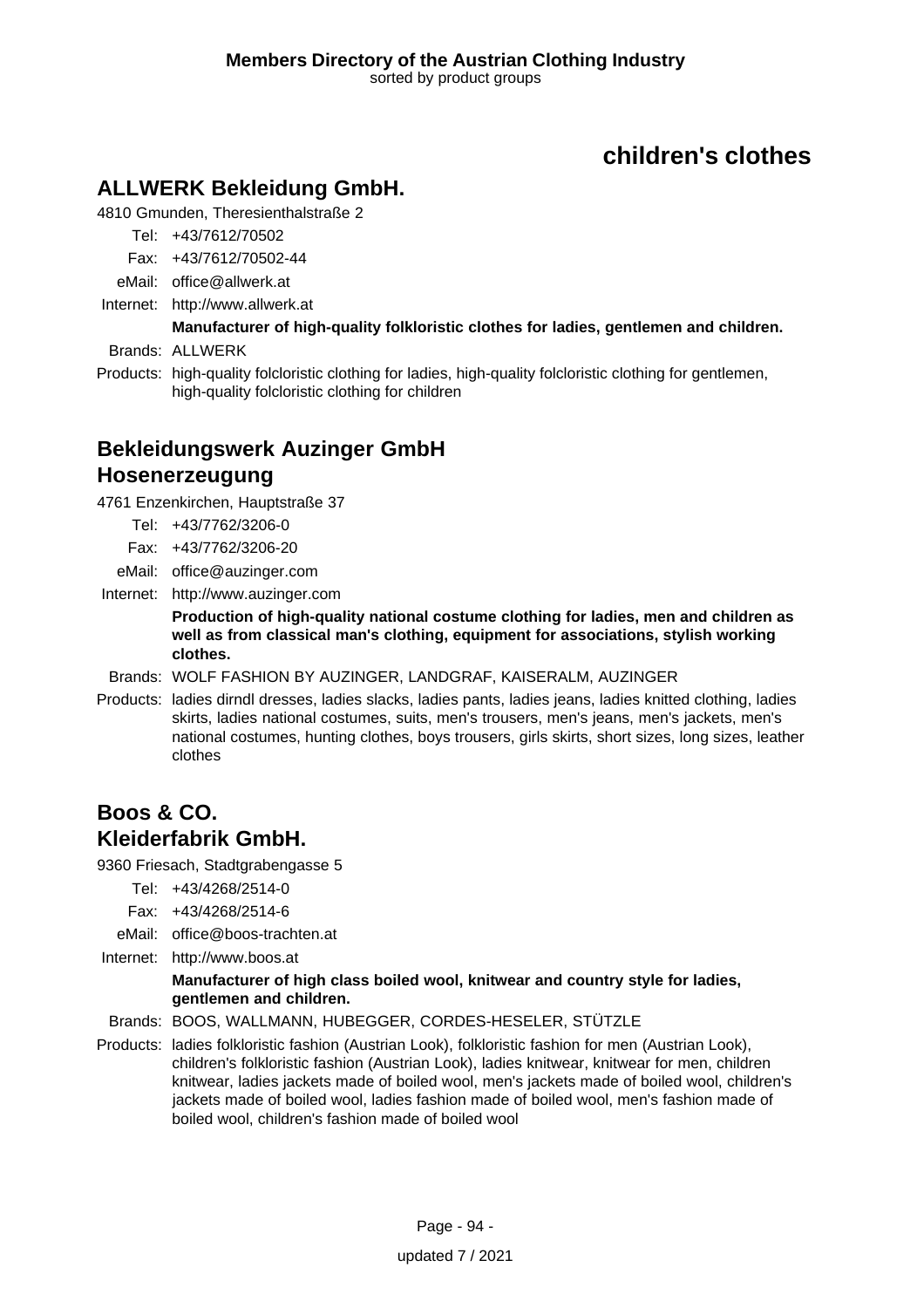# children's clothes

## ALLWERK Bekleidung GmbH.

4810 Gmunden, Theresienthalstraße 2

Tel: +43/7612/70502
Fax: +43/7612/70502-44
eMail: office@allwerk.at
Internet: http://www.allwerk.at

**Manufacturer of high-quality folkloristic clothes for ladies, gentlemen and children.**

Brands: ALLWERK

Products: high-quality folcloristic clothing for ladies, high-quality folcloristic clothing for gentlemen, high-quality folcloristic clothing for children

## Bekleidungswerk Auzinger GmbH Hosenerzeugung

4761 Enzenkirchen, Hauptstraße 37

Tel: +43/7762/3206-0
Fax: +43/7762/3206-20
eMail: office@auzinger.com
Internet: http://www.auzinger.com

**Production of high-quality national costume clothing for ladies, men and children as well as from classical man's clothing, equipment for associations, stylish working clothes.**

Brands: WOLF FASHION BY AUZINGER, LANDGRAF, KAISERALM, AUZINGER

Products: ladies dirndl dresses, ladies slacks, ladies pants, ladies jeans, ladies knitted clothing, ladies skirts, ladies national costumes, suits, men's trousers, men's jeans, men's jackets, men's national costumes, hunting clothes, boys trousers, girls skirts, short sizes, long sizes, leather clothes

## Boos & CO. Kleiderfabrik GmbH.

9360 Friesach, Stadtgrabengasse 5

Tel: +43/4268/2514-0
Fax: +43/4268/2514-6
eMail: office@boos-trachten.at
Internet: http://www.boos.at

**Manufacturer of high class boiled wool, knitwear and country style for ladies, gentlemen and children.**

Brands: BOOS, WALLMANN, HUBEGGER, CORDES-HESELER, STÜTZLE

Products: ladies folkloristic fashion (Austrian Look), folkloristic fashion for men (Austrian Look), children's folkloristic fashion (Austrian Look), ladies knitwear, knitwear for men, children knitwear, ladies jackets made of boiled wool, men's jackets made of boiled wool, children's jackets made of boiled wool, ladies fashion made of boiled wool, men's fashion made of boiled wool, children's fashion made of boiled wool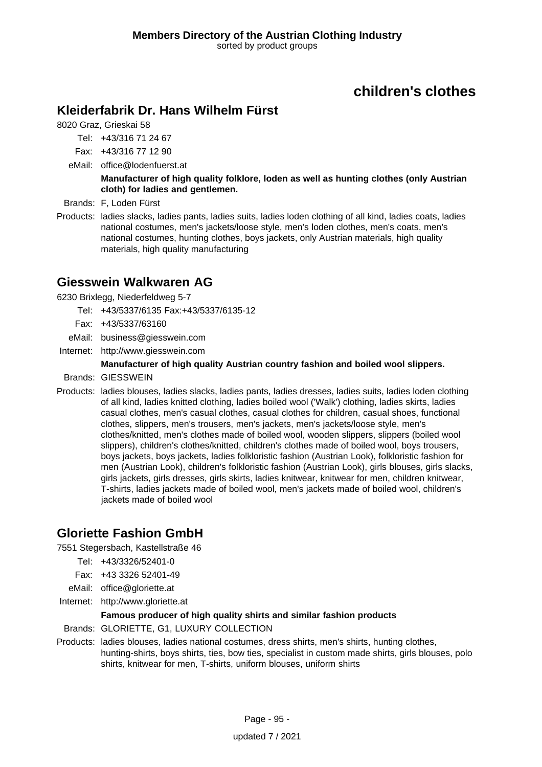# children's clothes

## Kleiderfabrik Dr. Hans Wilhelm Fürst

8020 Graz, Grieskai 58

Tel: +43/316 71 24 67

Fax: +43/316 77 12 90

eMail: office@lodenfuerst.at

**Manufacturer of high quality folklore, loden as well as hunting clothes (only Austrian cloth) for ladies and gentlemen.**

Brands: F, Loden Fürst

Products: ladies slacks, ladies pants, ladies suits, ladies loden clothing of all kind, ladies coats, ladies national costumes, men's jackets/loose style, men's loden clothes, men's coats, men's national costumes, hunting clothes, boys jackets, only Austrian materials, high quality materials, high quality manufacturing

## Giesswein Walkwaren AG

6230 Brixlegg, Niederfeldweg 5-7

Tel: +43/5337/6135 Fax:+43/5337/6135-12

Fax: +43/5337/63160

eMail: business@giesswein.com

Internet: http://www.giesswein.com

**Manufacturer of high quality Austrian country fashion and boiled wool slippers.**

Brands: GIESSWEIN

Products: ladies blouses, ladies slacks, ladies pants, ladies dresses, ladies suits, ladies loden clothing of all kind, ladies knitted clothing, ladies boiled wool ('Walk') clothing, ladies skirts, ladies casual clothes, men's casual clothes, casual clothes for children, casual shoes, functional clothes, slippers, men's trousers, men's jackets, men's jackets/loose style, men's clothes/knitted, men's clothes made of boiled wool, wooden slippers, slippers (boiled wool slippers), children's clothes/knitted, children's clothes made of boiled wool, boys trousers, boys jackets, boys jackets, ladies folkloristic fashion (Austrian Look), folkloristic fashion for men (Austrian Look), children's folkloristic fashion (Austrian Look), girls blouses, girls slacks, girls jackets, girls dresses, girls skirts, ladies knitwear, knitwear for men, children knitwear, T-shirts, ladies jackets made of boiled wool, men's jackets made of boiled wool, children's jackets made of boiled wool

## Gloriette Fashion GmbH

7551 Stegersbach, Kastellstraße 46

Tel: +43/3326/52401-0

Fax: +43 3326 52401-49

eMail: office@gloriette.at

Internet: http://www.gloriette.at

**Famous producer of high quality shirts and similar fashion products**

Brands: GLORIETTE, G1, LUXURY COLLECTION

Products: ladies blouses, ladies national costumes, dress shirts, men's shirts, hunting clothes, hunting-shirts, boys shirts, ties, bow ties, specialist in custom made shirts, girls blouses, polo shirts, knitwear for men, T-shirts, uniform blouses, uniform shirts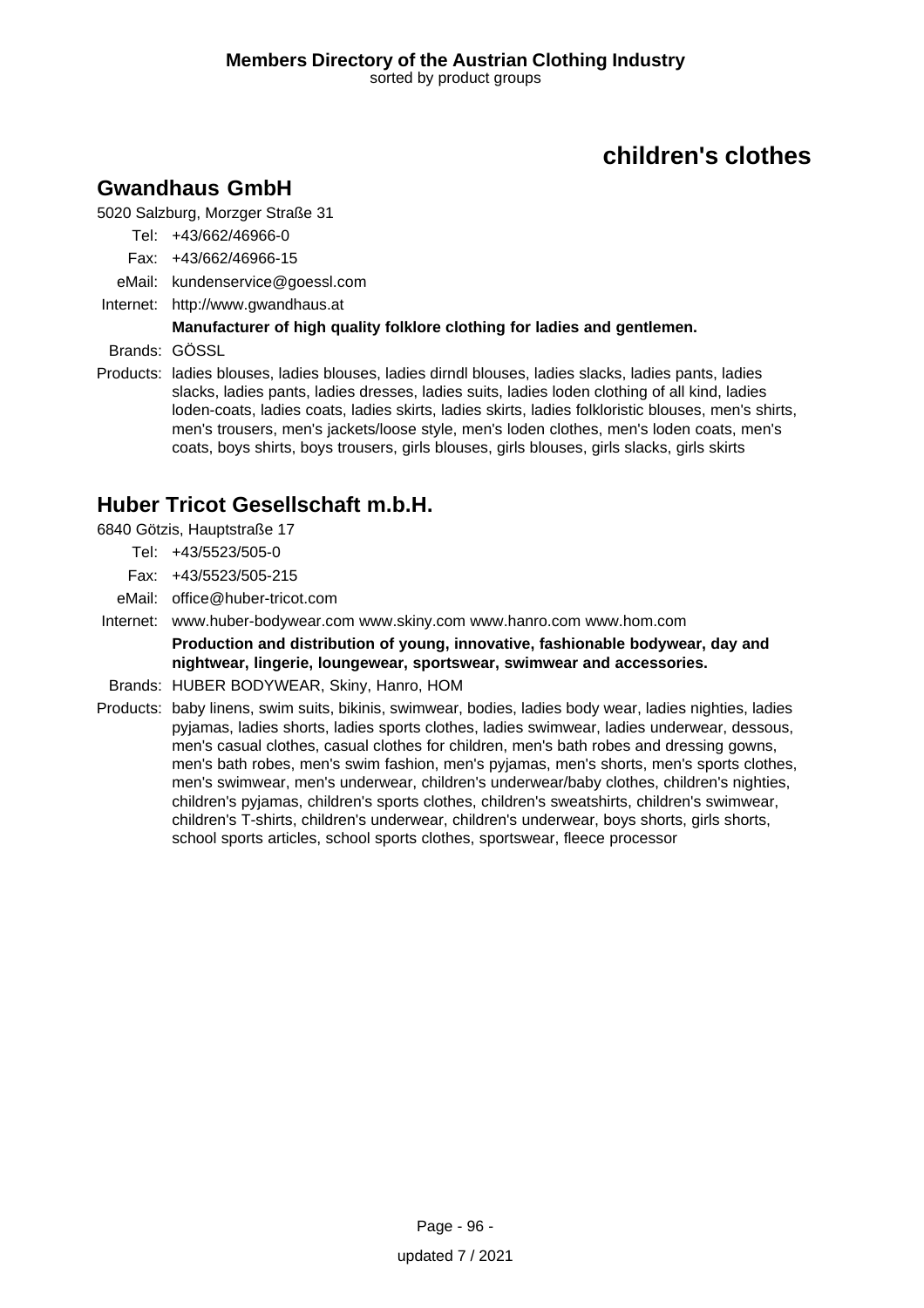# children's clothes

## Gwandhaus GmbH

5020 Salzburg, Morzger Straße 31

Tel: +43/662/46966-0

Fax: +43/662/46966-15

eMail: kundenservice@goessl.com

Internet: http://www.gwandhaus.at

**Manufacturer of high quality folklore clothing for ladies and gentlemen.**

Brands: GÖSSL

Products: ladies blouses, ladies blouses, ladies dirndl blouses, ladies slacks, ladies pants, ladies slacks, ladies pants, ladies dresses, ladies suits, ladies loden clothing of all kind, ladies loden-coats, ladies coats, ladies skirts, ladies skirts, ladies folkloristic blouses, men's shirts, men's trousers, men's jackets/loose style, men's loden clothes, men's loden coats, men's coats, boys shirts, boys trousers, girls blouses, girls blouses, girls slacks, girls skirts

## Huber Tricot Gesellschaft m.b.H.

6840 Götzis, Hauptstraße 17

Tel: +43/5523/505-0

Fax: +43/5523/505-215

eMail: office@huber-tricot.com

Internet: www.huber-bodywear.com www.skiny.com www.hanro.com www.hom.com

**Production and distribution of young, innovative, fashionable bodywear, day and nightwear, lingerie, loungewear, sportswear, swimwear and accessories.**

Brands: HUBER BODYWEAR, Skiny, Hanro, HOM

Products: baby linens, swim suits, bikinis, swimwear, bodies, ladies body wear, ladies nighties, ladies pyjamas, ladies shorts, ladies sports clothes, ladies swimwear, ladies underwear, dessous, men's casual clothes, casual clothes for children, men's bath robes and dressing gowns, men's bath robes, men's swim fashion, men's pyjamas, men's shorts, men's sports clothes, men's swimwear, men's underwear, children's underwear/baby clothes, children's nighties, children's pyjamas, children's sports clothes, children's sweatshirts, children's swimwear, children's T-shirts, children's underwear, children's underwear, boys shorts, girls shorts, school sports articles, school sports clothes, sportswear, fleece processor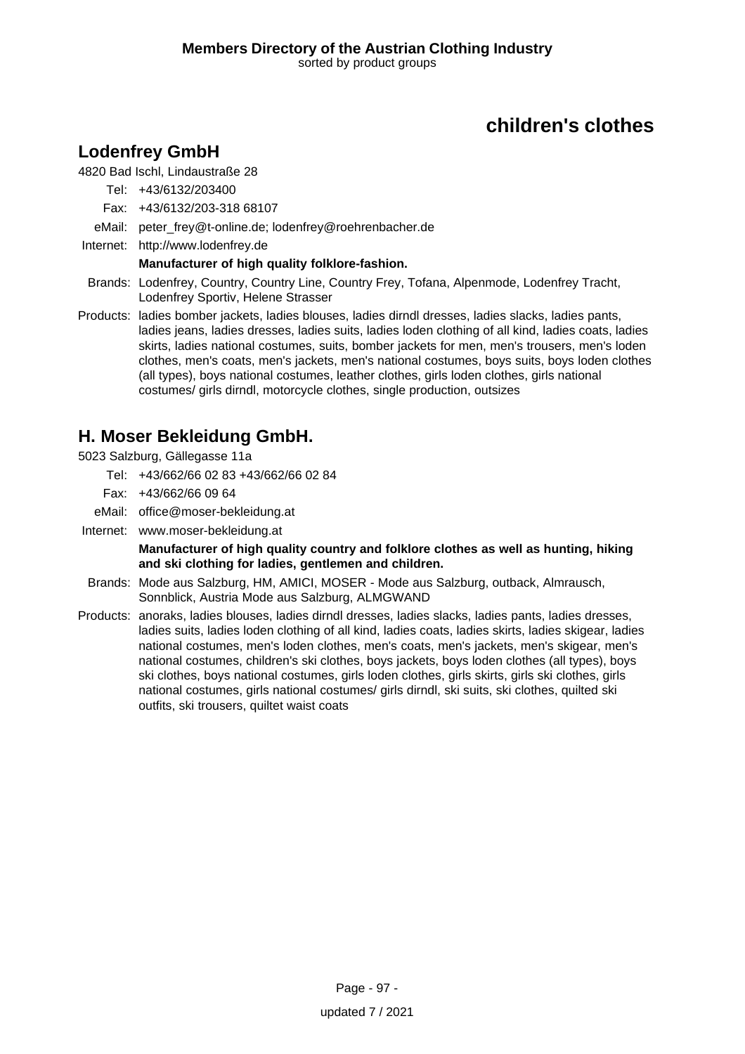# children's clothes

## Lodenfrey GmbH

4820 Bad Ischl, Lindaustraße 28

Tel: +43/6132/203400

Fax: +43/6132/203-318 68107

eMail: peter_frey@t-online.de; lodenfrey@roehrenbacher.de

Internet: http://www.lodenfrey.de

**Manufacturer of high quality folklore-fashion.**

Brands: Lodenfrey, Country, Country Line, Country Frey, Tofana, Alpenmode, Lodenfrey Tracht, Lodenfrey Sportiv, Helene Strasser

Products: ladies bomber jackets, ladies blouses, ladies dirndl dresses, ladies slacks, ladies pants, ladies jeans, ladies dresses, ladies suits, ladies loden clothing of all kind, ladies coats, ladies skirts, ladies national costumes, suits, bomber jackets for men, men's trousers, men's loden clothes, men's coats, men's jackets, men's national costumes, boys suits, boys loden clothes (all types), boys national costumes, leather clothes, girls loden clothes, girls national costumes/ girls dirndl, motorcycle clothes, single production, outsizes

## H. Moser Bekleidung GmbH.

5023 Salzburg, Gällegasse 11a

Tel: +43/662/66 02 83 +43/662/66 02 84

Fax: +43/662/66 09 64

eMail: office@moser-bekleidung.at

Internet: www.moser-bekleidung.at

**Manufacturer of high quality country and folklore clothes as well as hunting, hiking and ski clothing for ladies, gentlemen and children.**

Brands: Mode aus Salzburg, HM, AMICI, MOSER - Mode aus Salzburg, outback, Almrausch, Sonnblick, Austria Mode aus Salzburg, ALMGWAND

Products: anoraks, ladies blouses, ladies dirndl dresses, ladies slacks, ladies pants, ladies dresses, ladies suits, ladies loden clothing of all kind, ladies coats, ladies skirts, ladies skigear, ladies national costumes, men's loden clothes, men's coats, men's jackets, men's skigear, men's national costumes, children's ski clothes, boys jackets, boys loden clothes (all types), boys ski clothes, boys national costumes, girls loden clothes, girls skirts, girls ski clothes, girls national costumes, girls national costumes/ girls dirndl, ski suits, ski clothes, quilted ski outfits, ski trousers, quiltet waist coats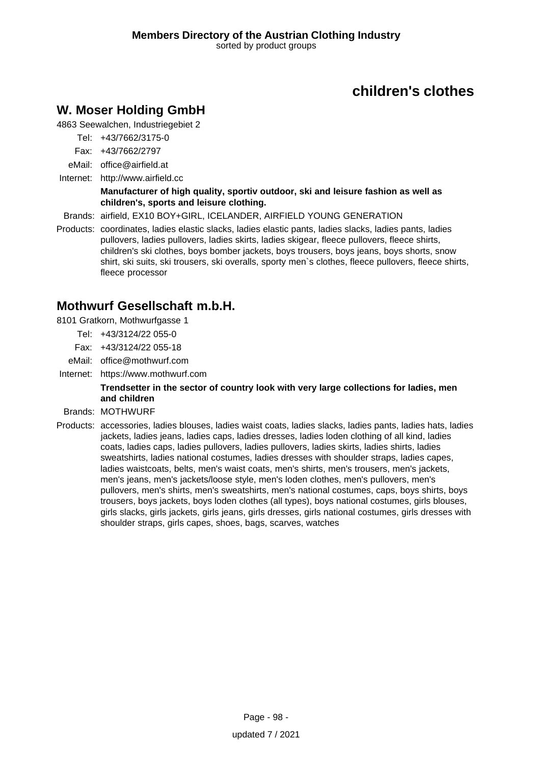# children's clothes

## W. Moser Holding GmbH

4863 Seewalchen, Industriegebiet 2

Tel: +43/7662/3175-0

Fax: +43/7662/2797

eMail: office@airfield.at

Internet: http://www.airfield.cc

**Manufacturer of high quality, sportiv outdoor, ski and leisure fashion as well as children's, sports and leisure clothing.**

Brands: airfield, EX10 BOY+GIRL, ICELANDER, AIRFIELD YOUNG GENERATION

Products: coordinates, ladies elastic slacks, ladies elastic pants, ladies slacks, ladies pants, ladies pullovers, ladies pullovers, ladies skirts, ladies skigear, fleece pullovers, fleece shirts, children's ski clothes, boys bomber jackets, boys trousers, boys jeans, boys shorts, snow shirt, ski suits, ski trousers, ski overalls, sporty men`s clothes, fleece pullovers, fleece shirts, fleece processor

## Mothwurf Gesellschaft m.b.H.

8101 Gratkorn, Mothwurfgasse 1

Tel: +43/3124/22 055-0

Fax: +43/3124/22 055-18

eMail: office@mothwurf.com

Internet: https://www.mothwurf.com

**Trendsetter in the sector of country look with very large collections for ladies, men and children**

Brands: MOTHWURF

Products: accessories, ladies blouses, ladies waist coats, ladies slacks, ladies pants, ladies hats, ladies jackets, ladies jeans, ladies caps, ladies dresses, ladies loden clothing of all kind, ladies coats, ladies caps, ladies pullovers, ladies pullovers, ladies skirts, ladies shirts, ladies sweatshirts, ladies national costumes, ladies dresses with shoulder straps, ladies capes, ladies waistcoats, belts, men's waist coats, men's shirts, men's trousers, men's jackets, men's jeans, men's jackets/loose style, men's loden clothes, men's pullovers, men's pullovers, men's shirts, men's sweatshirts, men's national costumes, caps, boys shirts, boys trousers, boys jackets, boys loden clothes (all types), boys national costumes, girls blouses, girls slacks, girls jackets, girls jeans, girls dresses, girls national costumes, girls dresses with shoulder straps, girls capes, shoes, bags, scarves, watches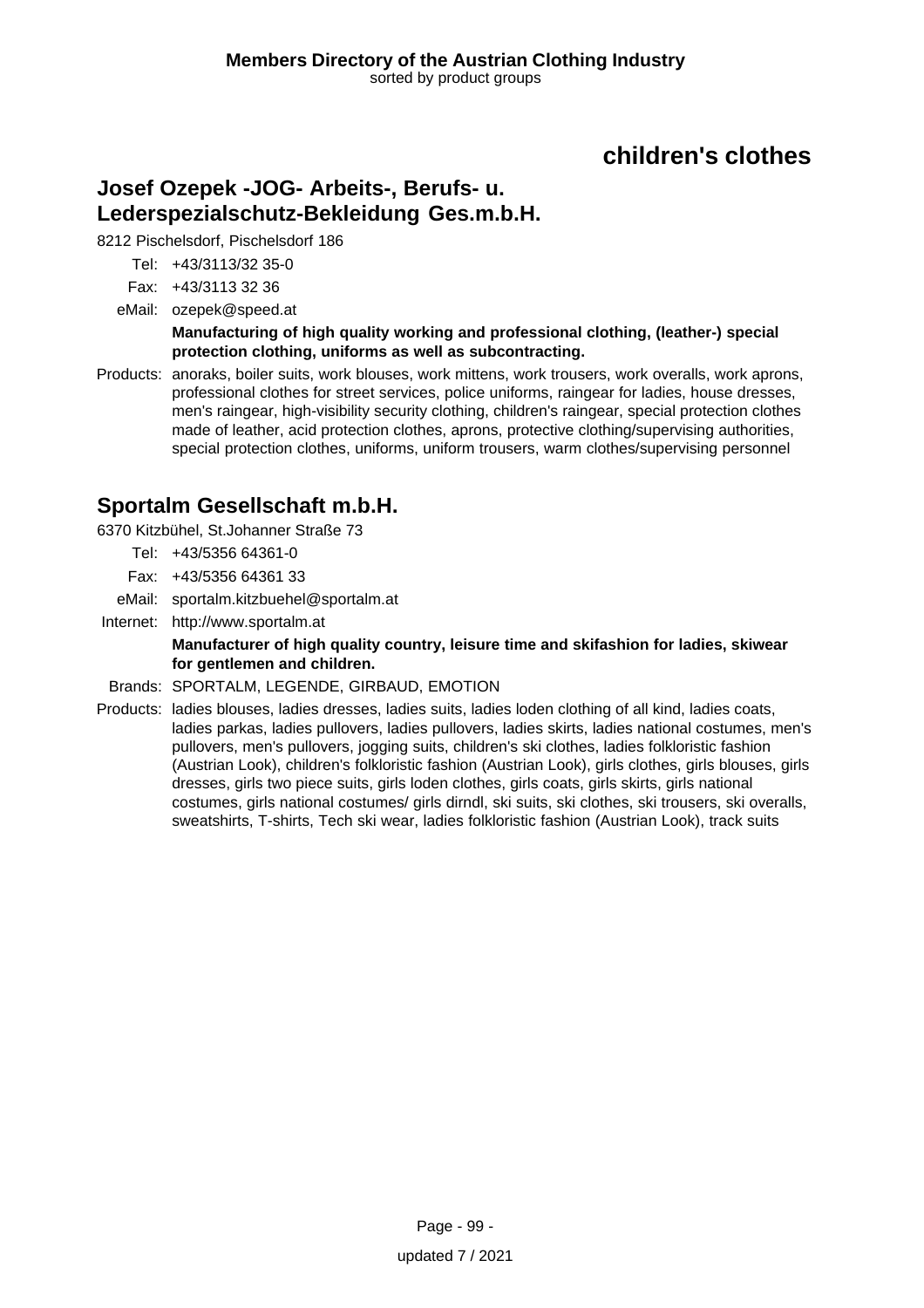# children's clothes

## Josef Ozepek -JOG- Arbeits-, Berufs- u. Lederspezialschutz-Bekleidung Ges.m.b.H.

8212 Pischelsdorf, Pischelsdorf 186

Tel: +43/3113/32 35-0

Fax: +43/3113 32 36

eMail: ozepek@speed.at

**Manufacturing of high quality working and professional clothing, (leather-) special protection clothing, uniforms as well as subcontracting.**

Products: anoraks, boiler suits, work blouses, work mittens, work trousers, work overalls, work aprons, professional clothes for street services, police uniforms, raingear for ladies, house dresses, men's raingear, high-visibility security clothing, children's raingear, special protection clothes made of leather, acid protection clothes, aprons, protective clothing/supervising authorities, special protection clothes, uniforms, uniform trousers, warm clothes/supervising personnel

## Sportalm Gesellschaft m.b.H.

6370 Kitzbühel, St.Johanner Straße 73

Tel: +43/5356 64361-0

Fax: +43/5356 64361 33

eMail: sportalm.kitzbuehel@sportalm.at

Internet: http://www.sportalm.at

**Manufacturer of high quality country, leisure time and skifashion for ladies, skiwear for gentlemen and children.**

Brands: SPORTALM, LEGENDE, GIRBAUD, EMOTION

Products: ladies blouses, ladies dresses, ladies suits, ladies loden clothing of all kind, ladies coats, ladies parkas, ladies pullovers, ladies pullovers, ladies skirts, ladies national costumes, men's pullovers, men's pullovers, jogging suits, children's ski clothes, ladies folkloristic fashion (Austrian Look), children's folkloristic fashion (Austrian Look), girls clothes, girls blouses, girls dresses, girls two piece suits, girls loden clothes, girls coats, girls skirts, girls national costumes, girls national costumes/ girls dirndl, ski suits, ski clothes, ski trousers, ski overalls, sweatshirts, T-shirts, Tech ski wear, ladies folkloristic fashion (Austrian Look), track suits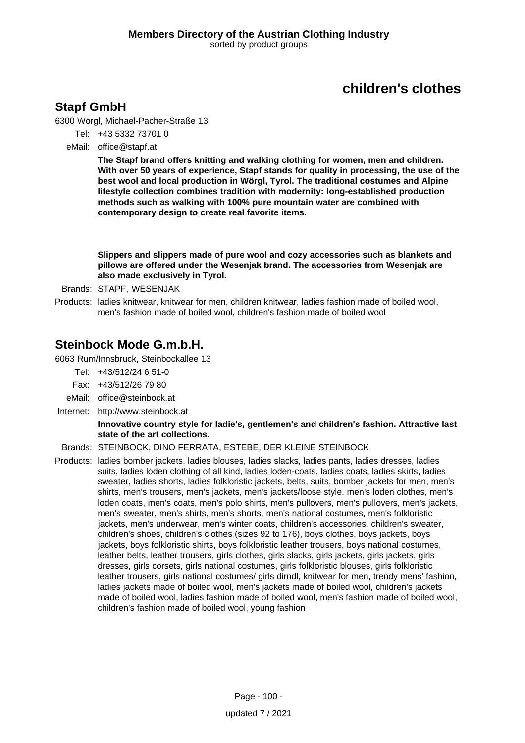# children's clothes

## Stapf GmbH

6300 Wörgl, Michael-Pacher-Straße 13

Tel: +43 5332 73701 0

eMail: office@stapf.at

**The Stapf brand offers knitting and walking clothing for women, men and children. With over 50 years of experience, Stapf stands for quality in processing, the use of the best wool and local production in Wörgl, Tyrol. The traditional costumes and Alpine lifestyle collection combines tradition with modernity: long-established production methods such as walking with 100% pure mountain water are combined with contemporary design to create real favorite items.**

**Slippers and slippers made of pure wool and cozy accessories such as blankets and pillows are offered under the Wesenjak brand. The accessories from Wesenjak are also made exclusively in Tyrol.**

Brands: STAPF, WESENJAK

Products: ladies knitwear, knitwear for men, children knitwear, ladies fashion made of boiled wool, men's fashion made of boiled wool, children's fashion made of boiled wool

## Steinbock Mode G.m.b.H.

6063 Rum/Innsbruck, Steinbockallee 13

Tel: +43/512/24 6 51-0

Fax: +43/512/26 79 80

eMail: office@steinbock.at

Internet: http://www.steinbock.at

**Innovative country style for ladie's, gentlemen's and children's fashion. Attractive last state of the art collections.**

Brands: STEINBOCK, DINO FERRATA, ESTEBE, DER KLEINE STEINBOCK

Products: ladies bomber jackets, ladies blouses, ladies slacks, ladies pants, ladies dresses, ladies suits, ladies loden clothing of all kind, ladies loden-coats, ladies coats, ladies skirts, ladies sweater, ladies shorts, ladies folkloristic jackets, belts, suits, bomber jackets for men, men's shirts, men's trousers, men's jackets, men's jackets/loose style, men's loden clothes, men's loden coats, men's coats, men's polo shirts, men's pullovers, men's pullovers, men's jackets, men's sweater, men's shirts, men's shorts, men's national costumes, men's folkloristic jackets, men's underwear, men's winter coats, children's accessories, children's sweater, children's shoes, children's clothes (sizes 92 to 176), boys clothes, boys jackets, boys jackets, boys folkloristic shirts, boys folkloristic leather trousers, boys national costumes, leather belts, leather trousers, girls clothes, girls slacks, girls jackets, girls jackets, girls dresses, girls corsets, girls national costumes, girls folkloristic blouses, girls folkloristic leather trousers, girls national costumes/ girls dirndl, knitwear for men, trendy mens' fashion, ladies jackets made of boiled wool, men's jackets made of boiled wool, children's jackets made of boiled wool, ladies fashion made of boiled wool, men's fashion made of boiled wool, children's fashion made of boiled wool, young fashion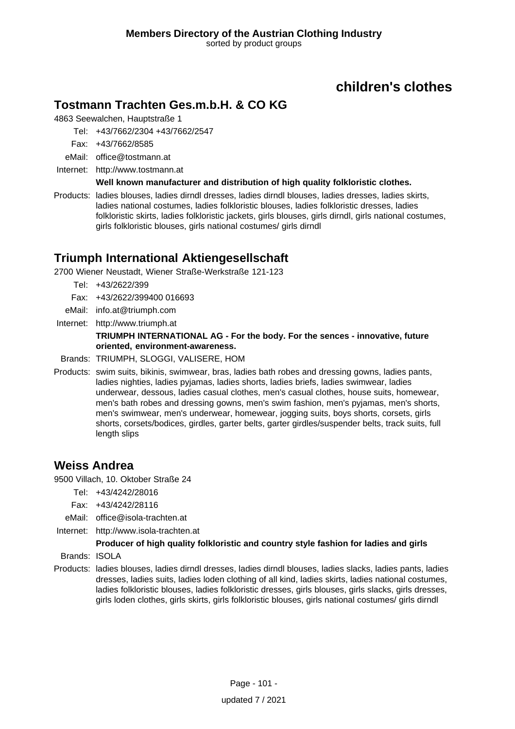# children's clothes

## Tostmann Trachten Ges.m.b.H. & CO KG

4863 Seewalchen, Hauptstraße 1

Tel: +43/7662/2304 +43/7662/2547

Fax: +43/7662/8585

eMail: office@tostmann.at

Internet: http://www.tostmann.at

**Well known manufacturer and distribution of high quality folkloristic clothes.**

Products: ladies blouses, ladies dirndl dresses, ladies dirndl blouses, ladies dresses, ladies skirts, ladies national costumes, ladies folkloristic blouses, ladies folkloristic dresses, ladies folkloristic skirts, ladies folkloristic jackets, girls blouses, girls dirndl, girls national costumes, girls folkloristic blouses, girls national costumes/ girls dirndl

## Triumph International Aktiengesellschaft

2700 Wiener Neustadt, Wiener Straße-Werkstraße 121-123

Tel: +43/2622/399

Fax: +43/2622/399400 016693

eMail: info.at@triumph.com

Internet: http://www.triumph.at

**TRIUMPH INTERNATIONAL AG - For the body. For the sences - innovative, future oriented, environment-awareness.**

Brands: TRIUMPH, SLOGGI, VALISERE, HOM

Products: swim suits, bikinis, swimwear, bras, ladies bath robes and dressing gowns, ladies pants, ladies nighties, ladies pyjamas, ladies shorts, ladies briefs, ladies swimwear, ladies underwear, dessous, ladies casual clothes, men's casual clothes, house suits, homewear, men's bath robes and dressing gowns, men's swim fashion, men's pyjamas, men's shorts, men's swimwear, men's underwear, homewear, jogging suits, boys shorts, corsets, girls shorts, corsets/bodices, girdles, garter belts, garter girdles/suspender belts, track suits, full length slips

## Weiss Andrea

9500 Villach, 10. Oktober Straße 24

Tel: +43/4242/28016

Fax: +43/4242/28116

eMail: office@isola-trachten.at

Internet: http://www.isola-trachten.at

**Producer of high quality folkloristic and country style fashion for ladies and girls**

Brands: ISOLA

Products: ladies blouses, ladies dirndl dresses, ladies dirndl blouses, ladies slacks, ladies pants, ladies dresses, ladies suits, ladies loden clothing of all kind, ladies skirts, ladies national costumes, ladies folkloristic blouses, ladies folkloristic dresses, girls blouses, girls slacks, girls dresses, girls loden clothes, girls skirts, girls folkloristic blouses, girls national costumes/ girls dirndl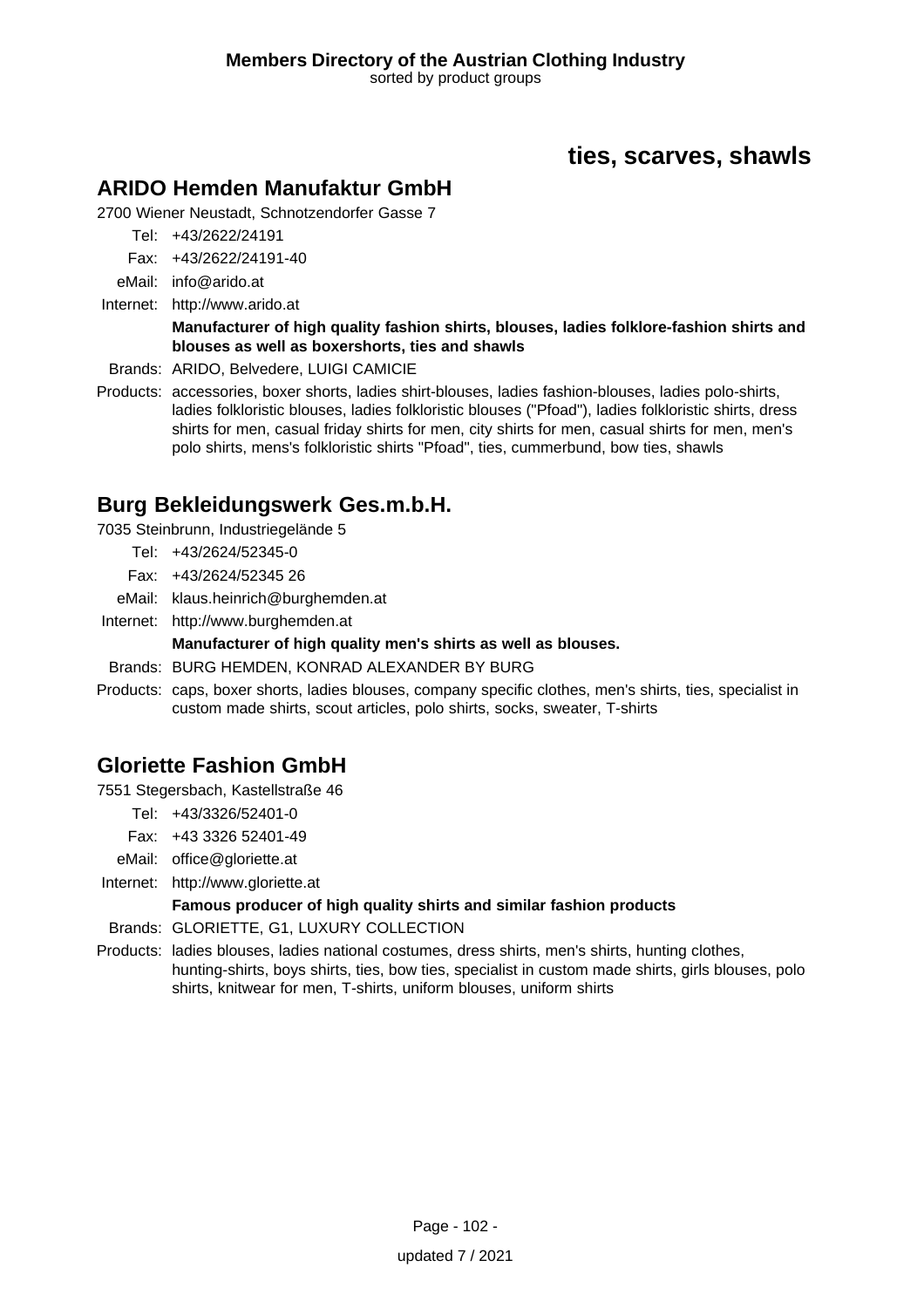# ties, scarves, shawls

## ARIDO Hemden Manufaktur GmbH

2700 Wiener Neustadt, Schnotzendorfer Gasse 7

Tel: +43/2622/24191
Fax: +43/2622/24191-40
eMail: info@arido.at
Internet: http://www.arido.at

**Manufacturer of high quality fashion shirts, blouses, ladies folklore-fashion shirts and blouses as well as boxershorts, ties and shawls**

Brands: ARIDO, Belvedere, LUIGI CAMICIE

Products: accessories, boxer shorts, ladies shirt-blouses, ladies fashion-blouses, ladies polo-shirts, ladies folkloristic blouses, ladies folkloristic blouses ("Pfoad"), ladies folkloristic shirts, dress shirts for men, casual friday shirts for men, city shirts for men, casual shirts for men, men's polo shirts, mens's folkloristic shirts "Pfoad", ties, cummerbund, bow ties, shawls

## Burg Bekleidungswerk Ges.m.b.H.

7035 Steinbrunn, Industriegelände 5

Tel: +43/2624/52345-0
Fax: +43/2624/52345 26
eMail: klaus.heinrich@burghemden.at
Internet: http://www.burghemden.at

**Manufacturer of high quality men's shirts as well as blouses.**

Brands: BURG HEMDEN, KONRAD ALEXANDER BY BURG

Products: caps, boxer shorts, ladies blouses, company specific clothes, men's shirts, ties, specialist in custom made shirts, scout articles, polo shirts, socks, sweater, T-shirts

## Gloriette Fashion GmbH

7551 Stegersbach, Kastellstraße 46

Tel: +43/3326/52401-0
Fax: +43 3326 52401-49
eMail: office@gloriette.at
Internet: http://www.gloriette.at

**Famous producer of high quality shirts and similar fashion products**

Brands: GLORIETTE, G1, LUXURY COLLECTION

Products: ladies blouses, ladies national costumes, dress shirts, men's shirts, hunting clothes, hunting-shirts, boys shirts, ties, bow ties, specialist in custom made shirts, girls blouses, polo shirts, knitwear for men, T-shirts, uniform blouses, uniform shirts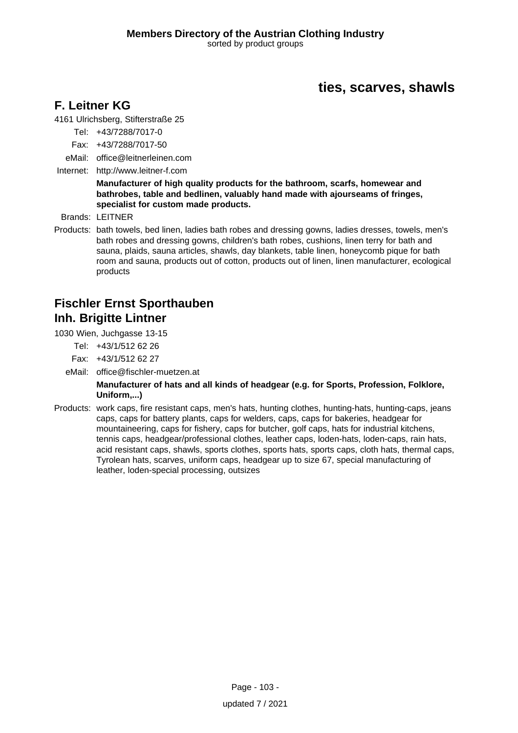## ties, scarves, shawls

### F. Leitner KG

4161 Ulrichsberg, Stifterstraße 25

Tel: +43/7288/7017-0

Fax: +43/7288/7017-50

eMail: office@leitnerleinen.com

Internet: http://www.leitner-f.com

**Manufacturer of high quality products for the bathroom, scarfs, homewear and bathrobes, table and bedlinen, valuably hand made with ajourseams of fringes, specialist for custom made products.**

Brands: LEITNER

Products: bath towels, bed linen, ladies bath robes and dressing gowns, ladies dresses, towels, men's bath robes and dressing gowns, children's bath robes, cushions, linen terry for bath and sauna, plaids, sauna articles, shawls, day blankets, table linen, honeycomb pique for bath room and sauna, products out of cotton, products out of linen, linen manufacturer, ecological products

### Fischler Ernst Sporthauben
### Inh. Brigitte Lintner

1030 Wien, Juchgasse 13-15

Tel: +43/1/512 62 26

Fax: +43/1/512 62 27

eMail: office@fischler-muetzen.at

**Manufacturer of hats and all kinds of headgear (e.g. for Sports, Profession, Folklore, Uniform,...)**

Products: work caps, fire resistant caps, men's hats, hunting clothes, hunting-hats, hunting-caps, jeans caps, caps for battery plants, caps for welders, caps, caps for bakeries, headgear for mountaineering, caps for fishery, caps for butcher, golf caps, hats for industrial kitchens, tennis caps, headgear/professional clothes, leather caps, loden-hats, loden-caps, rain hats, acid resistant caps, shawls, sports clothes, sports hats, sports caps, cloth hats, thermal caps, Tyrolean hats, scarves, uniform caps, headgear up to size 67, special manufacturing of leather, loden-special processing, outsizes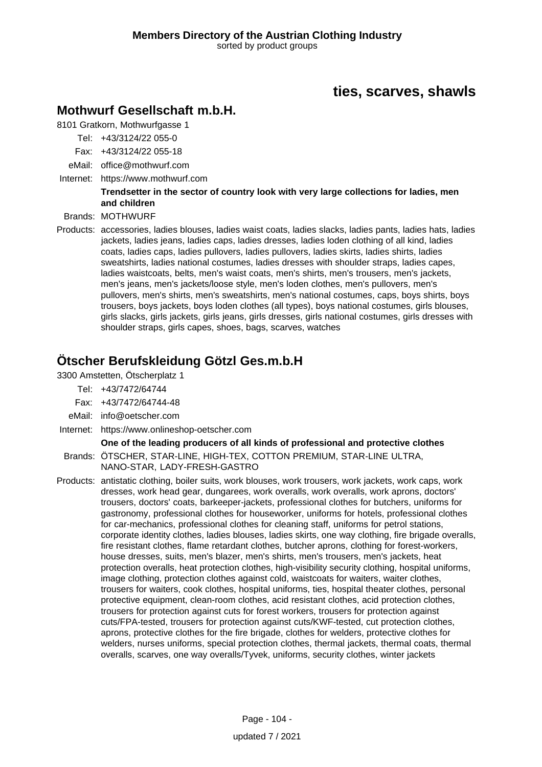# ties, scarves, shawls

## Mothwurf Gesellschaft m.b.H.

8101 Gratkorn, Mothwurfgasse 1

Tel: +43/3124/22 055-0

Fax: +43/3124/22 055-18

eMail: office@mothwurf.com

Internet: https://www.mothwurf.com

**Trendsetter in the sector of country look with very large collections for ladies, men and children**

Brands: MOTHWURF

Products: accessories, ladies blouses, ladies waist coats, ladies slacks, ladies pants, ladies hats, ladies jackets, ladies jeans, ladies caps, ladies dresses, ladies loden clothing of all kind, ladies coats, ladies caps, ladies pullovers, ladies pullovers, ladies skirts, ladies shirts, ladies sweatshirts, ladies national costumes, ladies dresses with shoulder straps, ladies capes, ladies waistcoats, belts, men's waist coats, men's shirts, men's trousers, men's jackets, men's jeans, men's jackets/loose style, men's loden clothes, men's pullovers, men's pullovers, men's shirts, men's sweatshirts, men's national costumes, caps, boys shirts, boys trousers, boys jackets, boys loden clothes (all types), boys national costumes, girls blouses, girls slacks, girls jackets, girls jeans, girls dresses, girls national costumes, girls dresses with shoulder straps, girls capes, shoes, bags, scarves, watches

## Ötscher Berufskleidung Götzl Ges.m.b.H

3300 Amstetten, Ötscherplatz 1

Tel: +43/7472/64744

Fax: +43/7472/64744-48

eMail: info@oetscher.com

Internet: https://www.onlineshop-oetscher.com

**One of the leading producers of all kinds of professional and protective clothes**

Brands: ÖTSCHER, STAR-LINE, HIGH-TEX, COTTON PREMIUM, STAR-LINE ULTRA, NANO-STAR, LADY-FRESH-GASTRO

Products: antistatic clothing, boiler suits, work blouses, work trousers, work jackets, work caps, work dresses, work head gear, dungarees, work overalls, work overalls, work aprons, doctors' trousers, doctors' coats, barkeeper-jackets, professional clothes for butchers, uniforms for gastronomy, professional clothes for houseworker, uniforms for hotels, professional clothes for car-mechanics, professional clothes for cleaning staff, uniforms for petrol stations, corporate identity clothes, ladies blouses, ladies skirts, one way clothing, fire brigade overalls, fire resistant clothes, flame retardant clothes, butcher aprons, clothing for forest-workers, house dresses, suits, men's blazer, men's shirts, men's trousers, men's jackets, heat protection overalls, heat protection clothes, high-visibility security clothing, hospital uniforms, image clothing, protection clothes against cold, waistcoats for waiters, waiter clothes, trousers for waiters, cook clothes, hospital uniforms, ties, hospital theater clothes, personal protective equipment, clean-room clothes, acid resistant clothes, acid protection clothes, trousers for protection against cuts for forest workers, trousers for protection against cuts/FPA-tested, trousers for protection against cuts/KWF-tested, cut protection clothes, aprons, protective clothes for the fire brigade, clothes for welders, protective clothes for welders, nurses uniforms, special protection clothes, thermal jackets, thermal coats, thermal overalls, scarves, one way overalls/Tyvek, uniforms, security clothes, winter jackets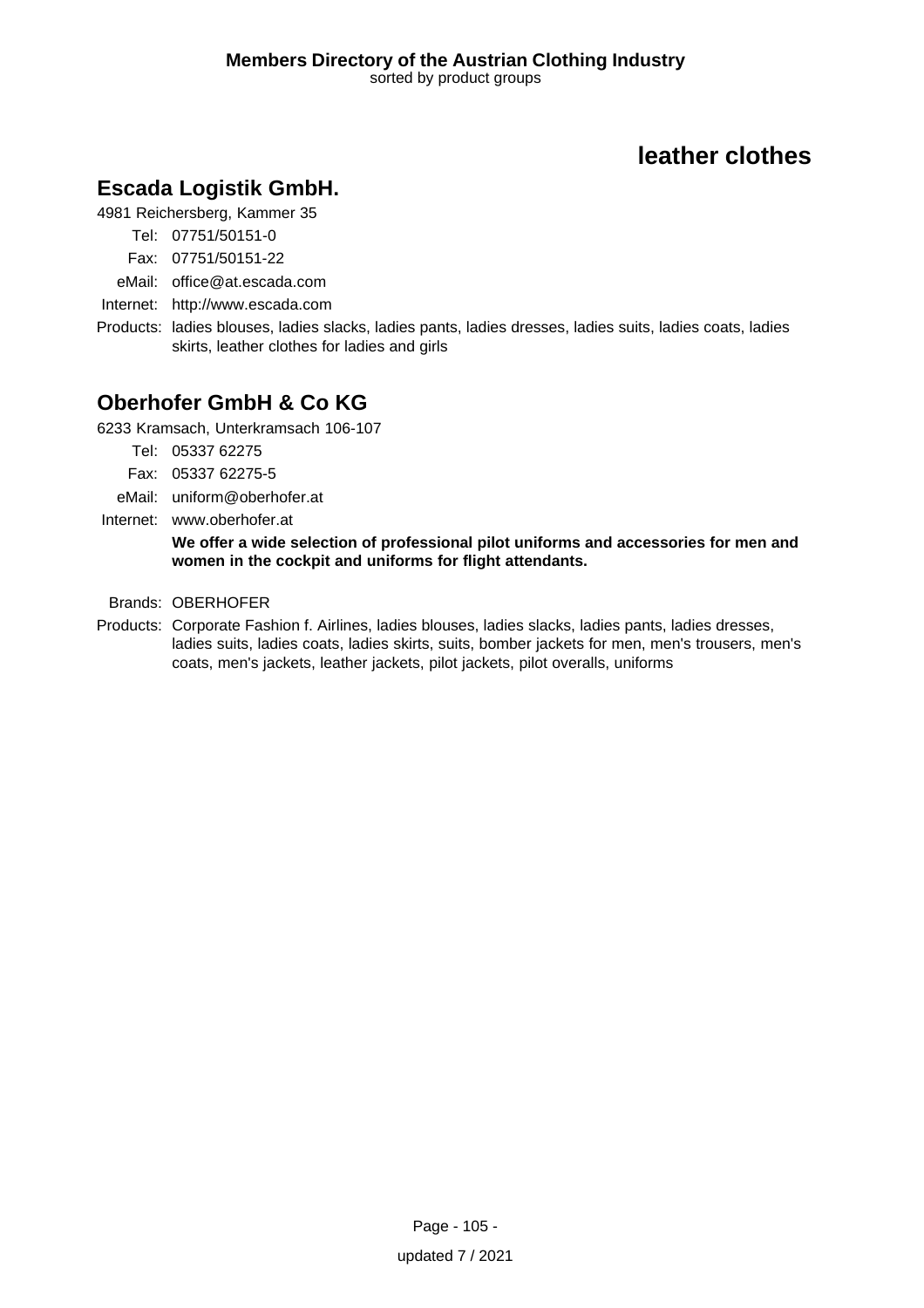# leather clothes

## Escada Logistik GmbH.

4981 Reichersberg, Kammer 35

Tel: 07751/50151-0

Fax: 07751/50151-22

eMail: office@at.escada.com

Internet: http://www.escada.com

Products: ladies blouses, ladies slacks, ladies pants, ladies dresses, ladies suits, ladies coats, ladies skirts, leather clothes for ladies and girls

## Oberhofer GmbH & Co KG

6233 Kramsach, Unterkramsach 106-107

Tel: 05337 62275

Fax: 05337 62275-5

eMail: uniform@oberhofer.at

Internet: www.oberhofer.at

**We offer a wide selection of professional pilot uniforms and accessories for men and women in the cockpit and uniforms for flight attendants.**

Brands: OBERHOFER

Products: Corporate Fashion f. Airlines, ladies blouses, ladies slacks, ladies pants, ladies dresses, ladies suits, ladies coats, ladies skirts, suits, bomber jackets for men, men's trousers, men's coats, men's jackets, leather jackets, pilot jackets, pilot overalls, uniforms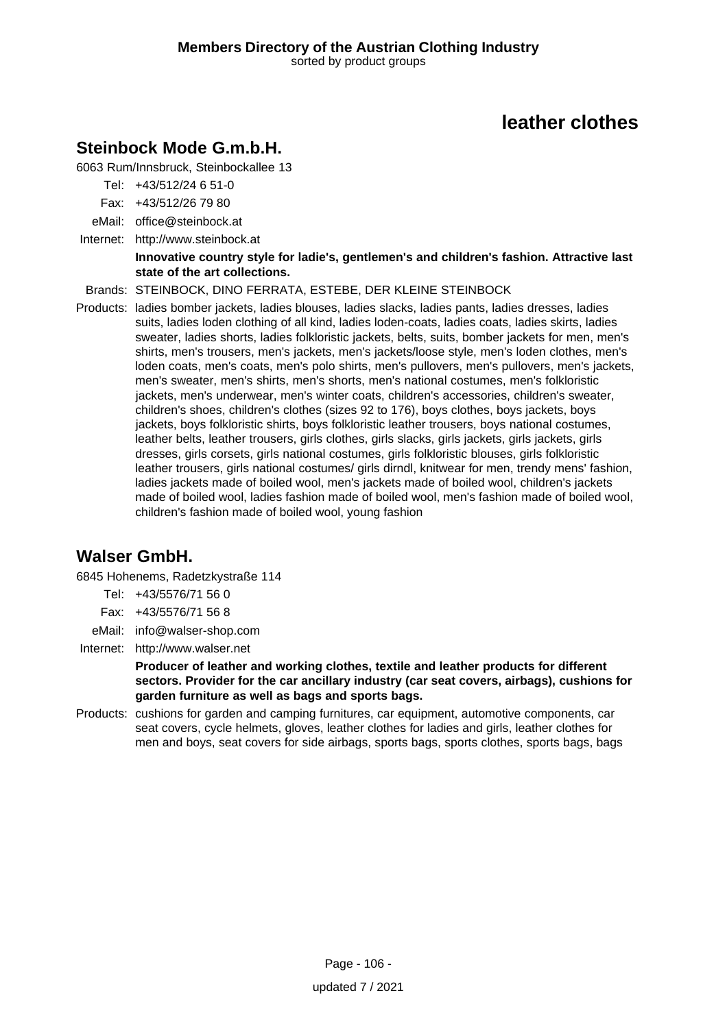# leather clothes

## Steinbock Mode G.m.b.H.

6063 Rum/Innsbruck, Steinbockallee 13

Tel: +43/512/24 6 51-0
Fax: +43/512/26 79 80
eMail: office@steinbock.at
Internet: http://www.steinbock.at

**Innovative country style for ladie's, gentlemen's and children's fashion. Attractive last state of the art collections.**

Brands: STEINBOCK, DINO FERRATA, ESTEBE, DER KLEINE STEINBOCK

Products: ladies bomber jackets, ladies blouses, ladies slacks, ladies pants, ladies dresses, ladies suits, ladies loden clothing of all kind, ladies loden-coats, ladies coats, ladies skirts, ladies sweater, ladies shorts, ladies folkloristic jackets, belts, suits, bomber jackets for men, men's shirts, men's trousers, men's jackets, men's jackets/loose style, men's loden clothes, men's loden coats, men's coats, men's polo shirts, men's pullovers, men's pullovers, men's jackets, men's sweater, men's shirts, men's shorts, men's national costumes, men's folkloristic jackets, men's underwear, men's winter coats, children's accessories, children's sweater, children's shoes, children's clothes (sizes 92 to 176), boys clothes, boys jackets, boys jackets, boys folkloristic shirts, boys folkloristic leather trousers, boys national costumes, leather belts, leather trousers, girls clothes, girls slacks, girls jackets, girls jackets, girls dresses, girls corsets, girls national costumes, girls folkloristic blouses, girls folkloristic leather trousers, girls national costumes/ girls dirndl, knitwear for men, trendy mens' fashion, ladies jackets made of boiled wool, men's jackets made of boiled wool, children's jackets made of boiled wool, ladies fashion made of boiled wool, men's fashion made of boiled wool, children's fashion made of boiled wool, young fashion

## Walser GmbH.

6845 Hohenems, Radetzkystraße 114

Tel: +43/5576/71 56 0
Fax: +43/5576/71 56 8
eMail: info@walser-shop.com
Internet: http://www.walser.net

**Producer of leather and working clothes, textile and leather products for different sectors. Provider for the car ancillary industry (car seat covers, airbags), cushions for garden furniture as well as bags and sports bags.**

Products: cushions for garden and camping furnitures, car equipment, automotive components, car seat covers, cycle helmets, gloves, leather clothes for ladies and girls, leather clothes for men and boys, seat covers for side airbags, sports bags, sports clothes, sports bags, bags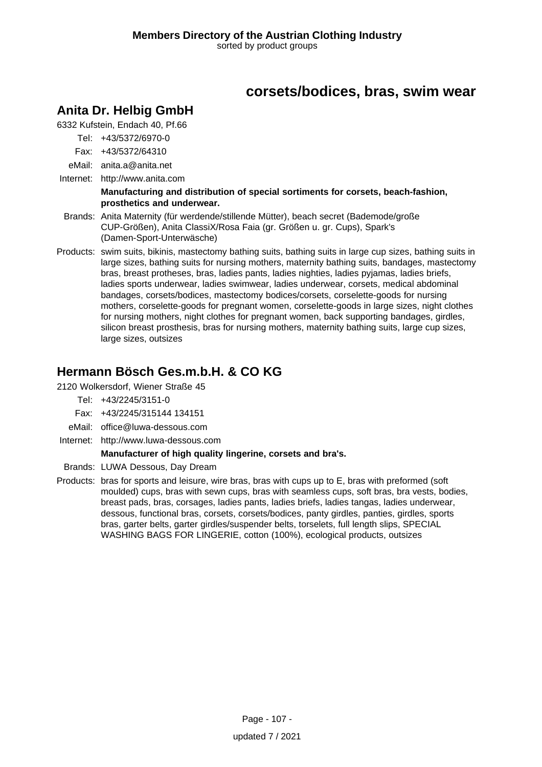## corsets/bodices, bras, swim wear

### Anita Dr. Helbig GmbH

6332 Kufstein, Endach 40, Pf.66

Tel: +43/5372/6970-0

Fax: +43/5372/64310

eMail: anita.a@anita.net

Internet: http://www.anita.com

**Manufacturing and distribution of special sortiments for corsets, beach-fashion, prosthetics and underwear.**

Brands: Anita Maternity (für werdende/stillende Mütter), beach secret (Bademode/große CUP-Größen), Anita ClassiX/Rosa Faia (gr. Größen u. gr. Cups), Spark's (Damen-Sport-Unterwäsche)

Products: swim suits, bikinis, mastectomy bathing suits, bathing suits in large cup sizes, bathing suits in large sizes, bathing suits for nursing mothers, maternity bathing suits, bandages, mastectomy bras, breast protheses, bras, ladies pants, ladies nighties, ladies pyjamas, ladies briefs, ladies sports underwear, ladies swimwear, ladies underwear, corsets, medical abdominal bandages, corsets/bodices, mastectomy bodices/corsets, corselette-goods for nursing mothers, corselette-goods for pregnant women, corselette-goods in large sizes, night clothes for nursing mothers, night clothes for pregnant women, back supporting bandages, girdles, silicon breast prosthesis, bras for nursing mothers, maternity bathing suits, large cup sizes, large sizes, outsizes

### Hermann Bösch Ges.m.b.H. & CO KG

2120 Wolkersdorf, Wiener Straße 45

Tel: +43/2245/3151-0

Fax: +43/2245/315144 134151

eMail: office@luwa-dessous.com

Internet: http://www.luwa-dessous.com

**Manufacturer of high quality lingerine, corsets and bra's.**

Brands: LUWA Dessous, Day Dream

Products: bras for sports and leisure, wire bras, bras with cups up to E, bras with preformed (soft moulded) cups, bras with sewn cups, bras with seamless cups, soft bras, bra vests, bodies, breast pads, bras, corsages, ladies pants, ladies briefs, ladies tangas, ladies underwear, dessous, functional bras, corsets, corsets/bodices, panty girdles, panties, girdles, sports bras, garter belts, garter girdles/suspender belts, torselets, full length slips, SPECIAL WASHING BAGS FOR LINGERIE, cotton (100%), ecological products, outsizes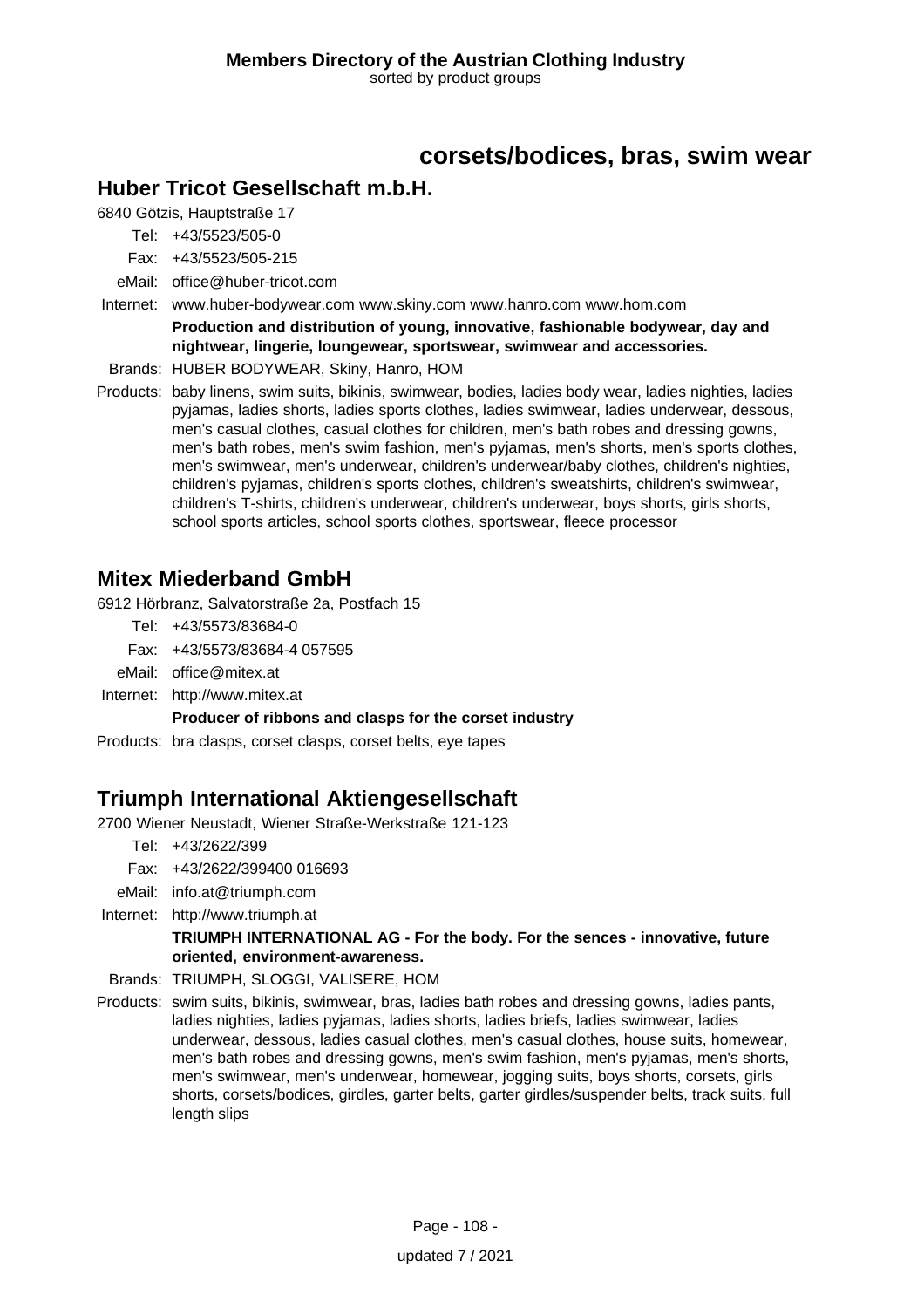## corsets/bodices, bras, swim wear

### Huber Tricot Gesellschaft m.b.H.

6840 Götzis, Hauptstraße 17

Tel: +43/5523/505-0

Fax: +43/5523/505-215

eMail: office@huber-tricot.com

Internet: www.huber-bodywear.com www.skiny.com www.hanro.com www.hom.com

**Production and distribution of young, innovative, fashionable bodywear, day and nightwear, lingerie, loungewear, sportswear, swimwear and accessories.**

Brands: HUBER BODYWEAR, Skiny, Hanro, HOM

Products: baby linens, swim suits, bikinis, swimwear, bodies, ladies body wear, ladies nighties, ladies pyjamas, ladies shorts, ladies sports clothes, ladies swimwear, ladies underwear, dessous, men's casual clothes, casual clothes for children, men's bath robes and dressing gowns, men's bath robes, men's swim fashion, men's pyjamas, men's shorts, men's sports clothes, men's swimwear, men's underwear, children's underwear/baby clothes, children's nighties, children's pyjamas, children's sports clothes, children's sweatshirts, children's swimwear, children's T-shirts, children's underwear, children's underwear, boys shorts, girls shorts, school sports articles, school sports clothes, sportswear, fleece processor

### Mitex Miederband GmbH

6912 Hörbranz, Salvatorstraße 2a, Postfach 15

Tel: +43/5573/83684-0

Fax: +43/5573/83684-4 057595

eMail: office@mitex.at

Internet: http://www.mitex.at

**Producer of ribbons and clasps for the corset industry**

Products: bra clasps, corset clasps, corset belts, eye tapes

### Triumph International Aktiengesellschaft

2700 Wiener Neustadt, Wiener Straße-Werkstraße 121-123

Tel: +43/2622/399

Fax: +43/2622/399400 016693

eMail: info.at@triumph.com

Internet: http://www.triumph.at

**TRIUMPH INTERNATIONAL AG - For the body. For the sences - innovative, future oriented, environment-awareness.**

Brands: TRIUMPH, SLOGGI, VALISERE, HOM

Products: swim suits, bikinis, swimwear, bras, ladies bath robes and dressing gowns, ladies pants, ladies nighties, ladies pyjamas, ladies shorts, ladies briefs, ladies swimwear, ladies underwear, dessous, ladies casual clothes, men's casual clothes, house suits, homewear, men's bath robes and dressing gowns, men's swim fashion, men's pyjamas, men's shorts, men's swimwear, men's underwear, homewear, jogging suits, boys shorts, corsets, girls shorts, corsets/bodices, girdles, garter belts, garter girdles/suspender belts, track suits, full length slips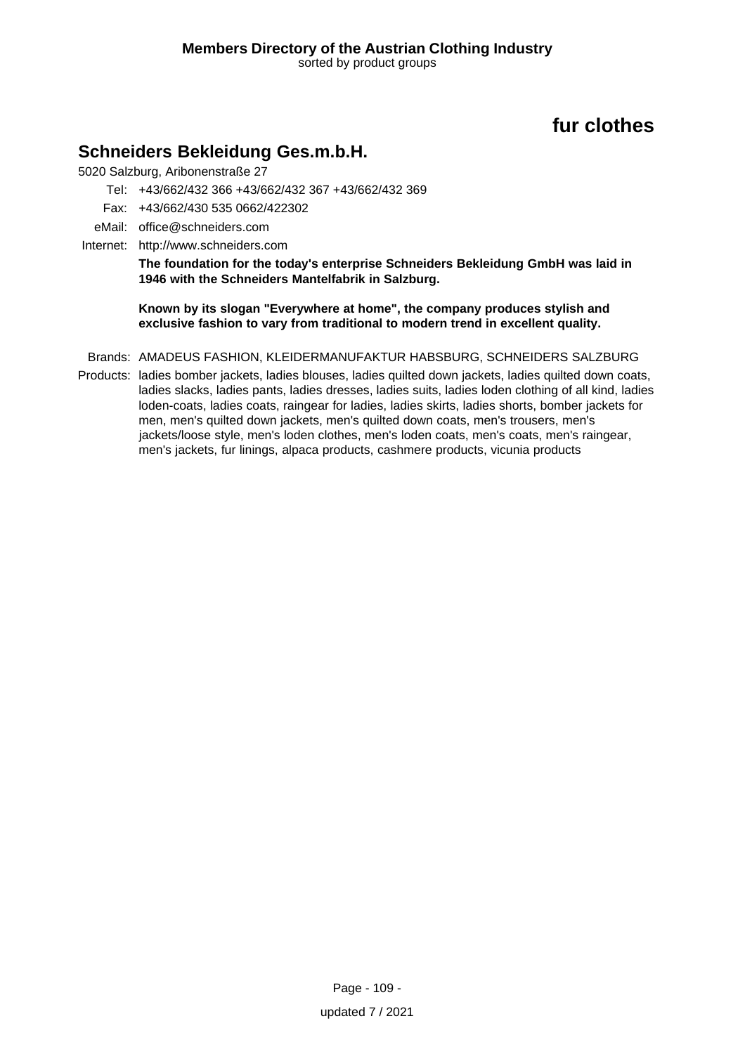# fur clothes

## Schneiders Bekleidung Ges.m.b.H.

5020 Salzburg, Aribonenstraße 27

Tel: +43/662/432 366 +43/662/432 367 +43/662/432 369

Fax: +43/662/430 535 0662/422302

eMail: office@schneiders.com

Internet: http://www.schneiders.com

**The foundation for the today's enterprise Schneiders Bekleidung GmbH was laid in 1946 with the Schneiders Mantelfabrik in Salzburg.**

**Known by its slogan "Everywhere at home", the company produces stylish and exclusive fashion to vary from traditional to modern trend in excellent quality.**

Brands: AMADEUS FASHION, KLEIDERMANUFAKTUR HABSBURG, SCHNEIDERS SALZBURG

Products: ladies bomber jackets, ladies blouses, ladies quilted down jackets, ladies quilted down coats, ladies slacks, ladies pants, ladies dresses, ladies suits, ladies loden clothing of all kind, ladies loden-coats, ladies coats, raingear for ladies, ladies skirts, ladies shorts, bomber jackets for men, men's quilted down jackets, men's quilted down coats, men's trousers, men's jackets/loose style, men's loden clothes, men's loden coats, men's coats, men's raingear, men's jackets, fur linings, alpaca products, cashmere products, vicunia products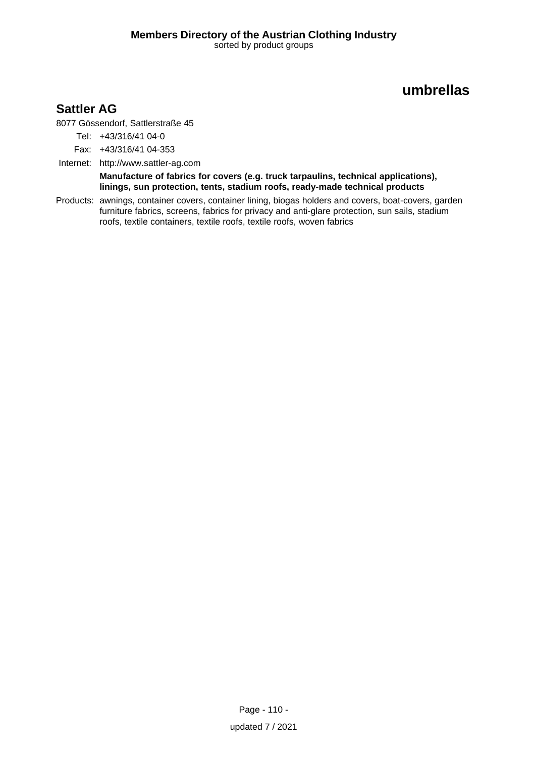## umbrellas

### Sattler AG

8077 Gössendorf, Sattlerstraße 45

Tel: +43/316/41 04-0

Fax: +43/316/41 04-353

Internet: http://www.sattler-ag.com

**Manufacture of fabrics for covers (e.g. truck tarpaulins, technical applications), linings, sun protection, tents, stadium roofs, ready-made technical products**

Products: awnings, container covers, container lining, biogas holders and covers, boat-covers, garden furniture fabrics, screens, fabrics for privacy and anti-glare protection, sun sails, stadium roofs, textile containers, textile roofs, textile roofs, woven fabrics

updated 7 / 2021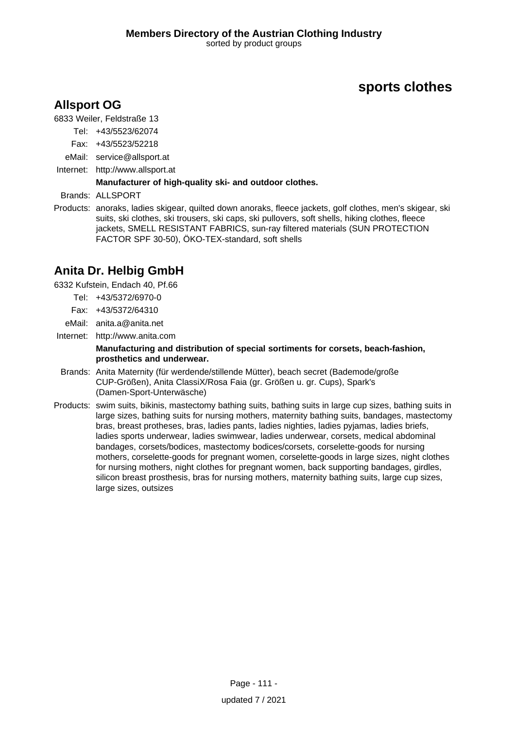# sports clothes

## Allsport OG

6833 Weiler, Feldstraße 13

Tel: +43/5523/62074

Fax: +43/5523/52218

eMail: service@allsport.at

Internet: http://www.allsport.at

**Manufacturer of high-quality ski- and outdoor clothes.**

Brands: ALLSPORT

Products: anoraks, ladies skigear, quilted down anoraks, fleece jackets, golf clothes, men's skigear, ski suits, ski clothes, ski trousers, ski caps, ski pullovers, soft shells, hiking clothes, fleece jackets, SMELL RESISTANT FABRICS, sun-ray filtered materials (SUN PROTECTION FACTOR SPF 30-50), ÖKO-TEX-standard, soft shells

## Anita Dr. Helbig GmbH

6332 Kufstein, Endach 40, Pf.66

Tel: +43/5372/6970-0

Fax: +43/5372/64310

eMail: anita.a@anita.net

Internet: http://www.anita.com

**Manufacturing and distribution of special sortiments for corsets, beach-fashion, prosthetics and underwear.**

Brands: Anita Maternity (für werdende/stillende Mütter), beach secret (Bademode/große CUP-Größen), Anita ClassiX/Rosa Faia (gr. Größen u. gr. Cups), Spark's (Damen-Sport-Unterwäsche)

Products: swim suits, bikinis, mastectomy bathing suits, bathing suits in large cup sizes, bathing suits in large sizes, bathing suits for nursing mothers, maternity bathing suits, bandages, mastectomy bras, breast protheses, bras, ladies pants, ladies nighties, ladies pyjamas, ladies briefs, ladies sports underwear, ladies swimwear, ladies underwear, corsets, medical abdominal bandages, corsets/bodices, mastectomy bodices/corsets, corselette-goods for nursing mothers, corselette-goods for pregnant women, corselette-goods in large sizes, night clothes for nursing mothers, night clothes for pregnant women, back supporting bandages, girdles, silicon breast prosthesis, bras for nursing mothers, maternity bathing suits, large cup sizes, large sizes, outsizes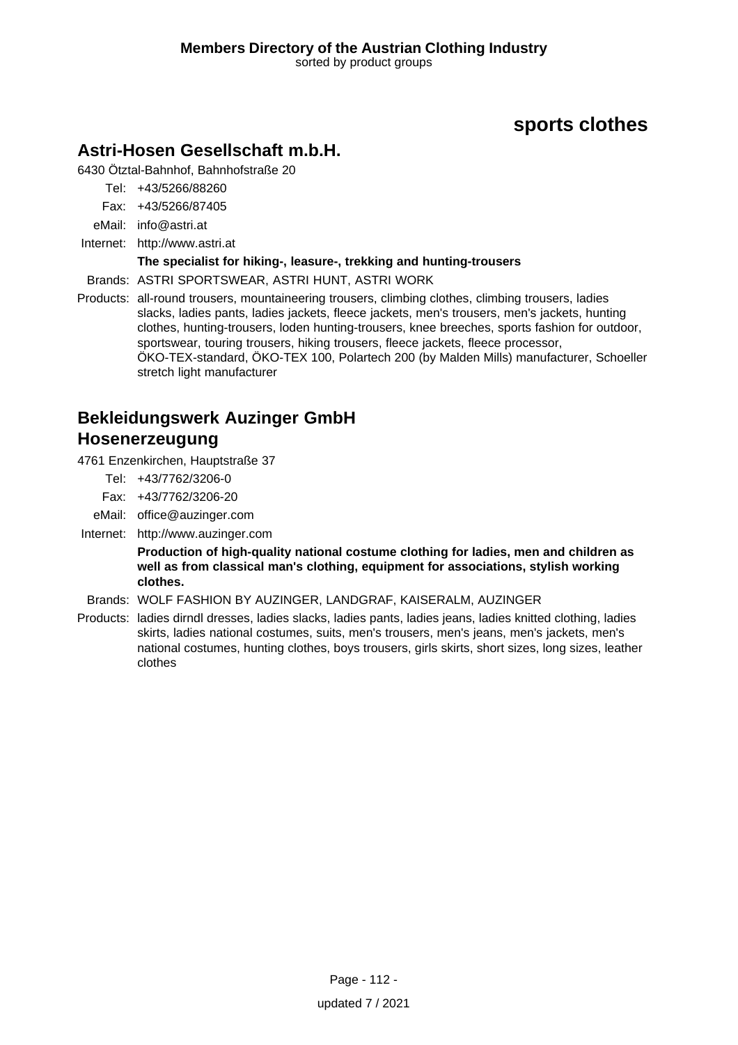## sports clothes

### Astri-Hosen Gesellschaft m.b.H.

6430 Ötztal-Bahnhof, Bahnhofstraße 20

Tel: +43/5266/88260
Fax: +43/5266/87405
eMail: info@astri.at
Internet: http://www.astri.at

**The specialist for hiking-, leasure-, trekking and hunting-trousers**

Brands: ASTRI SPORTSWEAR, ASTRI HUNT, ASTRI WORK

Products: all-round trousers, mountaineering trousers, climbing clothes, climbing trousers, ladies slacks, ladies pants, ladies jackets, fleece jackets, men's trousers, men's jackets, hunting clothes, hunting-trousers, loden hunting-trousers, knee breeches, sports fashion for outdoor, sportswear, touring trousers, hiking trousers, fleece jackets, fleece processor, ÖKO-TEX-standard, ÖKO-TEX 100, Polartech 200 (by Malden Mills) manufacturer, Schoeller stretch light manufacturer

### Bekleidungswerk Auzinger GmbH Hosenerzeugung

4761 Enzenkirchen, Hauptstraße 37

Tel: +43/7762/3206-0
Fax: +43/7762/3206-20
eMail: office@auzinger.com
Internet: http://www.auzinger.com

**Production of high-quality national costume clothing for ladies, men and children as well as from classical man's clothing, equipment for associations, stylish working clothes.**

Brands: WOLF FASHION BY AUZINGER, LANDGRAF, KAISERALM, AUZINGER

Products: ladies dirndl dresses, ladies slacks, ladies pants, ladies jeans, ladies knitted clothing, ladies skirts, ladies national costumes, suits, men's trousers, men's jeans, men's jackets, men's national costumes, hunting clothes, boys trousers, girls skirts, short sizes, long sizes, leather clothes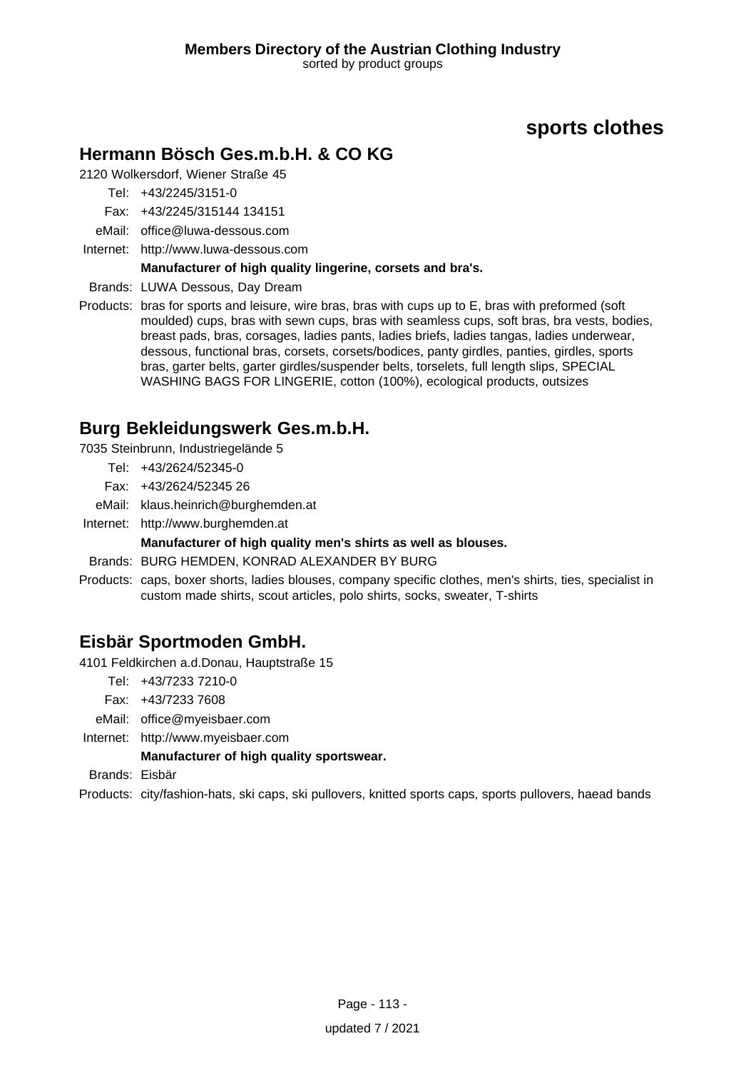# sports clothes

## Hermann Bösch Ges.m.b.H. & CO KG

2120 Wolkersdorf, Wiener Straße 45

Tel: +43/2245/3151-0

Fax: +43/2245/315144 134151

eMail: office@luwa-dessous.com

Internet: http://www.luwa-dessous.com

**Manufacturer of high quality lingerine, corsets and bra's.**

Brands: LUWA Dessous, Day Dream

Products: bras for sports and leisure, wire bras, bras with cups up to E, bras with preformed (soft moulded) cups, bras with sewn cups, bras with seamless cups, soft bras, bra vests, bodies, breast pads, bras, corsages, ladies pants, ladies briefs, ladies tangas, ladies underwear, dessous, functional bras, corsets, corsets/bodices, panty girdles, panties, girdles, sports bras, garter belts, garter girdles/suspender belts, torselets, full length slips, SPECIAL WASHING BAGS FOR LINGERIE, cotton (100%), ecological products, outsizes

## Burg Bekleidungswerk Ges.m.b.H.

7035 Steinbrunn, Industriegelände 5

Tel: +43/2624/52345-0

Fax: +43/2624/52345 26

eMail: klaus.heinrich@burghemden.at

Internet: http://www.burghemden.at

**Manufacturer of high quality men's shirts as well as blouses.**

Brands: BURG HEMDEN, KONRAD ALEXANDER BY BURG

Products: caps, boxer shorts, ladies blouses, company specific clothes, men's shirts, ties, specialist in custom made shirts, scout articles, polo shirts, socks, sweater, T-shirts

## Eisbär Sportmoden GmbH.

4101 Feldkirchen a.d.Donau, Hauptstraße 15

Tel: +43/7233 7210-0

Fax: +43/7233 7608

eMail: office@myeisbaer.com

Internet: http://www.myeisbaer.com

**Manufacturer of high quality sportswear.**

Brands: Eisbär

Products: city/fashion-hats, ski caps, ski pullovers, knitted sports caps, sports pullovers, haead bands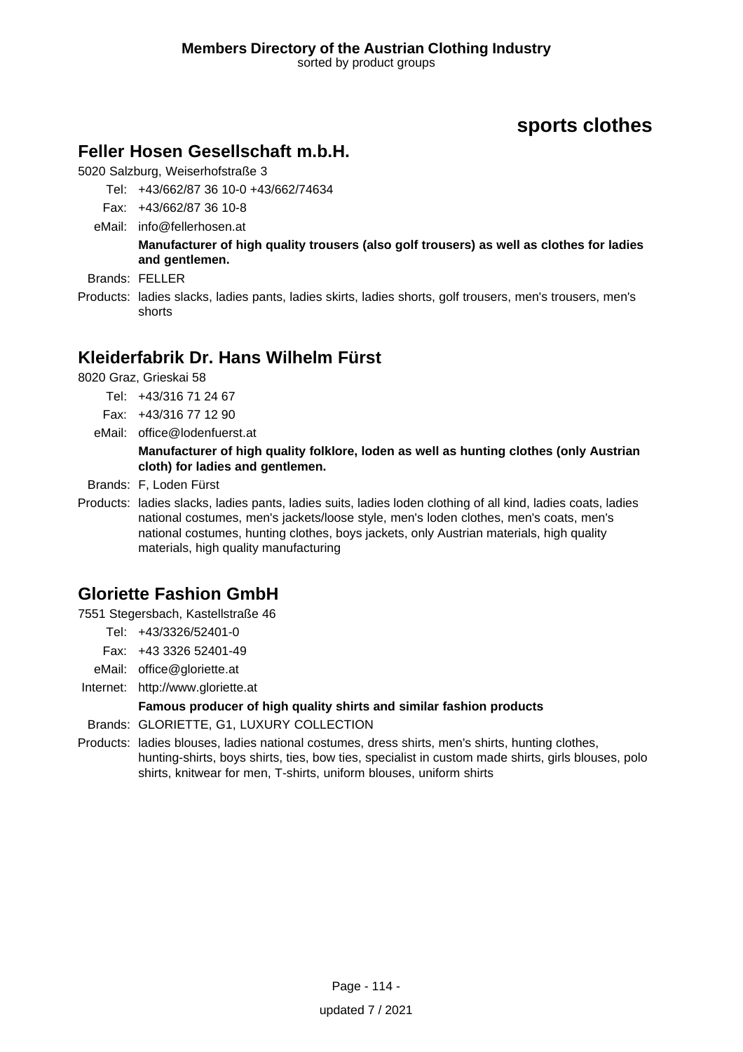## sports clothes

### Feller Hosen Gesellschaft m.b.H.

5020 Salzburg, Weiserhofstraße 3

Tel: +43/662/87 36 10-0 +43/662/74634
Fax: +43/662/87 36 10-8
eMail: info@fellerhosen.at

**Manufacturer of high quality trousers (also golf trousers) as well as clothes for ladies and gentlemen.**

Brands: FELLER

Products: ladies slacks, ladies pants, ladies skirts, ladies shorts, golf trousers, men's trousers, men's shorts

### Kleiderfabrik Dr. Hans Wilhelm Fürst

8020 Graz, Grieskai 58

Tel: +43/316 71 24 67
Fax: +43/316 77 12 90
eMail: office@lodenfuerst.at

**Manufacturer of high quality folklore, loden as well as hunting clothes (only Austrian cloth) for ladies and gentlemen.**

Brands: F, Loden Fürst

Products: ladies slacks, ladies pants, ladies suits, ladies loden clothing of all kind, ladies coats, ladies national costumes, men's jackets/loose style, men's loden clothes, men's coats, men's national costumes, hunting clothes, boys jackets, only Austrian materials, high quality materials, high quality manufacturing

### Gloriette Fashion GmbH

7551 Stegersbach, Kastellstraße 46

Tel: +43/3326/52401-0
Fax: +43 3326 52401-49
eMail: office@gloriette.at
Internet: http://www.gloriette.at

**Famous producer of high quality shirts and similar fashion products**

Brands: GLORIETTE, G1, LUXURY COLLECTION

Products: ladies blouses, ladies national costumes, dress shirts, men's shirts, hunting clothes, hunting-shirts, boys shirts, ties, bow ties, specialist in custom made shirts, girls blouses, polo shirts, knitwear for men, T-shirts, uniform blouses, uniform shirts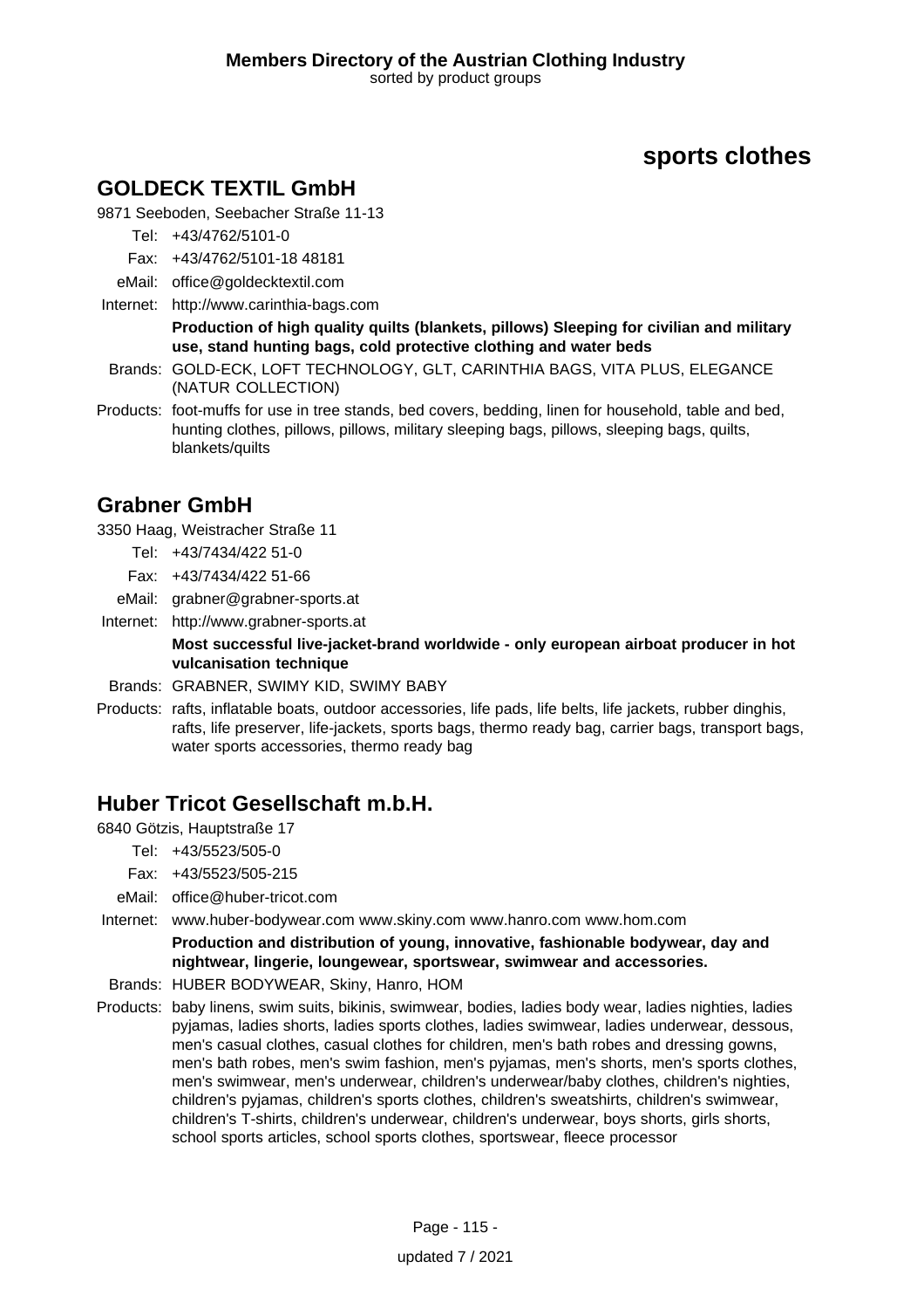# sports clothes

## GOLDECK TEXTIL GmbH

9871 Seeboden, Seebacher Straße 11-13

Tel: +43/4762/5101-0

Fax: +43/4762/5101-18 48181

eMail: office@goldecktextil.com

Internet: http://www.carinthia-bags.com

**Production of high quality quilts (blankets, pillows) Sleeping for civilian and military use, stand hunting bags, cold protective clothing and water beds**

Brands: GOLD-ECK, LOFT TECHNOLOGY, GLT, CARINTHIA BAGS, VITA PLUS, ELEGANCE (NATUR COLLECTION)

Products: foot-muffs for use in tree stands, bed covers, bedding, linen for household, table and bed, hunting clothes, pillows, pillows, military sleeping bags, pillows, sleeping bags, quilts, blankets/quilts

## Grabner GmbH

3350 Haag, Weistracher Straße 11

Tel: +43/7434/422 51-0

Fax: +43/7434/422 51-66

eMail: grabner@grabner-sports.at

Internet: http://www.grabner-sports.at

**Most successful live-jacket-brand worldwide - only european airboat producer in hot vulcanisation technique**

Brands: GRABNER, SWIMY KID, SWIMY BABY

Products: rafts, inflatable boats, outdoor accessories, life pads, life belts, life jackets, rubber dinghis, rafts, life preserver, life-jackets, sports bags, thermo ready bag, carrier bags, transport bags, water sports accessories, thermo ready bag

## Huber Tricot Gesellschaft m.b.H.

6840 Götzis, Hauptstraße 17

Tel: +43/5523/505-0

Fax: +43/5523/505-215

eMail: office@huber-tricot.com

Internet: www.huber-bodywear.com www.skiny.com www.hanro.com www.hom.com

**Production and distribution of young, innovative, fashionable bodywear, day and nightwear, lingerie, loungewear, sportswear, swimwear and accessories.**

Brands: HUBER BODYWEAR, Skiny, Hanro, HOM

Products: baby linens, swim suits, bikinis, swimwear, bodies, ladies body wear, ladies nighties, ladies pyjamas, ladies shorts, ladies sports clothes, ladies swimwear, ladies underwear, dessous, men's casual clothes, casual clothes for children, men's bath robes and dressing gowns, men's bath robes, men's swim fashion, men's pyjamas, men's shorts, men's sports clothes, men's swimwear, men's underwear, children's underwear/baby clothes, children's nighties, children's pyjamas, children's sports clothes, children's sweatshirts, children's swimwear, children's T-shirts, children's underwear, children's underwear, boys shorts, girls shorts, school sports articles, school sports clothes, sportswear, fleece processor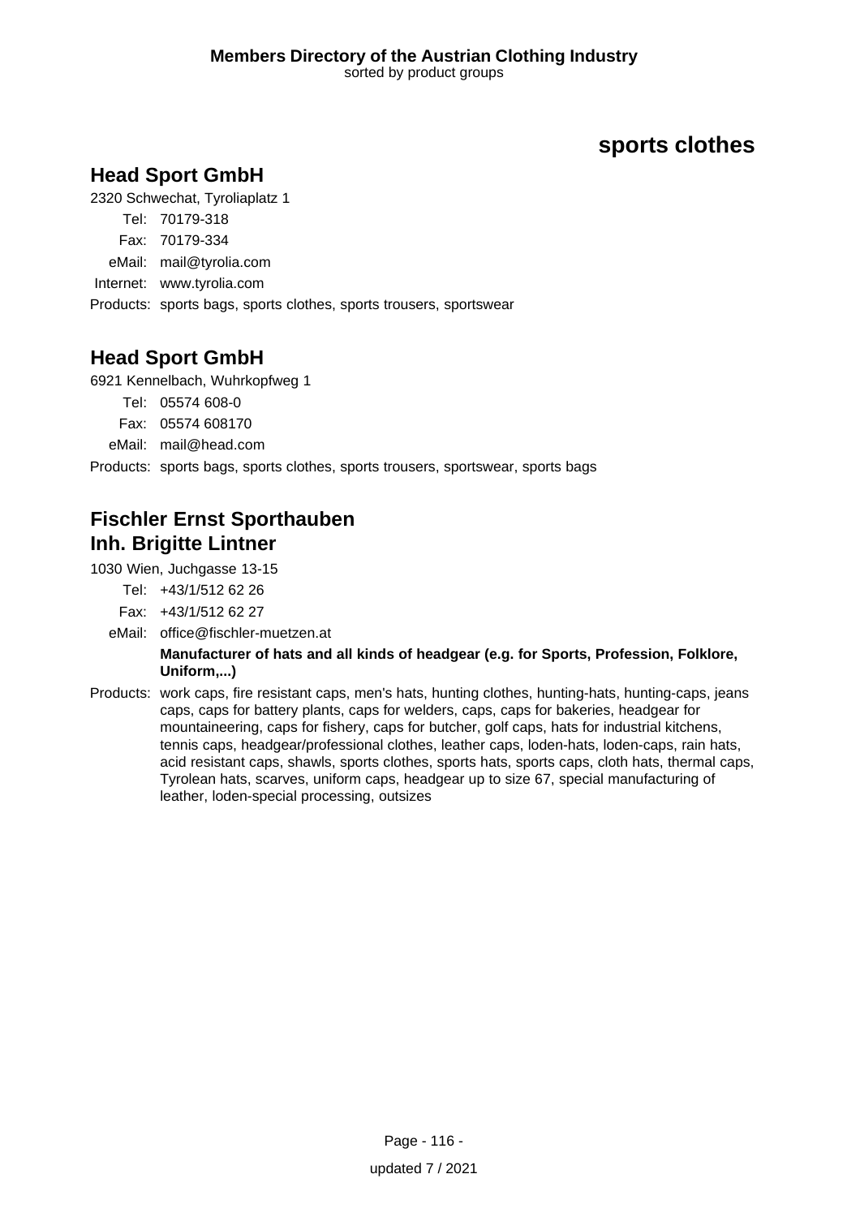## sports clothes

### Head Sport GmbH

2320 Schwechat, Tyroliaplatz 1

Tel: 70179-318
Fax: 70179-334
eMail: mail@tyrolia.com
Internet: www.tyrolia.com

Products: sports bags, sports clothes, sports trousers, sportswear

### Head Sport GmbH

6921 Kennelbach, Wuhrkopfweg 1

Tel: 05574 608-0
Fax: 05574 608170
eMail: mail@head.com

Products: sports bags, sports clothes, sports trousers, sportswear, sports bags

### Fischler Ernst Sporthauben Inh. Brigitte Lintner

1030 Wien, Juchgasse 13-15

Tel: +43/1/512 62 26
Fax: +43/1/512 62 27
eMail: office@fischler-muetzen.at

**Manufacturer of hats and all kinds of headgear (e.g. for Sports, Profession, Folklore, Uniform,...)**

Products: work caps, fire resistant caps, men's hats, hunting clothes, hunting-hats, hunting-caps, jeans caps, caps for battery plants, caps for welders, caps, caps for bakeries, headgear for mountaineering, caps for fishery, caps for butcher, golf caps, hats for industrial kitchens, tennis caps, headgear/professional clothes, leather caps, loden-hats, loden-caps, rain hats, acid resistant caps, shawls, sports clothes, sports hats, sports caps, cloth hats, thermal caps, Tyrolean hats, scarves, uniform caps, headgear up to size 67, special manufacturing of leather, loden-special processing, outsizes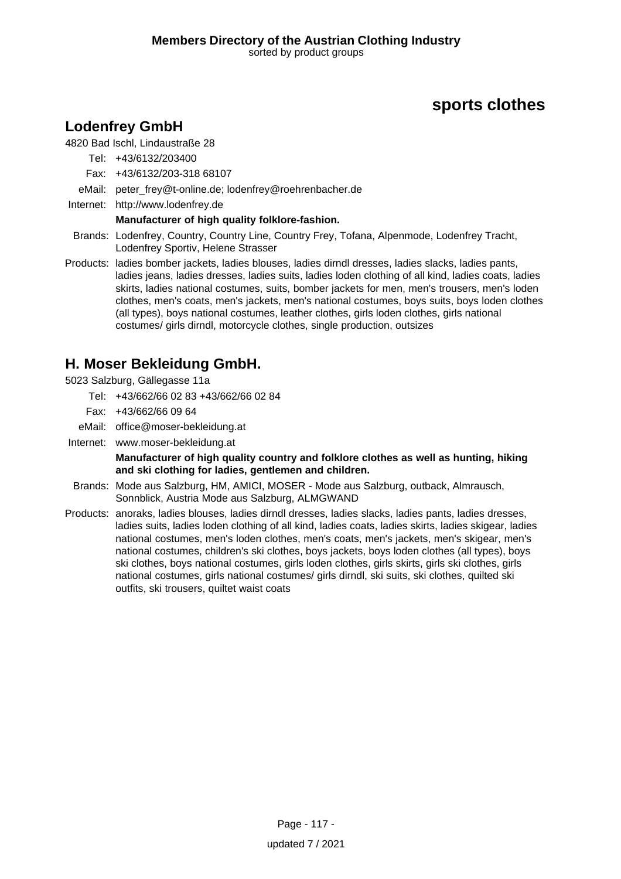# sports clothes

## Lodenfrey GmbH

4820 Bad Ischl, Lindaustraße 28

Tel: +43/6132/203400

Fax: +43/6132/203-318 68107

eMail: peter_frey@t-online.de; lodenfrey@roehrenbacher.de

Internet: http://www.lodenfrey.de

**Manufacturer of high quality folklore-fashion.**

Brands: Lodenfrey, Country, Country Line, Country Frey, Tofana, Alpenmode, Lodenfrey Tracht, Lodenfrey Sportiv, Helene Strasser

Products: ladies bomber jackets, ladies blouses, ladies dirndl dresses, ladies slacks, ladies pants, ladies jeans, ladies dresses, ladies suits, ladies loden clothing of all kind, ladies coats, ladies skirts, ladies national costumes, suits, bomber jackets for men, men's trousers, men's loden clothes, men's coats, men's jackets, men's national costumes, boys suits, boys loden clothes (all types), boys national costumes, leather clothes, girls loden clothes, girls national costumes/ girls dirndl, motorcycle clothes, single production, outsizes

## H. Moser Bekleidung GmbH.

5023 Salzburg, Gällegasse 11a

Tel: +43/662/66 02 83 +43/662/66 02 84

Fax: +43/662/66 09 64

eMail: office@moser-bekleidung.at

Internet: www.moser-bekleidung.at

**Manufacturer of high quality country and folklore clothes as well as hunting, hiking and ski clothing for ladies, gentlemen and children.**

Brands: Mode aus Salzburg, HM, AMICI, MOSER - Mode aus Salzburg, outback, Almrausch, Sonnblick, Austria Mode aus Salzburg, ALMGWAND

Products: anoraks, ladies blouses, ladies dirndl dresses, ladies slacks, ladies pants, ladies dresses, ladies suits, ladies loden clothing of all kind, ladies coats, ladies skirts, ladies skigear, ladies national costumes, men's loden clothes, men's coats, men's jackets, men's skigear, men's national costumes, children's ski clothes, boys jackets, boys loden clothes (all types), boys ski clothes, boys national costumes, girls loden clothes, girls skirts, girls ski clothes, girls national costumes, girls national costumes/ girls dirndl, ski suits, ski clothes, quilted ski outfits, ski trousers, quiltet waist coats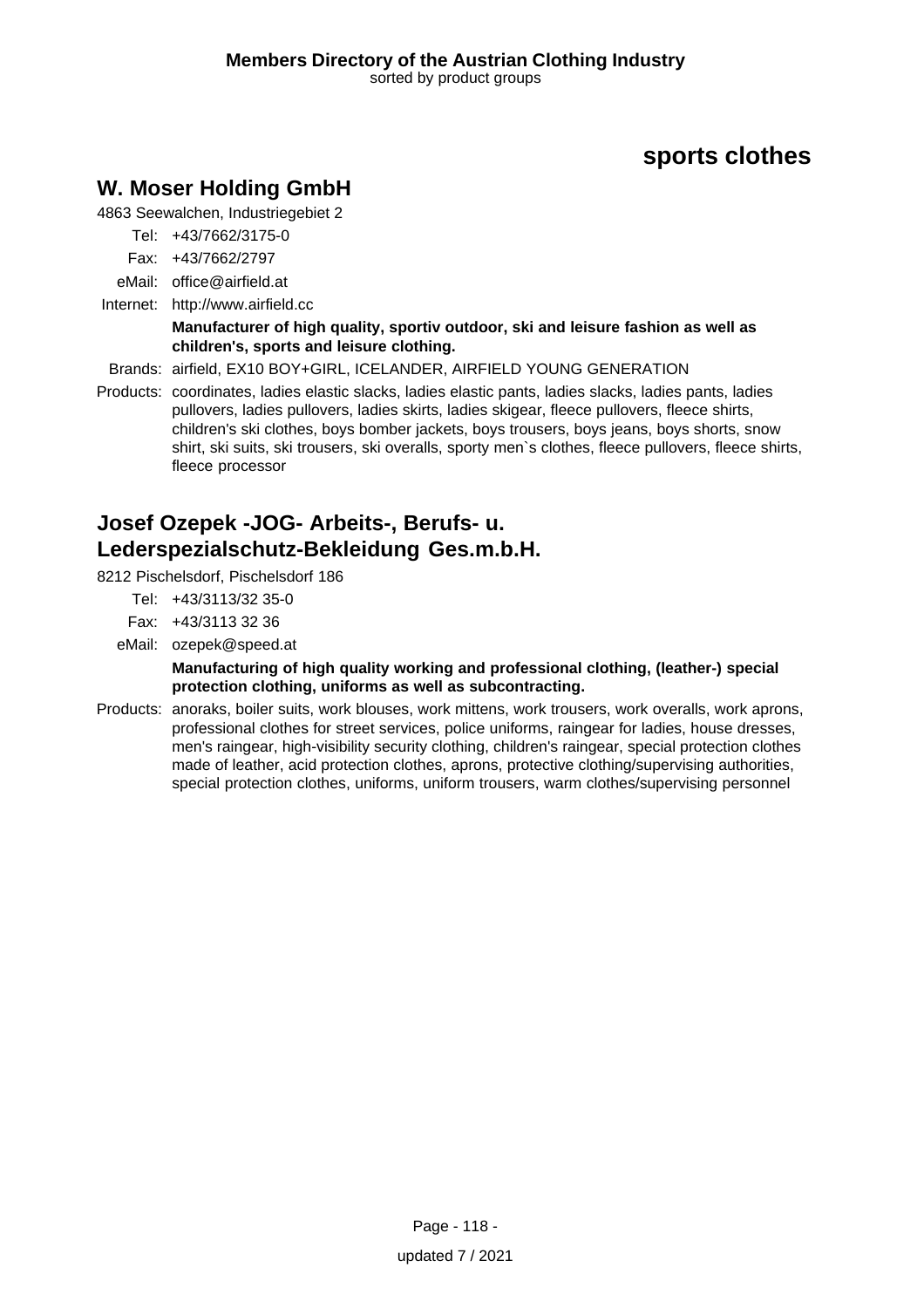# sports clothes

## W. Moser Holding GmbH

4863 Seewalchen, Industriegebiet 2

Tel: +43/7662/3175-0

Fax: +43/7662/2797

eMail: office@airfield.at

Internet: http://www.airfield.cc

**Manufacturer of high quality, sportiv outdoor, ski and leisure fashion as well as children's, sports and leisure clothing.**

Brands: airfield, EX10 BOY+GIRL, ICELANDER, AIRFIELD YOUNG GENERATION

Products: coordinates, ladies elastic slacks, ladies elastic pants, ladies slacks, ladies pants, ladies pullovers, ladies pullovers, ladies skirts, ladies skigear, fleece pullovers, fleece shirts, children's ski clothes, boys bomber jackets, boys trousers, boys jeans, boys shorts, snow shirt, ski suits, ski trousers, ski overalls, sporty men`s clothes, fleece pullovers, fleece shirts, fleece processor

## Josef Ozepek -JOG- Arbeits-, Berufs- u. Lederspezialschutz-Bekleidung Ges.m.b.H.

8212 Pischelsdorf, Pischelsdorf 186

Tel: +43/3113/32 35-0

Fax: +43/3113 32 36

eMail: ozepek@speed.at

**Manufacturing of high quality working and professional clothing, (leather-) special protection clothing, uniforms as well as subcontracting.**

Products: anoraks, boiler suits, work blouses, work mittens, work trousers, work overalls, work aprons, professional clothes for street services, police uniforms, raingear for ladies, house dresses, men's raingear, high-visibility security clothing, children's raingear, special protection clothes made of leather, acid protection clothes, aprons, protective clothing/supervising authorities, special protection clothes, uniforms, uniform trousers, warm clothes/supervising personnel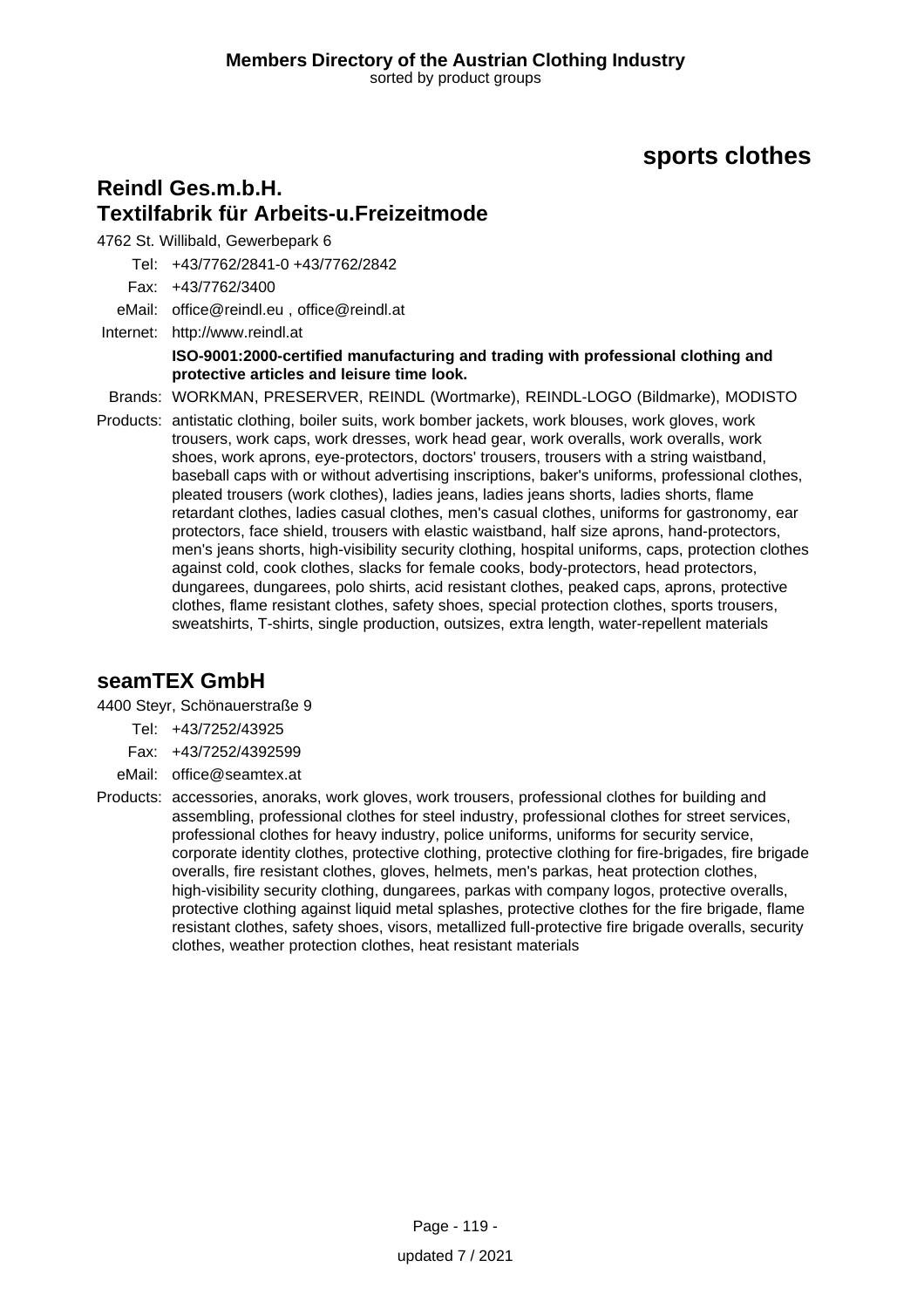# sports clothes

## Reindl Ges.m.b.H.
## Textilfabrik für Arbeits-u.Freizeitmode

4762 St. Willibald, Gewerbepark 6

Tel: +43/7762/2841-0 +43/7762/2842

Fax: +43/7762/3400

eMail: office@reindl.eu , office@reindl.at

Internet: http://www.reindl.at

**ISO-9001:2000-certified manufacturing and trading with professional clothing and protective articles and leisure time look.**

Brands: WORKMAN, PRESERVER, REINDL (Wortmarke), REINDL-LOGO (Bildmarke), MODISTO

Products: antistatic clothing, boiler suits, work bomber jackets, work blouses, work gloves, work trousers, work caps, work dresses, work head gear, work overalls, work overalls, work shoes, work aprons, eye-protectors, doctors' trousers, trousers with a string waistband, baseball caps with or without advertising inscriptions, baker's uniforms, professional clothes, pleated trousers (work clothes), ladies jeans, ladies jeans shorts, ladies shorts, flame retardant clothes, ladies casual clothes, men's casual clothes, uniforms for gastronomy, ear protectors, face shield, trousers with elastic waistband, half size aprons, hand-protectors, men's jeans shorts, high-visibility security clothing, hospital uniforms, caps, protection clothes against cold, cook clothes, slacks for female cooks, body-protectors, head protectors, dungarees, dungarees, polo shirts, acid resistant clothes, peaked caps, aprons, protective clothes, flame resistant clothes, safety shoes, special protection clothes, sports trousers, sweatshirts, T-shirts, single production, outsizes, extra length, water-repellent materials

## seamTEX GmbH

4400 Steyr, Schönauerstraße 9

Tel: +43/7252/43925

Fax: +43/7252/4392599

eMail: office@seamtex.at

Products: accessories, anoraks, work gloves, work trousers, professional clothes for building and assembling, professional clothes for steel industry, professional clothes for street services, professional clothes for heavy industry, police uniforms, uniforms for security service, corporate identity clothes, protective clothing, protective clothing for fire-brigades, fire brigade overalls, fire resistant clothes, gloves, helmets, men's parkas, heat protection clothes, high-visibility security clothing, dungarees, parkas with company logos, protective overalls, protective clothing against liquid metal splashes, protective clothes for the fire brigade, flame resistant clothes, safety shoes, visors, metallized full-protective fire brigade overalls, security clothes, weather protection clothes, heat resistant materials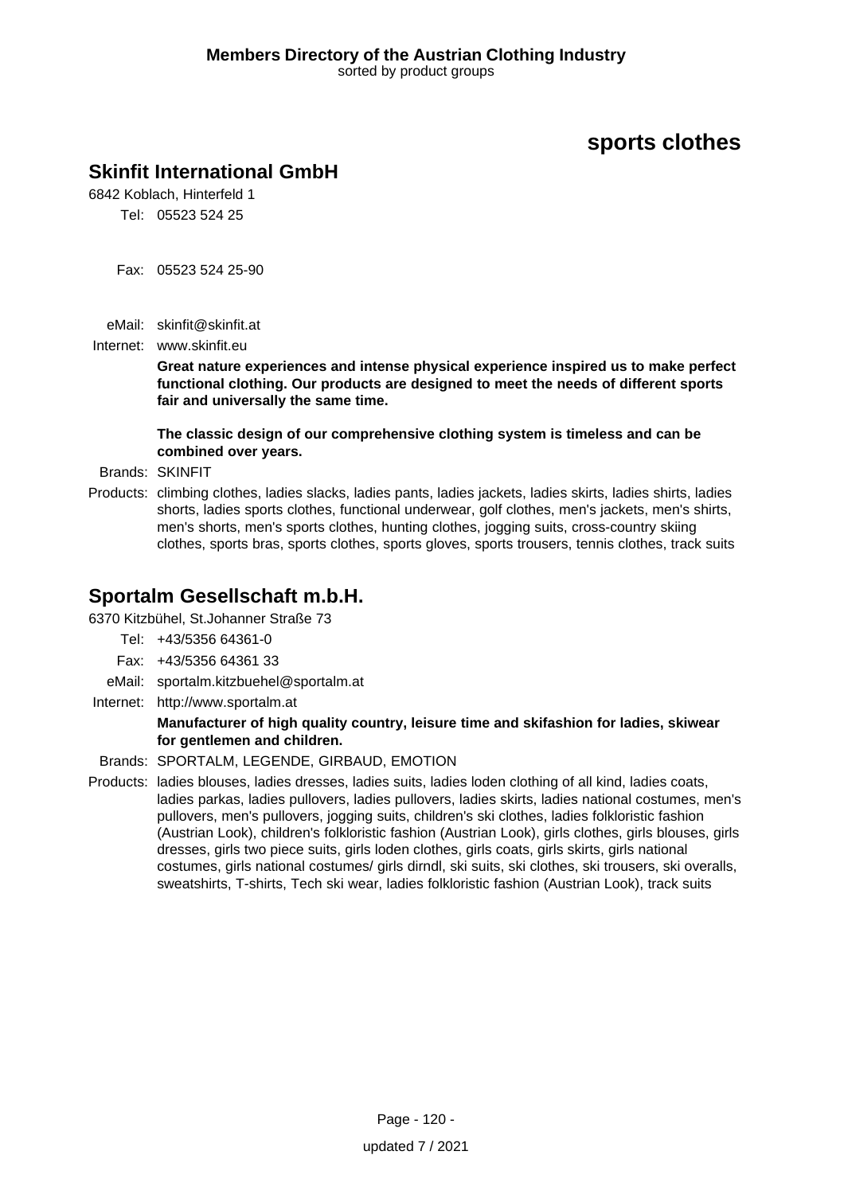# sports clothes

## Skinfit International GmbH

6842 Koblach, Hinterfeld 1

Tel: 05523 524 25

Fax: 05523 524 25-90

eMail: skinfit@skinfit.at

Internet: www.skinfit.eu

**Great nature experiences and intense physical experience inspired us to make perfect functional clothing. Our products are designed to meet the needs of different sports fair and universally the same time.**

**The classic design of our comprehensive clothing system is timeless and can be combined over years.**

Brands: SKINFIT

Products: climbing clothes, ladies slacks, ladies pants, ladies jackets, ladies skirts, ladies shirts, ladies shorts, ladies sports clothes, functional underwear, golf clothes, men's jackets, men's shirts, men's shorts, men's sports clothes, hunting clothes, jogging suits, cross-country skiing clothes, sports bras, sports clothes, sports gloves, sports trousers, tennis clothes, track suits

## Sportalm Gesellschaft m.b.H.

6370 Kitzbühel, St.Johanner Straße 73

Tel: +43/5356 64361-0

Fax: +43/5356 64361 33

eMail: sportalm.kitzbuehel@sportalm.at

Internet: http://www.sportalm.at

**Manufacturer of high quality country, leisure time and skifashion for ladies, skiwear for gentlemen and children.**

Brands: SPORTALM, LEGENDE, GIRBAUD, EMOTION

Products: ladies blouses, ladies dresses, ladies suits, ladies loden clothing of all kind, ladies coats, ladies parkas, ladies pullovers, ladies pullovers, ladies skirts, ladies national costumes, men's pullovers, men's pullovers, jogging suits, children's ski clothes, ladies folkloristic fashion (Austrian Look), children's folkloristic fashion (Austrian Look), girls clothes, girls blouses, girls dresses, girls two piece suits, girls loden clothes, girls coats, girls skirts, girls national costumes, girls national costumes/ girls dirndl, ski suits, ski clothes, ski trousers, ski overalls, sweatshirts, T-shirts, Tech ski wear, ladies folkloristic fashion (Austrian Look), track suits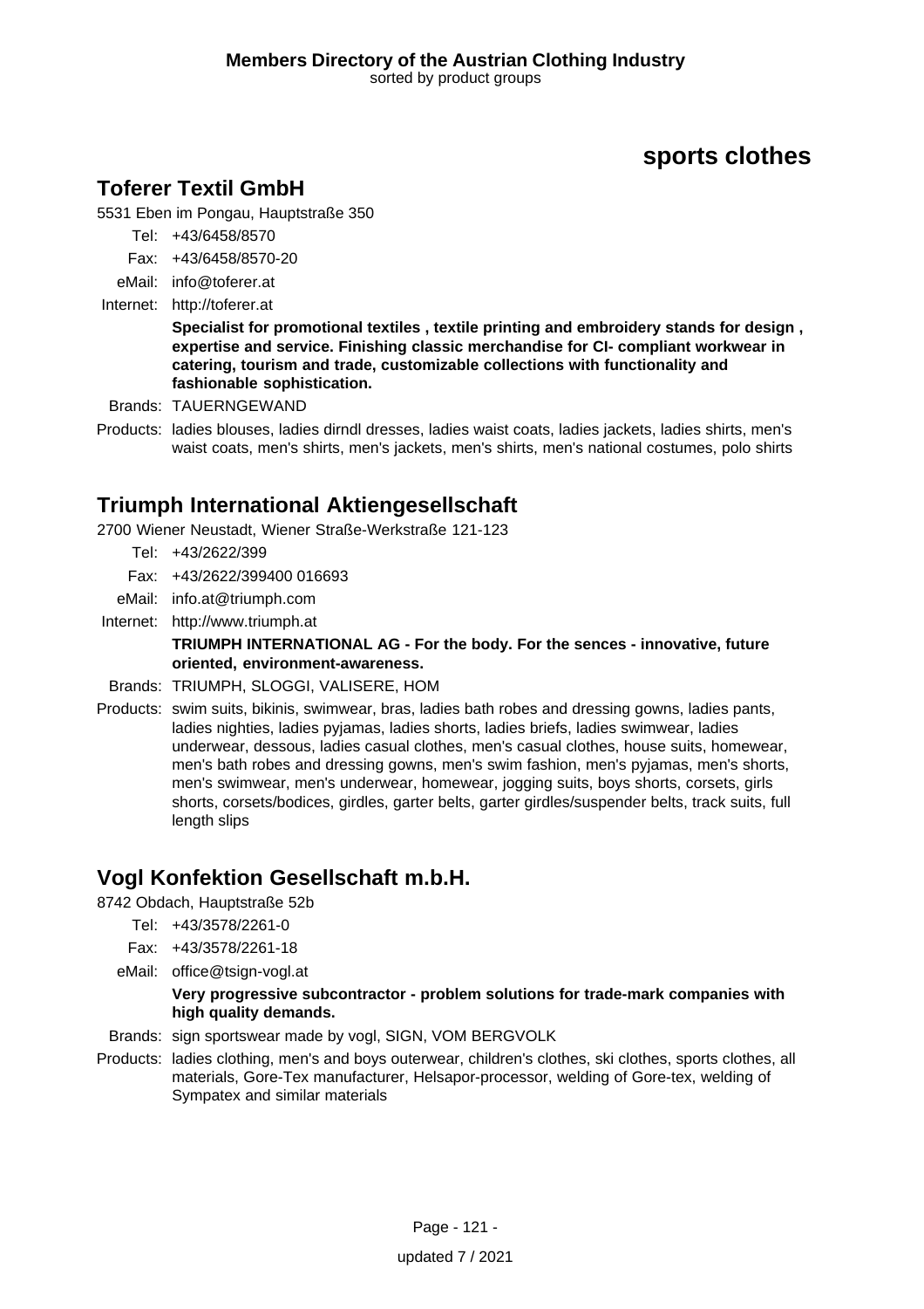# sports clothes

## Toferer Textil GmbH

5531 Eben im Pongau, Hauptstraße 350

Tel: +43/6458/8570

Fax: +43/6458/8570-20

eMail: info@toferer.at

Internet: http://toferer.at

**Specialist for promotional textiles , textile printing and embroidery stands for design , expertise and service. Finishing classic merchandise for CI- compliant workwear in catering, tourism and trade, customizable collections with functionality and fashionable sophistication.**

Brands: TAUERNGEWAND

Products: ladies blouses, ladies dirndl dresses, ladies waist coats, ladies jackets, ladies shirts, men's waist coats, men's shirts, men's jackets, men's shirts, men's national costumes, polo shirts

## Triumph International Aktiengesellschaft

2700 Wiener Neustadt, Wiener Straße-Werkstraße 121-123

Tel: +43/2622/399

Fax: +43/2622/399400 016693

eMail: info.at@triumph.com

Internet: http://www.triumph.at

**TRIUMPH INTERNATIONAL AG - For the body. For the sences - innovative, future oriented, environment-awareness.**

Brands: TRIUMPH, SLOGGI, VALISERE, HOM

Products: swim suits, bikinis, swimwear, bras, ladies bath robes and dressing gowns, ladies pants, ladies nighties, ladies pyjamas, ladies shorts, ladies briefs, ladies swimwear, ladies underwear, dessous, ladies casual clothes, men's casual clothes, house suits, homewear, men's bath robes and dressing gowns, men's swim fashion, men's pyjamas, men's shorts, men's swimwear, men's underwear, homewear, jogging suits, boys shorts, corsets, girls shorts, corsets/bodices, girdles, garter belts, garter girdles/suspender belts, track suits, full length slips

## Vogl Konfektion Gesellschaft m.b.H.

8742 Obdach, Hauptstraße 52b

Tel: +43/3578/2261-0

Fax: +43/3578/2261-18

eMail: office@tsign-vogl.at

**Very progressive subcontractor - problem solutions for trade-mark companies with high quality demands.**

Brands: sign sportswear made by vogl, SIGN, VOM BERGVOLK

Products: ladies clothing, men's and boys outerwear, children's clothes, ski clothes, sports clothes, all materials, Gore-Tex manufacturer, Helsapor-processor, welding of Gore-tex, welding of Sympatex and similar materials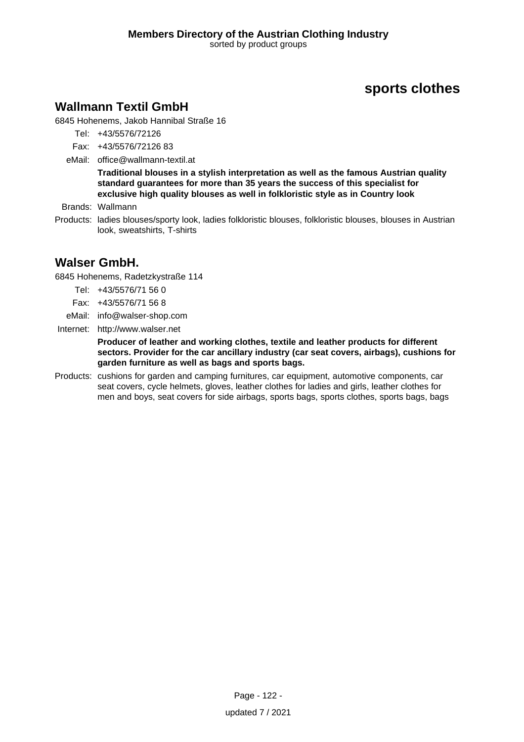# sports clothes

## Wallmann Textil GmbH

6845 Hohenems, Jakob Hannibal Straße 16

Tel: +43/5576/72126

Fax: +43/5576/72126 83

eMail: office@wallmann-textil.at

**Traditional blouses in a stylish interpretation as well as the famous Austrian quality standard guarantees for more than 35 years the success of this specialist for exclusive high quality blouses as well in folkloristic style as in Country look**

Brands: Wallmann

Products: ladies blouses/sporty look, ladies folkloristic blouses, folkloristic blouses, blouses in Austrian look, sweatshirts, T-shirts

## Walser GmbH.

6845 Hohenems, Radetzkystraße 114

Tel: +43/5576/71 56 0

Fax: +43/5576/71 56 8

eMail: info@walser-shop.com

Internet: http://www.walser.net

**Producer of leather and working clothes, textile and leather products for different sectors. Provider for the car ancillary industry (car seat covers, airbags), cushions for garden furniture as well as bags and sports bags.**

Products: cushions for garden and camping furnitures, car equipment, automotive components, car seat covers, cycle helmets, gloves, leather clothes for ladies and girls, leather clothes for men and boys, seat covers for side airbags, sports bags, sports clothes, sports bags, bags